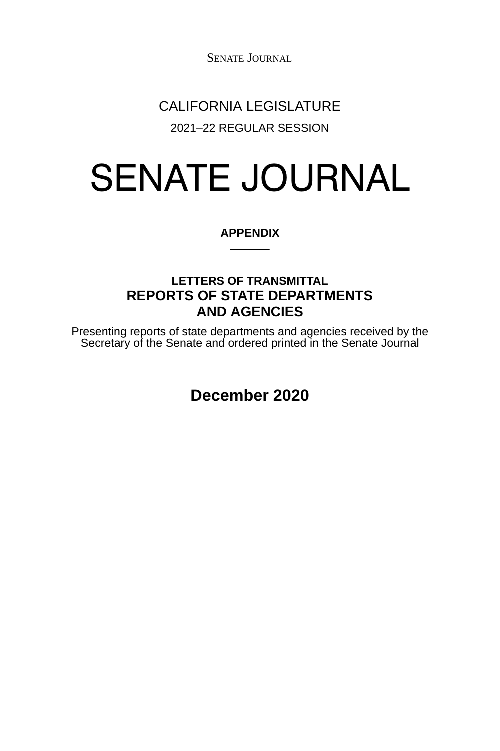SENATE JOURNAL

CALIFORNIA LEGISLATURE

2021–22 REGULAR SESSION

# SENATE JOURNAL

**APPENDIX**

**LETTERS OF TRANSMITTAL**

## REPORTS OF STATE DEPARTMENTS AND AGENCIES

Presenting reports of state departments and agencies received by the Secretary of the Senate and ordered printed in the Senate Journal

**December 2020**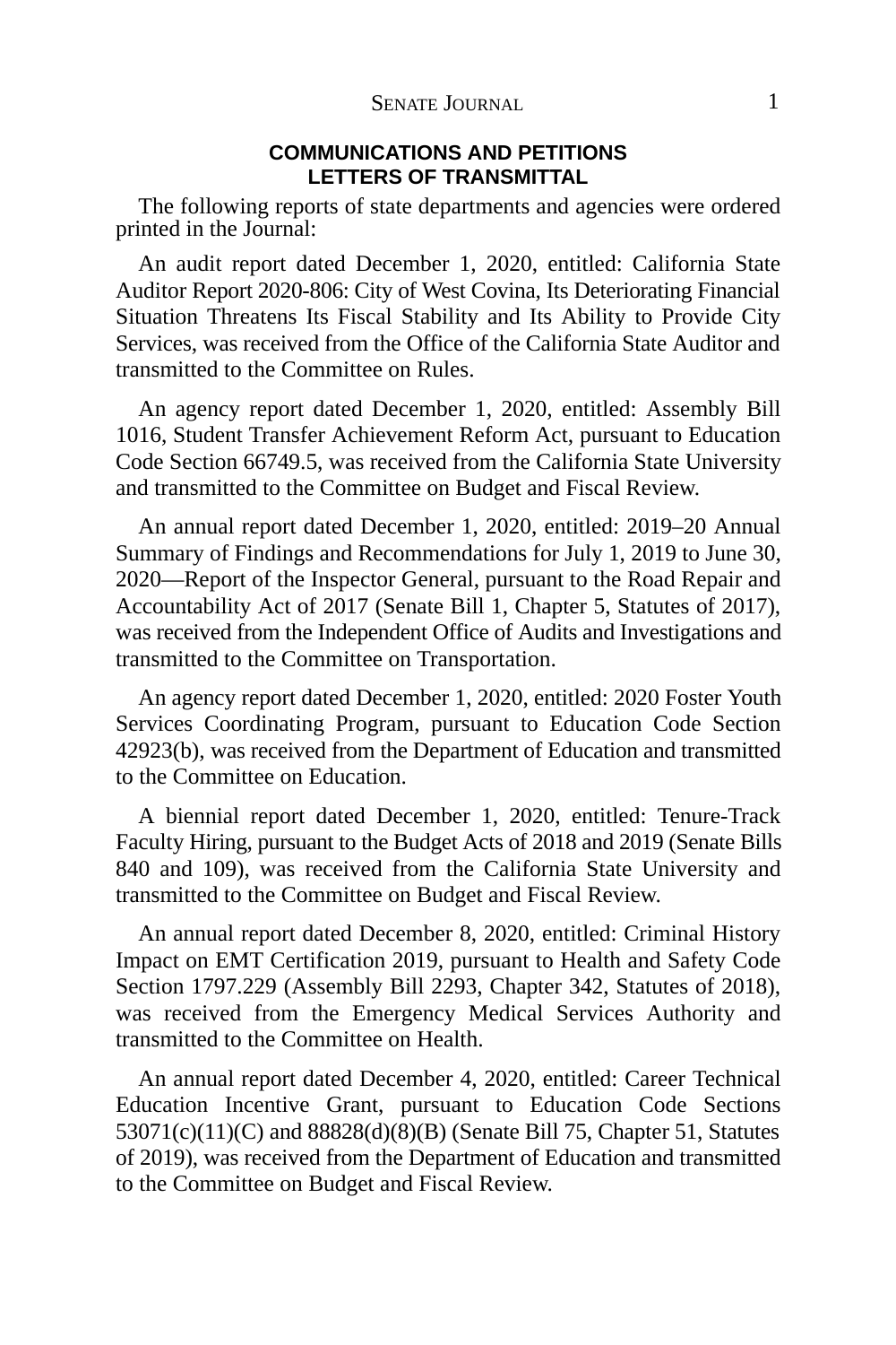## COMMUNICATIONS AND PETITIONS
## LETTERS OF TRANSMITTAL

The following reports of state departments and agencies were ordered printed in the Journal:

An audit report dated December 1, 2020, entitled: California State Auditor Report 2020-806: City of West Covina, Its Deteriorating Financial Situation Threatens Its Fiscal Stability and Its Ability to Provide City Services, was received from the Office of the California State Auditor and transmitted to the Committee on Rules.

An agency report dated December 1, 2020, entitled: Assembly Bill 1016, Student Transfer Achievement Reform Act, pursuant to Education Code Section 66749.5, was received from the California State University and transmitted to the Committee on Budget and Fiscal Review.

An annual report dated December 1, 2020, entitled: 2019–20 Annual Summary of Findings and Recommendations for July 1, 2019 to June 30, 2020—Report of the Inspector General, pursuant to the Road Repair and Accountability Act of 2017 (Senate Bill 1, Chapter 5, Statutes of 2017), was received from the Independent Office of Audits and Investigations and transmitted to the Committee on Transportation.

An agency report dated December 1, 2020, entitled: 2020 Foster Youth Services Coordinating Program, pursuant to Education Code Section 42923(b), was received from the Department of Education and transmitted to the Committee on Education.

A biennial report dated December 1, 2020, entitled: Tenure-Track Faculty Hiring, pursuant to the Budget Acts of 2018 and 2019 (Senate Bills 840 and 109), was received from the California State University and transmitted to the Committee on Budget and Fiscal Review.

An annual report dated December 8, 2020, entitled: Criminal History Impact on EMT Certification 2019, pursuant to Health and Safety Code Section 1797.229 (Assembly Bill 2293, Chapter 342, Statutes of 2018), was received from the Emergency Medical Services Authority and transmitted to the Committee on Health.

An annual report dated December 4, 2020, entitled: Career Technical Education Incentive Grant, pursuant to Education Code Sections 53071(c)(11)(C) and 88828(d)(8)(B) (Senate Bill 75, Chapter 51, Statutes of 2019), was received from the Department of Education and transmitted to the Committee on Budget and Fiscal Review.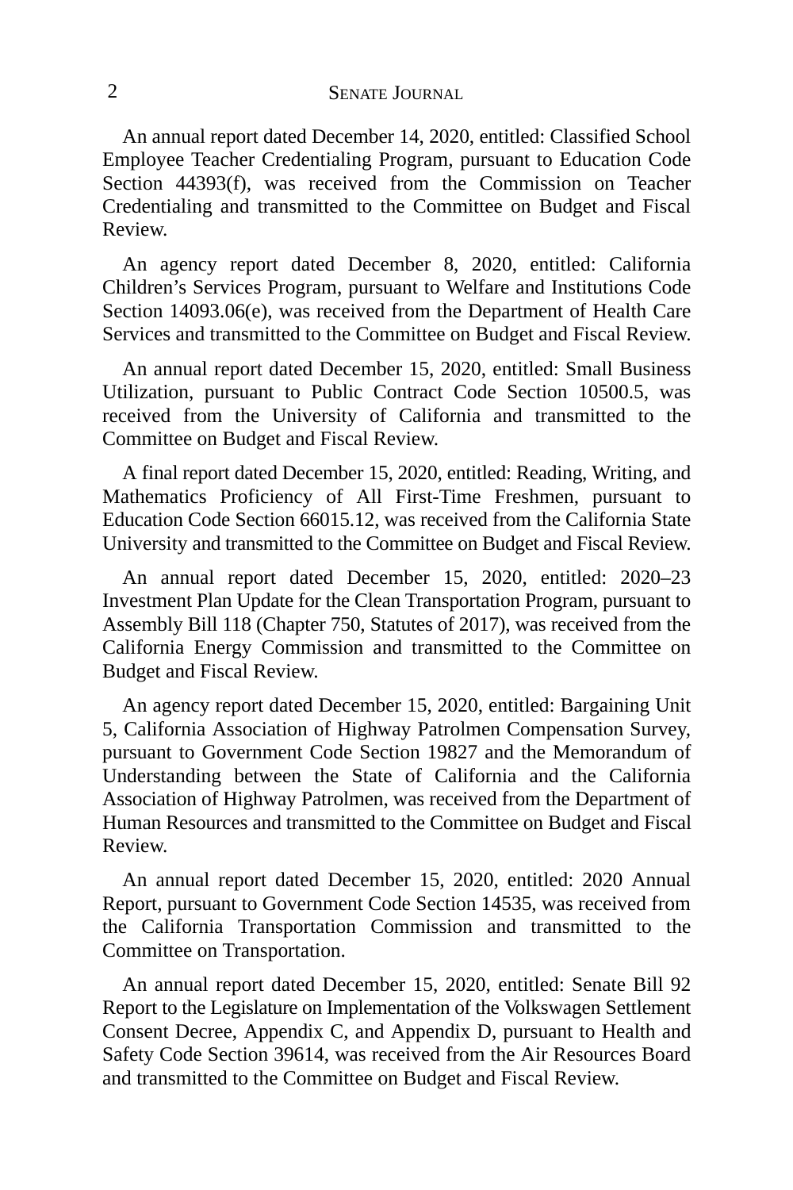An annual report dated December 14, 2020, entitled: Classified School Employee Teacher Credentialing Program, pursuant to Education Code Section 44393(f), was received from the Commission on Teacher Credentialing and transmitted to the Committee on Budget and Fiscal Review.

An agency report dated December 8, 2020, entitled: California Children's Services Program, pursuant to Welfare and Institutions Code Section 14093.06(e), was received from the Department of Health Care Services and transmitted to the Committee on Budget and Fiscal Review.

An annual report dated December 15, 2020, entitled: Small Business Utilization, pursuant to Public Contract Code Section 10500.5, was received from the University of California and transmitted to the Committee on Budget and Fiscal Review.

A final report dated December 15, 2020, entitled: Reading, Writing, and Mathematics Proficiency of All First-Time Freshmen, pursuant to Education Code Section 66015.12, was received from the California State University and transmitted to the Committee on Budget and Fiscal Review.

An annual report dated December 15, 2020, entitled: 2020–23 Investment Plan Update for the Clean Transportation Program, pursuant to Assembly Bill 118 (Chapter 750, Statutes of 2017), was received from the California Energy Commission and transmitted to the Committee on Budget and Fiscal Review.

An agency report dated December 15, 2020, entitled: Bargaining Unit 5, California Association of Highway Patrolmen Compensation Survey, pursuant to Government Code Section 19827 and the Memorandum of Understanding between the State of California and the California Association of Highway Patrolmen, was received from the Department of Human Resources and transmitted to the Committee on Budget and Fiscal Review.

An annual report dated December 15, 2020, entitled: 2020 Annual Report, pursuant to Government Code Section 14535, was received from the California Transportation Commission and transmitted to the Committee on Transportation.

An annual report dated December 15, 2020, entitled: Senate Bill 92 Report to the Legislature on Implementation of the Volkswagen Settlement Consent Decree, Appendix C, and Appendix D, pursuant to Health and Safety Code Section 39614, was received from the Air Resources Board and transmitted to the Committee on Budget and Fiscal Review.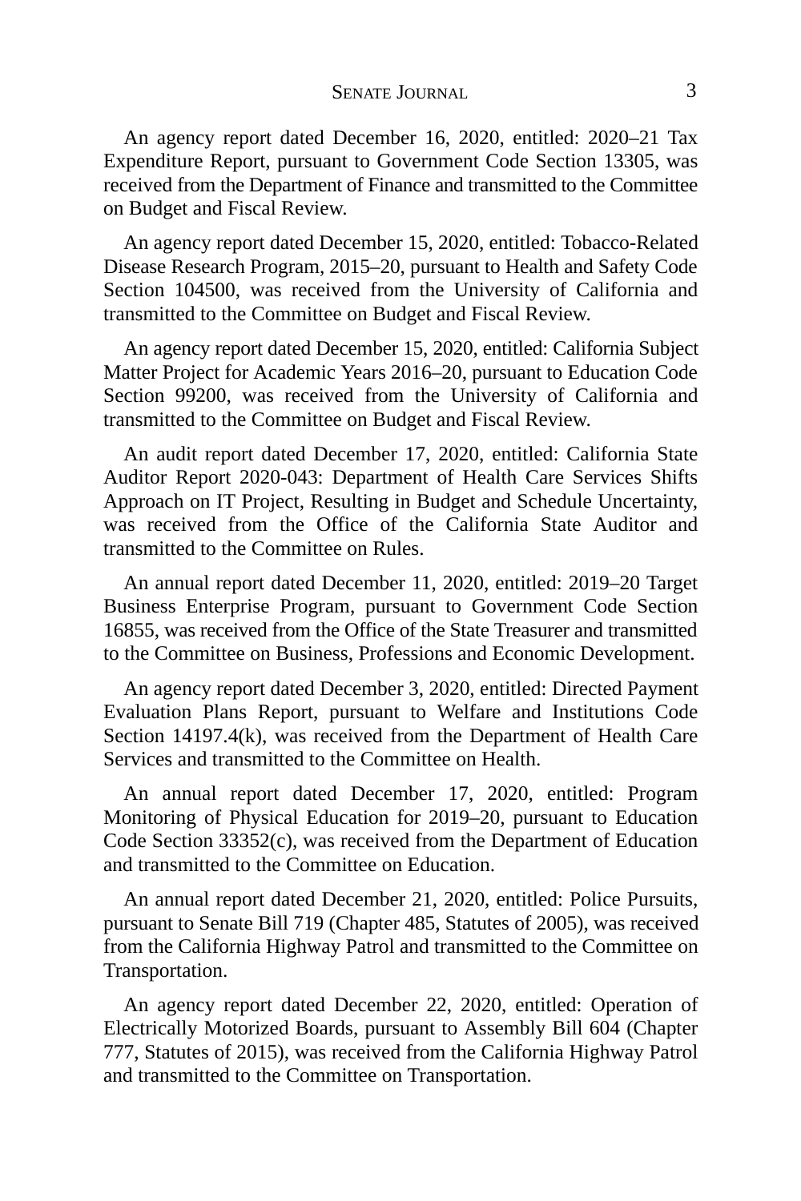An agency report dated December 16, 2020, entitled: 2020–21 Tax Expenditure Report, pursuant to Government Code Section 13305, was received from the Department of Finance and transmitted to the Committee on Budget and Fiscal Review.

An agency report dated December 15, 2020, entitled: Tobacco-Related Disease Research Program, 2015–20, pursuant to Health and Safety Code Section 104500, was received from the University of California and transmitted to the Committee on Budget and Fiscal Review.

An agency report dated December 15, 2020, entitled: California Subject Matter Project for Academic Years 2016–20, pursuant to Education Code Section 99200, was received from the University of California and transmitted to the Committee on Budget and Fiscal Review.

An audit report dated December 17, 2020, entitled: California State Auditor Report 2020-043: Department of Health Care Services Shifts Approach on IT Project, Resulting in Budget and Schedule Uncertainty, was received from the Office of the California State Auditor and transmitted to the Committee on Rules.

An annual report dated December 11, 2020, entitled: 2019–20 Target Business Enterprise Program, pursuant to Government Code Section 16855, was received from the Office of the State Treasurer and transmitted to the Committee on Business, Professions and Economic Development.

An agency report dated December 3, 2020, entitled: Directed Payment Evaluation Plans Report, pursuant to Welfare and Institutions Code Section 14197.4(k), was received from the Department of Health Care Services and transmitted to the Committee on Health.

An annual report dated December 17, 2020, entitled: Program Monitoring of Physical Education for 2019–20, pursuant to Education Code Section 33352(c), was received from the Department of Education and transmitted to the Committee on Education.

An annual report dated December 21, 2020, entitled: Police Pursuits, pursuant to Senate Bill 719 (Chapter 485, Statutes of 2005), was received from the California Highway Patrol and transmitted to the Committee on Transportation.

An agency report dated December 22, 2020, entitled: Operation of Electrically Motorized Boards, pursuant to Assembly Bill 604 (Chapter 777, Statutes of 2015), was received from the California Highway Patrol and transmitted to the Committee on Transportation.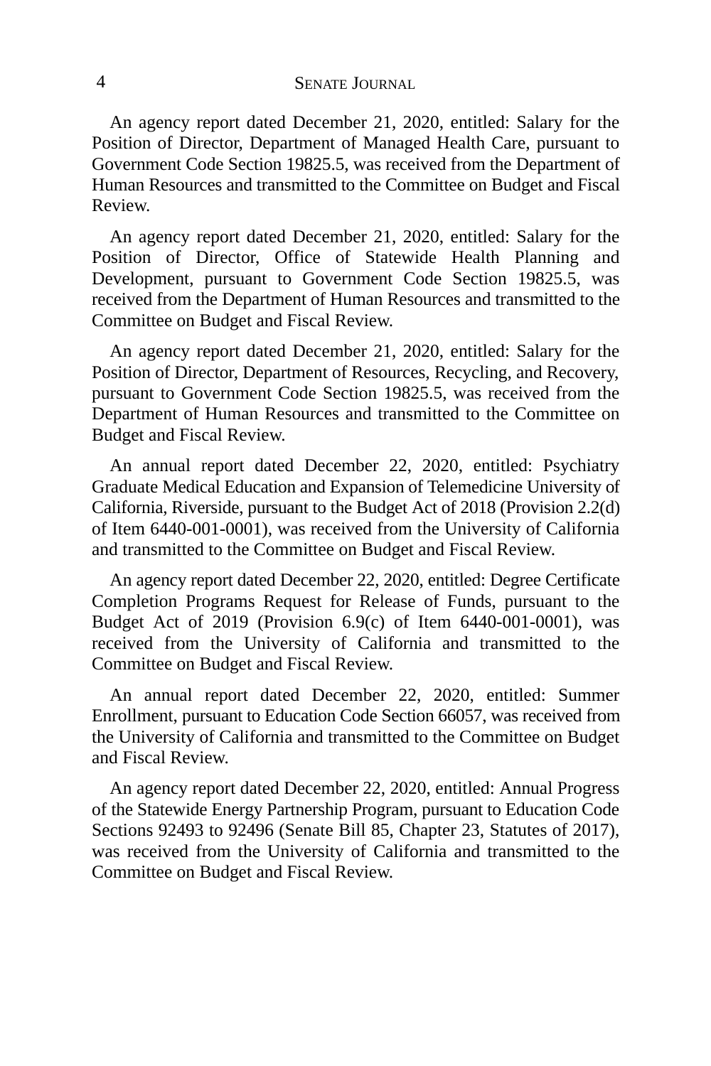An agency report dated December 21, 2020, entitled: Salary for the Position of Director, Department of Managed Health Care, pursuant to Government Code Section 19825.5, was received from the Department of Human Resources and transmitted to the Committee on Budget and Fiscal Review.

An agency report dated December 21, 2020, entitled: Salary for the Position of Director, Office of Statewide Health Planning and Development, pursuant to Government Code Section 19825.5, was received from the Department of Human Resources and transmitted to the Committee on Budget and Fiscal Review.

An agency report dated December 21, 2020, entitled: Salary for the Position of Director, Department of Resources, Recycling, and Recovery, pursuant to Government Code Section 19825.5, was received from the Department of Human Resources and transmitted to the Committee on Budget and Fiscal Review.

An annual report dated December 22, 2020, entitled: Psychiatry Graduate Medical Education and Expansion of Telemedicine University of California, Riverside, pursuant to the Budget Act of 2018 (Provision 2.2(d) of Item 6440-001-0001), was received from the University of California and transmitted to the Committee on Budget and Fiscal Review.

An agency report dated December 22, 2020, entitled: Degree Certificate Completion Programs Request for Release of Funds, pursuant to the Budget Act of 2019 (Provision 6.9(c) of Item 6440-001-0001), was received from the University of California and transmitted to the Committee on Budget and Fiscal Review.

An annual report dated December 22, 2020, entitled: Summer Enrollment, pursuant to Education Code Section 66057, was received from the University of California and transmitted to the Committee on Budget and Fiscal Review.

An agency report dated December 22, 2020, entitled: Annual Progress of the Statewide Energy Partnership Program, pursuant to Education Code Sections 92493 to 92496 (Senate Bill 85, Chapter 23, Statutes of 2017), was received from the University of California and transmitted to the Committee on Budget and Fiscal Review.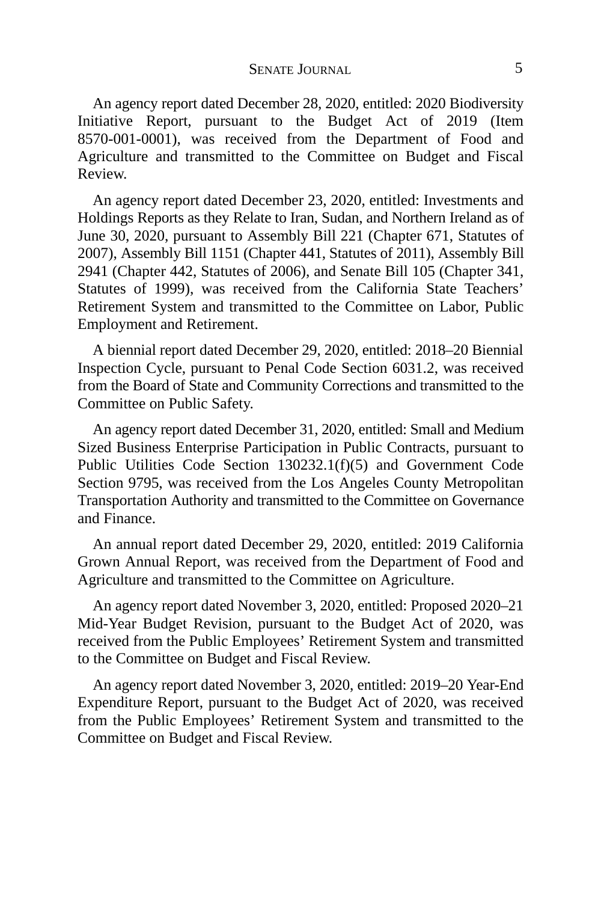An agency report dated December 28, 2020, entitled: 2020 Biodiversity Initiative Report, pursuant to the Budget Act of 2019 (Item 8570-001-0001), was received from the Department of Food and Agriculture and transmitted to the Committee on Budget and Fiscal Review.

An agency report dated December 23, 2020, entitled: Investments and Holdings Reports as they Relate to Iran, Sudan, and Northern Ireland as of June 30, 2020, pursuant to Assembly Bill 221 (Chapter 671, Statutes of 2007), Assembly Bill 1151 (Chapter 441, Statutes of 2011), Assembly Bill 2941 (Chapter 442, Statutes of 2006), and Senate Bill 105 (Chapter 341, Statutes of 1999), was received from the California State Teachers' Retirement System and transmitted to the Committee on Labor, Public Employment and Retirement.

A biennial report dated December 29, 2020, entitled: 2018–20 Biennial Inspection Cycle, pursuant to Penal Code Section 6031.2, was received from the Board of State and Community Corrections and transmitted to the Committee on Public Safety.

An agency report dated December 31, 2020, entitled: Small and Medium Sized Business Enterprise Participation in Public Contracts, pursuant to Public Utilities Code Section 130232.1(f)(5) and Government Code Section 9795, was received from the Los Angeles County Metropolitan Transportation Authority and transmitted to the Committee on Governance and Finance.

An annual report dated December 29, 2020, entitled: 2019 California Grown Annual Report, was received from the Department of Food and Agriculture and transmitted to the Committee on Agriculture.

An agency report dated November 3, 2020, entitled: Proposed 2020–21 Mid-Year Budget Revision, pursuant to the Budget Act of 2020, was received from the Public Employees' Retirement System and transmitted to the Committee on Budget and Fiscal Review.

An agency report dated November 3, 2020, entitled: 2019–20 Year-End Expenditure Report, pursuant to the Budget Act of 2020, was received from the Public Employees' Retirement System and transmitted to the Committee on Budget and Fiscal Review.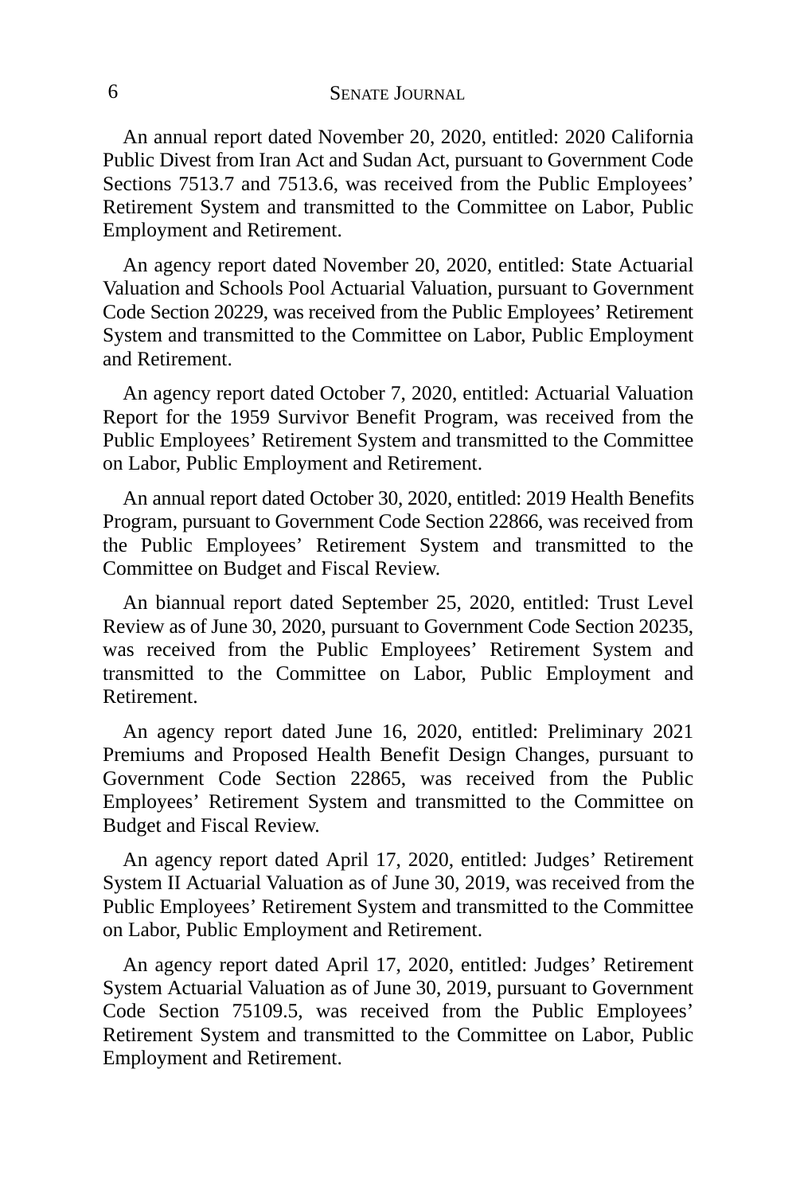An annual report dated November 20, 2020, entitled: 2020 California Public Divest from Iran Act and Sudan Act, pursuant to Government Code Sections 7513.7 and 7513.6, was received from the Public Employees' Retirement System and transmitted to the Committee on Labor, Public Employment and Retirement.

An agency report dated November 20, 2020, entitled: State Actuarial Valuation and Schools Pool Actuarial Valuation, pursuant to Government Code Section 20229, was received from the Public Employees' Retirement System and transmitted to the Committee on Labor, Public Employment and Retirement.

An agency report dated October 7, 2020, entitled: Actuarial Valuation Report for the 1959 Survivor Benefit Program, was received from the Public Employees' Retirement System and transmitted to the Committee on Labor, Public Employment and Retirement.

An annual report dated October 30, 2020, entitled: 2019 Health Benefits Program, pursuant to Government Code Section 22866, was received from the Public Employees' Retirement System and transmitted to the Committee on Budget and Fiscal Review.

An biannual report dated September 25, 2020, entitled: Trust Level Review as of June 30, 2020, pursuant to Government Code Section 20235, was received from the Public Employees' Retirement System and transmitted to the Committee on Labor, Public Employment and Retirement.

An agency report dated June 16, 2020, entitled: Preliminary 2021 Premiums and Proposed Health Benefit Design Changes, pursuant to Government Code Section 22865, was received from the Public Employees' Retirement System and transmitted to the Committee on Budget and Fiscal Review.

An agency report dated April 17, 2020, entitled: Judges' Retirement System II Actuarial Valuation as of June 30, 2019, was received from the Public Employees' Retirement System and transmitted to the Committee on Labor, Public Employment and Retirement.

An agency report dated April 17, 2020, entitled: Judges' Retirement System Actuarial Valuation as of June 30, 2019, pursuant to Government Code Section 75109.5, was received from the Public Employees' Retirement System and transmitted to the Committee on Labor, Public Employment and Retirement.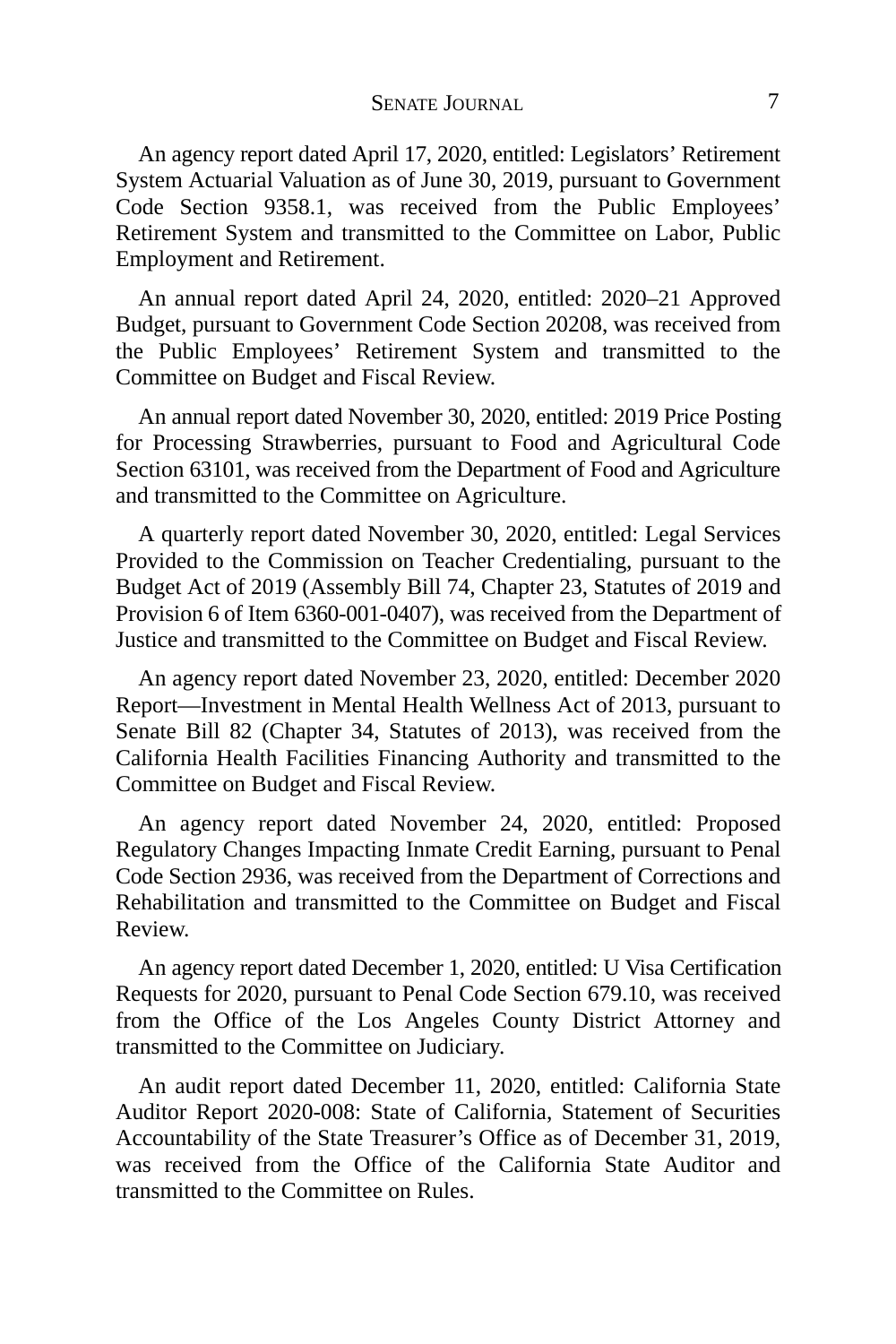An agency report dated April 17, 2020, entitled: Legislators' Retirement System Actuarial Valuation as of June 30, 2019, pursuant to Government Code Section 9358.1, was received from the Public Employees' Retirement System and transmitted to the Committee on Labor, Public Employment and Retirement.

An annual report dated April 24, 2020, entitled: 2020–21 Approved Budget, pursuant to Government Code Section 20208, was received from the Public Employees' Retirement System and transmitted to the Committee on Budget and Fiscal Review.

An annual report dated November 30, 2020, entitled: 2019 Price Posting for Processing Strawberries, pursuant to Food and Agricultural Code Section 63101, was received from the Department of Food and Agriculture and transmitted to the Committee on Agriculture.

A quarterly report dated November 30, 2020, entitled: Legal Services Provided to the Commission on Teacher Credentialing, pursuant to the Budget Act of 2019 (Assembly Bill 74, Chapter 23, Statutes of 2019 and Provision 6 of Item 6360-001-0407), was received from the Department of Justice and transmitted to the Committee on Budget and Fiscal Review.

An agency report dated November 23, 2020, entitled: December 2020 Report—Investment in Mental Health Wellness Act of 2013, pursuant to Senate Bill 82 (Chapter 34, Statutes of 2013), was received from the California Health Facilities Financing Authority and transmitted to the Committee on Budget and Fiscal Review.

An agency report dated November 24, 2020, entitled: Proposed Regulatory Changes Impacting Inmate Credit Earning, pursuant to Penal Code Section 2936, was received from the Department of Corrections and Rehabilitation and transmitted to the Committee on Budget and Fiscal Review.

An agency report dated December 1, 2020, entitled: U Visa Certification Requests for 2020, pursuant to Penal Code Section 679.10, was received from the Office of the Los Angeles County District Attorney and transmitted to the Committee on Judiciary.

An audit report dated December 11, 2020, entitled: California State Auditor Report 2020-008: State of California, Statement of Securities Accountability of the State Treasurer's Office as of December 31, 2019, was received from the Office of the California State Auditor and transmitted to the Committee on Rules.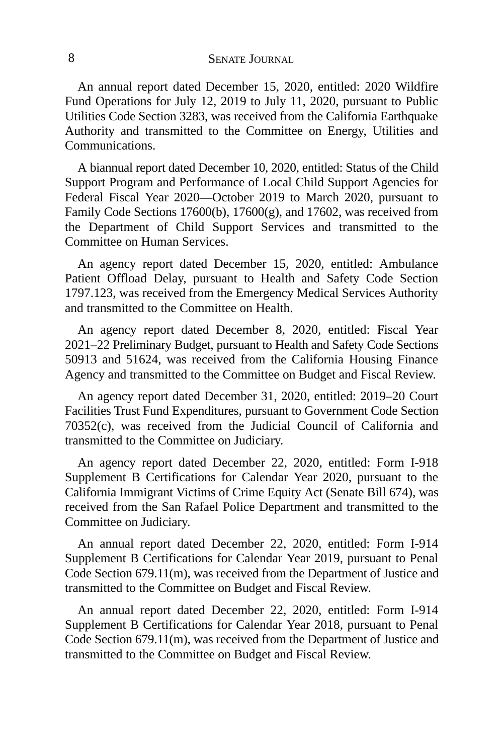An annual report dated December 15, 2020, entitled: 2020 Wildfire Fund Operations for July 12, 2019 to July 11, 2020, pursuant to Public Utilities Code Section 3283, was received from the California Earthquake Authority and transmitted to the Committee on Energy, Utilities and Communications.

A biannual report dated December 10, 2020, entitled: Status of the Child Support Program and Performance of Local Child Support Agencies for Federal Fiscal Year 2020—October 2019 to March 2020, pursuant to Family Code Sections 17600(b), 17600(g), and 17602, was received from the Department of Child Support Services and transmitted to the Committee on Human Services.

An agency report dated December 15, 2020, entitled: Ambulance Patient Offload Delay, pursuant to Health and Safety Code Section 1797.123, was received from the Emergency Medical Services Authority and transmitted to the Committee on Health.

An agency report dated December 8, 2020, entitled: Fiscal Year 2021–22 Preliminary Budget, pursuant to Health and Safety Code Sections 50913 and 51624, was received from the California Housing Finance Agency and transmitted to the Committee on Budget and Fiscal Review.

An agency report dated December 31, 2020, entitled: 2019–20 Court Facilities Trust Fund Expenditures, pursuant to Government Code Section 70352(c), was received from the Judicial Council of California and transmitted to the Committee on Judiciary.

An agency report dated December 22, 2020, entitled: Form I-918 Supplement B Certifications for Calendar Year 2020, pursuant to the California Immigrant Victims of Crime Equity Act (Senate Bill 674), was received from the San Rafael Police Department and transmitted to the Committee on Judiciary.

An annual report dated December 22, 2020, entitled: Form I-914 Supplement B Certifications for Calendar Year 2019, pursuant to Penal Code Section 679.11(m), was received from the Department of Justice and transmitted to the Committee on Budget and Fiscal Review.

An annual report dated December 22, 2020, entitled: Form I-914 Supplement B Certifications for Calendar Year 2018, pursuant to Penal Code Section 679.11(m), was received from the Department of Justice and transmitted to the Committee on Budget and Fiscal Review.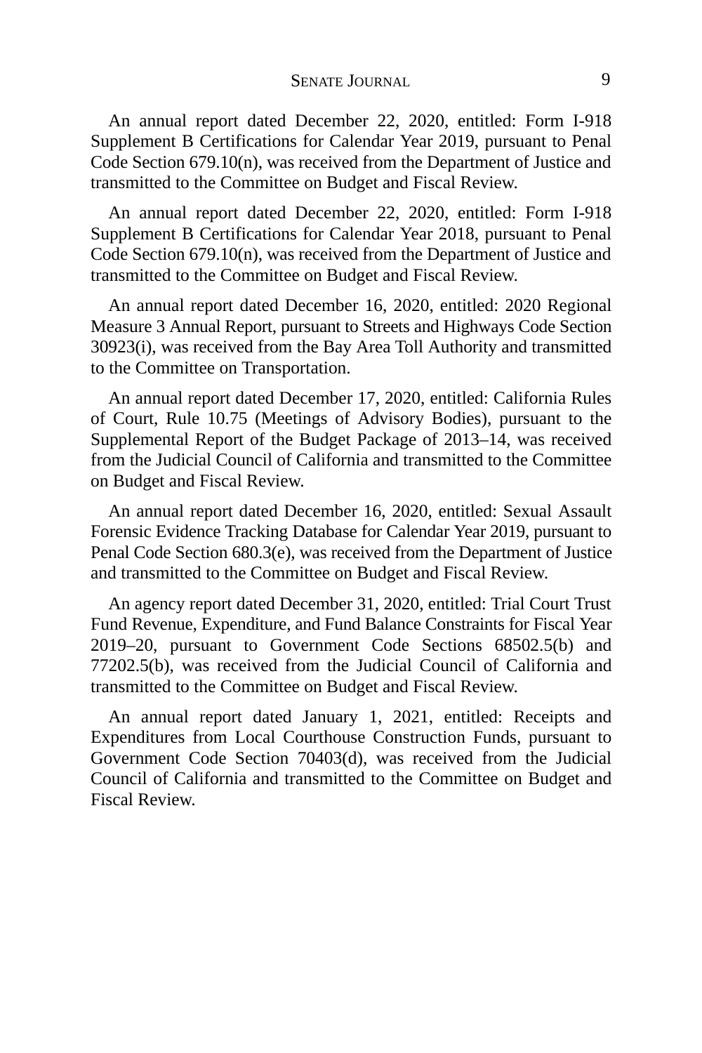An annual report dated December 22, 2020, entitled: Form I-918 Supplement B Certifications for Calendar Year 2019, pursuant to Penal Code Section 679.10(n), was received from the Department of Justice and transmitted to the Committee on Budget and Fiscal Review.

An annual report dated December 22, 2020, entitled: Form I-918 Supplement B Certifications for Calendar Year 2018, pursuant to Penal Code Section 679.10(n), was received from the Department of Justice and transmitted to the Committee on Budget and Fiscal Review.

An annual report dated December 16, 2020, entitled: 2020 Regional Measure 3 Annual Report, pursuant to Streets and Highways Code Section 30923(i), was received from the Bay Area Toll Authority and transmitted to the Committee on Transportation.

An annual report dated December 17, 2020, entitled: California Rules of Court, Rule 10.75 (Meetings of Advisory Bodies), pursuant to the Supplemental Report of the Budget Package of 2013–14, was received from the Judicial Council of California and transmitted to the Committee on Budget and Fiscal Review.

An annual report dated December 16, 2020, entitled: Sexual Assault Forensic Evidence Tracking Database for Calendar Year 2019, pursuant to Penal Code Section 680.3(e), was received from the Department of Justice and transmitted to the Committee on Budget and Fiscal Review.

An agency report dated December 31, 2020, entitled: Trial Court Trust Fund Revenue, Expenditure, and Fund Balance Constraints for Fiscal Year 2019–20, pursuant to Government Code Sections 68502.5(b) and 77202.5(b), was received from the Judicial Council of California and transmitted to the Committee on Budget and Fiscal Review.

An annual report dated January 1, 2021, entitled: Receipts and Expenditures from Local Courthouse Construction Funds, pursuant to Government Code Section 70403(d), was received from the Judicial Council of California and transmitted to the Committee on Budget and Fiscal Review.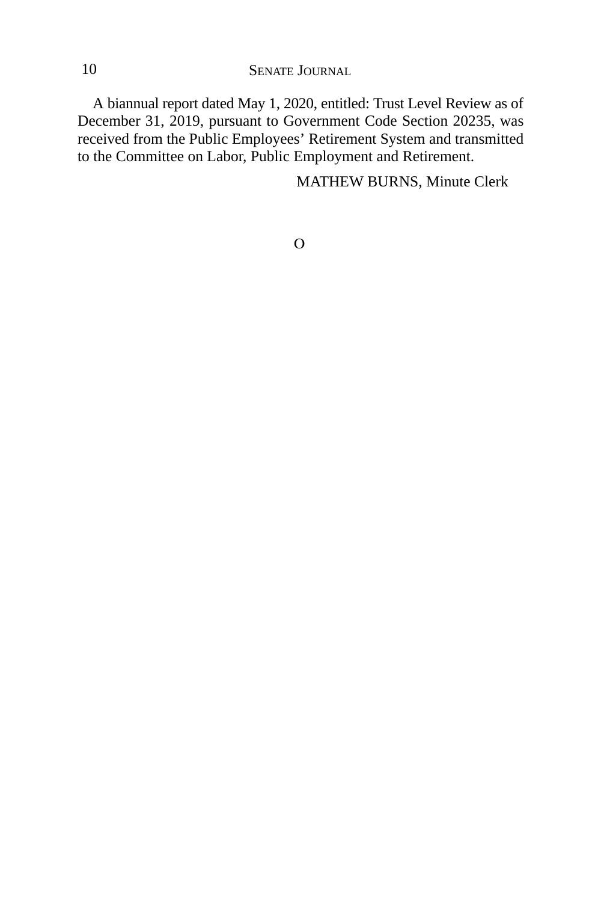A biannual report dated May 1, 2020, entitled: Trust Level Review as of December 31, 2019, pursuant to Government Code Section 20235, was received from the Public Employees’ Retirement System and transmitted to the Committee on Labor, Public Employment and Retirement.

MATHEW BURNS, Minute Clerk

O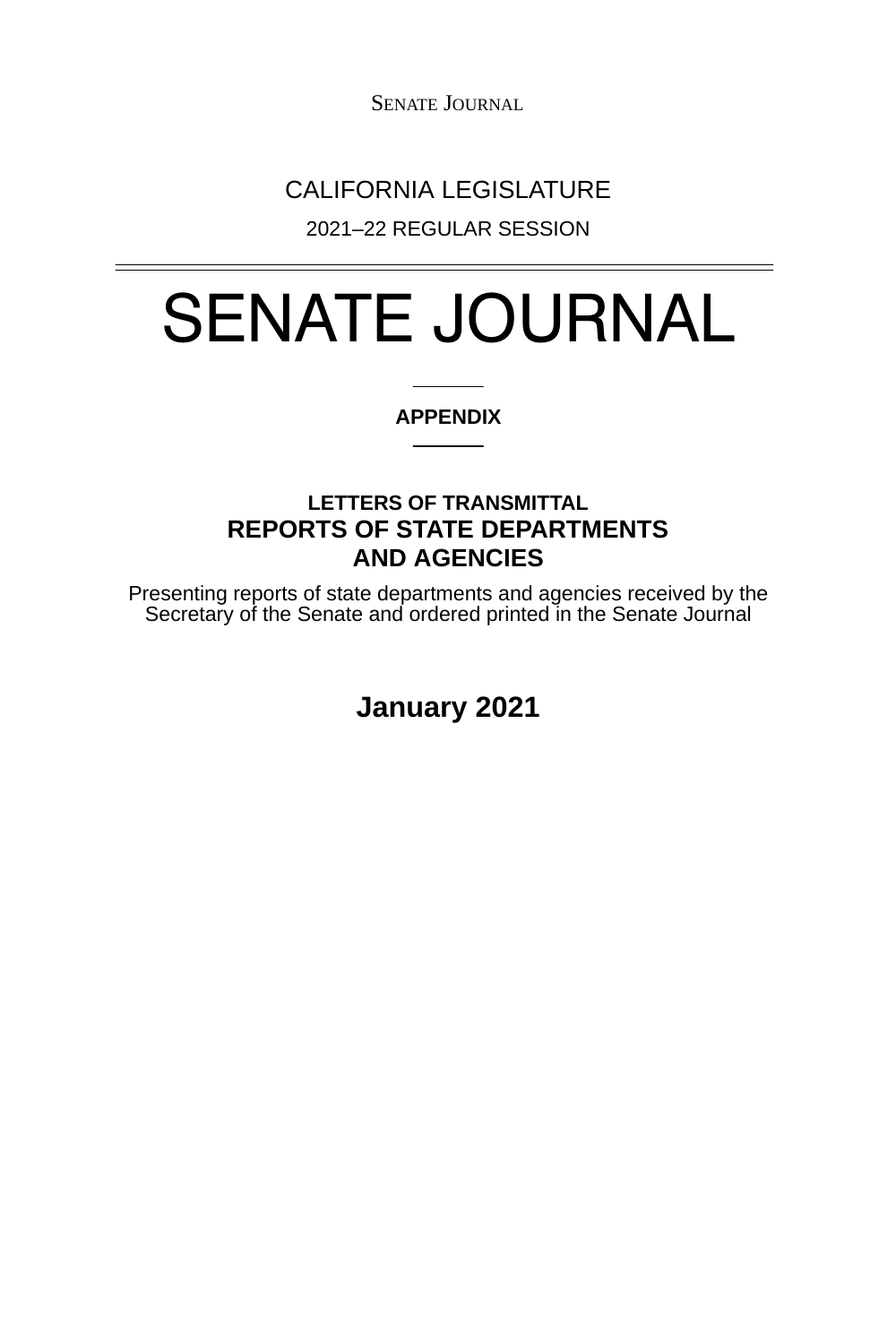CALIFORNIA LEGISLATURE

2021–22 REGULAR SESSION

# SENATE JOURNAL

**APPENDIX**

**LETTERS OF TRANSMITTAL**

## REPORTS OF STATE DEPARTMENTS AND AGENCIES

Presenting reports of state departments and agencies received by the Secretary of the Senate and ordered printed in the Senate Journal

**January 2021**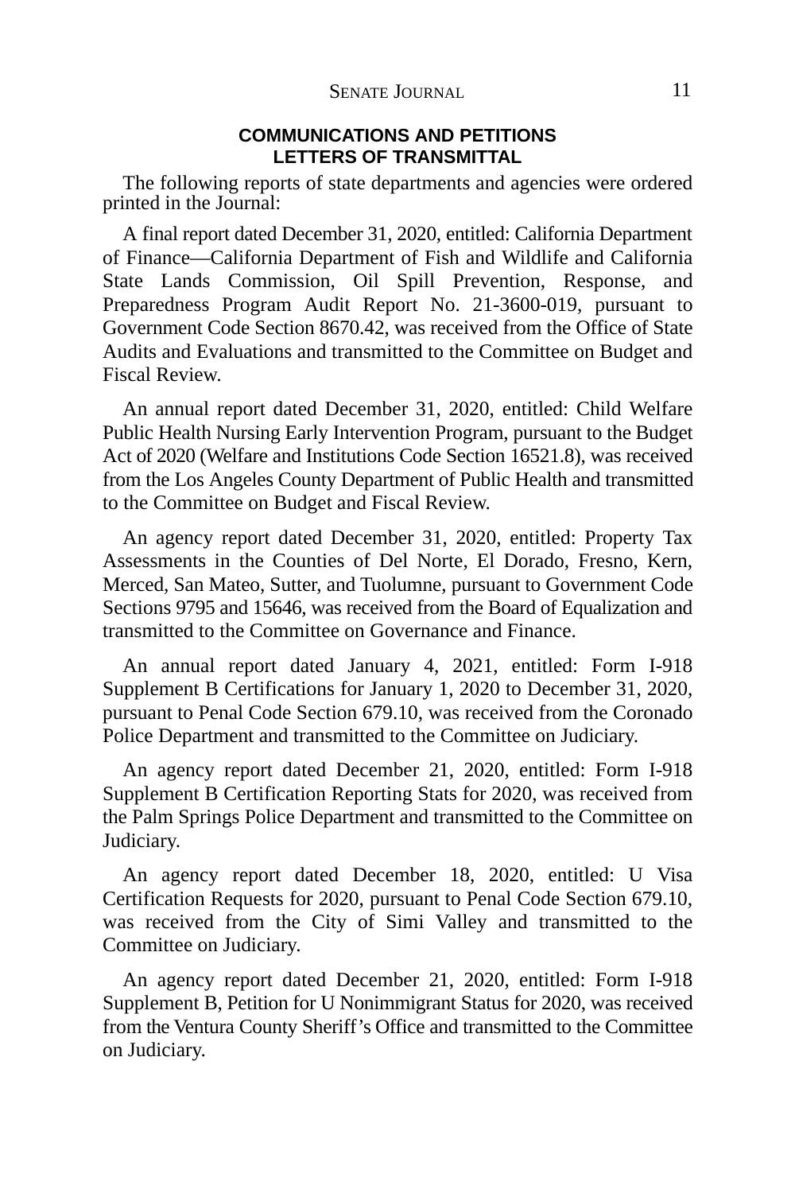## COMMUNICATIONS AND PETITIONS
## LETTERS OF TRANSMITTAL

The following reports of state departments and agencies were ordered printed in the Journal:

A final report dated December 31, 2020, entitled: California Department of Finance—California Department of Fish and Wildlife and California State Lands Commission, Oil Spill Prevention, Response, and Preparedness Program Audit Report No. 21-3600-019, pursuant to Government Code Section 8670.42, was received from the Office of State Audits and Evaluations and transmitted to the Committee on Budget and Fiscal Review.

An annual report dated December 31, 2020, entitled: Child Welfare Public Health Nursing Early Intervention Program, pursuant to the Budget Act of 2020 (Welfare and Institutions Code Section 16521.8), was received from the Los Angeles County Department of Public Health and transmitted to the Committee on Budget and Fiscal Review.

An agency report dated December 31, 2020, entitled: Property Tax Assessments in the Counties of Del Norte, El Dorado, Fresno, Kern, Merced, San Mateo, Sutter, and Tuolumne, pursuant to Government Code Sections 9795 and 15646, was received from the Board of Equalization and transmitted to the Committee on Governance and Finance.

An annual report dated January 4, 2021, entitled: Form I-918 Supplement B Certifications for January 1, 2020 to December 31, 2020, pursuant to Penal Code Section 679.10, was received from the Coronado Police Department and transmitted to the Committee on Judiciary.

An agency report dated December 21, 2020, entitled: Form I-918 Supplement B Certification Reporting Stats for 2020, was received from the Palm Springs Police Department and transmitted to the Committee on Judiciary.

An agency report dated December 18, 2020, entitled: U Visa Certification Requests for 2020, pursuant to Penal Code Section 679.10, was received from the City of Simi Valley and transmitted to the Committee on Judiciary.

An agency report dated December 21, 2020, entitled: Form I-918 Supplement B, Petition for U Nonimmigrant Status for 2020, was received from the Ventura County Sheriff's Office and transmitted to the Committee on Judiciary.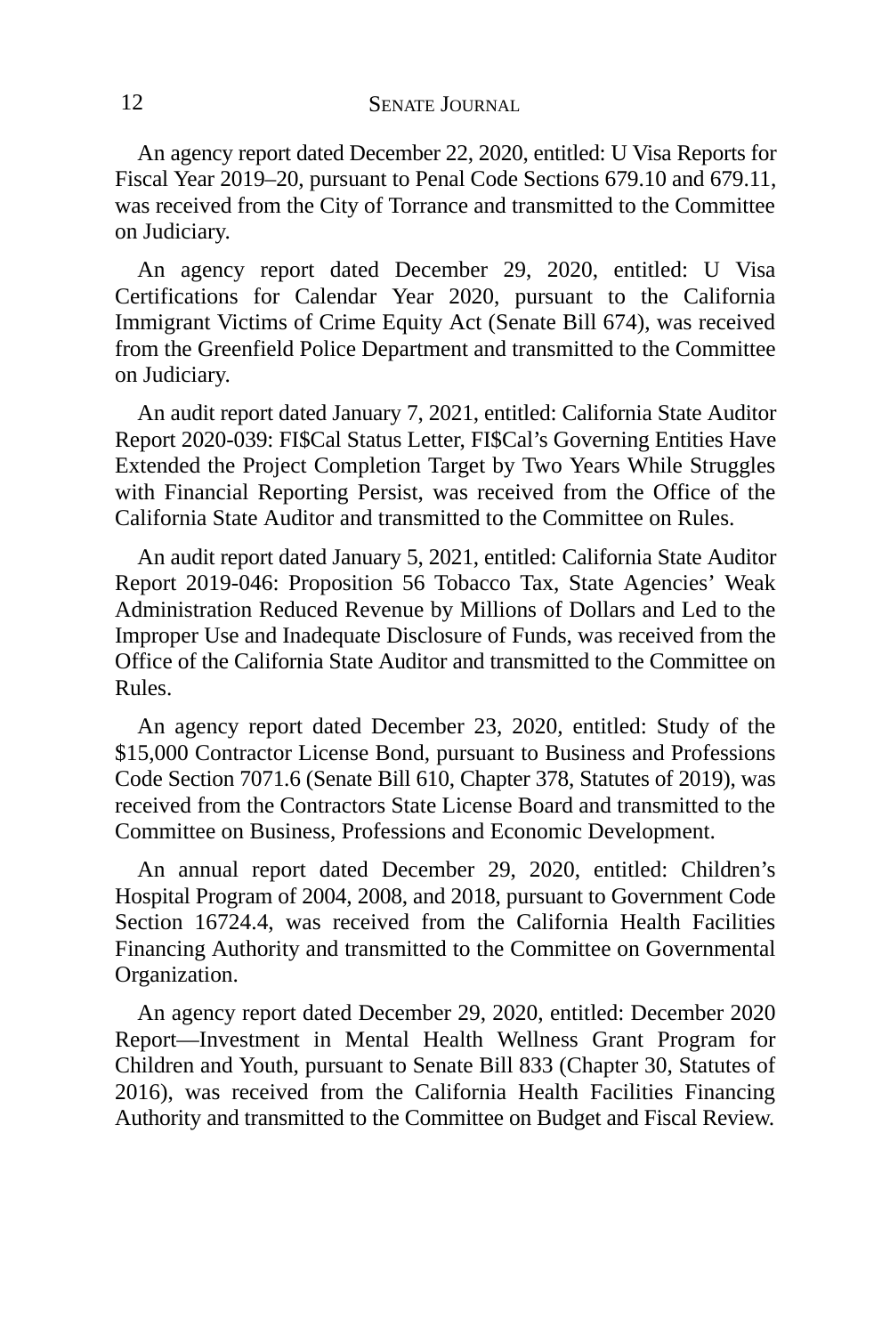An agency report dated December 22, 2020, entitled: U Visa Reports for Fiscal Year 2019–20, pursuant to Penal Code Sections 679.10 and 679.11, was received from the City of Torrance and transmitted to the Committee on Judiciary.

An agency report dated December 29, 2020, entitled: U Visa Certifications for Calendar Year 2020, pursuant to the California Immigrant Victims of Crime Equity Act (Senate Bill 674), was received from the Greenfield Police Department and transmitted to the Committee on Judiciary.

An audit report dated January 7, 2021, entitled: California State Auditor Report 2020-039: FI$Cal Status Letter, FI$Cal's Governing Entities Have Extended the Project Completion Target by Two Years While Struggles with Financial Reporting Persist, was received from the Office of the California State Auditor and transmitted to the Committee on Rules.

An audit report dated January 5, 2021, entitled: California State Auditor Report 2019-046: Proposition 56 Tobacco Tax, State Agencies' Weak Administration Reduced Revenue by Millions of Dollars and Led to the Improper Use and Inadequate Disclosure of Funds, was received from the Office of the California State Auditor and transmitted to the Committee on Rules.

An agency report dated December 23, 2020, entitled: Study of the $15,000 Contractor License Bond, pursuant to Business and Professions Code Section 7071.6 (Senate Bill 610, Chapter 378, Statutes of 2019), was received from the Contractors State License Board and transmitted to the Committee on Business, Professions and Economic Development.

An annual report dated December 29, 2020, entitled: Children's Hospital Program of 2004, 2008, and 2018, pursuant to Government Code Section 16724.4, was received from the California Health Facilities Financing Authority and transmitted to the Committee on Governmental Organization.

An agency report dated December 29, 2020, entitled: December 2020 Report—Investment in Mental Health Wellness Grant Program for Children and Youth, pursuant to Senate Bill 833 (Chapter 30, Statutes of 2016), was received from the California Health Facilities Financing Authority and transmitted to the Committee on Budget and Fiscal Review.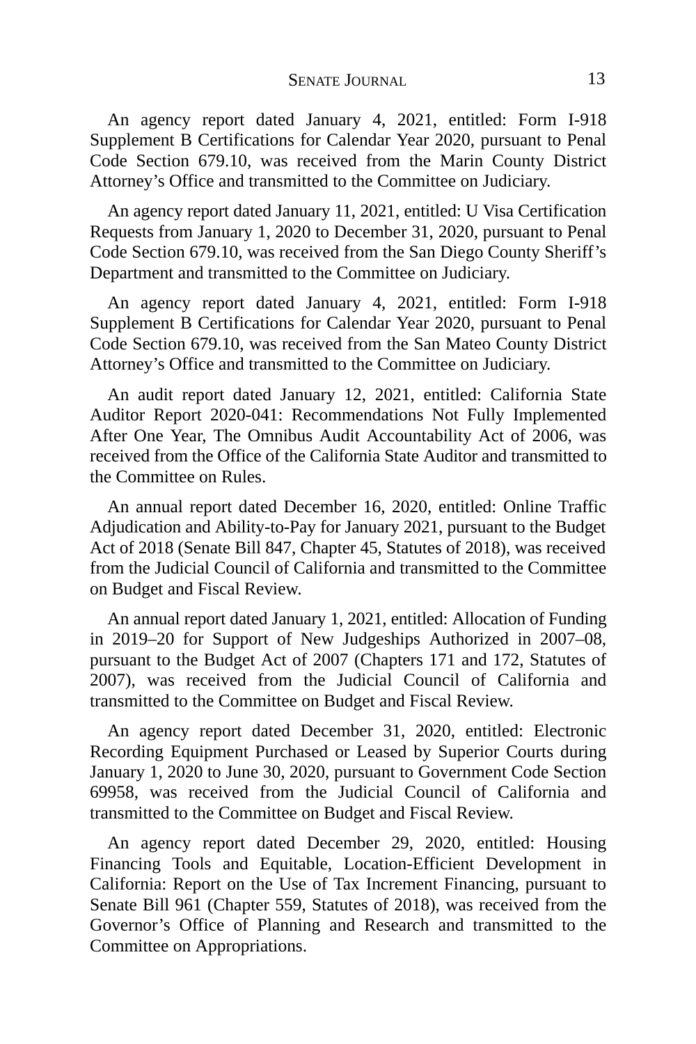An agency report dated January 4, 2021, entitled: Form I-918 Supplement B Certifications for Calendar Year 2020, pursuant to Penal Code Section 679.10, was received from the Marin County District Attorney's Office and transmitted to the Committee on Judiciary.

An agency report dated January 11, 2021, entitled: U Visa Certification Requests from January 1, 2020 to December 31, 2020, pursuant to Penal Code Section 679.10, was received from the San Diego County Sheriff's Department and transmitted to the Committee on Judiciary.

An agency report dated January 4, 2021, entitled: Form I-918 Supplement B Certifications for Calendar Year 2020, pursuant to Penal Code Section 679.10, was received from the San Mateo County District Attorney's Office and transmitted to the Committee on Judiciary.

An audit report dated January 12, 2021, entitled: California State Auditor Report 2020-041: Recommendations Not Fully Implemented After One Year, The Omnibus Audit Accountability Act of 2006, was received from the Office of the California State Auditor and transmitted to the Committee on Rules.

An annual report dated December 16, 2020, entitled: Online Traffic Adjudication and Ability-to-Pay for January 2021, pursuant to the Budget Act of 2018 (Senate Bill 847, Chapter 45, Statutes of 2018), was received from the Judicial Council of California and transmitted to the Committee on Budget and Fiscal Review.

An annual report dated January 1, 2021, entitled: Allocation of Funding in 2019–20 for Support of New Judgeships Authorized in 2007–08, pursuant to the Budget Act of 2007 (Chapters 171 and 172, Statutes of 2007), was received from the Judicial Council of California and transmitted to the Committee on Budget and Fiscal Review.

An agency report dated December 31, 2020, entitled: Electronic Recording Equipment Purchased or Leased by Superior Courts during January 1, 2020 to June 30, 2020, pursuant to Government Code Section 69958, was received from the Judicial Council of California and transmitted to the Committee on Budget and Fiscal Review.

An agency report dated December 29, 2020, entitled: Housing Financing Tools and Equitable, Location-Efficient Development in California: Report on the Use of Tax Increment Financing, pursuant to Senate Bill 961 (Chapter 559, Statutes of 2018), was received from the Governor's Office of Planning and Research and transmitted to the Committee on Appropriations.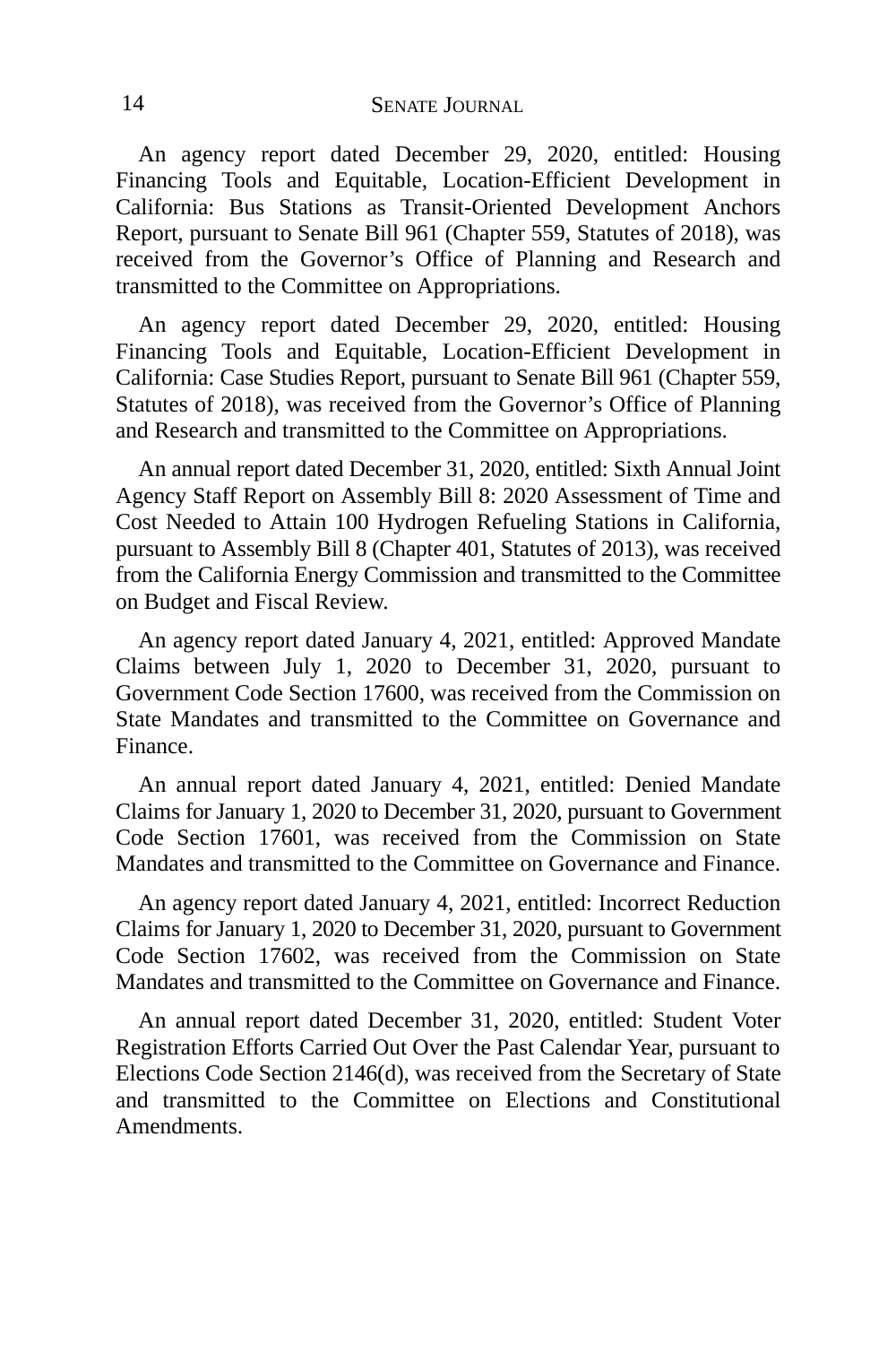An agency report dated December 29, 2020, entitled: Housing Financing Tools and Equitable, Location-Efficient Development in California: Bus Stations as Transit-Oriented Development Anchors Report, pursuant to Senate Bill 961 (Chapter 559, Statutes of 2018), was received from the Governor's Office of Planning and Research and transmitted to the Committee on Appropriations.

An agency report dated December 29, 2020, entitled: Housing Financing Tools and Equitable, Location-Efficient Development in California: Case Studies Report, pursuant to Senate Bill 961 (Chapter 559, Statutes of 2018), was received from the Governor's Office of Planning and Research and transmitted to the Committee on Appropriations.

An annual report dated December 31, 2020, entitled: Sixth Annual Joint Agency Staff Report on Assembly Bill 8: 2020 Assessment of Time and Cost Needed to Attain 100 Hydrogen Refueling Stations in California, pursuant to Assembly Bill 8 (Chapter 401, Statutes of 2013), was received from the California Energy Commission and transmitted to the Committee on Budget and Fiscal Review.

An agency report dated January 4, 2021, entitled: Approved Mandate Claims between July 1, 2020 to December 31, 2020, pursuant to Government Code Section 17600, was received from the Commission on State Mandates and transmitted to the Committee on Governance and Finance.

An annual report dated January 4, 2021, entitled: Denied Mandate Claims for January 1, 2020 to December 31, 2020, pursuant to Government Code Section 17601, was received from the Commission on State Mandates and transmitted to the Committee on Governance and Finance.

An agency report dated January 4, 2021, entitled: Incorrect Reduction Claims for January 1, 2020 to December 31, 2020, pursuant to Government Code Section 17602, was received from the Commission on State Mandates and transmitted to the Committee on Governance and Finance.

An annual report dated December 31, 2020, entitled: Student Voter Registration Efforts Carried Out Over the Past Calendar Year, pursuant to Elections Code Section 2146(d), was received from the Secretary of State and transmitted to the Committee on Elections and Constitutional Amendments.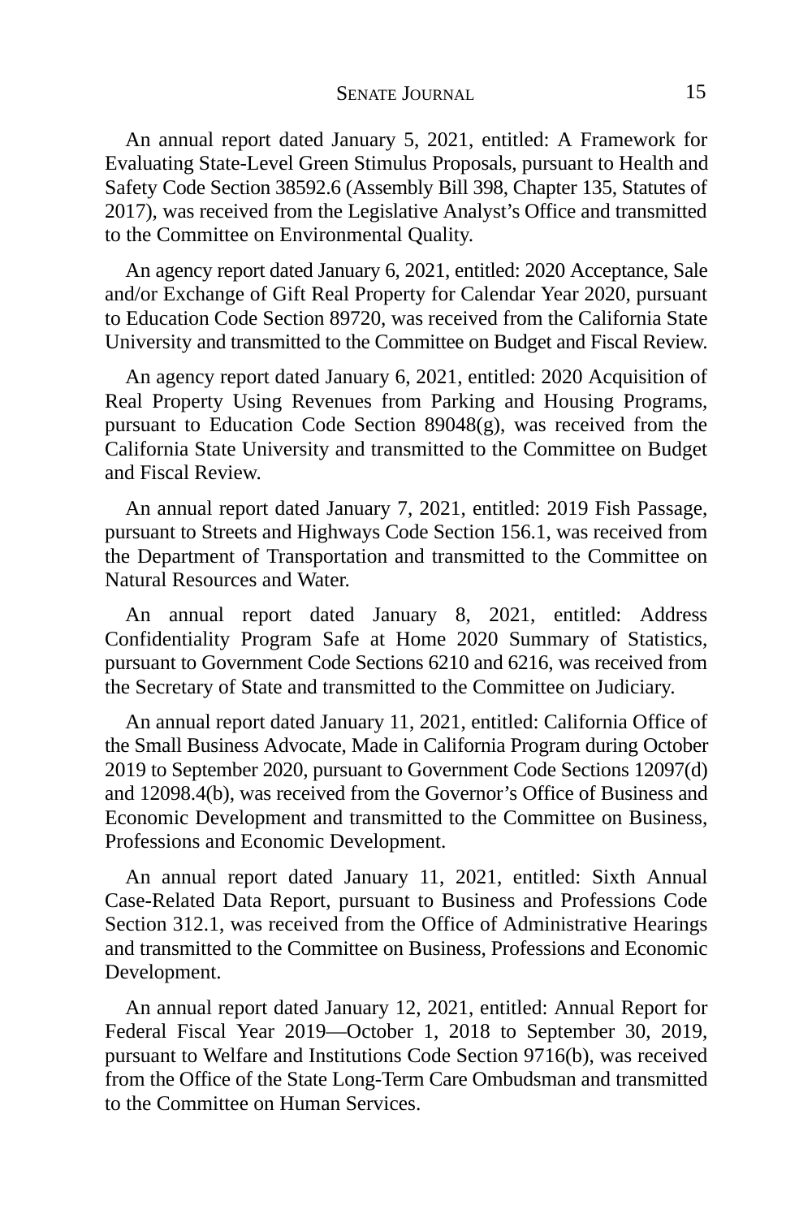An annual report dated January 5, 2021, entitled: A Framework for Evaluating State-Level Green Stimulus Proposals, pursuant to Health and Safety Code Section 38592.6 (Assembly Bill 398, Chapter 135, Statutes of 2017), was received from the Legislative Analyst's Office and transmitted to the Committee on Environmental Quality.

An agency report dated January 6, 2021, entitled: 2020 Acceptance, Sale and/or Exchange of Gift Real Property for Calendar Year 2020, pursuant to Education Code Section 89720, was received from the California State University and transmitted to the Committee on Budget and Fiscal Review.

An agency report dated January 6, 2021, entitled: 2020 Acquisition of Real Property Using Revenues from Parking and Housing Programs, pursuant to Education Code Section 89048(g), was received from the California State University and transmitted to the Committee on Budget and Fiscal Review.

An annual report dated January 7, 2021, entitled: 2019 Fish Passage, pursuant to Streets and Highways Code Section 156.1, was received from the Department of Transportation and transmitted to the Committee on Natural Resources and Water.

An annual report dated January 8, 2021, entitled: Address Confidentiality Program Safe at Home 2020 Summary of Statistics, pursuant to Government Code Sections 6210 and 6216, was received from the Secretary of State and transmitted to the Committee on Judiciary.

An annual report dated January 11, 2021, entitled: California Office of the Small Business Advocate, Made in California Program during October 2019 to September 2020, pursuant to Government Code Sections 12097(d) and 12098.4(b), was received from the Governor's Office of Business and Economic Development and transmitted to the Committee on Business, Professions and Economic Development.

An annual report dated January 11, 2021, entitled: Sixth Annual Case-Related Data Report, pursuant to Business and Professions Code Section 312.1, was received from the Office of Administrative Hearings and transmitted to the Committee on Business, Professions and Economic Development.

An annual report dated January 12, 2021, entitled: Annual Report for Federal Fiscal Year 2019—October 1, 2018 to September 30, 2019, pursuant to Welfare and Institutions Code Section 9716(b), was received from the Office of the State Long-Term Care Ombudsman and transmitted to the Committee on Human Services.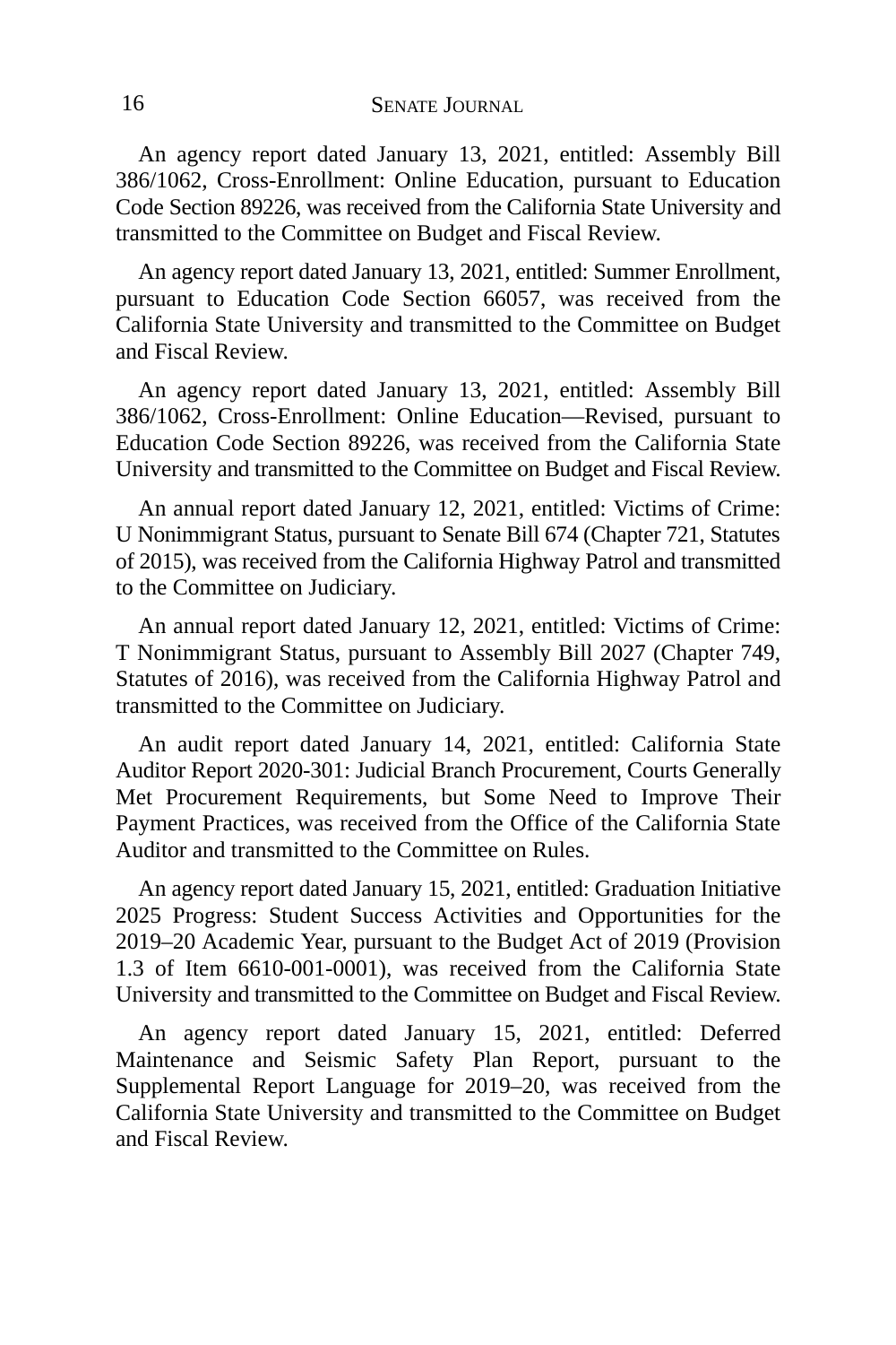An agency report dated January 13, 2021, entitled: Assembly Bill 386/1062, Cross-Enrollment: Online Education, pursuant to Education Code Section 89226, was received from the California State University and transmitted to the Committee on Budget and Fiscal Review.

An agency report dated January 13, 2021, entitled: Summer Enrollment, pursuant to Education Code Section 66057, was received from the California State University and transmitted to the Committee on Budget and Fiscal Review.

An agency report dated January 13, 2021, entitled: Assembly Bill 386/1062, Cross-Enrollment: Online Education—Revised, pursuant to Education Code Section 89226, was received from the California State University and transmitted to the Committee on Budget and Fiscal Review.

An annual report dated January 12, 2021, entitled: Victims of Crime: U Nonimmigrant Status, pursuant to Senate Bill 674 (Chapter 721, Statutes of 2015), was received from the California Highway Patrol and transmitted to the Committee on Judiciary.

An annual report dated January 12, 2021, entitled: Victims of Crime: T Nonimmigrant Status, pursuant to Assembly Bill 2027 (Chapter 749, Statutes of 2016), was received from the California Highway Patrol and transmitted to the Committee on Judiciary.

An audit report dated January 14, 2021, entitled: California State Auditor Report 2020-301: Judicial Branch Procurement, Courts Generally Met Procurement Requirements, but Some Need to Improve Their Payment Practices, was received from the Office of the California State Auditor and transmitted to the Committee on Rules.

An agency report dated January 15, 2021, entitled: Graduation Initiative 2025 Progress: Student Success Activities and Opportunities for the 2019–20 Academic Year, pursuant to the Budget Act of 2019 (Provision 1.3 of Item 6610-001-0001), was received from the California State University and transmitted to the Committee on Budget and Fiscal Review.

An agency report dated January 15, 2021, entitled: Deferred Maintenance and Seismic Safety Plan Report, pursuant to the Supplemental Report Language for 2019–20, was received from the California State University and transmitted to the Committee on Budget and Fiscal Review.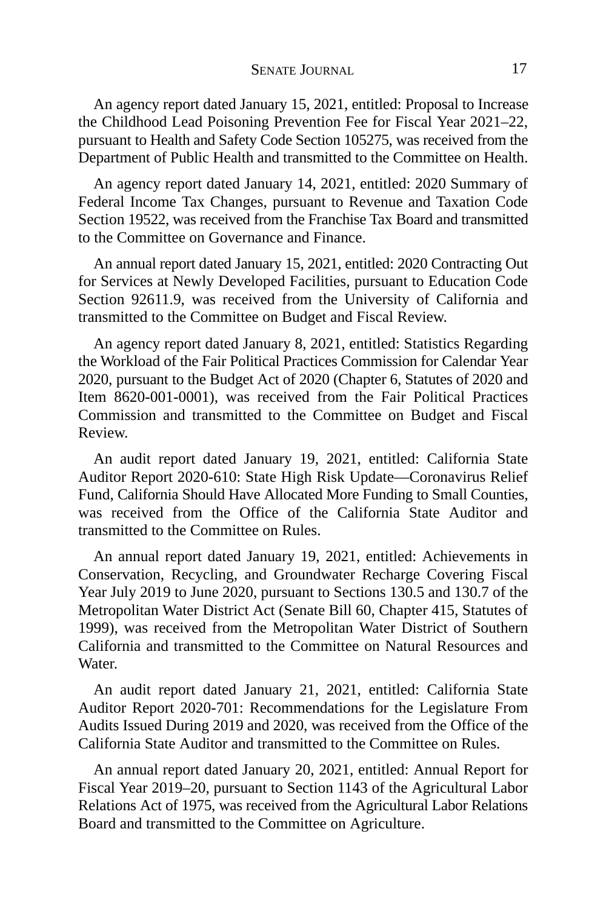An agency report dated January 15, 2021, entitled: Proposal to Increase the Childhood Lead Poisoning Prevention Fee for Fiscal Year 2021–22, pursuant to Health and Safety Code Section 105275, was received from the Department of Public Health and transmitted to the Committee on Health.

An agency report dated January 14, 2021, entitled: 2020 Summary of Federal Income Tax Changes, pursuant to Revenue and Taxation Code Section 19522, was received from the Franchise Tax Board and transmitted to the Committee on Governance and Finance.

An annual report dated January 15, 2021, entitled: 2020 Contracting Out for Services at Newly Developed Facilities, pursuant to Education Code Section 92611.9, was received from the University of California and transmitted to the Committee on Budget and Fiscal Review.

An agency report dated January 8, 2021, entitled: Statistics Regarding the Workload of the Fair Political Practices Commission for Calendar Year 2020, pursuant to the Budget Act of 2020 (Chapter 6, Statutes of 2020 and Item 8620-001-0001), was received from the Fair Political Practices Commission and transmitted to the Committee on Budget and Fiscal Review.

An audit report dated January 19, 2021, entitled: California State Auditor Report 2020-610: State High Risk Update—Coronavirus Relief Fund, California Should Have Allocated More Funding to Small Counties, was received from the Office of the California State Auditor and transmitted to the Committee on Rules.

An annual report dated January 19, 2021, entitled: Achievements in Conservation, Recycling, and Groundwater Recharge Covering Fiscal Year July 2019 to June 2020, pursuant to Sections 130.5 and 130.7 of the Metropolitan Water District Act (Senate Bill 60, Chapter 415, Statutes of 1999), was received from the Metropolitan Water District of Southern California and transmitted to the Committee on Natural Resources and Water.

An audit report dated January 21, 2021, entitled: California State Auditor Report 2020-701: Recommendations for the Legislature From Audits Issued During 2019 and 2020, was received from the Office of the California State Auditor and transmitted to the Committee on Rules.

An annual report dated January 20, 2021, entitled: Annual Report for Fiscal Year 2019–20, pursuant to Section 1143 of the Agricultural Labor Relations Act of 1975, was received from the Agricultural Labor Relations Board and transmitted to the Committee on Agriculture.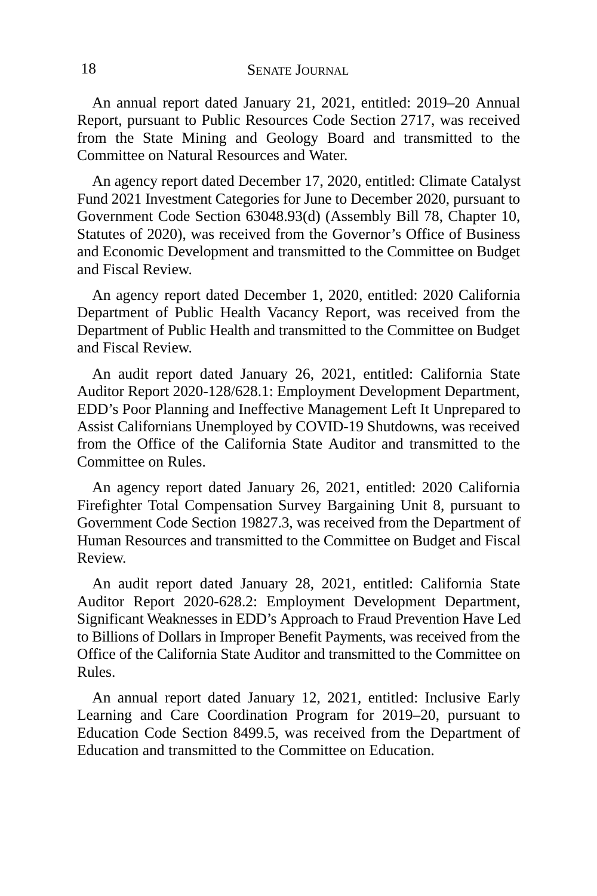An annual report dated January 21, 2021, entitled: 2019–20 Annual Report, pursuant to Public Resources Code Section 2717, was received from the State Mining and Geology Board and transmitted to the Committee on Natural Resources and Water.

An agency report dated December 17, 2020, entitled: Climate Catalyst Fund 2021 Investment Categories for June to December 2020, pursuant to Government Code Section 63048.93(d) (Assembly Bill 78, Chapter 10, Statutes of 2020), was received from the Governor's Office of Business and Economic Development and transmitted to the Committee on Budget and Fiscal Review.

An agency report dated December 1, 2020, entitled: 2020 California Department of Public Health Vacancy Report, was received from the Department of Public Health and transmitted to the Committee on Budget and Fiscal Review.

An audit report dated January 26, 2021, entitled: California State Auditor Report 2020-128/628.1: Employment Development Department, EDD's Poor Planning and Ineffective Management Left It Unprepared to Assist Californians Unemployed by COVID-19 Shutdowns, was received from the Office of the California State Auditor and transmitted to the Committee on Rules.

An agency report dated January 26, 2021, entitled: 2020 California Firefighter Total Compensation Survey Bargaining Unit 8, pursuant to Government Code Section 19827.3, was received from the Department of Human Resources and transmitted to the Committee on Budget and Fiscal Review.

An audit report dated January 28, 2021, entitled: California State Auditor Report 2020-628.2: Employment Development Department, Significant Weaknesses in EDD's Approach to Fraud Prevention Have Led to Billions of Dollars in Improper Benefit Payments, was received from the Office of the California State Auditor and transmitted to the Committee on Rules.

An annual report dated January 12, 2021, entitled: Inclusive Early Learning and Care Coordination Program for 2019–20, pursuant to Education Code Section 8499.5, was received from the Department of Education and transmitted to the Committee on Education.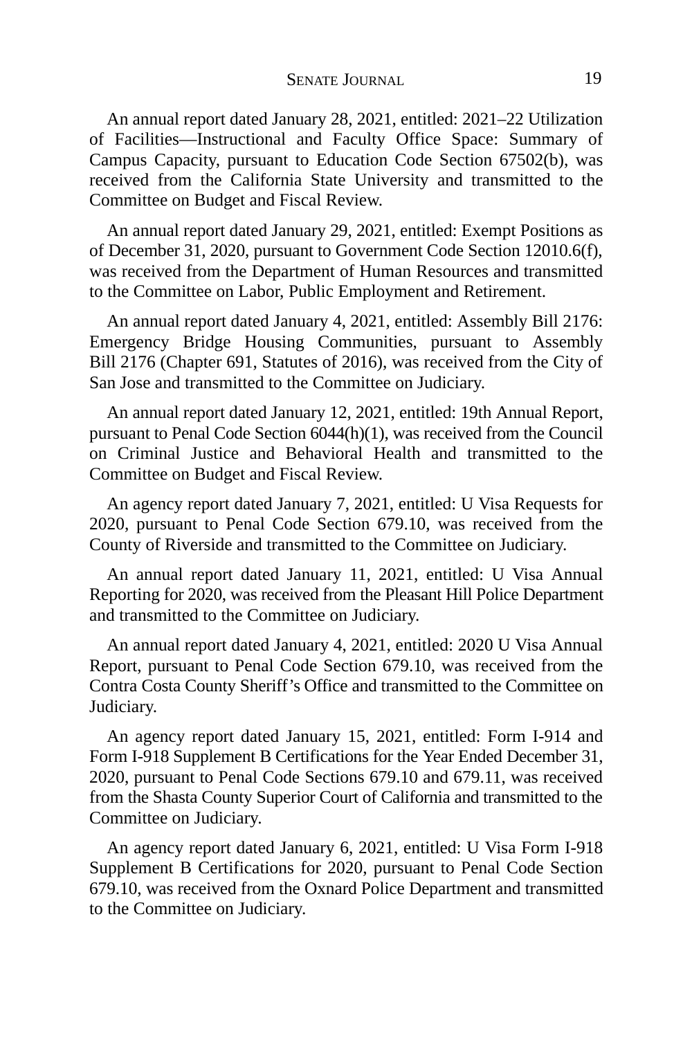An annual report dated January 28, 2021, entitled: 2021–22 Utilization of Facilities—Instructional and Faculty Office Space: Summary of Campus Capacity, pursuant to Education Code Section 67502(b), was received from the California State University and transmitted to the Committee on Budget and Fiscal Review.

An annual report dated January 29, 2021, entitled: Exempt Positions as of December 31, 2020, pursuant to Government Code Section 12010.6(f), was received from the Department of Human Resources and transmitted to the Committee on Labor, Public Employment and Retirement.

An annual report dated January 4, 2021, entitled: Assembly Bill 2176: Emergency Bridge Housing Communities, pursuant to Assembly Bill 2176 (Chapter 691, Statutes of 2016), was received from the City of San Jose and transmitted to the Committee on Judiciary.

An annual report dated January 12, 2021, entitled: 19th Annual Report, pursuant to Penal Code Section 6044(h)(1), was received from the Council on Criminal Justice and Behavioral Health and transmitted to the Committee on Budget and Fiscal Review.

An agency report dated January 7, 2021, entitled: U Visa Requests for 2020, pursuant to Penal Code Section 679.10, was received from the County of Riverside and transmitted to the Committee on Judiciary.

An annual report dated January 11, 2021, entitled: U Visa Annual Reporting for 2020, was received from the Pleasant Hill Police Department and transmitted to the Committee on Judiciary.

An annual report dated January 4, 2021, entitled: 2020 U Visa Annual Report, pursuant to Penal Code Section 679.10, was received from the Contra Costa County Sheriff's Office and transmitted to the Committee on Judiciary.

An agency report dated January 15, 2021, entitled: Form I-914 and Form I-918 Supplement B Certifications for the Year Ended December 31, 2020, pursuant to Penal Code Sections 679.10 and 679.11, was received from the Shasta County Superior Court of California and transmitted to the Committee on Judiciary.

An agency report dated January 6, 2021, entitled: U Visa Form I-918 Supplement B Certifications for 2020, pursuant to Penal Code Section 679.10, was received from the Oxnard Police Department and transmitted to the Committee on Judiciary.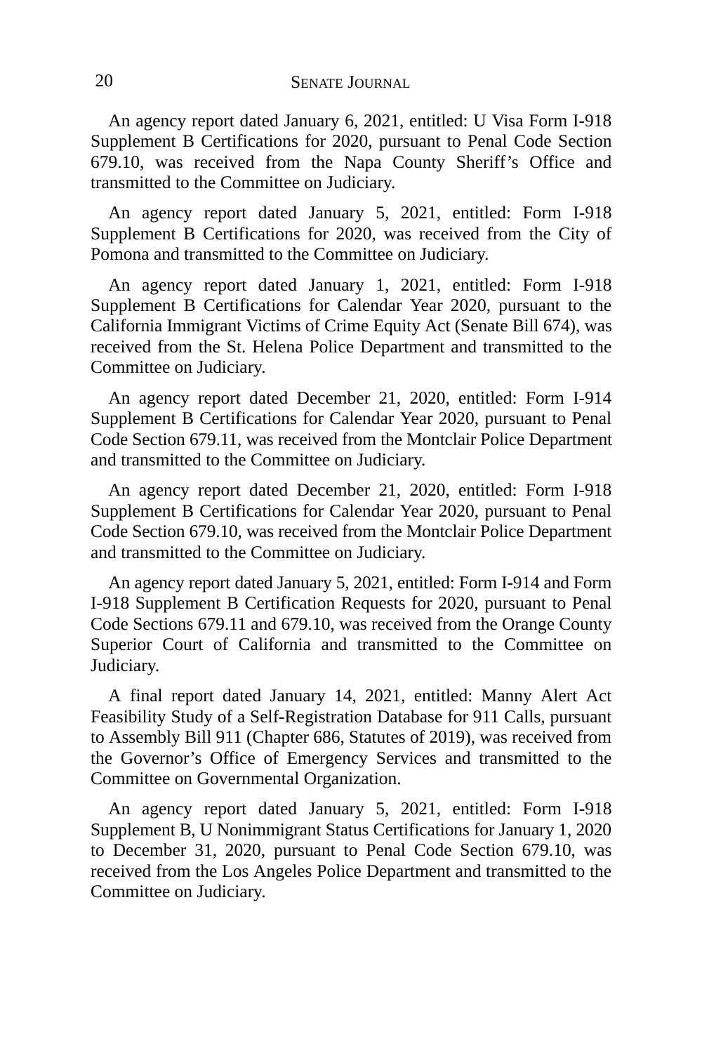An agency report dated January 6, 2021, entitled: U Visa Form I-918 Supplement B Certifications for 2020, pursuant to Penal Code Section 679.10, was received from the Napa County Sheriff's Office and transmitted to the Committee on Judiciary.

An agency report dated January 5, 2021, entitled: Form I-918 Supplement B Certifications for 2020, was received from the City of Pomona and transmitted to the Committee on Judiciary.

An agency report dated January 1, 2021, entitled: Form I-918 Supplement B Certifications for Calendar Year 2020, pursuant to the California Immigrant Victims of Crime Equity Act (Senate Bill 674), was received from the St. Helena Police Department and transmitted to the Committee on Judiciary.

An agency report dated December 21, 2020, entitled: Form I-914 Supplement B Certifications for Calendar Year 2020, pursuant to Penal Code Section 679.11, was received from the Montclair Police Department and transmitted to the Committee on Judiciary.

An agency report dated December 21, 2020, entitled: Form I-918 Supplement B Certifications for Calendar Year 2020, pursuant to Penal Code Section 679.10, was received from the Montclair Police Department and transmitted to the Committee on Judiciary.

An agency report dated January 5, 2021, entitled: Form I-914 and Form I-918 Supplement B Certification Requests for 2020, pursuant to Penal Code Sections 679.11 and 679.10, was received from the Orange County Superior Court of California and transmitted to the Committee on Judiciary.

A final report dated January 14, 2021, entitled: Manny Alert Act Feasibility Study of a Self-Registration Database for 911 Calls, pursuant to Assembly Bill 911 (Chapter 686, Statutes of 2019), was received from the Governor's Office of Emergency Services and transmitted to the Committee on Governmental Organization.

An agency report dated January 5, 2021, entitled: Form I-918 Supplement B, U Nonimmigrant Status Certifications for January 1, 2020 to December 31, 2020, pursuant to Penal Code Section 679.10, was received from the Los Angeles Police Department and transmitted to the Committee on Judiciary.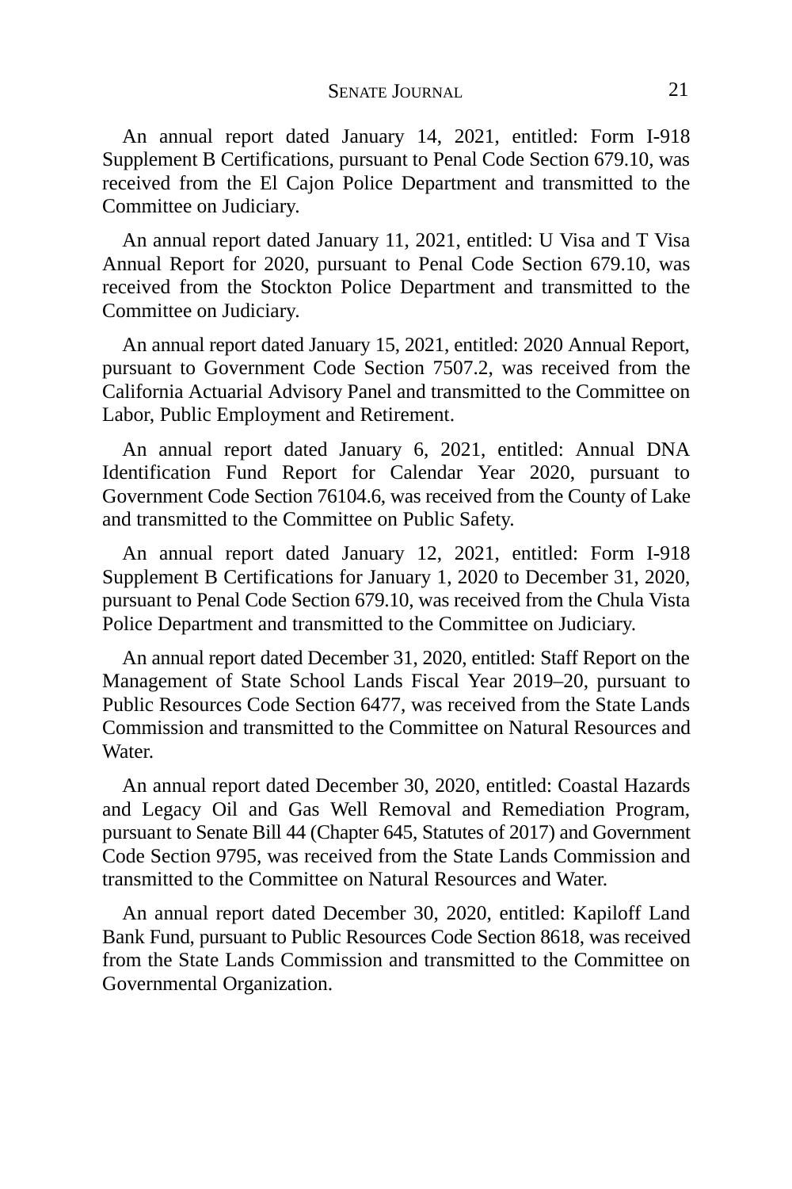An annual report dated January 14, 2021, entitled: Form I-918 Supplement B Certifications, pursuant to Penal Code Section 679.10, was received from the El Cajon Police Department and transmitted to the Committee on Judiciary.

An annual report dated January 11, 2021, entitled: U Visa and T Visa Annual Report for 2020, pursuant to Penal Code Section 679.10, was received from the Stockton Police Department and transmitted to the Committee on Judiciary.

An annual report dated January 15, 2021, entitled: 2020 Annual Report, pursuant to Government Code Section 7507.2, was received from the California Actuarial Advisory Panel and transmitted to the Committee on Labor, Public Employment and Retirement.

An annual report dated January 6, 2021, entitled: Annual DNA Identification Fund Report for Calendar Year 2020, pursuant to Government Code Section 76104.6, was received from the County of Lake and transmitted to the Committee on Public Safety.

An annual report dated January 12, 2021, entitled: Form I-918 Supplement B Certifications for January 1, 2020 to December 31, 2020, pursuant to Penal Code Section 679.10, was received from the Chula Vista Police Department and transmitted to the Committee on Judiciary.

An annual report dated December 31, 2020, entitled: Staff Report on the Management of State School Lands Fiscal Year 2019–20, pursuant to Public Resources Code Section 6477, was received from the State Lands Commission and transmitted to the Committee on Natural Resources and Water.

An annual report dated December 30, 2020, entitled: Coastal Hazards and Legacy Oil and Gas Well Removal and Remediation Program, pursuant to Senate Bill 44 (Chapter 645, Statutes of 2017) and Government Code Section 9795, was received from the State Lands Commission and transmitted to the Committee on Natural Resources and Water.

An annual report dated December 30, 2020, entitled: Kapiloff Land Bank Fund, pursuant to Public Resources Code Section 8618, was received from the State Lands Commission and transmitted to the Committee on Governmental Organization.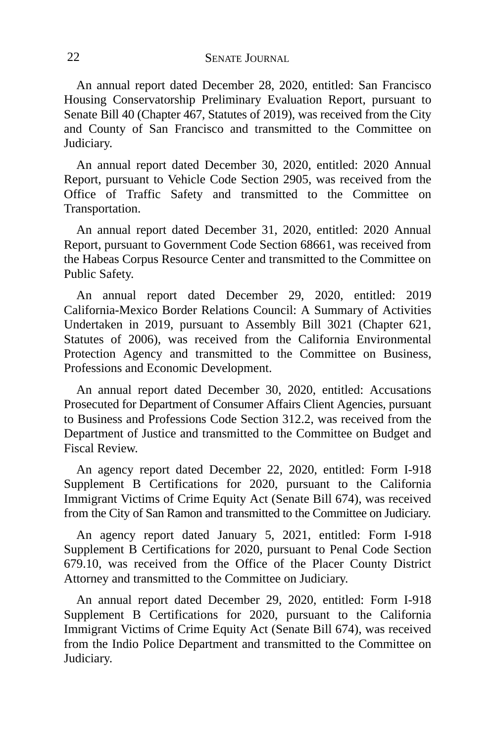An annual report dated December 28, 2020, entitled: San Francisco Housing Conservatorship Preliminary Evaluation Report, pursuant to Senate Bill 40 (Chapter 467, Statutes of 2019), was received from the City and County of San Francisco and transmitted to the Committee on Judiciary.

An annual report dated December 30, 2020, entitled: 2020 Annual Report, pursuant to Vehicle Code Section 2905, was received from the Office of Traffic Safety and transmitted to the Committee on Transportation.

An annual report dated December 31, 2020, entitled: 2020 Annual Report, pursuant to Government Code Section 68661, was received from the Habeas Corpus Resource Center and transmitted to the Committee on Public Safety.

An annual report dated December 29, 2020, entitled: 2019 California-Mexico Border Relations Council: A Summary of Activities Undertaken in 2019, pursuant to Assembly Bill 3021 (Chapter 621, Statutes of 2006), was received from the California Environmental Protection Agency and transmitted to the Committee on Business, Professions and Economic Development.

An annual report dated December 30, 2020, entitled: Accusations Prosecuted for Department of Consumer Affairs Client Agencies, pursuant to Business and Professions Code Section 312.2, was received from the Department of Justice and transmitted to the Committee on Budget and Fiscal Review.

An agency report dated December 22, 2020, entitled: Form I-918 Supplement B Certifications for 2020, pursuant to the California Immigrant Victims of Crime Equity Act (Senate Bill 674), was received from the City of San Ramon and transmitted to the Committee on Judiciary.

An agency report dated January 5, 2021, entitled: Form I-918 Supplement B Certifications for 2020, pursuant to Penal Code Section 679.10, was received from the Office of the Placer County District Attorney and transmitted to the Committee on Judiciary.

An annual report dated December 29, 2020, entitled: Form I-918 Supplement B Certifications for 2020, pursuant to the California Immigrant Victims of Crime Equity Act (Senate Bill 674), was received from the Indio Police Department and transmitted to the Committee on Judiciary.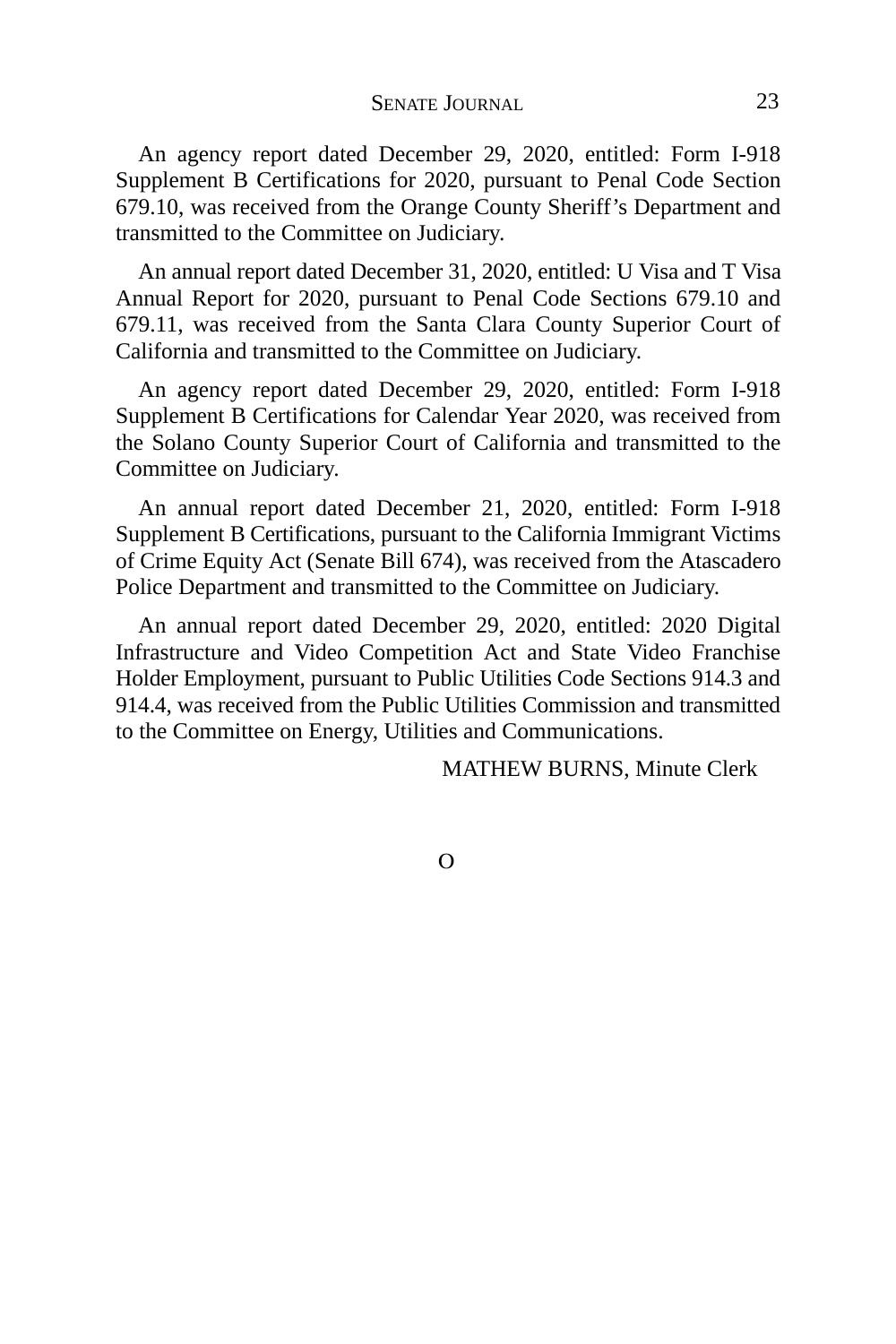An agency report dated December 29, 2020, entitled: Form I-918 Supplement B Certifications for 2020, pursuant to Penal Code Section 679.10, was received from the Orange County Sheriff's Department and transmitted to the Committee on Judiciary.

An annual report dated December 31, 2020, entitled: U Visa and T Visa Annual Report for 2020, pursuant to Penal Code Sections 679.10 and 679.11, was received from the Santa Clara County Superior Court of California and transmitted to the Committee on Judiciary.

An agency report dated December 29, 2020, entitled: Form I-918 Supplement B Certifications for Calendar Year 2020, was received from the Solano County Superior Court of California and transmitted to the Committee on Judiciary.

An annual report dated December 21, 2020, entitled: Form I-918 Supplement B Certifications, pursuant to the California Immigrant Victims of Crime Equity Act (Senate Bill 674), was received from the Atascadero Police Department and transmitted to the Committee on Judiciary.

An annual report dated December 29, 2020, entitled: 2020 Digital Infrastructure and Video Competition Act and State Video Franchise Holder Employment, pursuant to Public Utilities Code Sections 914.3 and 914.4, was received from the Public Utilities Commission and transmitted to the Committee on Energy, Utilities and Communications.

MATHEW BURNS, Minute Clerk

O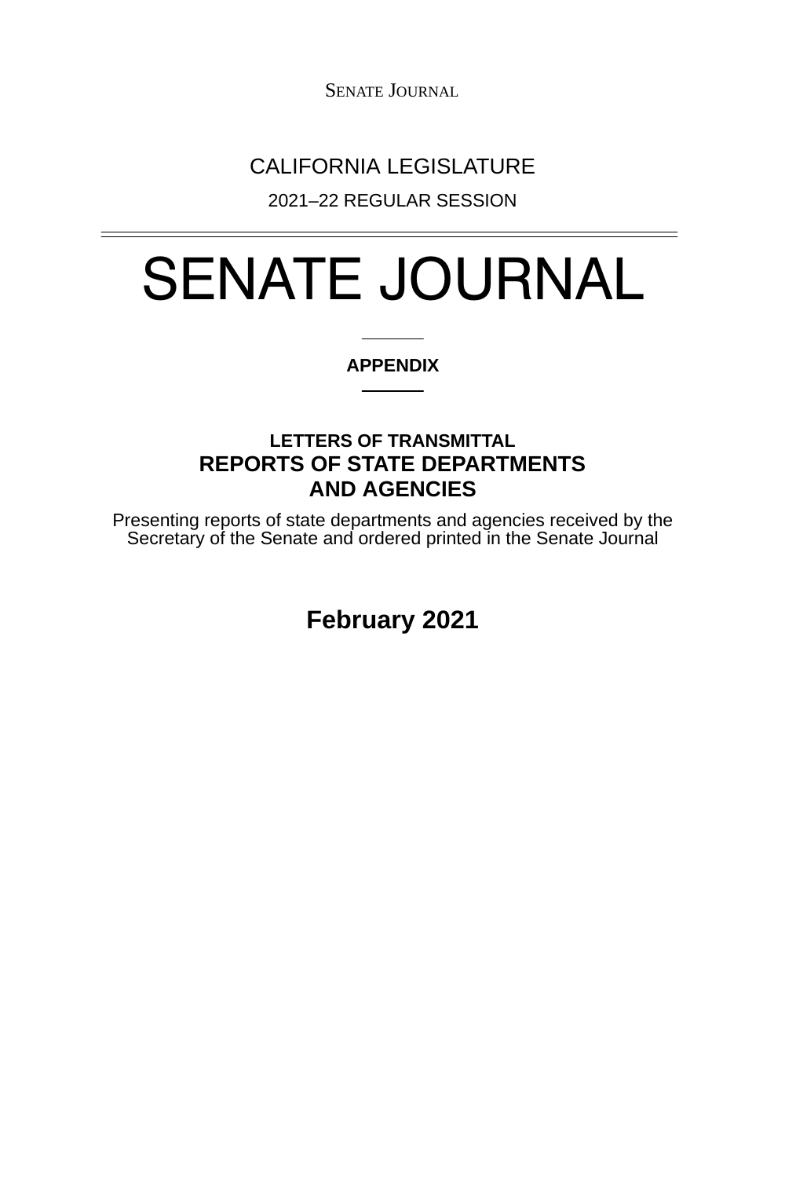CALIFORNIA LEGISLATURE

2021–22 REGULAR SESSION

# SENATE JOURNAL

**APPENDIX**

## LETTERS OF TRANSMITTAL
## REPORTS OF STATE DEPARTMENTS AND AGENCIES

Presenting reports of state departments and agencies received by the Secretary of the Senate and ordered printed in the Senate Journal

**February 2021**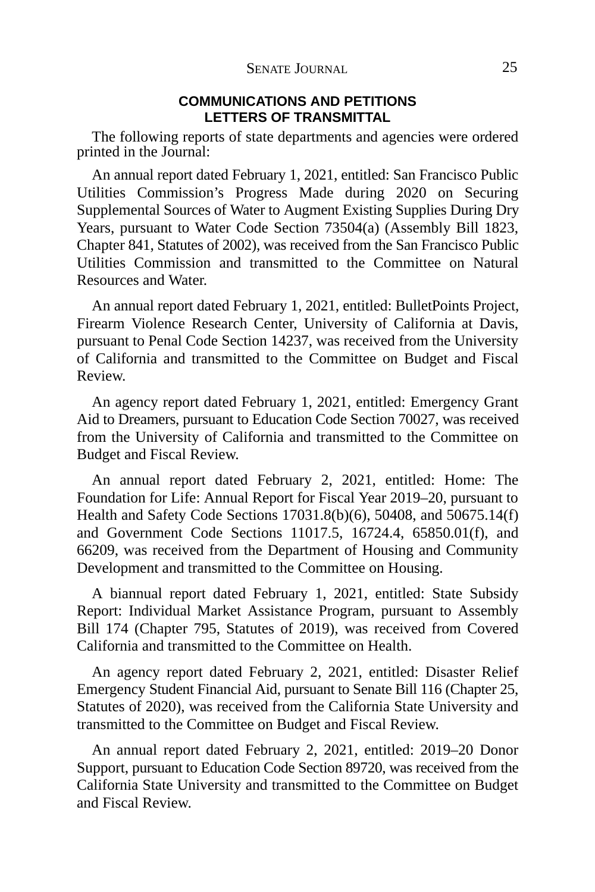## COMMUNICATIONS AND PETITIONS
## LETTERS OF TRANSMITTAL

The following reports of state departments and agencies were ordered printed in the Journal:

An annual report dated February 1, 2021, entitled: San Francisco Public Utilities Commission's Progress Made during 2020 on Securing Supplemental Sources of Water to Augment Existing Supplies During Dry Years, pursuant to Water Code Section 73504(a) (Assembly Bill 1823, Chapter 841, Statutes of 2002), was received from the San Francisco Public Utilities Commission and transmitted to the Committee on Natural Resources and Water.

An annual report dated February 1, 2021, entitled: BulletPoints Project, Firearm Violence Research Center, University of California at Davis, pursuant to Penal Code Section 14237, was received from the University of California and transmitted to the Committee on Budget and Fiscal Review.

An agency report dated February 1, 2021, entitled: Emergency Grant Aid to Dreamers, pursuant to Education Code Section 70027, was received from the University of California and transmitted to the Committee on Budget and Fiscal Review.

An annual report dated February 2, 2021, entitled: Home: The Foundation for Life: Annual Report for Fiscal Year 2019–20, pursuant to Health and Safety Code Sections 17031.8(b)(6), 50408, and 50675.14(f) and Government Code Sections 11017.5, 16724.4, 65850.01(f), and 66209, was received from the Department of Housing and Community Development and transmitted to the Committee on Housing.

A biannual report dated February 1, 2021, entitled: State Subsidy Report: Individual Market Assistance Program, pursuant to Assembly Bill 174 (Chapter 795, Statutes of 2019), was received from Covered California and transmitted to the Committee on Health.

An agency report dated February 2, 2021, entitled: Disaster Relief Emergency Student Financial Aid, pursuant to Senate Bill 116 (Chapter 25, Statutes of 2020), was received from the California State University and transmitted to the Committee on Budget and Fiscal Review.

An annual report dated February 2, 2021, entitled: 2019–20 Donor Support, pursuant to Education Code Section 89720, was received from the California State University and transmitted to the Committee on Budget and Fiscal Review.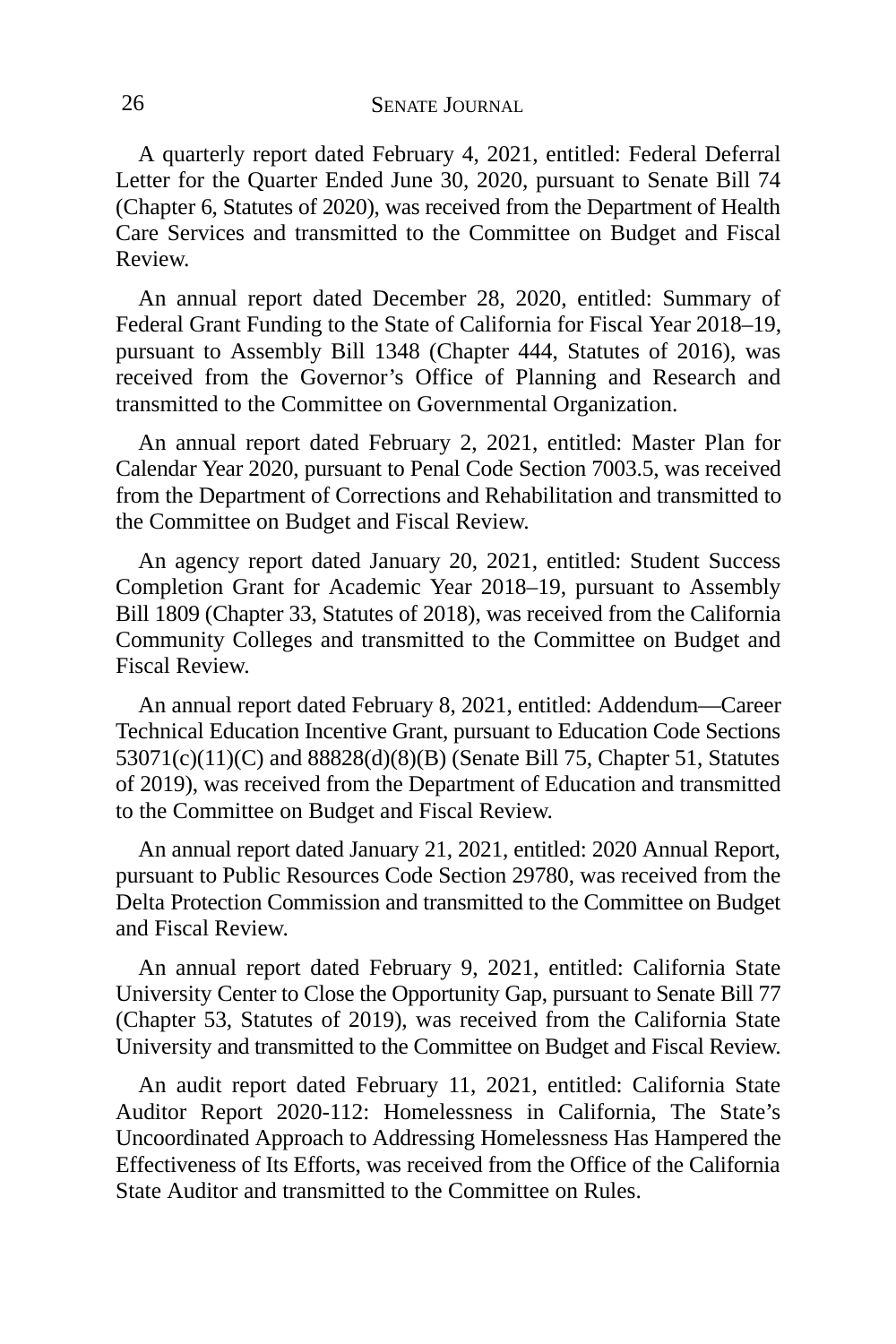A quarterly report dated February 4, 2021, entitled: Federal Deferral Letter for the Quarter Ended June 30, 2020, pursuant to Senate Bill 74 (Chapter 6, Statutes of 2020), was received from the Department of Health Care Services and transmitted to the Committee on Budget and Fiscal Review.

An annual report dated December 28, 2020, entitled: Summary of Federal Grant Funding to the State of California for Fiscal Year 2018–19, pursuant to Assembly Bill 1348 (Chapter 444, Statutes of 2016), was received from the Governor's Office of Planning and Research and transmitted to the Committee on Governmental Organization.

An annual report dated February 2, 2021, entitled: Master Plan for Calendar Year 2020, pursuant to Penal Code Section 7003.5, was received from the Department of Corrections and Rehabilitation and transmitted to the Committee on Budget and Fiscal Review.

An agency report dated January 20, 2021, entitled: Student Success Completion Grant for Academic Year 2018–19, pursuant to Assembly Bill 1809 (Chapter 33, Statutes of 2018), was received from the California Community Colleges and transmitted to the Committee on Budget and Fiscal Review.

An annual report dated February 8, 2021, entitled: Addendum—Career Technical Education Incentive Grant, pursuant to Education Code Sections 53071(c)(11)(C) and 88828(d)(8)(B) (Senate Bill 75, Chapter 51, Statutes of 2019), was received from the Department of Education and transmitted to the Committee on Budget and Fiscal Review.

An annual report dated January 21, 2021, entitled: 2020 Annual Report, pursuant to Public Resources Code Section 29780, was received from the Delta Protection Commission and transmitted to the Committee on Budget and Fiscal Review.

An annual report dated February 9, 2021, entitled: California State University Center to Close the Opportunity Gap, pursuant to Senate Bill 77 (Chapter 53, Statutes of 2019), was received from the California State University and transmitted to the Committee on Budget and Fiscal Review.

An audit report dated February 11, 2021, entitled: California State Auditor Report 2020-112: Homelessness in California, The State's Uncoordinated Approach to Addressing Homelessness Has Hampered the Effectiveness of Its Efforts, was received from the Office of the California State Auditor and transmitted to the Committee on Rules.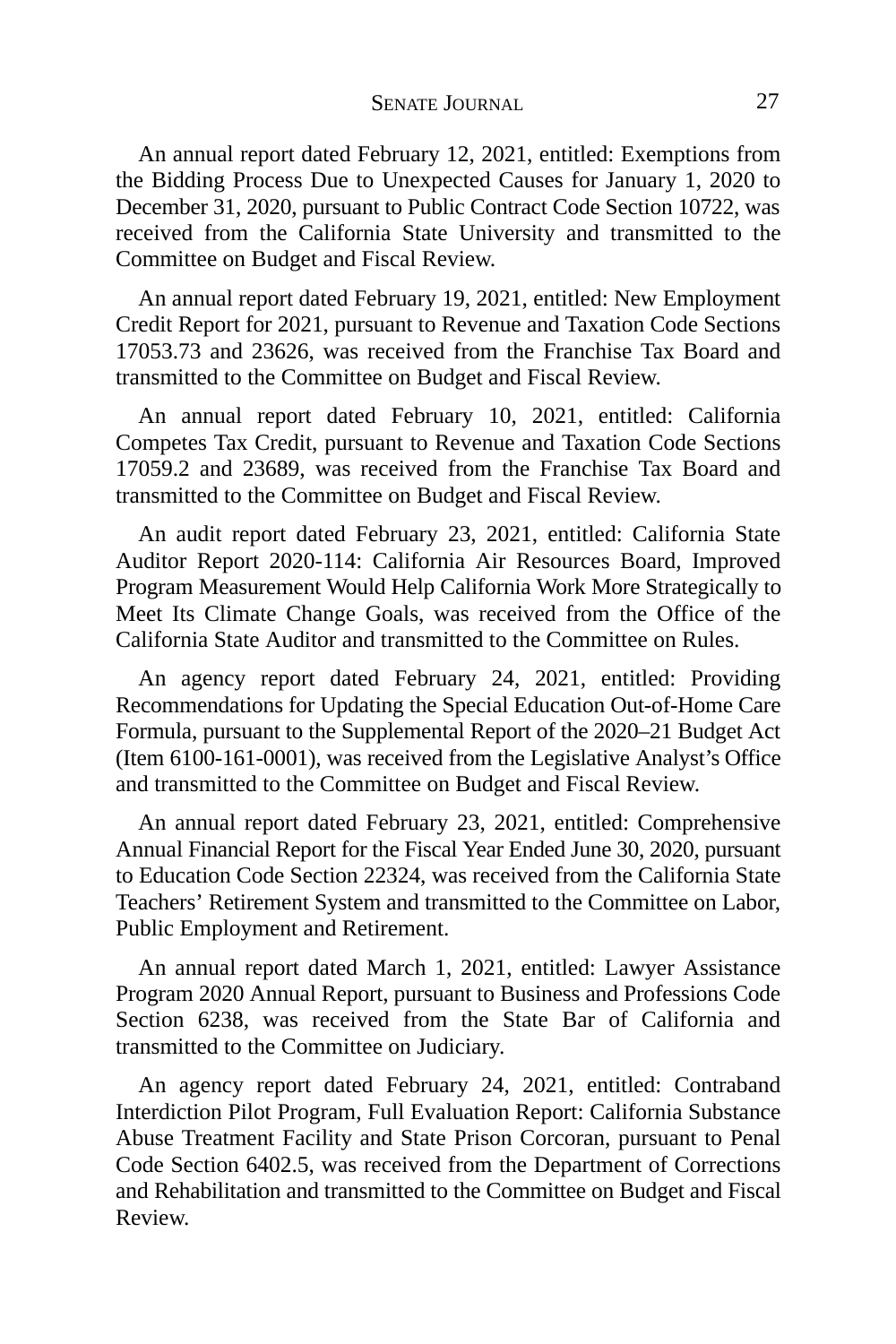An annual report dated February 12, 2021, entitled: Exemptions from the Bidding Process Due to Unexpected Causes for January 1, 2020 to December 31, 2020, pursuant to Public Contract Code Section 10722, was received from the California State University and transmitted to the Committee on Budget and Fiscal Review.

An annual report dated February 19, 2021, entitled: New Employment Credit Report for 2021, pursuant to Revenue and Taxation Code Sections 17053.73 and 23626, was received from the Franchise Tax Board and transmitted to the Committee on Budget and Fiscal Review.

An annual report dated February 10, 2021, entitled: California Competes Tax Credit, pursuant to Revenue and Taxation Code Sections 17059.2 and 23689, was received from the Franchise Tax Board and transmitted to the Committee on Budget and Fiscal Review.

An audit report dated February 23, 2021, entitled: California State Auditor Report 2020-114: California Air Resources Board, Improved Program Measurement Would Help California Work More Strategically to Meet Its Climate Change Goals, was received from the Office of the California State Auditor and transmitted to the Committee on Rules.

An agency report dated February 24, 2021, entitled: Providing Recommendations for Updating the Special Education Out-of-Home Care Formula, pursuant to the Supplemental Report of the 2020–21 Budget Act (Item 6100-161-0001), was received from the Legislative Analyst's Office and transmitted to the Committee on Budget and Fiscal Review.

An annual report dated February 23, 2021, entitled: Comprehensive Annual Financial Report for the Fiscal Year Ended June 30, 2020, pursuant to Education Code Section 22324, was received from the California State Teachers' Retirement System and transmitted to the Committee on Labor, Public Employment and Retirement.

An annual report dated March 1, 2021, entitled: Lawyer Assistance Program 2020 Annual Report, pursuant to Business and Professions Code Section 6238, was received from the State Bar of California and transmitted to the Committee on Judiciary.

An agency report dated February 24, 2021, entitled: Contraband Interdiction Pilot Program, Full Evaluation Report: California Substance Abuse Treatment Facility and State Prison Corcoran, pursuant to Penal Code Section 6402.5, was received from the Department of Corrections and Rehabilitation and transmitted to the Committee on Budget and Fiscal Review.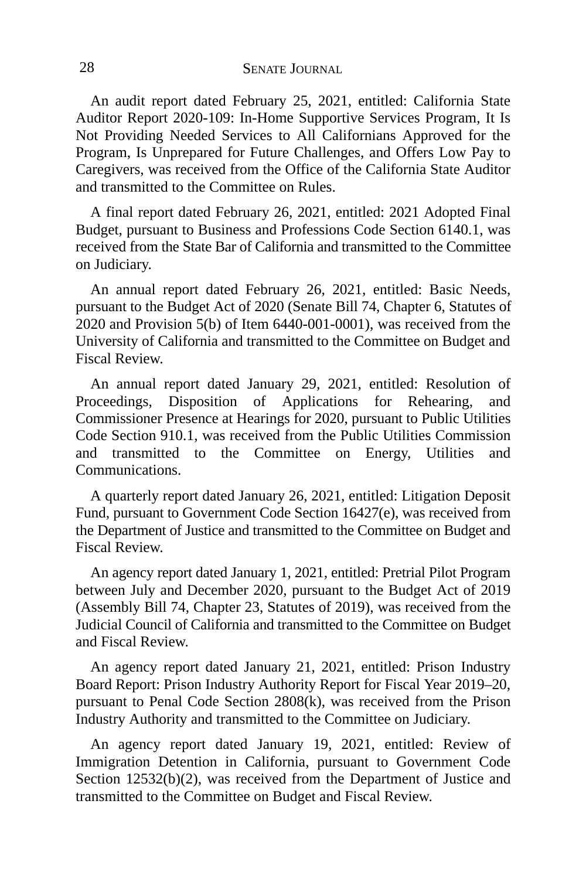An audit report dated February 25, 2021, entitled: California State Auditor Report 2020-109: In-Home Supportive Services Program, It Is Not Providing Needed Services to All Californians Approved for the Program, Is Unprepared for Future Challenges, and Offers Low Pay to Caregivers, was received from the Office of the California State Auditor and transmitted to the Committee on Rules.

A final report dated February 26, 2021, entitled: 2021 Adopted Final Budget, pursuant to Business and Professions Code Section 6140.1, was received from the State Bar of California and transmitted to the Committee on Judiciary.

An annual report dated February 26, 2021, entitled: Basic Needs, pursuant to the Budget Act of 2020 (Senate Bill 74, Chapter 6, Statutes of 2020 and Provision 5(b) of Item 6440-001-0001), was received from the University of California and transmitted to the Committee on Budget and Fiscal Review.

An annual report dated January 29, 2021, entitled: Resolution of Proceedings, Disposition of Applications for Rehearing, and Commissioner Presence at Hearings for 2020, pursuant to Public Utilities Code Section 910.1, was received from the Public Utilities Commission and transmitted to the Committee on Energy, Utilities and Communications.

A quarterly report dated January 26, 2021, entitled: Litigation Deposit Fund, pursuant to Government Code Section 16427(e), was received from the Department of Justice and transmitted to the Committee on Budget and Fiscal Review.

An agency report dated January 1, 2021, entitled: Pretrial Pilot Program between July and December 2020, pursuant to the Budget Act of 2019 (Assembly Bill 74, Chapter 23, Statutes of 2019), was received from the Judicial Council of California and transmitted to the Committee on Budget and Fiscal Review.

An agency report dated January 21, 2021, entitled: Prison Industry Board Report: Prison Industry Authority Report for Fiscal Year 2019–20, pursuant to Penal Code Section 2808(k), was received from the Prison Industry Authority and transmitted to the Committee on Judiciary.

An agency report dated January 19, 2021, entitled: Review of Immigration Detention in California, pursuant to Government Code Section 12532(b)(2), was received from the Department of Justice and transmitted to the Committee on Budget and Fiscal Review.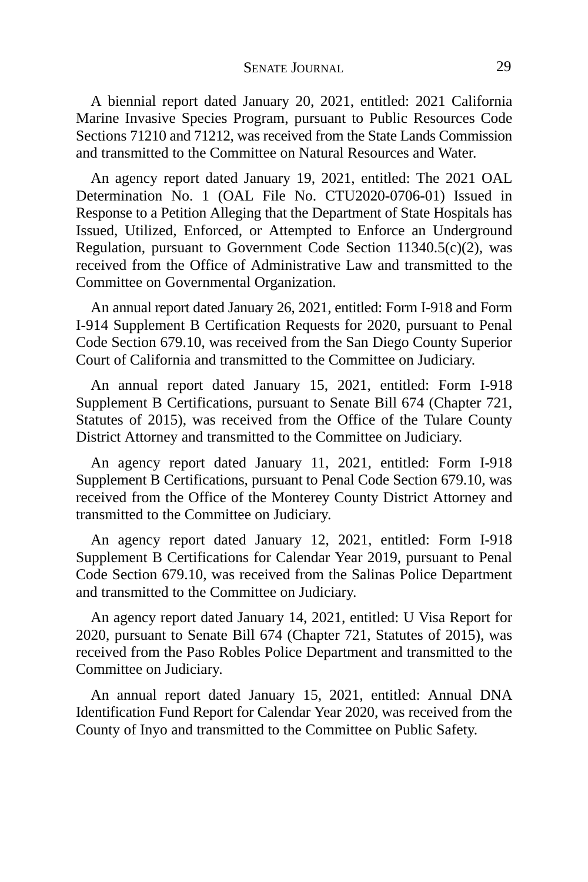A biennial report dated January 20, 2021, entitled: 2021 California Marine Invasive Species Program, pursuant to Public Resources Code Sections 71210 and 71212, was received from the State Lands Commission and transmitted to the Committee on Natural Resources and Water.

An agency report dated January 19, 2021, entitled: The 2021 OAL Determination No. 1 (OAL File No. CTU2020-0706-01) Issued in Response to a Petition Alleging that the Department of State Hospitals has Issued, Utilized, Enforced, or Attempted to Enforce an Underground Regulation, pursuant to Government Code Section 11340.5(c)(2), was received from the Office of Administrative Law and transmitted to the Committee on Governmental Organization.

An annual report dated January 26, 2021, entitled: Form I-918 and Form I-914 Supplement B Certification Requests for 2020, pursuant to Penal Code Section 679.10, was received from the San Diego County Superior Court of California and transmitted to the Committee on Judiciary.

An annual report dated January 15, 2021, entitled: Form I-918 Supplement B Certifications, pursuant to Senate Bill 674 (Chapter 721, Statutes of 2015), was received from the Office of the Tulare County District Attorney and transmitted to the Committee on Judiciary.

An agency report dated January 11, 2021, entitled: Form I-918 Supplement B Certifications, pursuant to Penal Code Section 679.10, was received from the Office of the Monterey County District Attorney and transmitted to the Committee on Judiciary.

An agency report dated January 12, 2021, entitled: Form I-918 Supplement B Certifications for Calendar Year 2019, pursuant to Penal Code Section 679.10, was received from the Salinas Police Department and transmitted to the Committee on Judiciary.

An agency report dated January 14, 2021, entitled: U Visa Report for 2020, pursuant to Senate Bill 674 (Chapter 721, Statutes of 2015), was received from the Paso Robles Police Department and transmitted to the Committee on Judiciary.

An annual report dated January 15, 2021, entitled: Annual DNA Identification Fund Report for Calendar Year 2020, was received from the County of Inyo and transmitted to the Committee on Public Safety.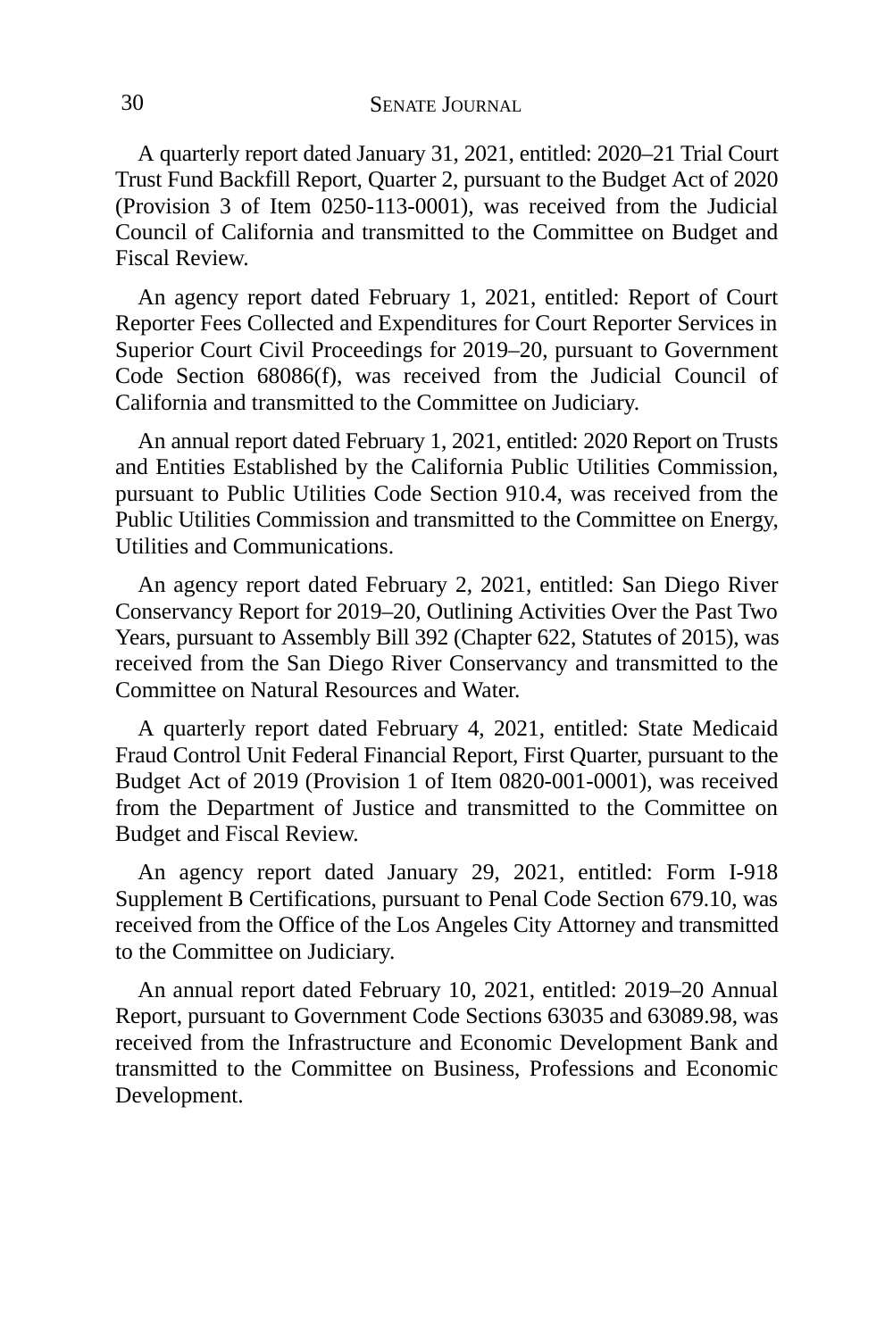A quarterly report dated January 31, 2021, entitled: 2020–21 Trial Court Trust Fund Backfill Report, Quarter 2, pursuant to the Budget Act of 2020 (Provision 3 of Item 0250-113-0001), was received from the Judicial Council of California and transmitted to the Committee on Budget and Fiscal Review.

An agency report dated February 1, 2021, entitled: Report of Court Reporter Fees Collected and Expenditures for Court Reporter Services in Superior Court Civil Proceedings for 2019–20, pursuant to Government Code Section 68086(f), was received from the Judicial Council of California and transmitted to the Committee on Judiciary.

An annual report dated February 1, 2021, entitled: 2020 Report on Trusts and Entities Established by the California Public Utilities Commission, pursuant to Public Utilities Code Section 910.4, was received from the Public Utilities Commission and transmitted to the Committee on Energy, Utilities and Communications.

An agency report dated February 2, 2021, entitled: San Diego River Conservancy Report for 2019–20, Outlining Activities Over the Past Two Years, pursuant to Assembly Bill 392 (Chapter 622, Statutes of 2015), was received from the San Diego River Conservancy and transmitted to the Committee on Natural Resources and Water.

A quarterly report dated February 4, 2021, entitled: State Medicaid Fraud Control Unit Federal Financial Report, First Quarter, pursuant to the Budget Act of 2019 (Provision 1 of Item 0820-001-0001), was received from the Department of Justice and transmitted to the Committee on Budget and Fiscal Review.

An agency report dated January 29, 2021, entitled: Form I-918 Supplement B Certifications, pursuant to Penal Code Section 679.10, was received from the Office of the Los Angeles City Attorney and transmitted to the Committee on Judiciary.

An annual report dated February 10, 2021, entitled: 2019–20 Annual Report, pursuant to Government Code Sections 63035 and 63089.98, was received from the Infrastructure and Economic Development Bank and transmitted to the Committee on Business, Professions and Economic Development.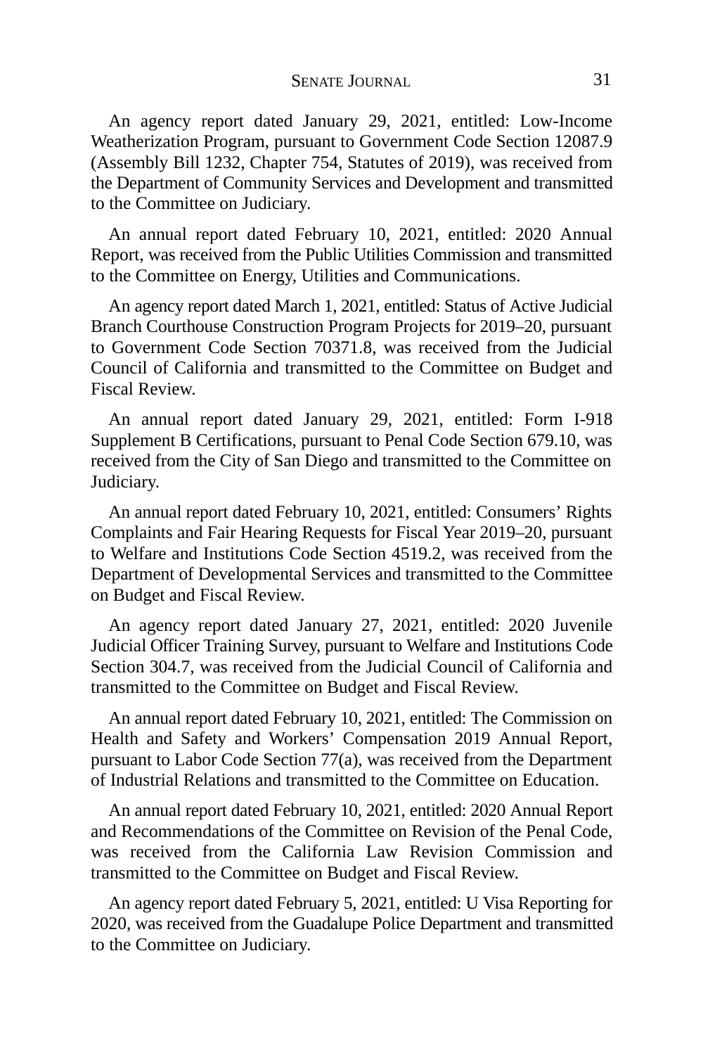An agency report dated January 29, 2021, entitled: Low-Income Weatherization Program, pursuant to Government Code Section 12087.9 (Assembly Bill 1232, Chapter 754, Statutes of 2019), was received from the Department of Community Services and Development and transmitted to the Committee on Judiciary.

An annual report dated February 10, 2021, entitled: 2020 Annual Report, was received from the Public Utilities Commission and transmitted to the Committee on Energy, Utilities and Communications.

An agency report dated March 1, 2021, entitled: Status of Active Judicial Branch Courthouse Construction Program Projects for 2019–20, pursuant to Government Code Section 70371.8, was received from the Judicial Council of California and transmitted to the Committee on Budget and Fiscal Review.

An annual report dated January 29, 2021, entitled: Form I-918 Supplement B Certifications, pursuant to Penal Code Section 679.10, was received from the City of San Diego and transmitted to the Committee on Judiciary.

An annual report dated February 10, 2021, entitled: Consumers' Rights Complaints and Fair Hearing Requests for Fiscal Year 2019–20, pursuant to Welfare and Institutions Code Section 4519.2, was received from the Department of Developmental Services and transmitted to the Committee on Budget and Fiscal Review.

An agency report dated January 27, 2021, entitled: 2020 Juvenile Judicial Officer Training Survey, pursuant to Welfare and Institutions Code Section 304.7, was received from the Judicial Council of California and transmitted to the Committee on Budget and Fiscal Review.

An annual report dated February 10, 2021, entitled: The Commission on Health and Safety and Workers' Compensation 2019 Annual Report, pursuant to Labor Code Section 77(a), was received from the Department of Industrial Relations and transmitted to the Committee on Education.

An annual report dated February 10, 2021, entitled: 2020 Annual Report and Recommendations of the Committee on Revision of the Penal Code, was received from the California Law Revision Commission and transmitted to the Committee on Budget and Fiscal Review.

An agency report dated February 5, 2021, entitled: U Visa Reporting for 2020, was received from the Guadalupe Police Department and transmitted to the Committee on Judiciary.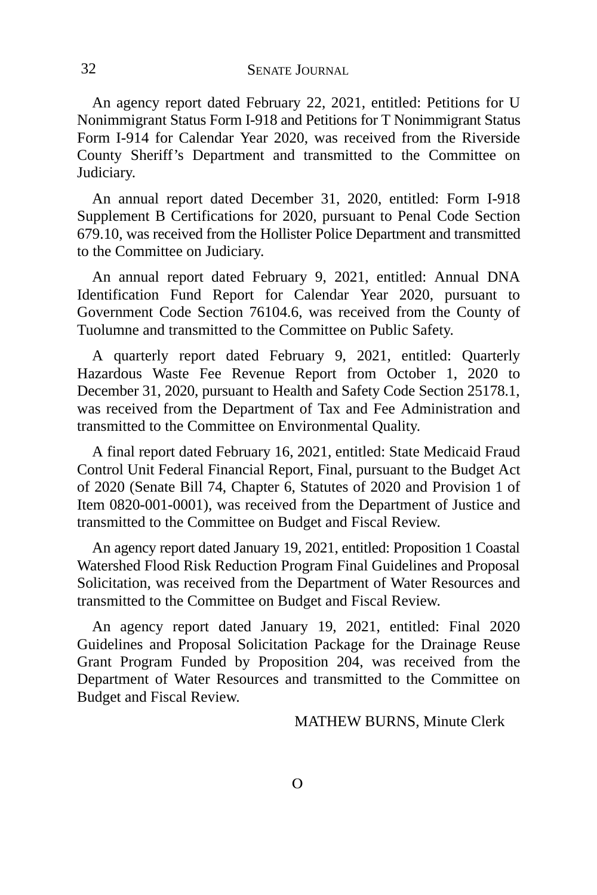An agency report dated February 22, 2021, entitled: Petitions for U Nonimmigrant Status Form I-918 and Petitions for T Nonimmigrant Status Form I-914 for Calendar Year 2020, was received from the Riverside County Sheriff's Department and transmitted to the Committee on Judiciary.

An annual report dated December 31, 2020, entitled: Form I-918 Supplement B Certifications for 2020, pursuant to Penal Code Section 679.10, was received from the Hollister Police Department and transmitted to the Committee on Judiciary.

An annual report dated February 9, 2021, entitled: Annual DNA Identification Fund Report for Calendar Year 2020, pursuant to Government Code Section 76104.6, was received from the County of Tuolumne and transmitted to the Committee on Public Safety.

A quarterly report dated February 9, 2021, entitled: Quarterly Hazardous Waste Fee Revenue Report from October 1, 2020 to December 31, 2020, pursuant to Health and Safety Code Section 25178.1, was received from the Department of Tax and Fee Administration and transmitted to the Committee on Environmental Quality.

A final report dated February 16, 2021, entitled: State Medicaid Fraud Control Unit Federal Financial Report, Final, pursuant to the Budget Act of 2020 (Senate Bill 74, Chapter 6, Statutes of 2020 and Provision 1 of Item 0820-001-0001), was received from the Department of Justice and transmitted to the Committee on Budget and Fiscal Review.

An agency report dated January 19, 2021, entitled: Proposition 1 Coastal Watershed Flood Risk Reduction Program Final Guidelines and Proposal Solicitation, was received from the Department of Water Resources and transmitted to the Committee on Budget and Fiscal Review.

An agency report dated January 19, 2021, entitled: Final 2020 Guidelines and Proposal Solicitation Package for the Drainage Reuse Grant Program Funded by Proposition 204, was received from the Department of Water Resources and transmitted to the Committee on Budget and Fiscal Review.

MATHEW BURNS, Minute Clerk

O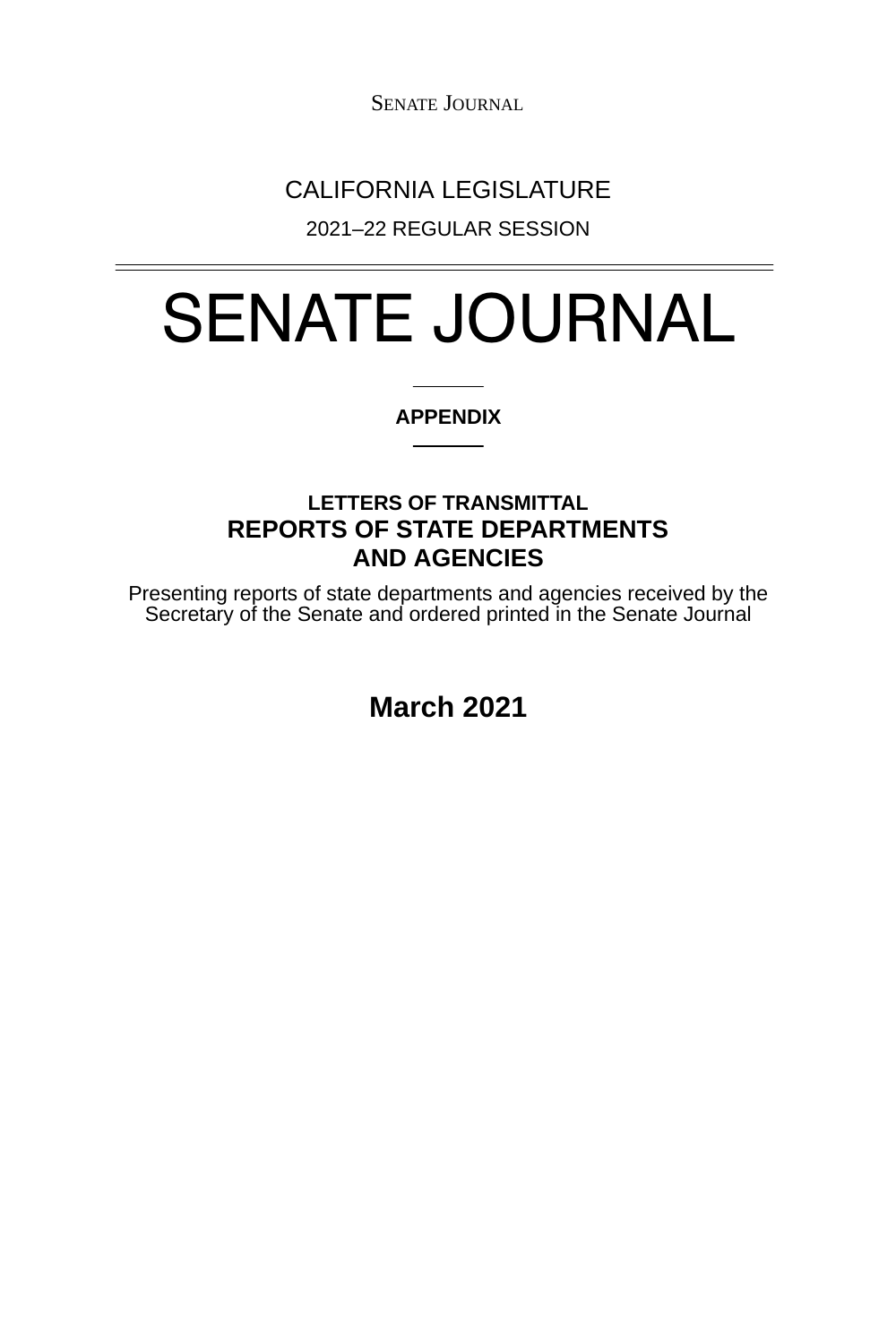CALIFORNIA LEGISLATURE

2021–22 REGULAR SESSION

# SENATE JOURNAL

**APPENDIX**

**LETTERS OF TRANSMITTAL**

## REPORTS OF STATE DEPARTMENTS AND AGENCIES

Presenting reports of state departments and agencies received by the Secretary of the Senate and ordered printed in the Senate Journal

**March 2021**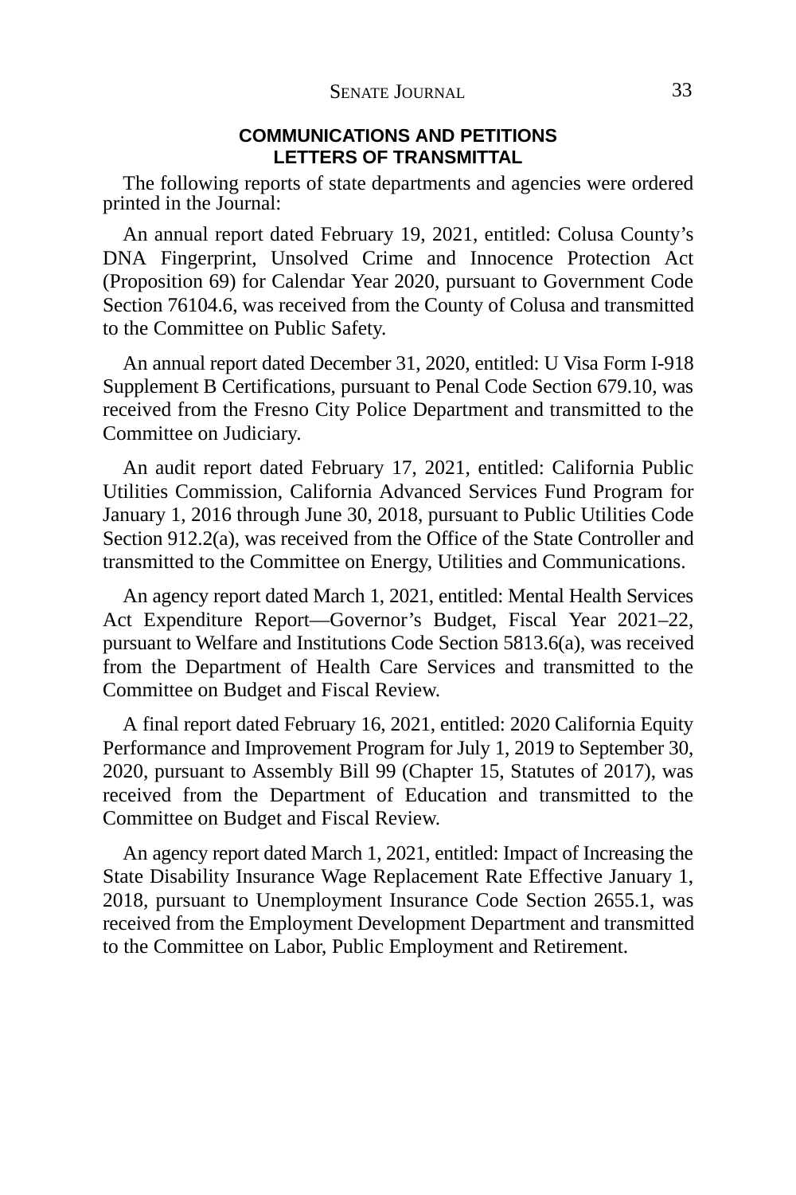## COMMUNICATIONS AND PETITIONS
## LETTERS OF TRANSMITTAL

The following reports of state departments and agencies were ordered printed in the Journal:

An annual report dated February 19, 2021, entitled: Colusa County's DNA Fingerprint, Unsolved Crime and Innocence Protection Act (Proposition 69) for Calendar Year 2020, pursuant to Government Code Section 76104.6, was received from the County of Colusa and transmitted to the Committee on Public Safety.

An annual report dated December 31, 2020, entitled: U Visa Form I-918 Supplement B Certifications, pursuant to Penal Code Section 679.10, was received from the Fresno City Police Department and transmitted to the Committee on Judiciary.

An audit report dated February 17, 2021, entitled: California Public Utilities Commission, California Advanced Services Fund Program for January 1, 2016 through June 30, 2018, pursuant to Public Utilities Code Section 912.2(a), was received from the Office of the State Controller and transmitted to the Committee on Energy, Utilities and Communications.

An agency report dated March 1, 2021, entitled: Mental Health Services Act Expenditure Report—Governor's Budget, Fiscal Year 2021–22, pursuant to Welfare and Institutions Code Section 5813.6(a), was received from the Department of Health Care Services and transmitted to the Committee on Budget and Fiscal Review.

A final report dated February 16, 2021, entitled: 2020 California Equity Performance and Improvement Program for July 1, 2019 to September 30, 2020, pursuant to Assembly Bill 99 (Chapter 15, Statutes of 2017), was received from the Department of Education and transmitted to the Committee on Budget and Fiscal Review.

An agency report dated March 1, 2021, entitled: Impact of Increasing the State Disability Insurance Wage Replacement Rate Effective January 1, 2018, pursuant to Unemployment Insurance Code Section 2655.1, was received from the Employment Development Department and transmitted to the Committee on Labor, Public Employment and Retirement.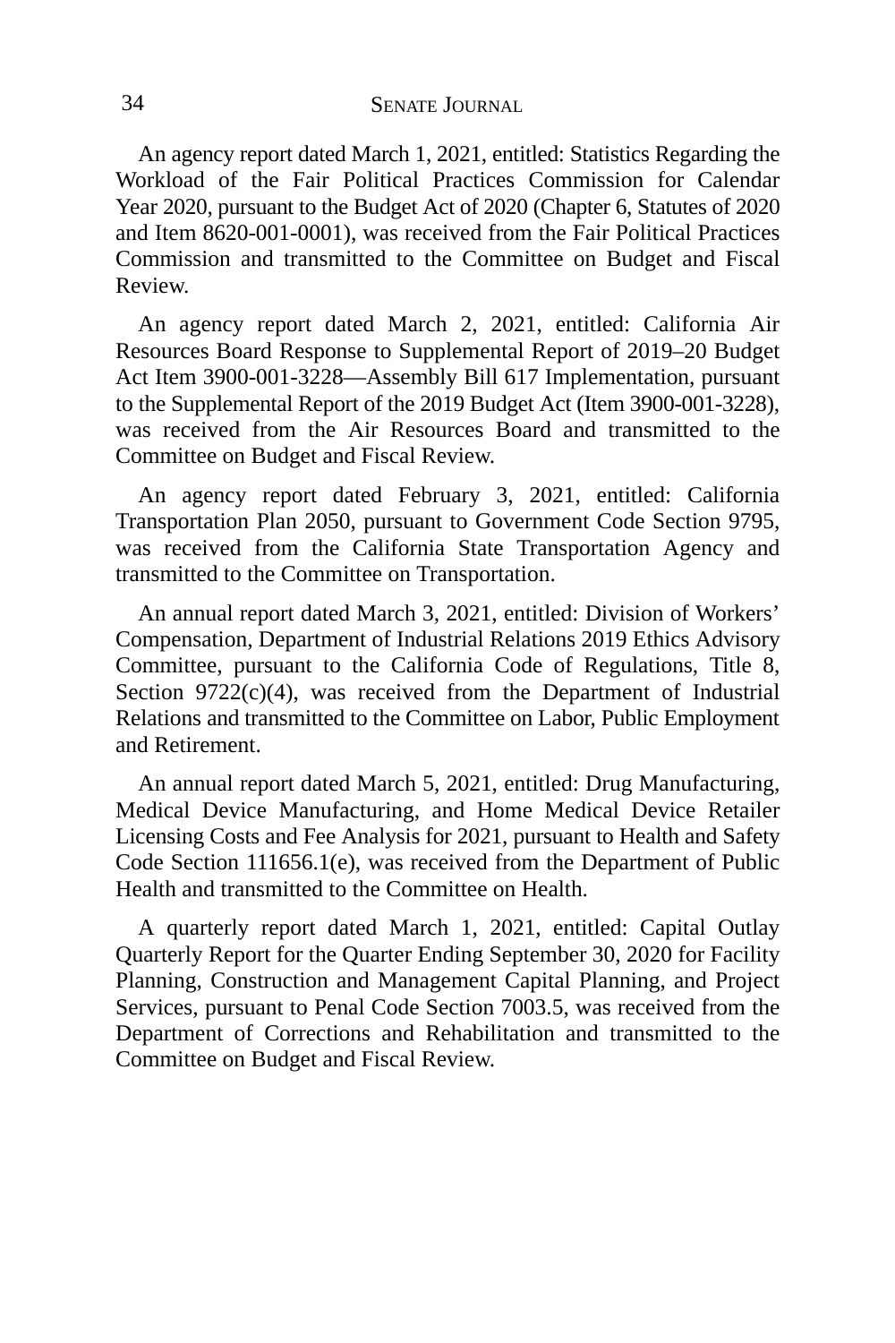An agency report dated March 1, 2021, entitled: Statistics Regarding the Workload of the Fair Political Practices Commission for Calendar Year 2020, pursuant to the Budget Act of 2020 (Chapter 6, Statutes of 2020 and Item 8620-001-0001), was received from the Fair Political Practices Commission and transmitted to the Committee on Budget and Fiscal Review.

An agency report dated March 2, 2021, entitled: California Air Resources Board Response to Supplemental Report of 2019–20 Budget Act Item 3900-001-3228—Assembly Bill 617 Implementation, pursuant to the Supplemental Report of the 2019 Budget Act (Item 3900-001-3228), was received from the Air Resources Board and transmitted to the Committee on Budget and Fiscal Review.

An agency report dated February 3, 2021, entitled: California Transportation Plan 2050, pursuant to Government Code Section 9795, was received from the California State Transportation Agency and transmitted to the Committee on Transportation.

An annual report dated March 3, 2021, entitled: Division of Workers' Compensation, Department of Industrial Relations 2019 Ethics Advisory Committee, pursuant to the California Code of Regulations, Title 8, Section 9722(c)(4), was received from the Department of Industrial Relations and transmitted to the Committee on Labor, Public Employment and Retirement.

An annual report dated March 5, 2021, entitled: Drug Manufacturing, Medical Device Manufacturing, and Home Medical Device Retailer Licensing Costs and Fee Analysis for 2021, pursuant to Health and Safety Code Section 111656.1(e), was received from the Department of Public Health and transmitted to the Committee on Health.

A quarterly report dated March 1, 2021, entitled: Capital Outlay Quarterly Report for the Quarter Ending September 30, 2020 for Facility Planning, Construction and Management Capital Planning, and Project Services, pursuant to Penal Code Section 7003.5, was received from the Department of Corrections and Rehabilitation and transmitted to the Committee on Budget and Fiscal Review.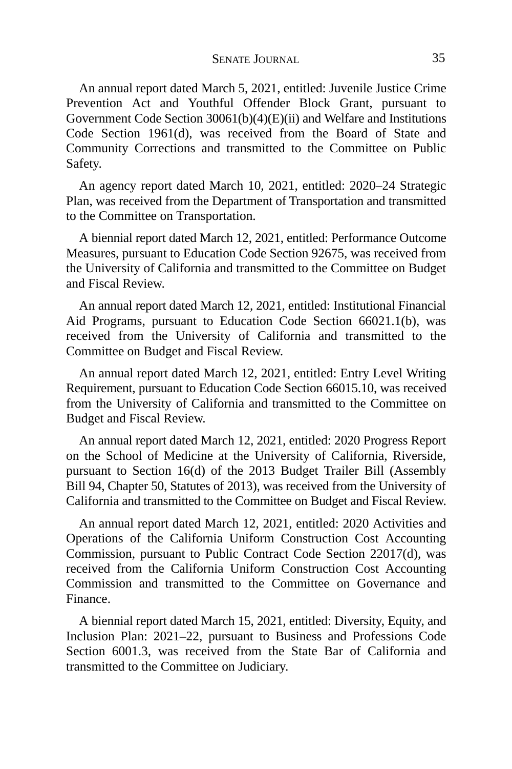An annual report dated March 5, 2021, entitled: Juvenile Justice Crime Prevention Act and Youthful Offender Block Grant, pursuant to Government Code Section 30061(b)(4)(E)(ii) and Welfare and Institutions Code Section 1961(d), was received from the Board of State and Community Corrections and transmitted to the Committee on Public Safety.

An agency report dated March 10, 2021, entitled: 2020–24 Strategic Plan, was received from the Department of Transportation and transmitted to the Committee on Transportation.

A biennial report dated March 12, 2021, entitled: Performance Outcome Measures, pursuant to Education Code Section 92675, was received from the University of California and transmitted to the Committee on Budget and Fiscal Review.

An annual report dated March 12, 2021, entitled: Institutional Financial Aid Programs, pursuant to Education Code Section 66021.1(b), was received from the University of California and transmitted to the Committee on Budget and Fiscal Review.

An annual report dated March 12, 2021, entitled: Entry Level Writing Requirement, pursuant to Education Code Section 66015.10, was received from the University of California and transmitted to the Committee on Budget and Fiscal Review.

An annual report dated March 12, 2021, entitled: 2020 Progress Report on the School of Medicine at the University of California, Riverside, pursuant to Section 16(d) of the 2013 Budget Trailer Bill (Assembly Bill 94, Chapter 50, Statutes of 2013), was received from the University of California and transmitted to the Committee on Budget and Fiscal Review.

An annual report dated March 12, 2021, entitled: 2020 Activities and Operations of the California Uniform Construction Cost Accounting Commission, pursuant to Public Contract Code Section 22017(d), was received from the California Uniform Construction Cost Accounting Commission and transmitted to the Committee on Governance and Finance.

A biennial report dated March 15, 2021, entitled: Diversity, Equity, and Inclusion Plan: 2021–22, pursuant to Business and Professions Code Section 6001.3, was received from the State Bar of California and transmitted to the Committee on Judiciary.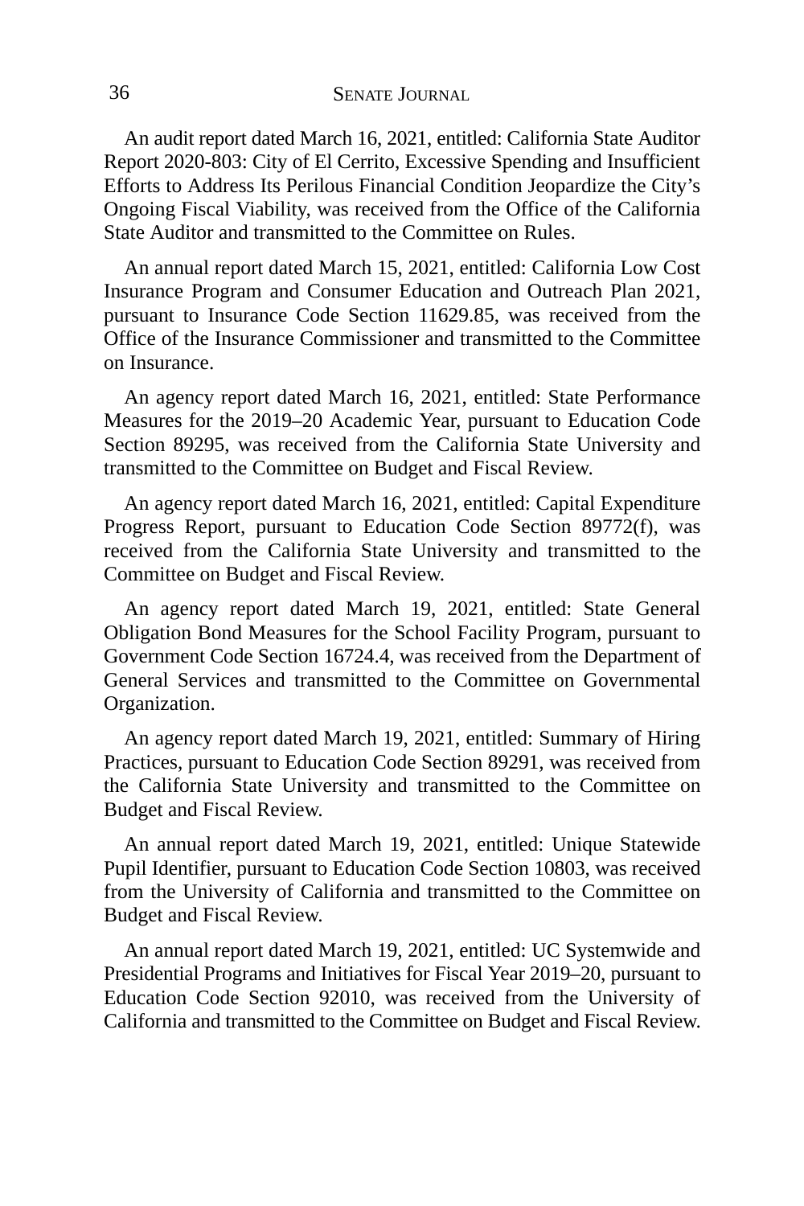An audit report dated March 16, 2021, entitled: California State Auditor Report 2020-803: City of El Cerrito, Excessive Spending and Insufficient Efforts to Address Its Perilous Financial Condition Jeopardize the City's Ongoing Fiscal Viability, was received from the Office of the California State Auditor and transmitted to the Committee on Rules.

An annual report dated March 15, 2021, entitled: California Low Cost Insurance Program and Consumer Education and Outreach Plan 2021, pursuant to Insurance Code Section 11629.85, was received from the Office of the Insurance Commissioner and transmitted to the Committee on Insurance.

An agency report dated March 16, 2021, entitled: State Performance Measures for the 2019–20 Academic Year, pursuant to Education Code Section 89295, was received from the California State University and transmitted to the Committee on Budget and Fiscal Review.

An agency report dated March 16, 2021, entitled: Capital Expenditure Progress Report, pursuant to Education Code Section 89772(f), was received from the California State University and transmitted to the Committee on Budget and Fiscal Review.

An agency report dated March 19, 2021, entitled: State General Obligation Bond Measures for the School Facility Program, pursuant to Government Code Section 16724.4, was received from the Department of General Services and transmitted to the Committee on Governmental Organization.

An agency report dated March 19, 2021, entitled: Summary of Hiring Practices, pursuant to Education Code Section 89291, was received from the California State University and transmitted to the Committee on Budget and Fiscal Review.

An annual report dated March 19, 2021, entitled: Unique Statewide Pupil Identifier, pursuant to Education Code Section 10803, was received from the University of California and transmitted to the Committee on Budget and Fiscal Review.

An annual report dated March 19, 2021, entitled: UC Systemwide and Presidential Programs and Initiatives for Fiscal Year 2019–20, pursuant to Education Code Section 92010, was received from the University of California and transmitted to the Committee on Budget and Fiscal Review.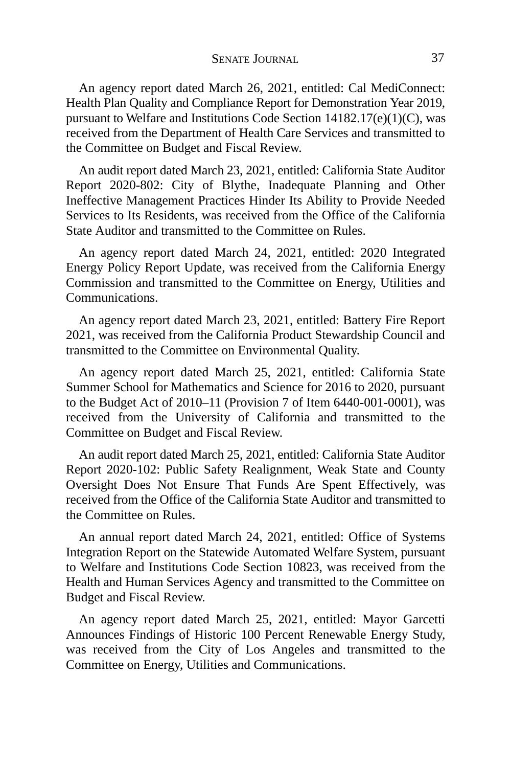An agency report dated March 26, 2021, entitled: Cal MediConnect: Health Plan Quality and Compliance Report for Demonstration Year 2019, pursuant to Welfare and Institutions Code Section 14182.17(e)(1)(C), was received from the Department of Health Care Services and transmitted to the Committee on Budget and Fiscal Review.

An audit report dated March 23, 2021, entitled: California State Auditor Report 2020-802: City of Blythe, Inadequate Planning and Other Ineffective Management Practices Hinder Its Ability to Provide Needed Services to Its Residents, was received from the Office of the California State Auditor and transmitted to the Committee on Rules.

An agency report dated March 24, 2021, entitled: 2020 Integrated Energy Policy Report Update, was received from the California Energy Commission and transmitted to the Committee on Energy, Utilities and Communications.

An agency report dated March 23, 2021, entitled: Battery Fire Report 2021, was received from the California Product Stewardship Council and transmitted to the Committee on Environmental Quality.

An agency report dated March 25, 2021, entitled: California State Summer School for Mathematics and Science for 2016 to 2020, pursuant to the Budget Act of 2010–11 (Provision 7 of Item 6440-001-0001), was received from the University of California and transmitted to the Committee on Budget and Fiscal Review.

An audit report dated March 25, 2021, entitled: California State Auditor Report 2020-102: Public Safety Realignment, Weak State and County Oversight Does Not Ensure That Funds Are Spent Effectively, was received from the Office of the California State Auditor and transmitted to the Committee on Rules.

An annual report dated March 24, 2021, entitled: Office of Systems Integration Report on the Statewide Automated Welfare System, pursuant to Welfare and Institutions Code Section 10823, was received from the Health and Human Services Agency and transmitted to the Committee on Budget and Fiscal Review.

An agency report dated March 25, 2021, entitled: Mayor Garcetti Announces Findings of Historic 100 Percent Renewable Energy Study, was received from the City of Los Angeles and transmitted to the Committee on Energy, Utilities and Communications.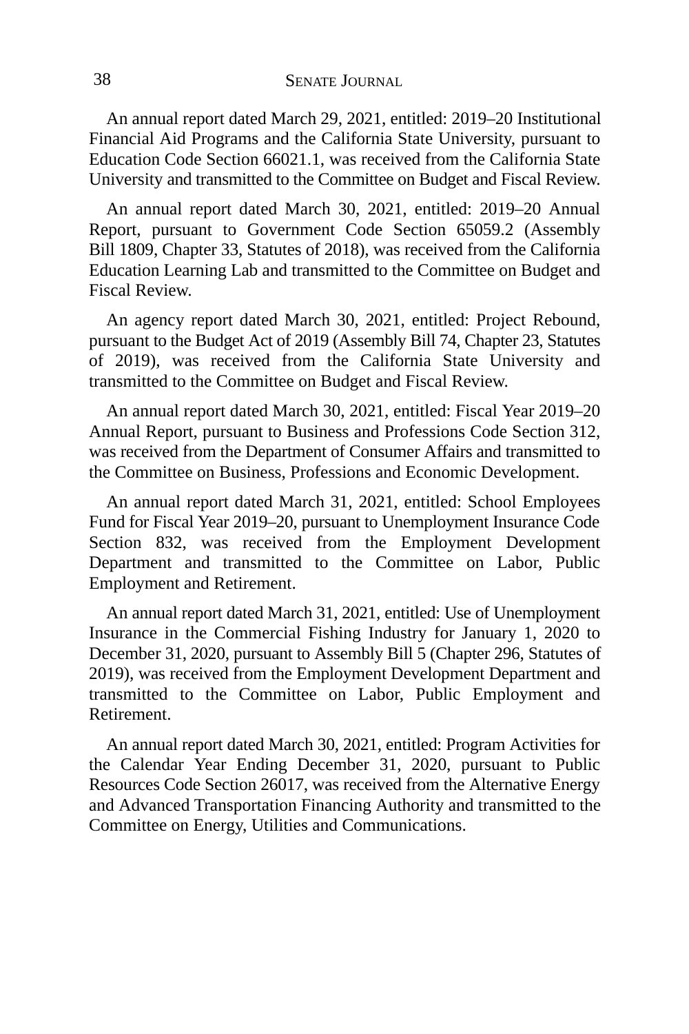An annual report dated March 29, 2021, entitled: 2019–20 Institutional Financial Aid Programs and the California State University, pursuant to Education Code Section 66021.1, was received from the California State University and transmitted to the Committee on Budget and Fiscal Review.

An annual report dated March 30, 2021, entitled: 2019–20 Annual Report, pursuant to Government Code Section 65059.2 (Assembly Bill 1809, Chapter 33, Statutes of 2018), was received from the California Education Learning Lab and transmitted to the Committee on Budget and Fiscal Review.

An agency report dated March 30, 2021, entitled: Project Rebound, pursuant to the Budget Act of 2019 (Assembly Bill 74, Chapter 23, Statutes of 2019), was received from the California State University and transmitted to the Committee on Budget and Fiscal Review.

An annual report dated March 30, 2021, entitled: Fiscal Year 2019–20 Annual Report, pursuant to Business and Professions Code Section 312, was received from the Department of Consumer Affairs and transmitted to the Committee on Business, Professions and Economic Development.

An annual report dated March 31, 2021, entitled: School Employees Fund for Fiscal Year 2019–20, pursuant to Unemployment Insurance Code Section 832, was received from the Employment Development Department and transmitted to the Committee on Labor, Public Employment and Retirement.

An annual report dated March 31, 2021, entitled: Use of Unemployment Insurance in the Commercial Fishing Industry for January 1, 2020 to December 31, 2020, pursuant to Assembly Bill 5 (Chapter 296, Statutes of 2019), was received from the Employment Development Department and transmitted to the Committee on Labor, Public Employment and Retirement.

An annual report dated March 30, 2021, entitled: Program Activities for the Calendar Year Ending December 31, 2020, pursuant to Public Resources Code Section 26017, was received from the Alternative Energy and Advanced Transportation Financing Authority and transmitted to the Committee on Energy, Utilities and Communications.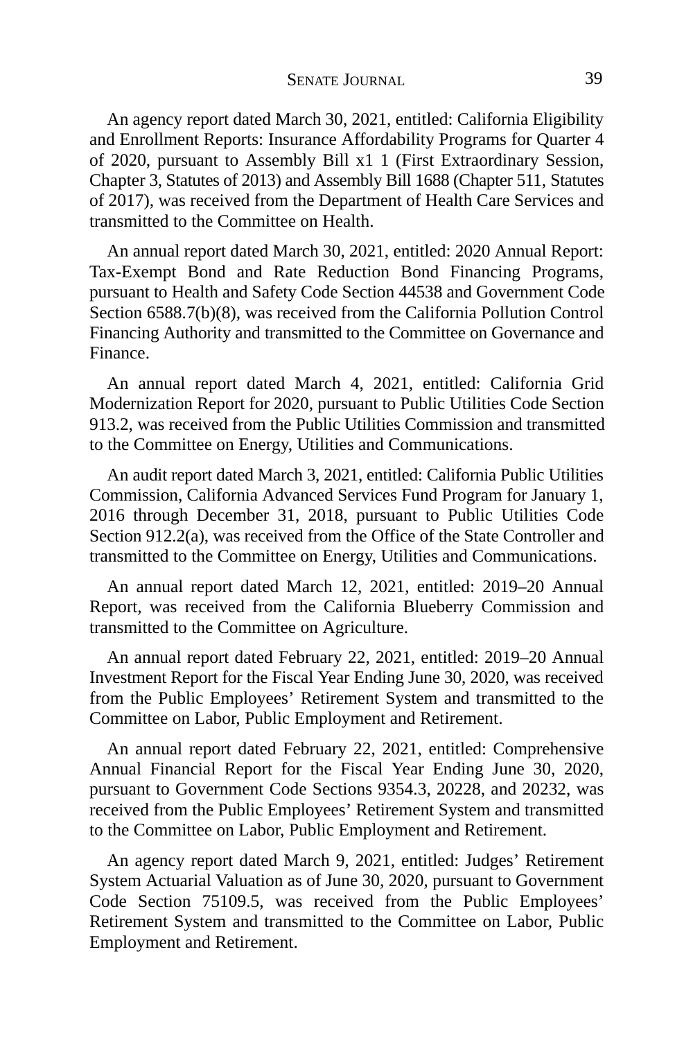An agency report dated March 30, 2021, entitled: California Eligibility and Enrollment Reports: Insurance Affordability Programs for Quarter 4 of 2020, pursuant to Assembly Bill x1 1 (First Extraordinary Session, Chapter 3, Statutes of 2013) and Assembly Bill 1688 (Chapter 511, Statutes of 2017), was received from the Department of Health Care Services and transmitted to the Committee on Health.

An annual report dated March 30, 2021, entitled: 2020 Annual Report: Tax-Exempt Bond and Rate Reduction Bond Financing Programs, pursuant to Health and Safety Code Section 44538 and Government Code Section 6588.7(b)(8), was received from the California Pollution Control Financing Authority and transmitted to the Committee on Governance and Finance.

An annual report dated March 4, 2021, entitled: California Grid Modernization Report for 2020, pursuant to Public Utilities Code Section 913.2, was received from the Public Utilities Commission and transmitted to the Committee on Energy, Utilities and Communications.

An audit report dated March 3, 2021, entitled: California Public Utilities Commission, California Advanced Services Fund Program for January 1, 2016 through December 31, 2018, pursuant to Public Utilities Code Section 912.2(a), was received from the Office of the State Controller and transmitted to the Committee on Energy, Utilities and Communications.

An annual report dated March 12, 2021, entitled: 2019–20 Annual Report, was received from the California Blueberry Commission and transmitted to the Committee on Agriculture.

An annual report dated February 22, 2021, entitled: 2019–20 Annual Investment Report for the Fiscal Year Ending June 30, 2020, was received from the Public Employees' Retirement System and transmitted to the Committee on Labor, Public Employment and Retirement.

An annual report dated February 22, 2021, entitled: Comprehensive Annual Financial Report for the Fiscal Year Ending June 30, 2020, pursuant to Government Code Sections 9354.3, 20228, and 20232, was received from the Public Employees' Retirement System and transmitted to the Committee on Labor, Public Employment and Retirement.

An agency report dated March 9, 2021, entitled: Judges' Retirement System Actuarial Valuation as of June 30, 2020, pursuant to Government Code Section 75109.5, was received from the Public Employees' Retirement System and transmitted to the Committee on Labor, Public Employment and Retirement.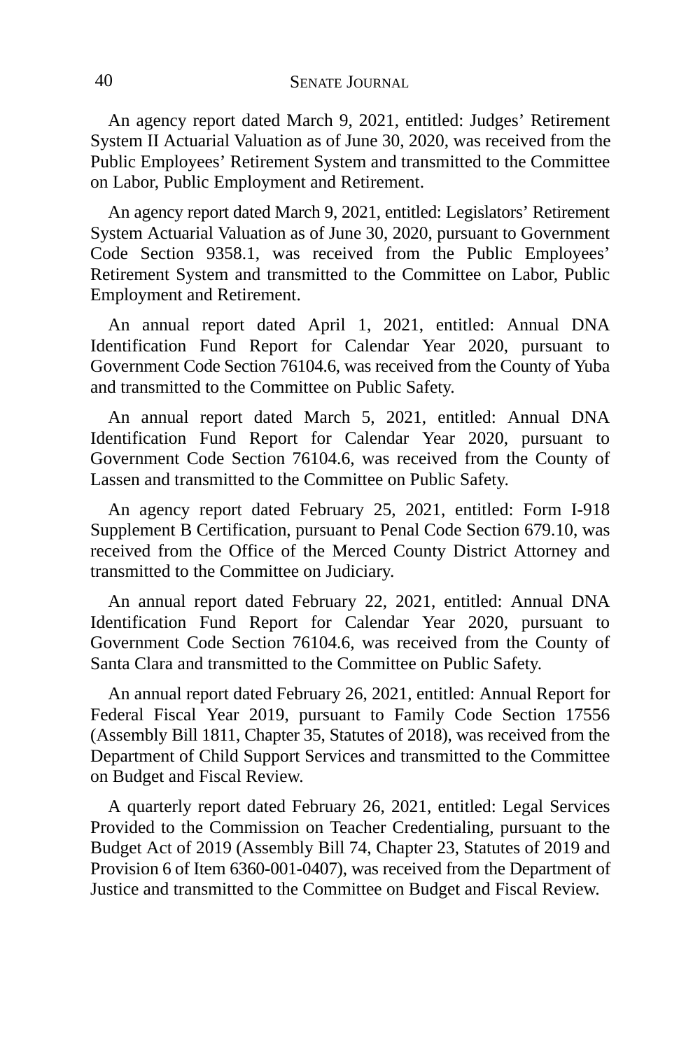An agency report dated March 9, 2021, entitled: Judges’ Retirement System II Actuarial Valuation as of June 30, 2020, was received from the Public Employees’ Retirement System and transmitted to the Committee on Labor, Public Employment and Retirement.

An agency report dated March 9, 2021, entitled: Legislators’ Retirement System Actuarial Valuation as of June 30, 2020, pursuant to Government Code Section 9358.1, was received from the Public Employees’ Retirement System and transmitted to the Committee on Labor, Public Employment and Retirement.

An annual report dated April 1, 2021, entitled: Annual DNA Identification Fund Report for Calendar Year 2020, pursuant to Government Code Section 76104.6, was received from the County of Yuba and transmitted to the Committee on Public Safety.

An annual report dated March 5, 2021, entitled: Annual DNA Identification Fund Report for Calendar Year 2020, pursuant to Government Code Section 76104.6, was received from the County of Lassen and transmitted to the Committee on Public Safety.

An agency report dated February 25, 2021, entitled: Form I-918 Supplement B Certification, pursuant to Penal Code Section 679.10, was received from the Office of the Merced County District Attorney and transmitted to the Committee on Judiciary.

An annual report dated February 22, 2021, entitled: Annual DNA Identification Fund Report for Calendar Year 2020, pursuant to Government Code Section 76104.6, was received from the County of Santa Clara and transmitted to the Committee on Public Safety.

An annual report dated February 26, 2021, entitled: Annual Report for Federal Fiscal Year 2019, pursuant to Family Code Section 17556 (Assembly Bill 1811, Chapter 35, Statutes of 2018), was received from the Department of Child Support Services and transmitted to the Committee on Budget and Fiscal Review.

A quarterly report dated February 26, 2021, entitled: Legal Services Provided to the Commission on Teacher Credentialing, pursuant to the Budget Act of 2019 (Assembly Bill 74, Chapter 23, Statutes of 2019 and Provision 6 of Item 6360-001-0407), was received from the Department of Justice and transmitted to the Committee on Budget and Fiscal Review.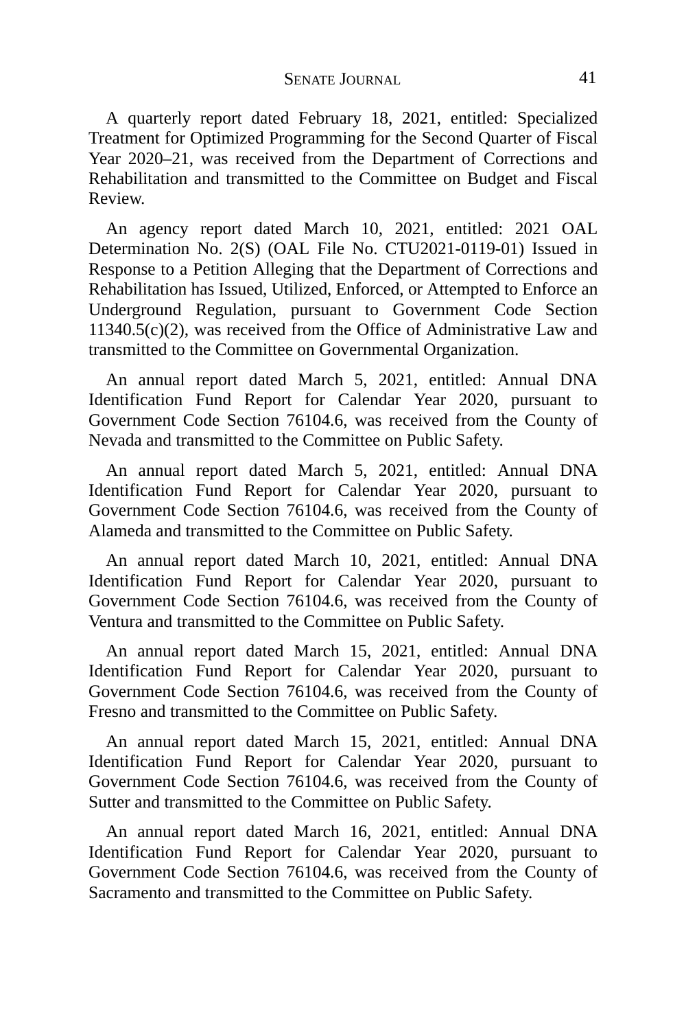A quarterly report dated February 18, 2021, entitled: Specialized Treatment for Optimized Programming for the Second Quarter of Fiscal Year 2020–21, was received from the Department of Corrections and Rehabilitation and transmitted to the Committee on Budget and Fiscal Review.

An agency report dated March 10, 2021, entitled: 2021 OAL Determination No. 2(S) (OAL File No. CTU2021-0119-01) Issued in Response to a Petition Alleging that the Department of Corrections and Rehabilitation has Issued, Utilized, Enforced, or Attempted to Enforce an Underground Regulation, pursuant to Government Code Section 11340.5(c)(2), was received from the Office of Administrative Law and transmitted to the Committee on Governmental Organization.

An annual report dated March 5, 2021, entitled: Annual DNA Identification Fund Report for Calendar Year 2020, pursuant to Government Code Section 76104.6, was received from the County of Nevada and transmitted to the Committee on Public Safety.

An annual report dated March 5, 2021, entitled: Annual DNA Identification Fund Report for Calendar Year 2020, pursuant to Government Code Section 76104.6, was received from the County of Alameda and transmitted to the Committee on Public Safety.

An annual report dated March 10, 2021, entitled: Annual DNA Identification Fund Report for Calendar Year 2020, pursuant to Government Code Section 76104.6, was received from the County of Ventura and transmitted to the Committee on Public Safety.

An annual report dated March 15, 2021, entitled: Annual DNA Identification Fund Report for Calendar Year 2020, pursuant to Government Code Section 76104.6, was received from the County of Fresno and transmitted to the Committee on Public Safety.

An annual report dated March 15, 2021, entitled: Annual DNA Identification Fund Report for Calendar Year 2020, pursuant to Government Code Section 76104.6, was received from the County of Sutter and transmitted to the Committee on Public Safety.

An annual report dated March 16, 2021, entitled: Annual DNA Identification Fund Report for Calendar Year 2020, pursuant to Government Code Section 76104.6, was received from the County of Sacramento and transmitted to the Committee on Public Safety.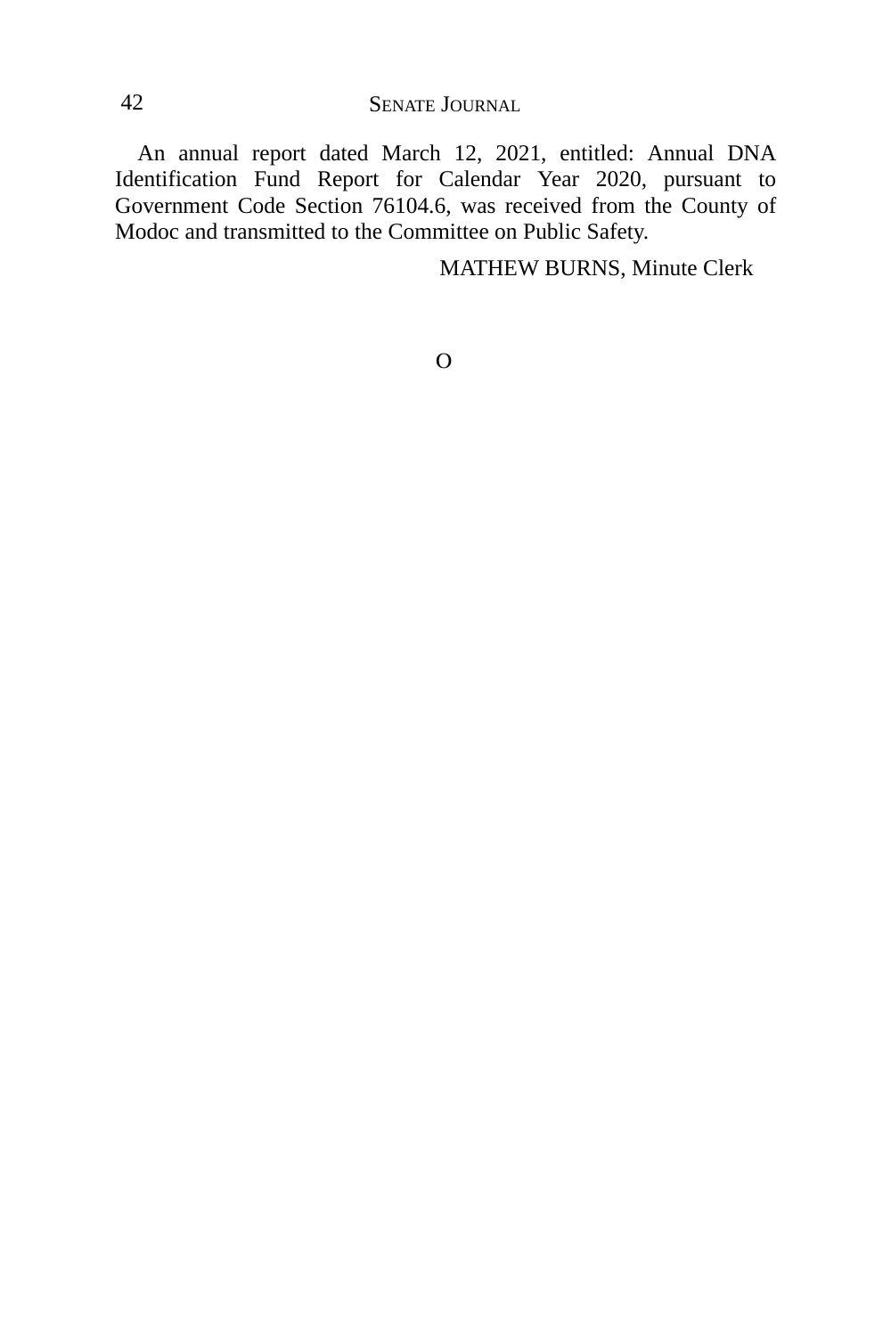An annual report dated March 12, 2021, entitled: Annual DNA Identification Fund Report for Calendar Year 2020, pursuant to Government Code Section 76104.6, was received from the County of Modoc and transmitted to the Committee on Public Safety.

MATHEW BURNS, Minute Clerk

O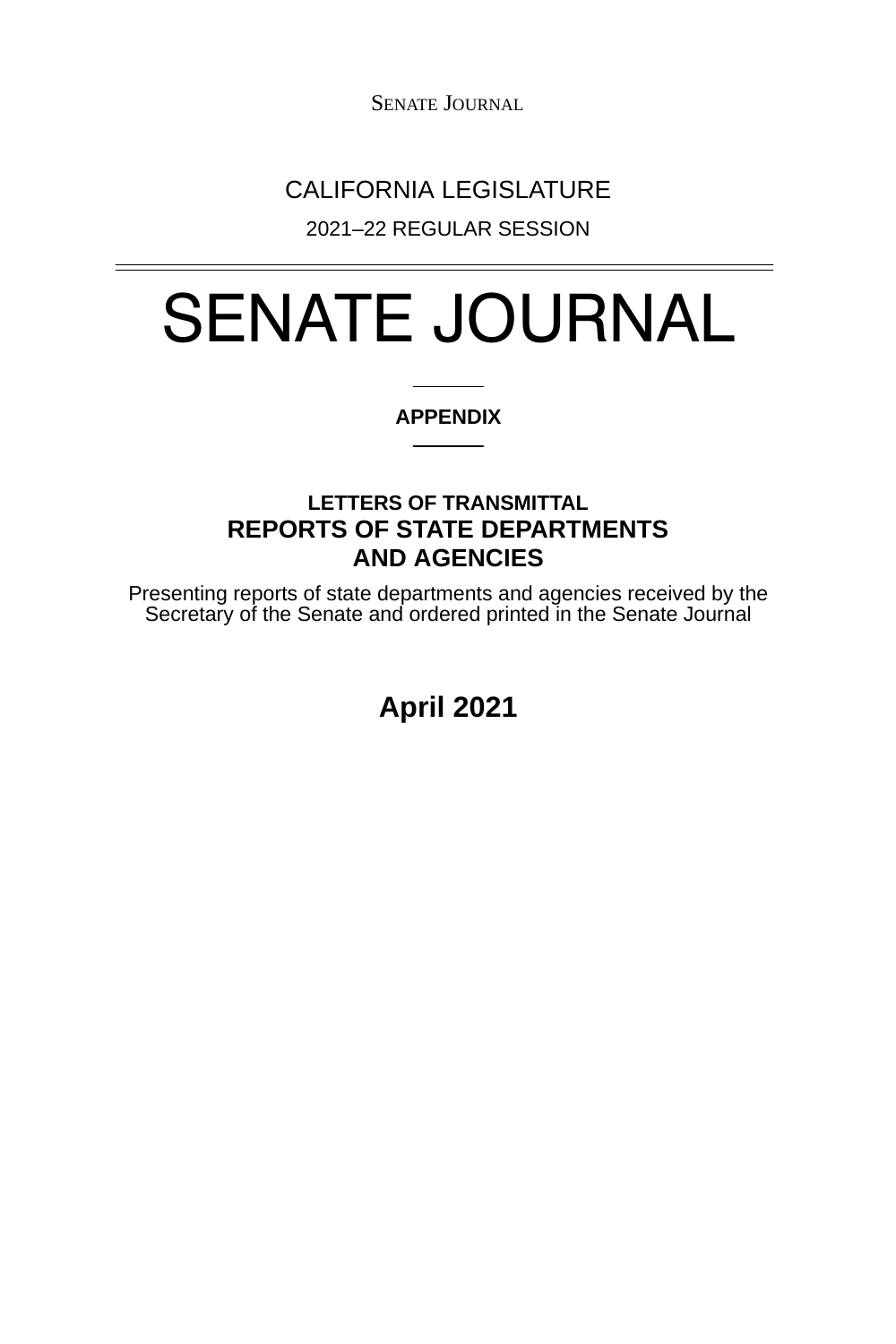CALIFORNIA LEGISLATURE

2021–22 REGULAR SESSION

# SENATE JOURNAL

**APPENDIX**

## LETTERS OF TRANSMITTAL
## REPORTS OF STATE DEPARTMENTS AND AGENCIES

Presenting reports of state departments and agencies received by the Secretary of the Senate and ordered printed in the Senate Journal

**April 2021**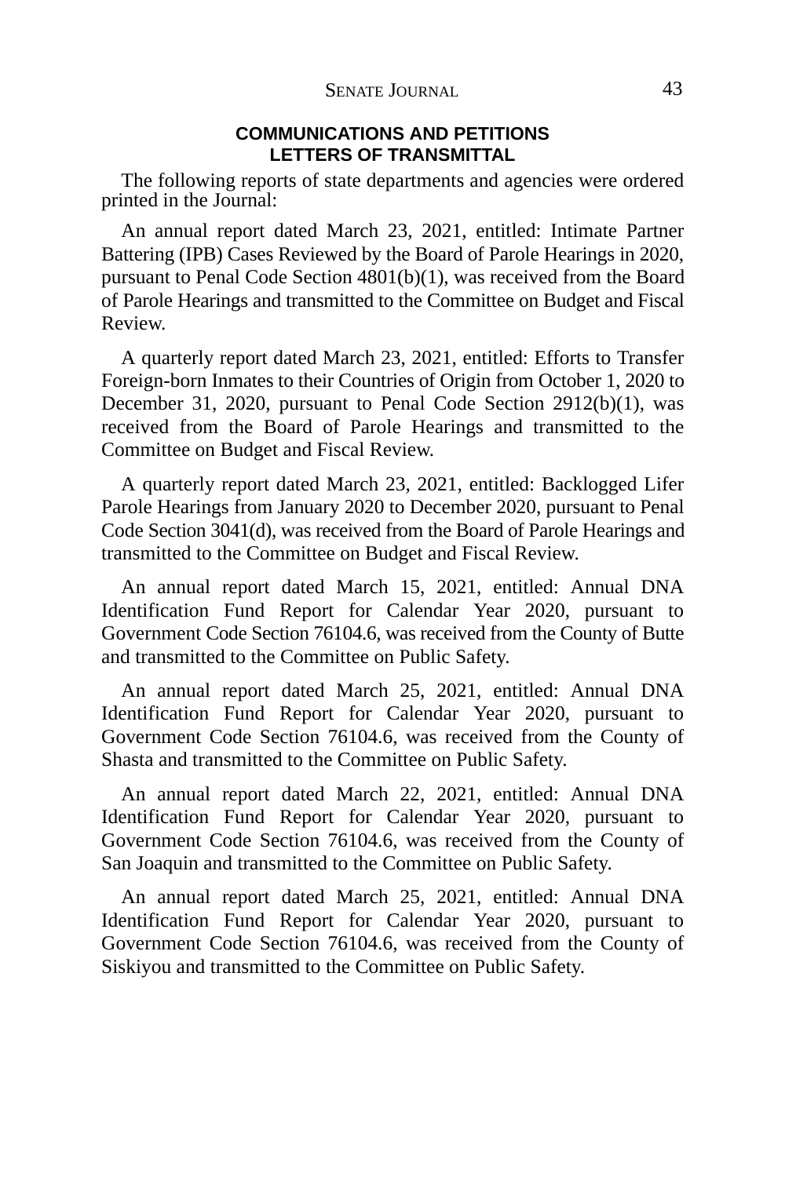## COMMUNICATIONS AND PETITIONS
## LETTERS OF TRANSMITTAL

The following reports of state departments and agencies were ordered printed in the Journal:

An annual report dated March 23, 2021, entitled: Intimate Partner Battering (IPB) Cases Reviewed by the Board of Parole Hearings in 2020, pursuant to Penal Code Section 4801(b)(1), was received from the Board of Parole Hearings and transmitted to the Committee on Budget and Fiscal Review.

A quarterly report dated March 23, 2021, entitled: Efforts to Transfer Foreign-born Inmates to their Countries of Origin from October 1, 2020 to December 31, 2020, pursuant to Penal Code Section 2912(b)(1), was received from the Board of Parole Hearings and transmitted to the Committee on Budget and Fiscal Review.

A quarterly report dated March 23, 2021, entitled: Backlogged Lifer Parole Hearings from January 2020 to December 2020, pursuant to Penal Code Section 3041(d), was received from the Board of Parole Hearings and transmitted to the Committee on Budget and Fiscal Review.

An annual report dated March 15, 2021, entitled: Annual DNA Identification Fund Report for Calendar Year 2020, pursuant to Government Code Section 76104.6, was received from the County of Butte and transmitted to the Committee on Public Safety.

An annual report dated March 25, 2021, entitled: Annual DNA Identification Fund Report for Calendar Year 2020, pursuant to Government Code Section 76104.6, was received from the County of Shasta and transmitted to the Committee on Public Safety.

An annual report dated March 22, 2021, entitled: Annual DNA Identification Fund Report for Calendar Year 2020, pursuant to Government Code Section 76104.6, was received from the County of San Joaquin and transmitted to the Committee on Public Safety.

An annual report dated March 25, 2021, entitled: Annual DNA Identification Fund Report for Calendar Year 2020, pursuant to Government Code Section 76104.6, was received from the County of Siskiyou and transmitted to the Committee on Public Safety.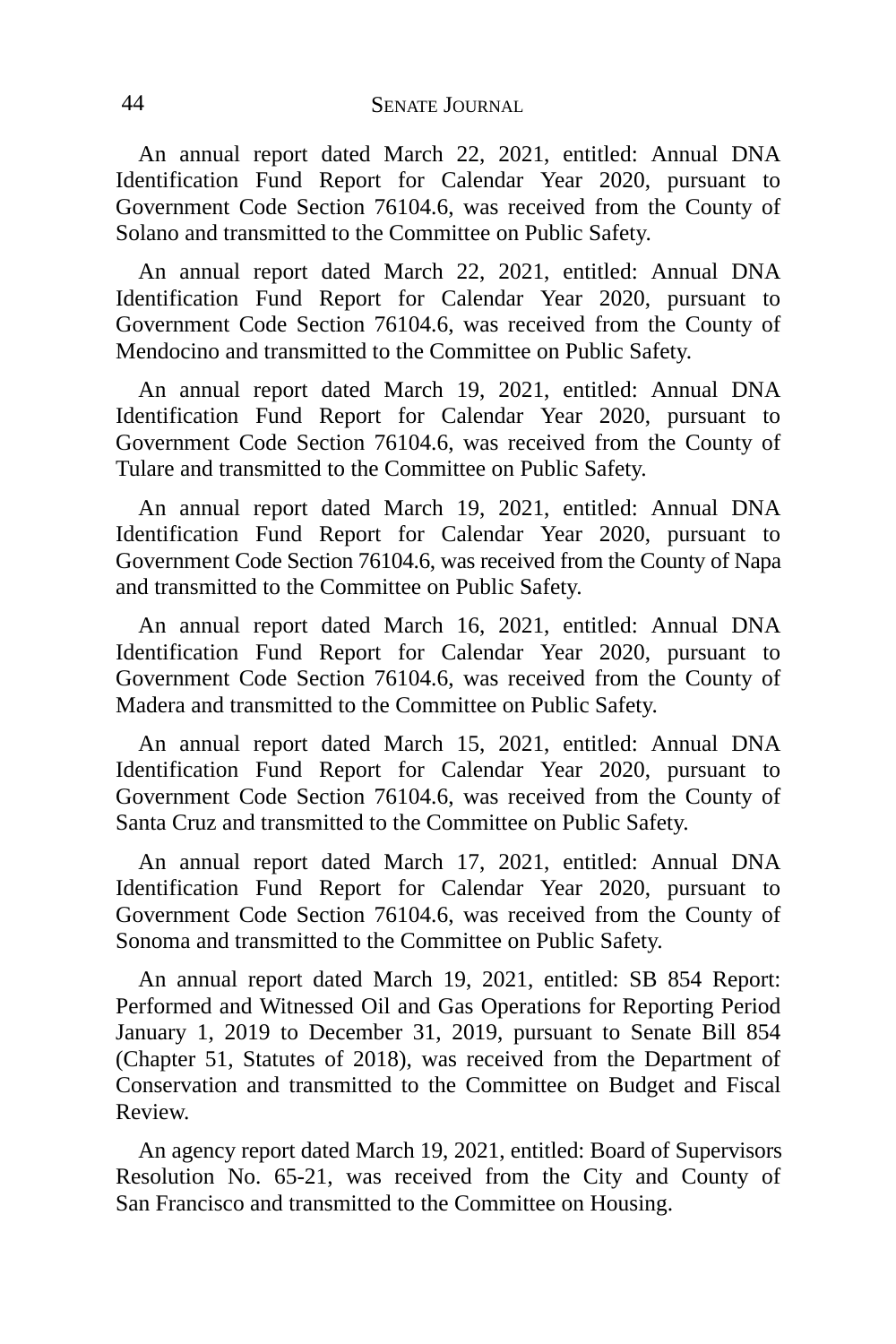An annual report dated March 22, 2021, entitled: Annual DNA Identification Fund Report for Calendar Year 2020, pursuant to Government Code Section 76104.6, was received from the County of Solano and transmitted to the Committee on Public Safety.

An annual report dated March 22, 2021, entitled: Annual DNA Identification Fund Report for Calendar Year 2020, pursuant to Government Code Section 76104.6, was received from the County of Mendocino and transmitted to the Committee on Public Safety.

An annual report dated March 19, 2021, entitled: Annual DNA Identification Fund Report for Calendar Year 2020, pursuant to Government Code Section 76104.6, was received from the County of Tulare and transmitted to the Committee on Public Safety.

An annual report dated March 19, 2021, entitled: Annual DNA Identification Fund Report for Calendar Year 2020, pursuant to Government Code Section 76104.6, was received from the County of Napa and transmitted to the Committee on Public Safety.

An annual report dated March 16, 2021, entitled: Annual DNA Identification Fund Report for Calendar Year 2020, pursuant to Government Code Section 76104.6, was received from the County of Madera and transmitted to the Committee on Public Safety.

An annual report dated March 15, 2021, entitled: Annual DNA Identification Fund Report for Calendar Year 2020, pursuant to Government Code Section 76104.6, was received from the County of Santa Cruz and transmitted to the Committee on Public Safety.

An annual report dated March 17, 2021, entitled: Annual DNA Identification Fund Report for Calendar Year 2020, pursuant to Government Code Section 76104.6, was received from the County of Sonoma and transmitted to the Committee on Public Safety.

An annual report dated March 19, 2021, entitled: SB 854 Report: Performed and Witnessed Oil and Gas Operations for Reporting Period January 1, 2019 to December 31, 2019, pursuant to Senate Bill 854 (Chapter 51, Statutes of 2018), was received from the Department of Conservation and transmitted to the Committee on Budget and Fiscal Review.

An agency report dated March 19, 2021, entitled: Board of Supervisors Resolution No. 65-21, was received from the City and County of San Francisco and transmitted to the Committee on Housing.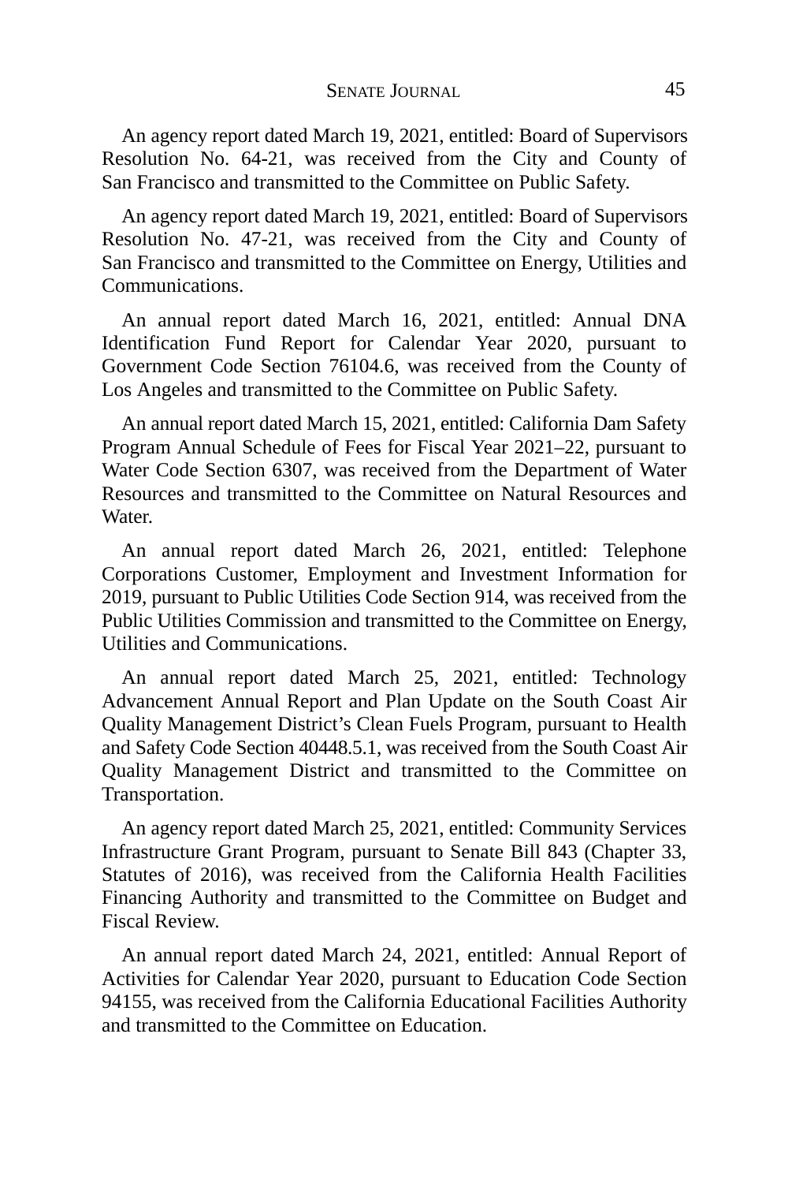An agency report dated March 19, 2021, entitled: Board of Supervisors Resolution No. 64-21, was received from the City and County of San Francisco and transmitted to the Committee on Public Safety.

An agency report dated March 19, 2021, entitled: Board of Supervisors Resolution No. 47-21, was received from the City and County of San Francisco and transmitted to the Committee on Energy, Utilities and Communications.

An annual report dated March 16, 2021, entitled: Annual DNA Identification Fund Report for Calendar Year 2020, pursuant to Government Code Section 76104.6, was received from the County of Los Angeles and transmitted to the Committee on Public Safety.

An annual report dated March 15, 2021, entitled: California Dam Safety Program Annual Schedule of Fees for Fiscal Year 2021–22, pursuant to Water Code Section 6307, was received from the Department of Water Resources and transmitted to the Committee on Natural Resources and Water.

An annual report dated March 26, 2021, entitled: Telephone Corporations Customer, Employment and Investment Information for 2019, pursuant to Public Utilities Code Section 914, was received from the Public Utilities Commission and transmitted to the Committee on Energy, Utilities and Communications.

An annual report dated March 25, 2021, entitled: Technology Advancement Annual Report and Plan Update on the South Coast Air Quality Management District's Clean Fuels Program, pursuant to Health and Safety Code Section 40448.5.1, was received from the South Coast Air Quality Management District and transmitted to the Committee on Transportation.

An agency report dated March 25, 2021, entitled: Community Services Infrastructure Grant Program, pursuant to Senate Bill 843 (Chapter 33, Statutes of 2016), was received from the California Health Facilities Financing Authority and transmitted to the Committee on Budget and Fiscal Review.

An annual report dated March 24, 2021, entitled: Annual Report of Activities for Calendar Year 2020, pursuant to Education Code Section 94155, was received from the California Educational Facilities Authority and transmitted to the Committee on Education.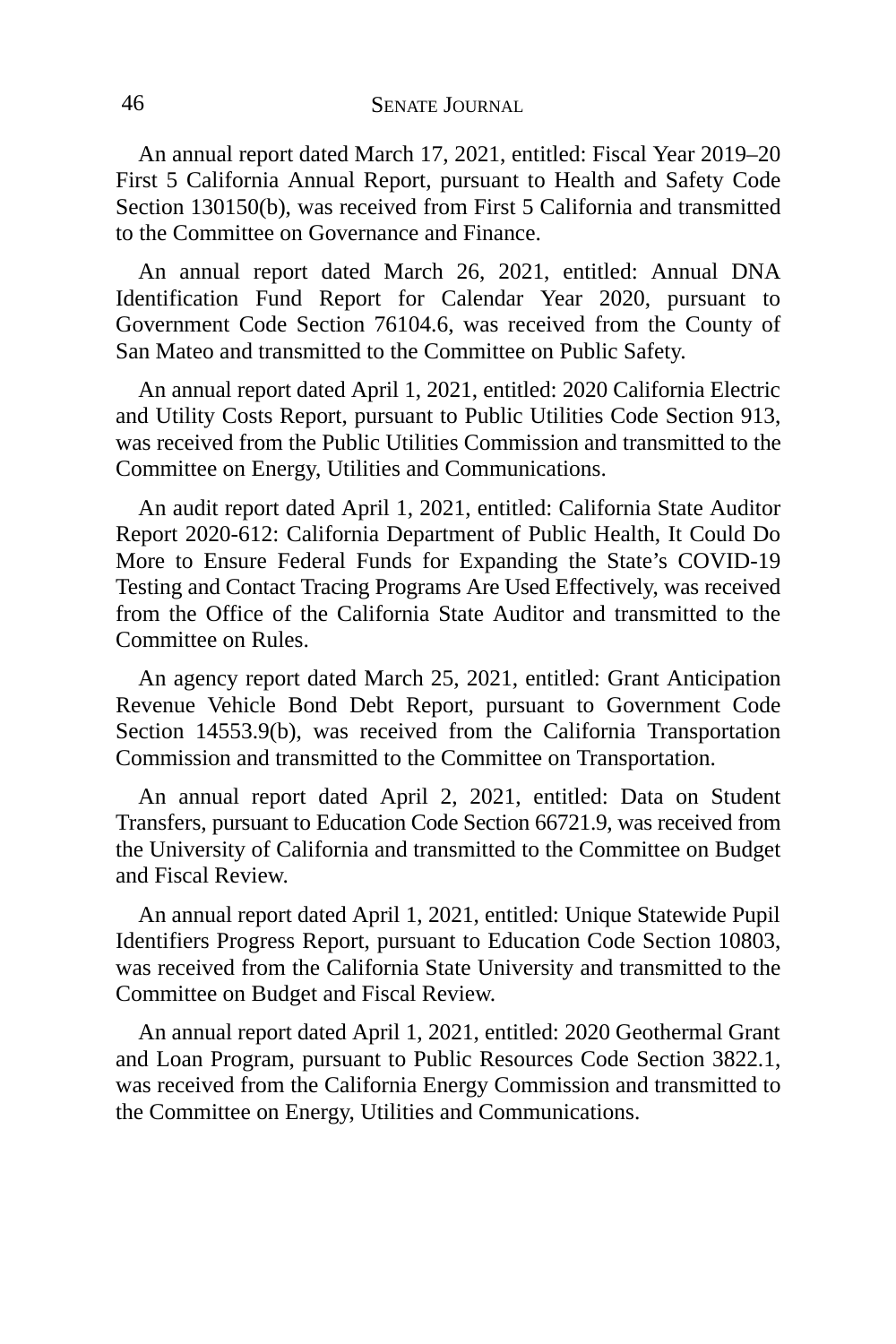An annual report dated March 17, 2021, entitled: Fiscal Year 2019–20 First 5 California Annual Report, pursuant to Health and Safety Code Section 130150(b), was received from First 5 California and transmitted to the Committee on Governance and Finance.

An annual report dated March 26, 2021, entitled: Annual DNA Identification Fund Report for Calendar Year 2020, pursuant to Government Code Section 76104.6, was received from the County of San Mateo and transmitted to the Committee on Public Safety.

An annual report dated April 1, 2021, entitled: 2020 California Electric and Utility Costs Report, pursuant to Public Utilities Code Section 913, was received from the Public Utilities Commission and transmitted to the Committee on Energy, Utilities and Communications.

An audit report dated April 1, 2021, entitled: California State Auditor Report 2020-612: California Department of Public Health, It Could Do More to Ensure Federal Funds for Expanding the State's COVID-19 Testing and Contact Tracing Programs Are Used Effectively, was received from the Office of the California State Auditor and transmitted to the Committee on Rules.

An agency report dated March 25, 2021, entitled: Grant Anticipation Revenue Vehicle Bond Debt Report, pursuant to Government Code Section 14553.9(b), was received from the California Transportation Commission and transmitted to the Committee on Transportation.

An annual report dated April 2, 2021, entitled: Data on Student Transfers, pursuant to Education Code Section 66721.9, was received from the University of California and transmitted to the Committee on Budget and Fiscal Review.

An annual report dated April 1, 2021, entitled: Unique Statewide Pupil Identifiers Progress Report, pursuant to Education Code Section 10803, was received from the California State University and transmitted to the Committee on Budget and Fiscal Review.

An annual report dated April 1, 2021, entitled: 2020 Geothermal Grant and Loan Program, pursuant to Public Resources Code Section 3822.1, was received from the California Energy Commission and transmitted to the Committee on Energy, Utilities and Communications.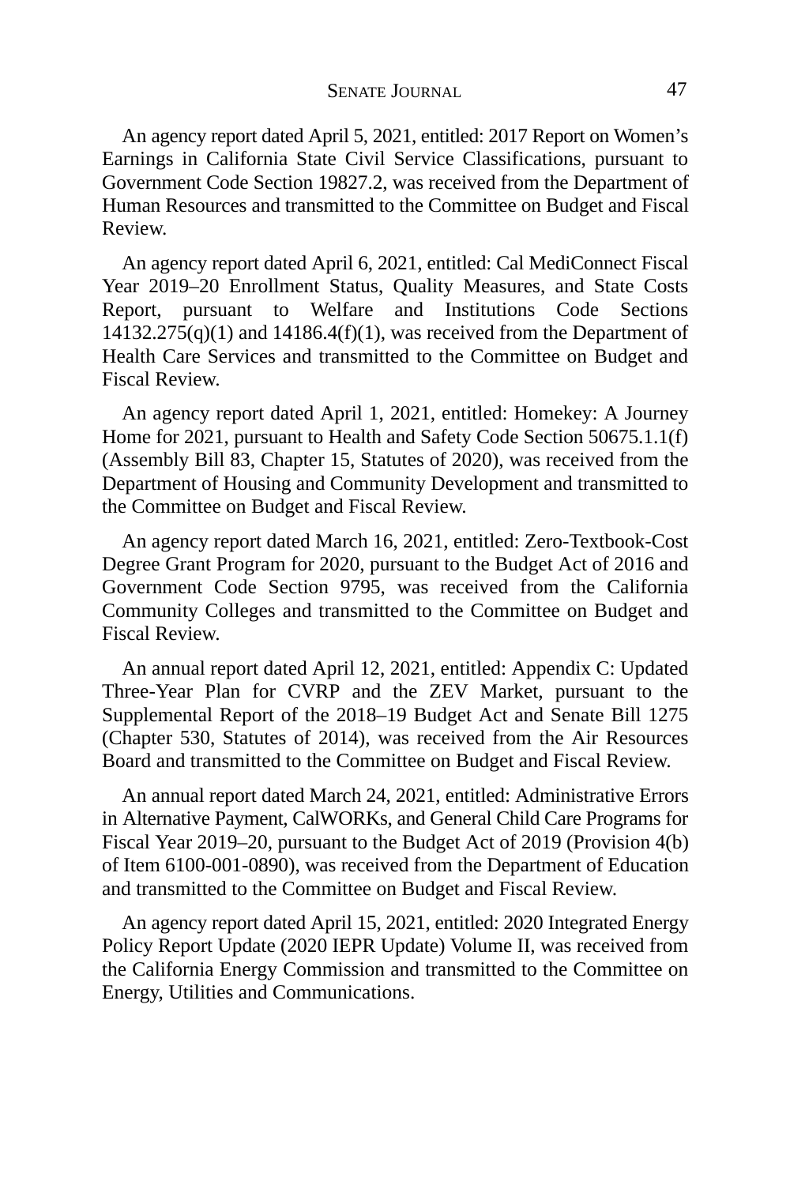An agency report dated April 5, 2021, entitled: 2017 Report on Women's Earnings in California State Civil Service Classifications, pursuant to Government Code Section 19827.2, was received from the Department of Human Resources and transmitted to the Committee on Budget and Fiscal Review.

An agency report dated April 6, 2021, entitled: Cal MediConnect Fiscal Year 2019–20 Enrollment Status, Quality Measures, and State Costs Report, pursuant to Welfare and Institutions Code Sections 14132.275(q)(1) and 14186.4(f)(1), was received from the Department of Health Care Services and transmitted to the Committee on Budget and Fiscal Review.

An agency report dated April 1, 2021, entitled: Homekey: A Journey Home for 2021, pursuant to Health and Safety Code Section 50675.1.1(f) (Assembly Bill 83, Chapter 15, Statutes of 2020), was received from the Department of Housing and Community Development and transmitted to the Committee on Budget and Fiscal Review.

An agency report dated March 16, 2021, entitled: Zero-Textbook-Cost Degree Grant Program for 2020, pursuant to the Budget Act of 2016 and Government Code Section 9795, was received from the California Community Colleges and transmitted to the Committee on Budget and Fiscal Review.

An annual report dated April 12, 2021, entitled: Appendix C: Updated Three-Year Plan for CVRP and the ZEV Market, pursuant to the Supplemental Report of the 2018–19 Budget Act and Senate Bill 1275 (Chapter 530, Statutes of 2014), was received from the Air Resources Board and transmitted to the Committee on Budget and Fiscal Review.

An annual report dated March 24, 2021, entitled: Administrative Errors in Alternative Payment, CalWORKs, and General Child Care Programs for Fiscal Year 2019–20, pursuant to the Budget Act of 2019 (Provision 4(b) of Item 6100-001-0890), was received from the Department of Education and transmitted to the Committee on Budget and Fiscal Review.

An agency report dated April 15, 2021, entitled: 2020 Integrated Energy Policy Report Update (2020 IEPR Update) Volume II, was received from the California Energy Commission and transmitted to the Committee on Energy, Utilities and Communications.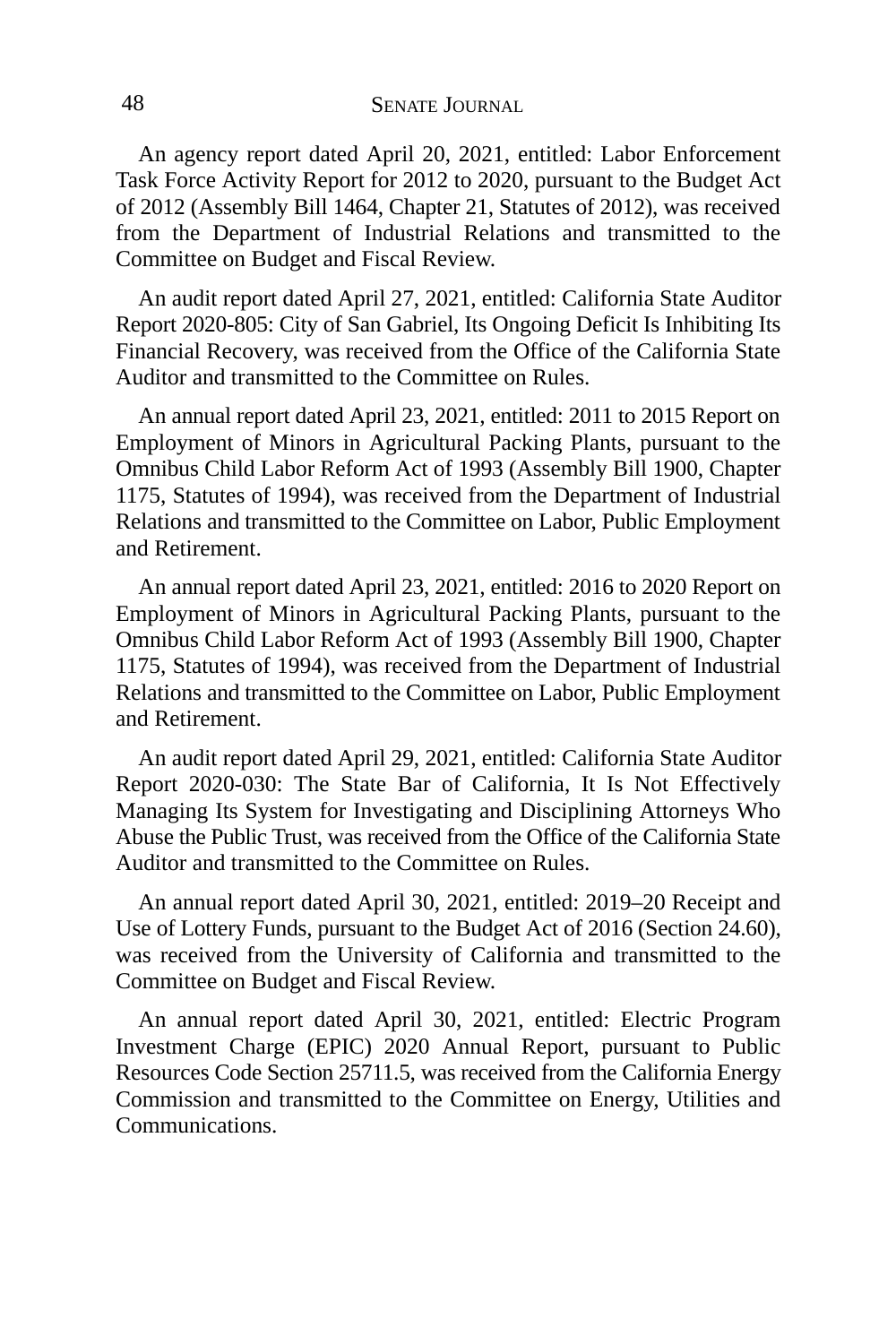An agency report dated April 20, 2021, entitled: Labor Enforcement Task Force Activity Report for 2012 to 2020, pursuant to the Budget Act of 2012 (Assembly Bill 1464, Chapter 21, Statutes of 2012), was received from the Department of Industrial Relations and transmitted to the Committee on Budget and Fiscal Review.

An audit report dated April 27, 2021, entitled: California State Auditor Report 2020-805: City of San Gabriel, Its Ongoing Deficit Is Inhibiting Its Financial Recovery, was received from the Office of the California State Auditor and transmitted to the Committee on Rules.

An annual report dated April 23, 2021, entitled: 2011 to 2015 Report on Employment of Minors in Agricultural Packing Plants, pursuant to the Omnibus Child Labor Reform Act of 1993 (Assembly Bill 1900, Chapter 1175, Statutes of 1994), was received from the Department of Industrial Relations and transmitted to the Committee on Labor, Public Employment and Retirement.

An annual report dated April 23, 2021, entitled: 2016 to 2020 Report on Employment of Minors in Agricultural Packing Plants, pursuant to the Omnibus Child Labor Reform Act of 1993 (Assembly Bill 1900, Chapter 1175, Statutes of 1994), was received from the Department of Industrial Relations and transmitted to the Committee on Labor, Public Employment and Retirement.

An audit report dated April 29, 2021, entitled: California State Auditor Report 2020-030: The State Bar of California, It Is Not Effectively Managing Its System for Investigating and Disciplining Attorneys Who Abuse the Public Trust, was received from the Office of the California State Auditor and transmitted to the Committee on Rules.

An annual report dated April 30, 2021, entitled: 2019–20 Receipt and Use of Lottery Funds, pursuant to the Budget Act of 2016 (Section 24.60), was received from the University of California and transmitted to the Committee on Budget and Fiscal Review.

An annual report dated April 30, 2021, entitled: Electric Program Investment Charge (EPIC) 2020 Annual Report, pursuant to Public Resources Code Section 25711.5, was received from the California Energy Commission and transmitted to the Committee on Energy, Utilities and Communications.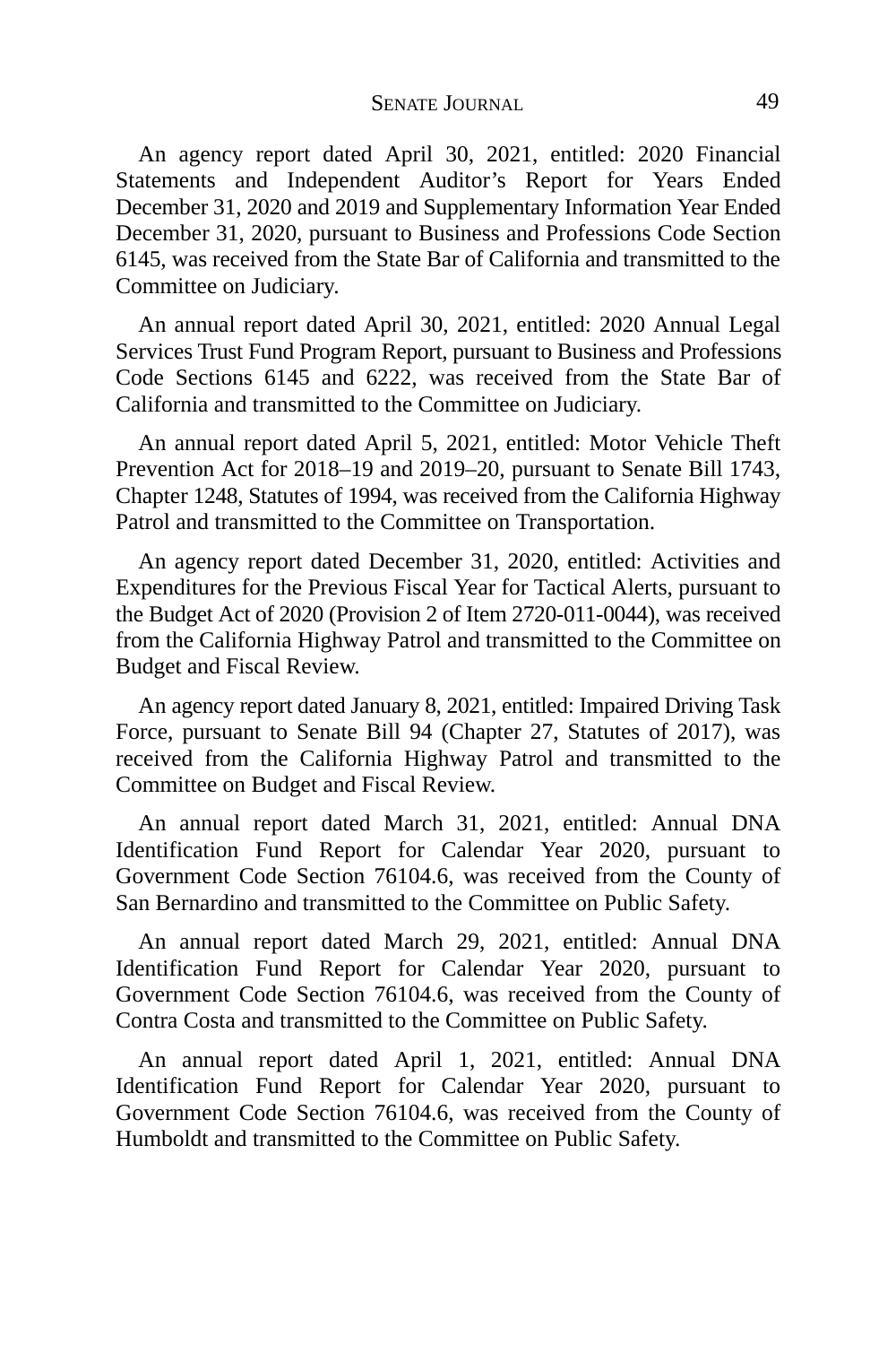An agency report dated April 30, 2021, entitled: 2020 Financial Statements and Independent Auditor's Report for Years Ended December 31, 2020 and 2019 and Supplementary Information Year Ended December 31, 2020, pursuant to Business and Professions Code Section 6145, was received from the State Bar of California and transmitted to the Committee on Judiciary.

An annual report dated April 30, 2021, entitled: 2020 Annual Legal Services Trust Fund Program Report, pursuant to Business and Professions Code Sections 6145 and 6222, was received from the State Bar of California and transmitted to the Committee on Judiciary.

An annual report dated April 5, 2021, entitled: Motor Vehicle Theft Prevention Act for 2018–19 and 2019–20, pursuant to Senate Bill 1743, Chapter 1248, Statutes of 1994, was received from the California Highway Patrol and transmitted to the Committee on Transportation.

An agency report dated December 31, 2020, entitled: Activities and Expenditures for the Previous Fiscal Year for Tactical Alerts, pursuant to the Budget Act of 2020 (Provision 2 of Item 2720-011-0044), was received from the California Highway Patrol and transmitted to the Committee on Budget and Fiscal Review.

An agency report dated January 8, 2021, entitled: Impaired Driving Task Force, pursuant to Senate Bill 94 (Chapter 27, Statutes of 2017), was received from the California Highway Patrol and transmitted to the Committee on Budget and Fiscal Review.

An annual report dated March 31, 2021, entitled: Annual DNA Identification Fund Report for Calendar Year 2020, pursuant to Government Code Section 76104.6, was received from the County of San Bernardino and transmitted to the Committee on Public Safety.

An annual report dated March 29, 2021, entitled: Annual DNA Identification Fund Report for Calendar Year 2020, pursuant to Government Code Section 76104.6, was received from the County of Contra Costa and transmitted to the Committee on Public Safety.

An annual report dated April 1, 2021, entitled: Annual DNA Identification Fund Report for Calendar Year 2020, pursuant to Government Code Section 76104.6, was received from the County of Humboldt and transmitted to the Committee on Public Safety.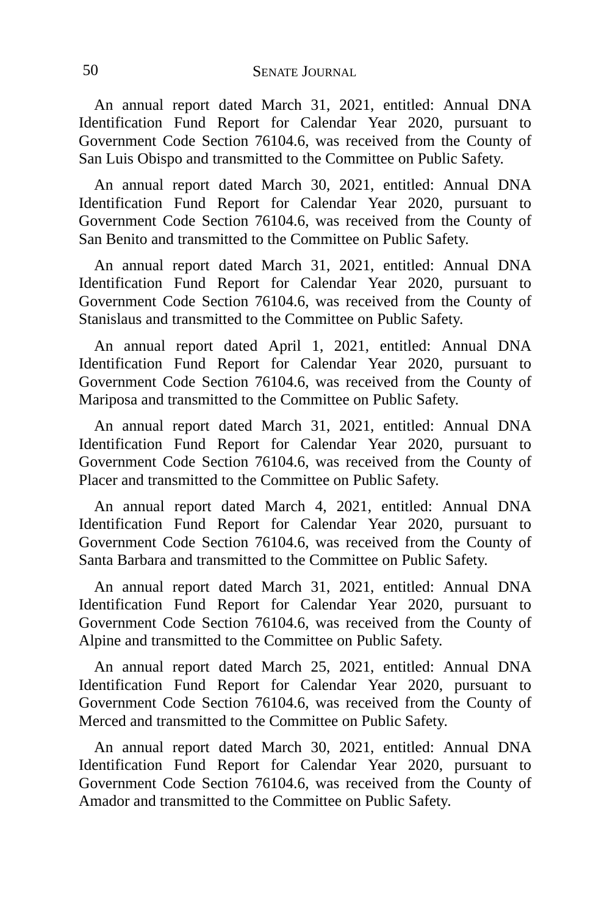An annual report dated March 31, 2021, entitled: Annual DNA Identification Fund Report for Calendar Year 2020, pursuant to Government Code Section 76104.6, was received from the County of San Luis Obispo and transmitted to the Committee on Public Safety.

An annual report dated March 30, 2021, entitled: Annual DNA Identification Fund Report for Calendar Year 2020, pursuant to Government Code Section 76104.6, was received from the County of San Benito and transmitted to the Committee on Public Safety.

An annual report dated March 31, 2021, entitled: Annual DNA Identification Fund Report for Calendar Year 2020, pursuant to Government Code Section 76104.6, was received from the County of Stanislaus and transmitted to the Committee on Public Safety.

An annual report dated April 1, 2021, entitled: Annual DNA Identification Fund Report for Calendar Year 2020, pursuant to Government Code Section 76104.6, was received from the County of Mariposa and transmitted to the Committee on Public Safety.

An annual report dated March 31, 2021, entitled: Annual DNA Identification Fund Report for Calendar Year 2020, pursuant to Government Code Section 76104.6, was received from the County of Placer and transmitted to the Committee on Public Safety.

An annual report dated March 4, 2021, entitled: Annual DNA Identification Fund Report for Calendar Year 2020, pursuant to Government Code Section 76104.6, was received from the County of Santa Barbara and transmitted to the Committee on Public Safety.

An annual report dated March 31, 2021, entitled: Annual DNA Identification Fund Report for Calendar Year 2020, pursuant to Government Code Section 76104.6, was received from the County of Alpine and transmitted to the Committee on Public Safety.

An annual report dated March 25, 2021, entitled: Annual DNA Identification Fund Report for Calendar Year 2020, pursuant to Government Code Section 76104.6, was received from the County of Merced and transmitted to the Committee on Public Safety.

An annual report dated March 30, 2021, entitled: Annual DNA Identification Fund Report for Calendar Year 2020, pursuant to Government Code Section 76104.6, was received from the County of Amador and transmitted to the Committee on Public Safety.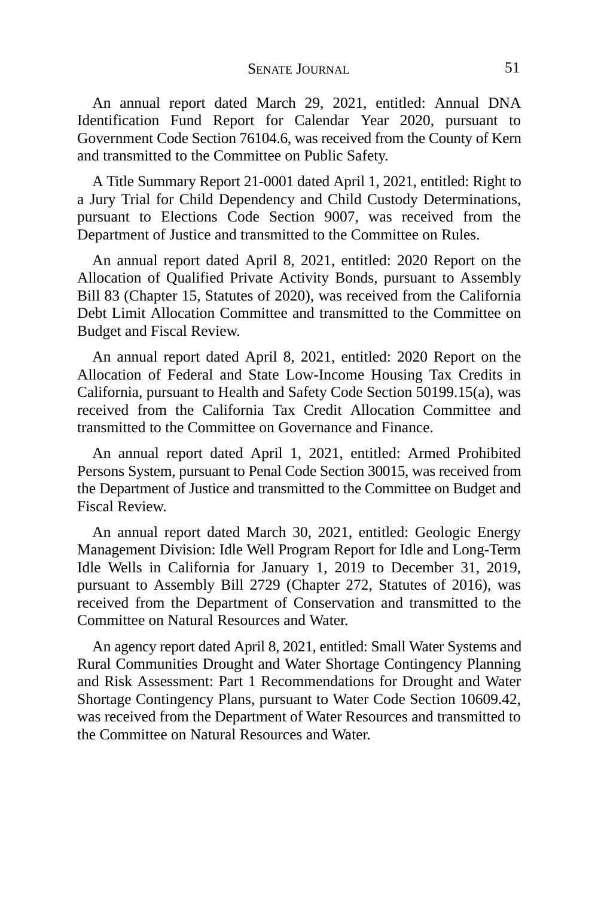An annual report dated March 29, 2021, entitled: Annual DNA Identification Fund Report for Calendar Year 2020, pursuant to Government Code Section 76104.6, was received from the County of Kern and transmitted to the Committee on Public Safety.

A Title Summary Report 21-0001 dated April 1, 2021, entitled: Right to a Jury Trial for Child Dependency and Child Custody Determinations, pursuant to Elections Code Section 9007, was received from the Department of Justice and transmitted to the Committee on Rules.

An annual report dated April 8, 2021, entitled: 2020 Report on the Allocation of Qualified Private Activity Bonds, pursuant to Assembly Bill 83 (Chapter 15, Statutes of 2020), was received from the California Debt Limit Allocation Committee and transmitted to the Committee on Budget and Fiscal Review.

An annual report dated April 8, 2021, entitled: 2020 Report on the Allocation of Federal and State Low-Income Housing Tax Credits in California, pursuant to Health and Safety Code Section 50199.15(a), was received from the California Tax Credit Allocation Committee and transmitted to the Committee on Governance and Finance.

An annual report dated April 1, 2021, entitled: Armed Prohibited Persons System, pursuant to Penal Code Section 30015, was received from the Department of Justice and transmitted to the Committee on Budget and Fiscal Review.

An annual report dated March 30, 2021, entitled: Geologic Energy Management Division: Idle Well Program Report for Idle and Long-Term Idle Wells in California for January 1, 2019 to December 31, 2019, pursuant to Assembly Bill 2729 (Chapter 272, Statutes of 2016), was received from the Department of Conservation and transmitted to the Committee on Natural Resources and Water.

An agency report dated April 8, 2021, entitled: Small Water Systems and Rural Communities Drought and Water Shortage Contingency Planning and Risk Assessment: Part 1 Recommendations for Drought and Water Shortage Contingency Plans, pursuant to Water Code Section 10609.42, was received from the Department of Water Resources and transmitted to the Committee on Natural Resources and Water.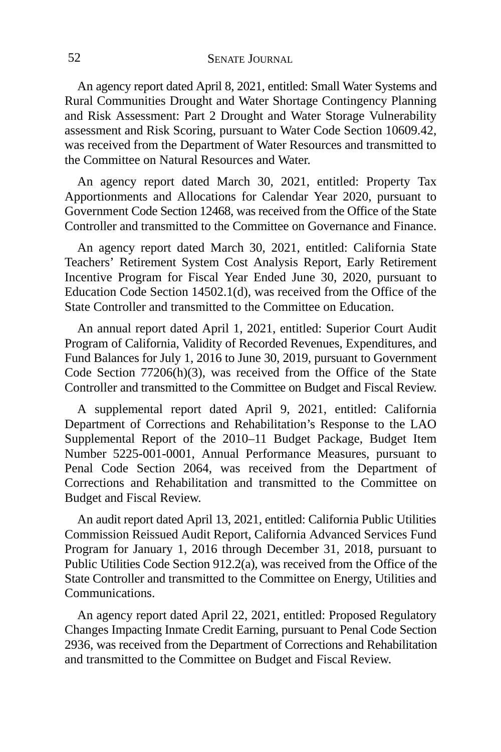An agency report dated April 8, 2021, entitled: Small Water Systems and Rural Communities Drought and Water Shortage Contingency Planning and Risk Assessment: Part 2 Drought and Water Storage Vulnerability assessment and Risk Scoring, pursuant to Water Code Section 10609.42, was received from the Department of Water Resources and transmitted to the Committee on Natural Resources and Water.

An agency report dated March 30, 2021, entitled: Property Tax Apportionments and Allocations for Calendar Year 2020, pursuant to Government Code Section 12468, was received from the Office of the State Controller and transmitted to the Committee on Governance and Finance.

An agency report dated March 30, 2021, entitled: California State Teachers' Retirement System Cost Analysis Report, Early Retirement Incentive Program for Fiscal Year Ended June 30, 2020, pursuant to Education Code Section 14502.1(d), was received from the Office of the State Controller and transmitted to the Committee on Education.

An annual report dated April 1, 2021, entitled: Superior Court Audit Program of California, Validity of Recorded Revenues, Expenditures, and Fund Balances for July 1, 2016 to June 30, 2019, pursuant to Government Code Section 77206(h)(3), was received from the Office of the State Controller and transmitted to the Committee on Budget and Fiscal Review.

A supplemental report dated April 9, 2021, entitled: California Department of Corrections and Rehabilitation's Response to the LAO Supplemental Report of the 2010–11 Budget Package, Budget Item Number 5225-001-0001, Annual Performance Measures, pursuant to Penal Code Section 2064, was received from the Department of Corrections and Rehabilitation and transmitted to the Committee on Budget and Fiscal Review.

An audit report dated April 13, 2021, entitled: California Public Utilities Commission Reissued Audit Report, California Advanced Services Fund Program for January 1, 2016 through December 31, 2018, pursuant to Public Utilities Code Section 912.2(a), was received from the Office of the State Controller and transmitted to the Committee on Energy, Utilities and Communications.

An agency report dated April 22, 2021, entitled: Proposed Regulatory Changes Impacting Inmate Credit Earning, pursuant to Penal Code Section 2936, was received from the Department of Corrections and Rehabilitation and transmitted to the Committee on Budget and Fiscal Review.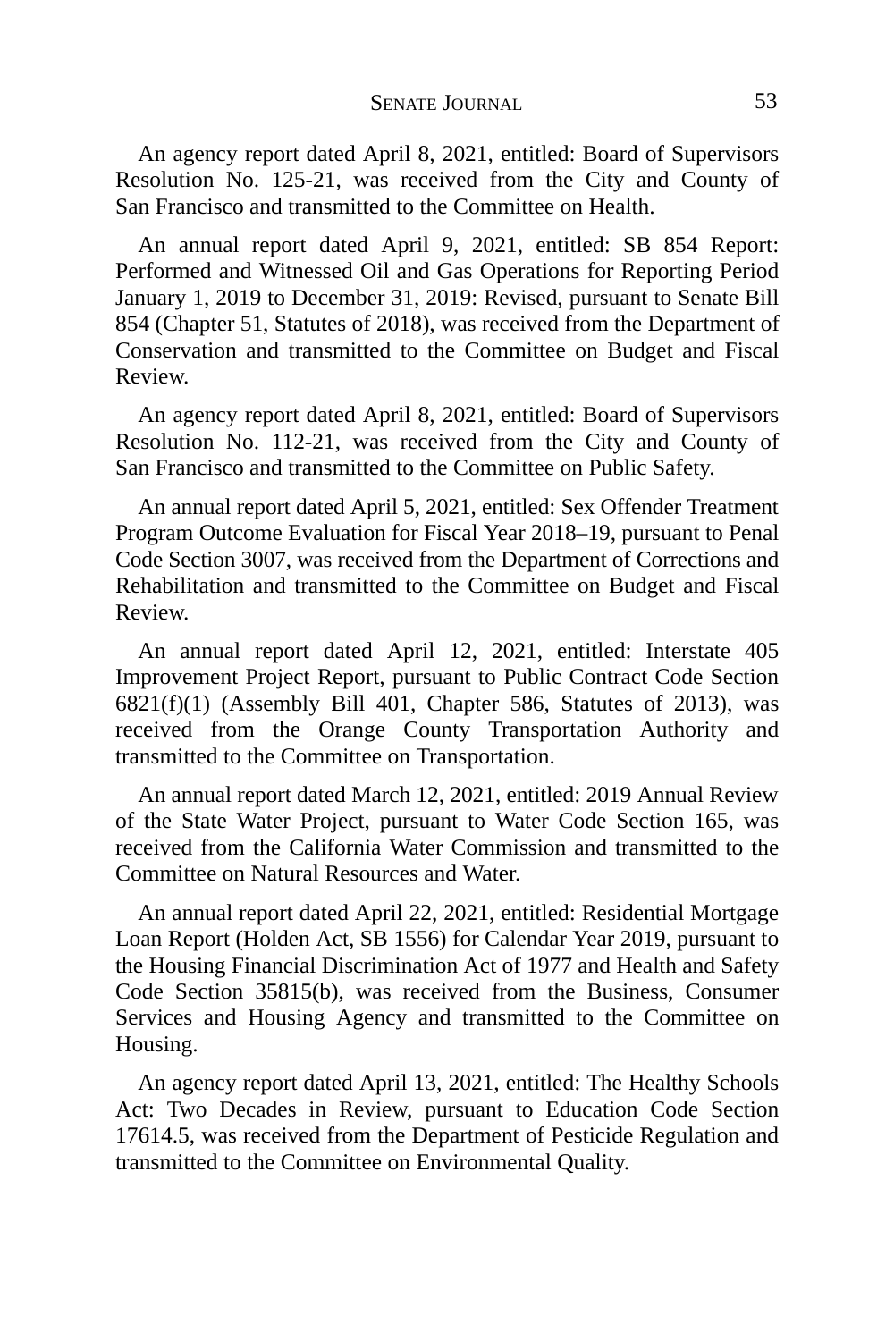An agency report dated April 8, 2021, entitled: Board of Supervisors Resolution No. 125-21, was received from the City and County of San Francisco and transmitted to the Committee on Health.

An annual report dated April 9, 2021, entitled: SB 854 Report: Performed and Witnessed Oil and Gas Operations for Reporting Period January 1, 2019 to December 31, 2019: Revised, pursuant to Senate Bill 854 (Chapter 51, Statutes of 2018), was received from the Department of Conservation and transmitted to the Committee on Budget and Fiscal Review.

An agency report dated April 8, 2021, entitled: Board of Supervisors Resolution No. 112-21, was received from the City and County of San Francisco and transmitted to the Committee on Public Safety.

An annual report dated April 5, 2021, entitled: Sex Offender Treatment Program Outcome Evaluation for Fiscal Year 2018–19, pursuant to Penal Code Section 3007, was received from the Department of Corrections and Rehabilitation and transmitted to the Committee on Budget and Fiscal Review.

An annual report dated April 12, 2021, entitled: Interstate 405 Improvement Project Report, pursuant to Public Contract Code Section 6821(f)(1) (Assembly Bill 401, Chapter 586, Statutes of 2013), was received from the Orange County Transportation Authority and transmitted to the Committee on Transportation.

An annual report dated March 12, 2021, entitled: 2019 Annual Review of the State Water Project, pursuant to Water Code Section 165, was received from the California Water Commission and transmitted to the Committee on Natural Resources and Water.

An annual report dated April 22, 2021, entitled: Residential Mortgage Loan Report (Holden Act, SB 1556) for Calendar Year 2019, pursuant to the Housing Financial Discrimination Act of 1977 and Health and Safety Code Section 35815(b), was received from the Business, Consumer Services and Housing Agency and transmitted to the Committee on Housing.

An agency report dated April 13, 2021, entitled: The Healthy Schools Act: Two Decades in Review, pursuant to Education Code Section 17614.5, was received from the Department of Pesticide Regulation and transmitted to the Committee on Environmental Quality.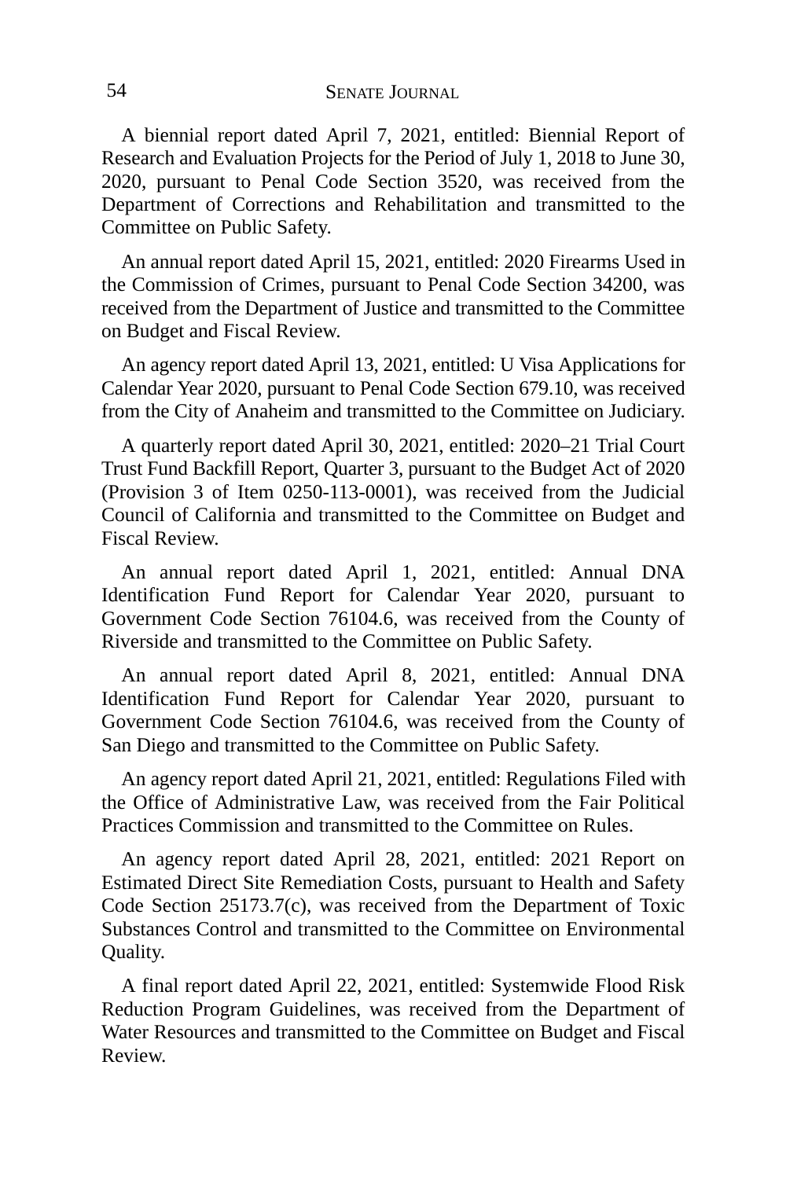A biennial report dated April 7, 2021, entitled: Biennial Report of Research and Evaluation Projects for the Period of July 1, 2018 to June 30, 2020, pursuant to Penal Code Section 3520, was received from the Department of Corrections and Rehabilitation and transmitted to the Committee on Public Safety.

An annual report dated April 15, 2021, entitled: 2020 Firearms Used in the Commission of Crimes, pursuant to Penal Code Section 34200, was received from the Department of Justice and transmitted to the Committee on Budget and Fiscal Review.

An agency report dated April 13, 2021, entitled: U Visa Applications for Calendar Year 2020, pursuant to Penal Code Section 679.10, was received from the City of Anaheim and transmitted to the Committee on Judiciary.

A quarterly report dated April 30, 2021, entitled: 2020–21 Trial Court Trust Fund Backfill Report, Quarter 3, pursuant to the Budget Act of 2020 (Provision 3 of Item 0250-113-0001), was received from the Judicial Council of California and transmitted to the Committee on Budget and Fiscal Review.

An annual report dated April 1, 2021, entitled: Annual DNA Identification Fund Report for Calendar Year 2020, pursuant to Government Code Section 76104.6, was received from the County of Riverside and transmitted to the Committee on Public Safety.

An annual report dated April 8, 2021, entitled: Annual DNA Identification Fund Report for Calendar Year 2020, pursuant to Government Code Section 76104.6, was received from the County of San Diego and transmitted to the Committee on Public Safety.

An agency report dated April 21, 2021, entitled: Regulations Filed with the Office of Administrative Law, was received from the Fair Political Practices Commission and transmitted to the Committee on Rules.

An agency report dated April 28, 2021, entitled: 2021 Report on Estimated Direct Site Remediation Costs, pursuant to Health and Safety Code Section 25173.7(c), was received from the Department of Toxic Substances Control and transmitted to the Committee on Environmental Quality.

A final report dated April 22, 2021, entitled: Systemwide Flood Risk Reduction Program Guidelines, was received from the Department of Water Resources and transmitted to the Committee on Budget and Fiscal Review.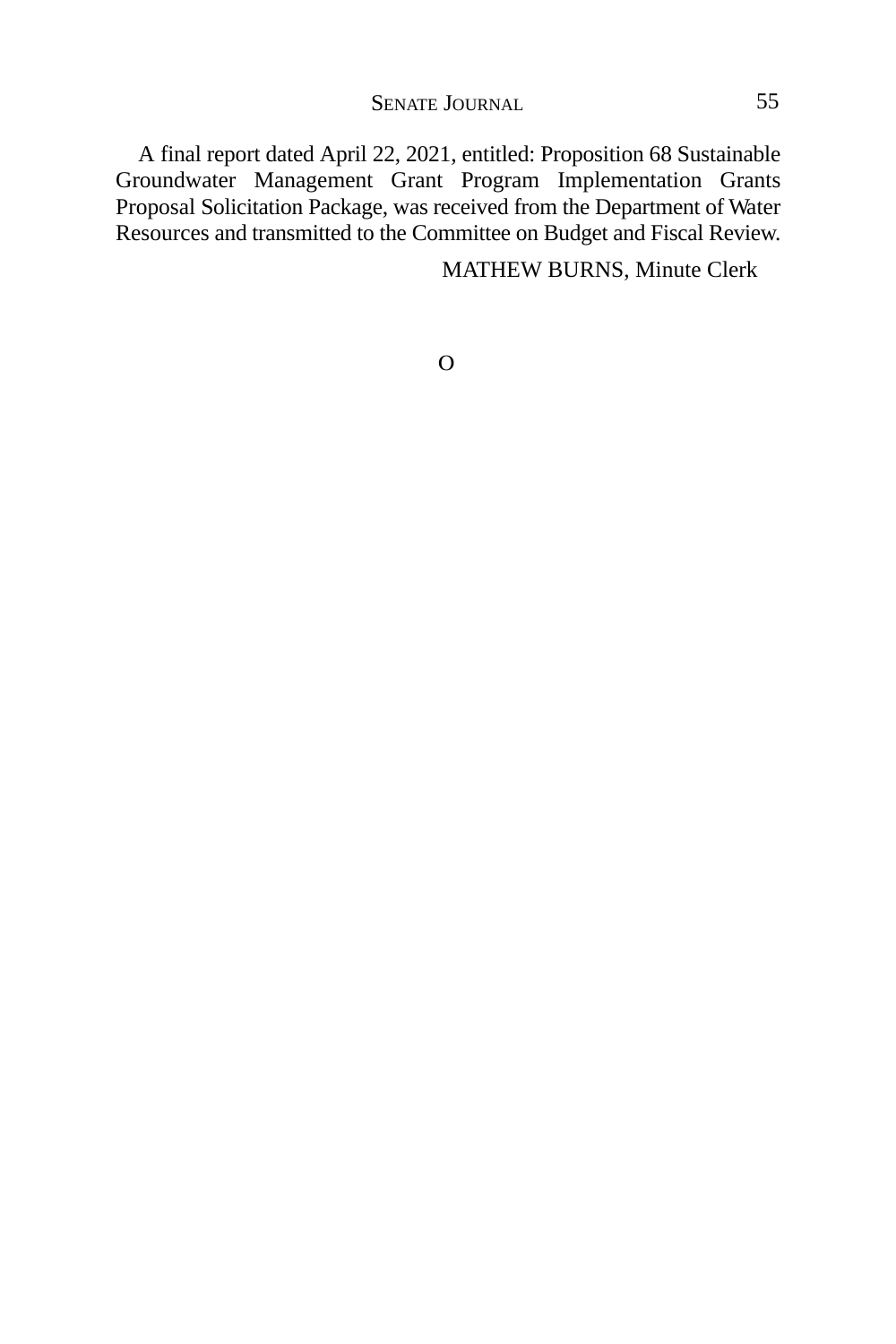A final report dated April 22, 2021, entitled: Proposition 68 Sustainable Groundwater Management Grant Program Implementation Grants Proposal Solicitation Package, was received from the Department of Water Resources and transmitted to the Committee on Budget and Fiscal Review.

MATHEW BURNS, Minute Clerk

O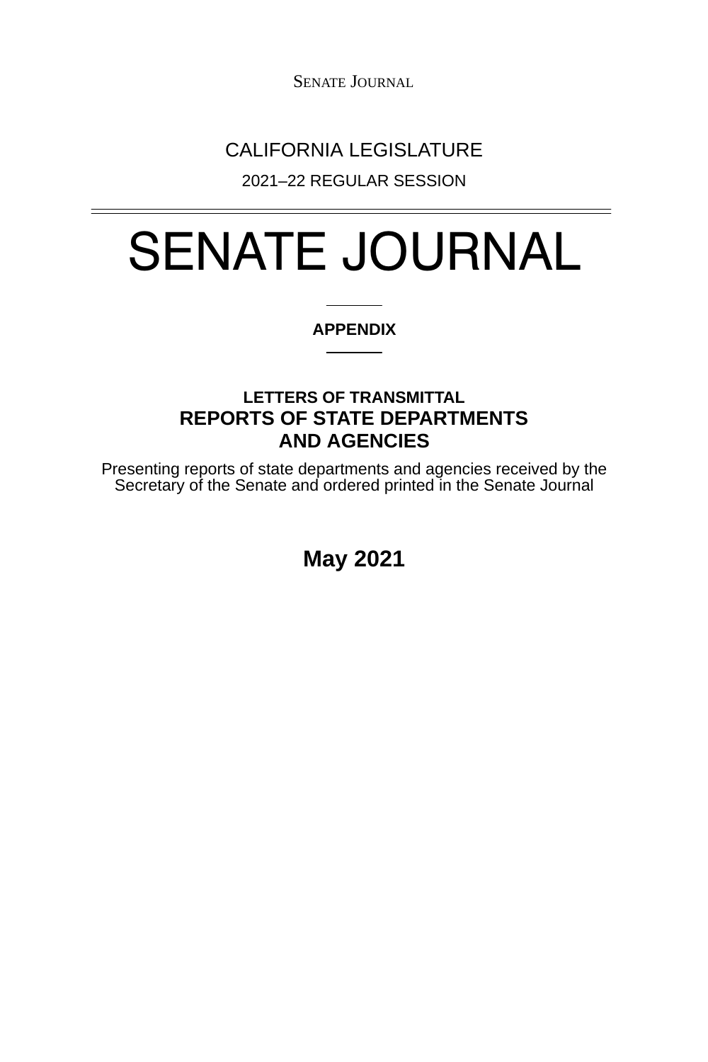CALIFORNIA LEGISLATURE

2021–22 REGULAR SESSION

# SENATE JOURNAL

**APPENDIX**

**LETTERS OF TRANSMITTAL**

## REPORTS OF STATE DEPARTMENTS AND AGENCIES

Presenting reports of state departments and agencies received by the Secretary of the Senate and ordered printed in the Senate Journal

**May 2021**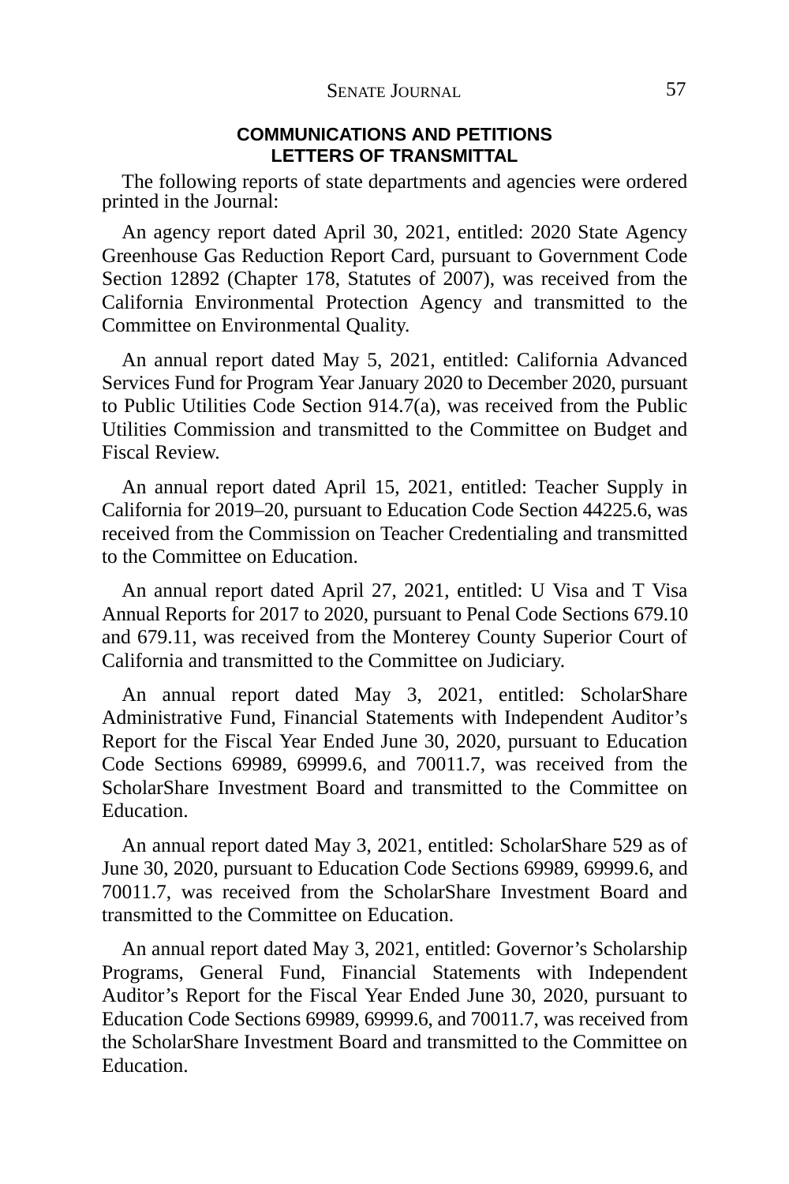## COMMUNICATIONS AND PETITIONS
## LETTERS OF TRANSMITTAL

The following reports of state departments and agencies were ordered printed in the Journal:

An agency report dated April 30, 2021, entitled: 2020 State Agency Greenhouse Gas Reduction Report Card, pursuant to Government Code Section 12892 (Chapter 178, Statutes of 2007), was received from the California Environmental Protection Agency and transmitted to the Committee on Environmental Quality.

An annual report dated May 5, 2021, entitled: California Advanced Services Fund for Program Year January 2020 to December 2020, pursuant to Public Utilities Code Section 914.7(a), was received from the Public Utilities Commission and transmitted to the Committee on Budget and Fiscal Review.

An annual report dated April 15, 2021, entitled: Teacher Supply in California for 2019–20, pursuant to Education Code Section 44225.6, was received from the Commission on Teacher Credentialing and transmitted to the Committee on Education.

An annual report dated April 27, 2021, entitled: U Visa and T Visa Annual Reports for 2017 to 2020, pursuant to Penal Code Sections 679.10 and 679.11, was received from the Monterey County Superior Court of California and transmitted to the Committee on Judiciary.

An annual report dated May 3, 2021, entitled: ScholarShare Administrative Fund, Financial Statements with Independent Auditor's Report for the Fiscal Year Ended June 30, 2020, pursuant to Education Code Sections 69989, 69999.6, and 70011.7, was received from the ScholarShare Investment Board and transmitted to the Committee on Education.

An annual report dated May 3, 2021, entitled: ScholarShare 529 as of June 30, 2020, pursuant to Education Code Sections 69989, 69999.6, and 70011.7, was received from the ScholarShare Investment Board and transmitted to the Committee on Education.

An annual report dated May 3, 2021, entitled: Governor's Scholarship Programs, General Fund, Financial Statements with Independent Auditor's Report for the Fiscal Year Ended June 30, 2020, pursuant to Education Code Sections 69989, 69999.6, and 70011.7, was received from the ScholarShare Investment Board and transmitted to the Committee on Education.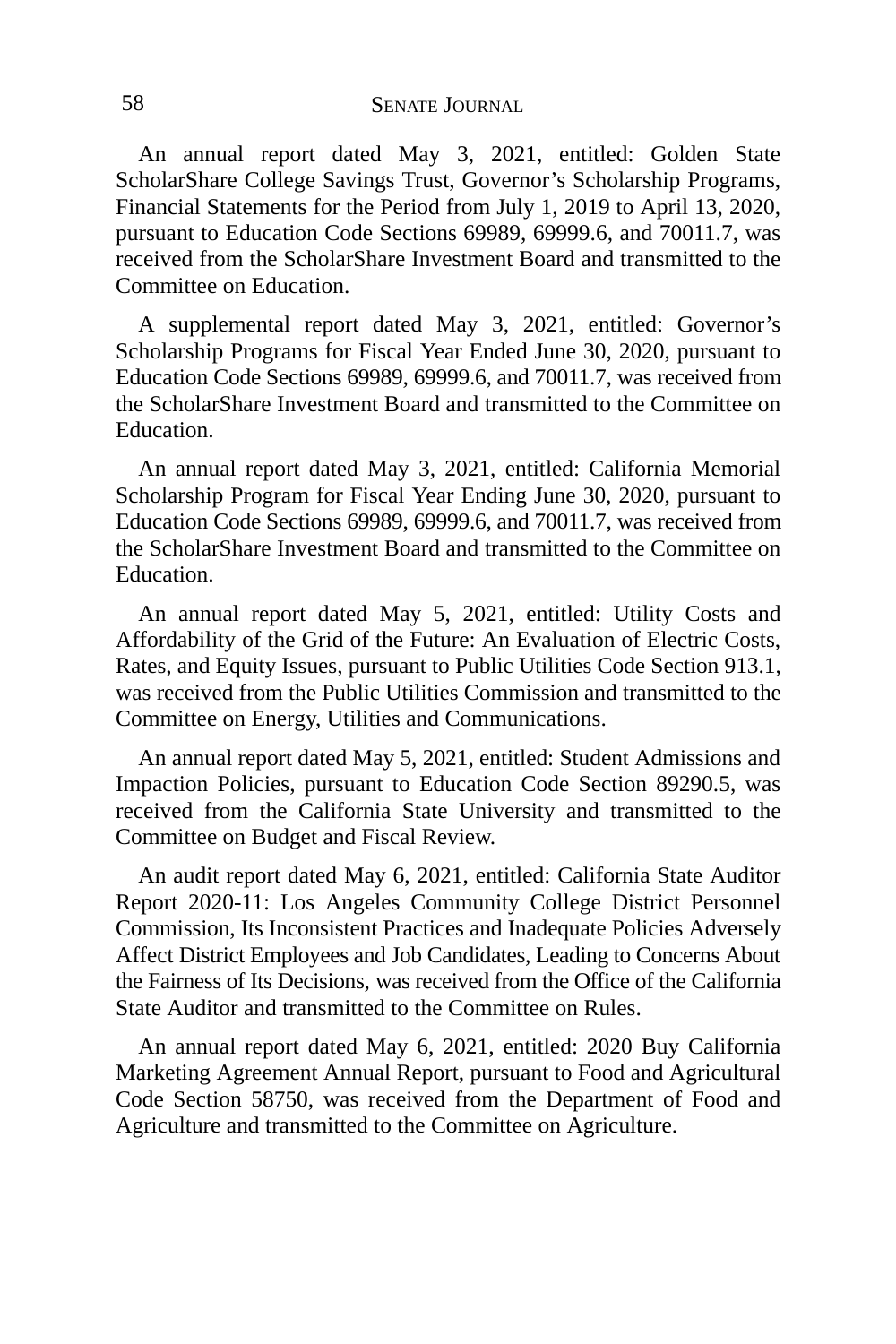An annual report dated May 3, 2021, entitled: Golden State ScholarShare College Savings Trust, Governor's Scholarship Programs, Financial Statements for the Period from July 1, 2019 to April 13, 2020, pursuant to Education Code Sections 69989, 69999.6, and 70011.7, was received from the ScholarShare Investment Board and transmitted to the Committee on Education.

A supplemental report dated May 3, 2021, entitled: Governor's Scholarship Programs for Fiscal Year Ended June 30, 2020, pursuant to Education Code Sections 69989, 69999.6, and 70011.7, was received from the ScholarShare Investment Board and transmitted to the Committee on Education.

An annual report dated May 3, 2021, entitled: California Memorial Scholarship Program for Fiscal Year Ending June 30, 2020, pursuant to Education Code Sections 69989, 69999.6, and 70011.7, was received from the ScholarShare Investment Board and transmitted to the Committee on Education.

An annual report dated May 5, 2021, entitled: Utility Costs and Affordability of the Grid of the Future: An Evaluation of Electric Costs, Rates, and Equity Issues, pursuant to Public Utilities Code Section 913.1, was received from the Public Utilities Commission and transmitted to the Committee on Energy, Utilities and Communications.

An annual report dated May 5, 2021, entitled: Student Admissions and Impaction Policies, pursuant to Education Code Section 89290.5, was received from the California State University and transmitted to the Committee on Budget and Fiscal Review.

An audit report dated May 6, 2021, entitled: California State Auditor Report 2020-11: Los Angeles Community College District Personnel Commission, Its Inconsistent Practices and Inadequate Policies Adversely Affect District Employees and Job Candidates, Leading to Concerns About the Fairness of Its Decisions, was received from the Office of the California State Auditor and transmitted to the Committee on Rules.

An annual report dated May 6, 2021, entitled: 2020 Buy California Marketing Agreement Annual Report, pursuant to Food and Agricultural Code Section 58750, was received from the Department of Food and Agriculture and transmitted to the Committee on Agriculture.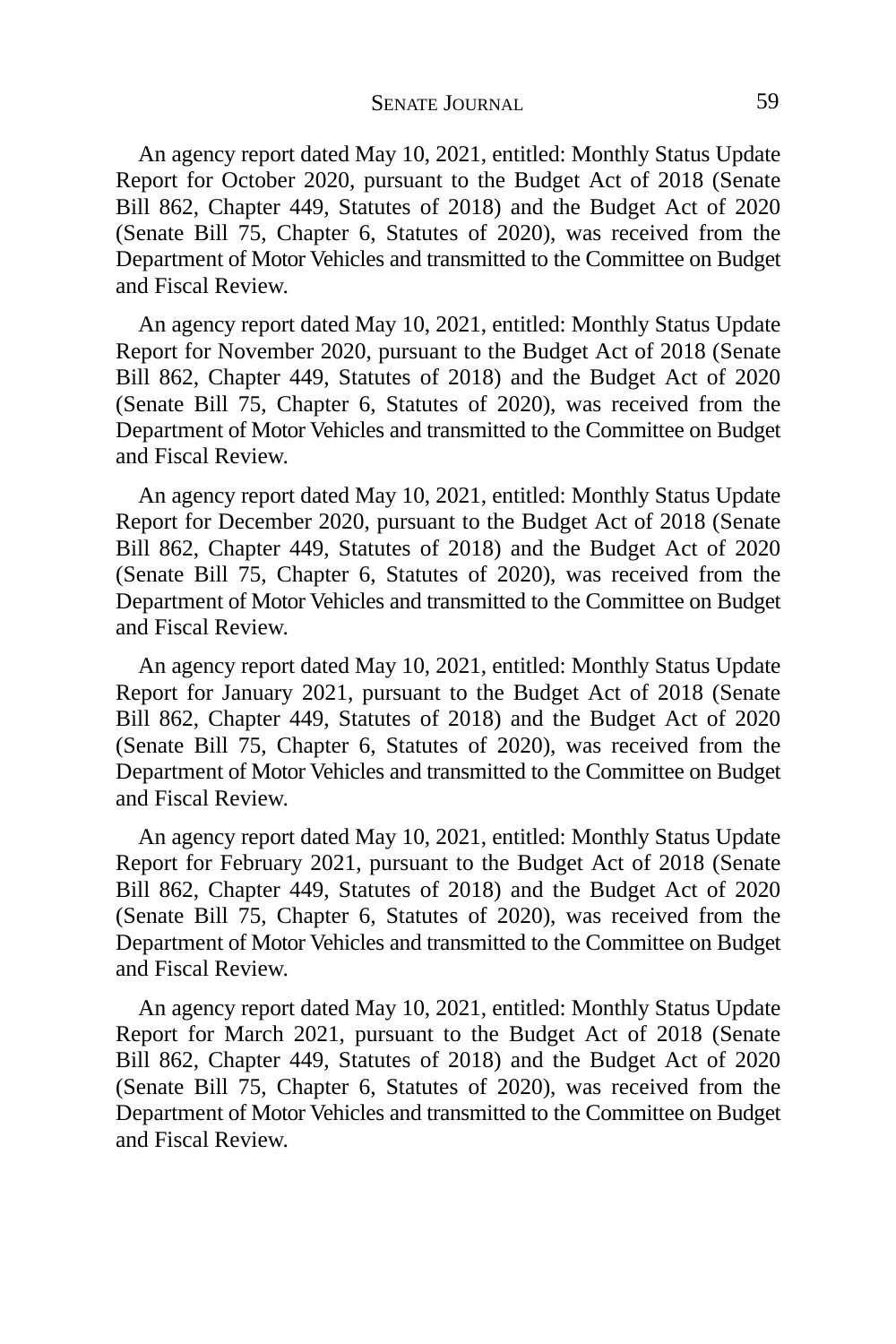An agency report dated May 10, 2021, entitled: Monthly Status Update Report for October 2020, pursuant to the Budget Act of 2018 (Senate Bill 862, Chapter 449, Statutes of 2018) and the Budget Act of 2020 (Senate Bill 75, Chapter 6, Statutes of 2020), was received from the Department of Motor Vehicles and transmitted to the Committee on Budget and Fiscal Review.

An agency report dated May 10, 2021, entitled: Monthly Status Update Report for November 2020, pursuant to the Budget Act of 2018 (Senate Bill 862, Chapter 449, Statutes of 2018) and the Budget Act of 2020 (Senate Bill 75, Chapter 6, Statutes of 2020), was received from the Department of Motor Vehicles and transmitted to the Committee on Budget and Fiscal Review.

An agency report dated May 10, 2021, entitled: Monthly Status Update Report for December 2020, pursuant to the Budget Act of 2018 (Senate Bill 862, Chapter 449, Statutes of 2018) and the Budget Act of 2020 (Senate Bill 75, Chapter 6, Statutes of 2020), was received from the Department of Motor Vehicles and transmitted to the Committee on Budget and Fiscal Review.

An agency report dated May 10, 2021, entitled: Monthly Status Update Report for January 2021, pursuant to the Budget Act of 2018 (Senate Bill 862, Chapter 449, Statutes of 2018) and the Budget Act of 2020 (Senate Bill 75, Chapter 6, Statutes of 2020), was received from the Department of Motor Vehicles and transmitted to the Committee on Budget and Fiscal Review.

An agency report dated May 10, 2021, entitled: Monthly Status Update Report for February 2021, pursuant to the Budget Act of 2018 (Senate Bill 862, Chapter 449, Statutes of 2018) and the Budget Act of 2020 (Senate Bill 75, Chapter 6, Statutes of 2020), was received from the Department of Motor Vehicles and transmitted to the Committee on Budget and Fiscal Review.

An agency report dated May 10, 2021, entitled: Monthly Status Update Report for March 2021, pursuant to the Budget Act of 2018 (Senate Bill 862, Chapter 449, Statutes of 2018) and the Budget Act of 2020 (Senate Bill 75, Chapter 6, Statutes of 2020), was received from the Department of Motor Vehicles and transmitted to the Committee on Budget and Fiscal Review.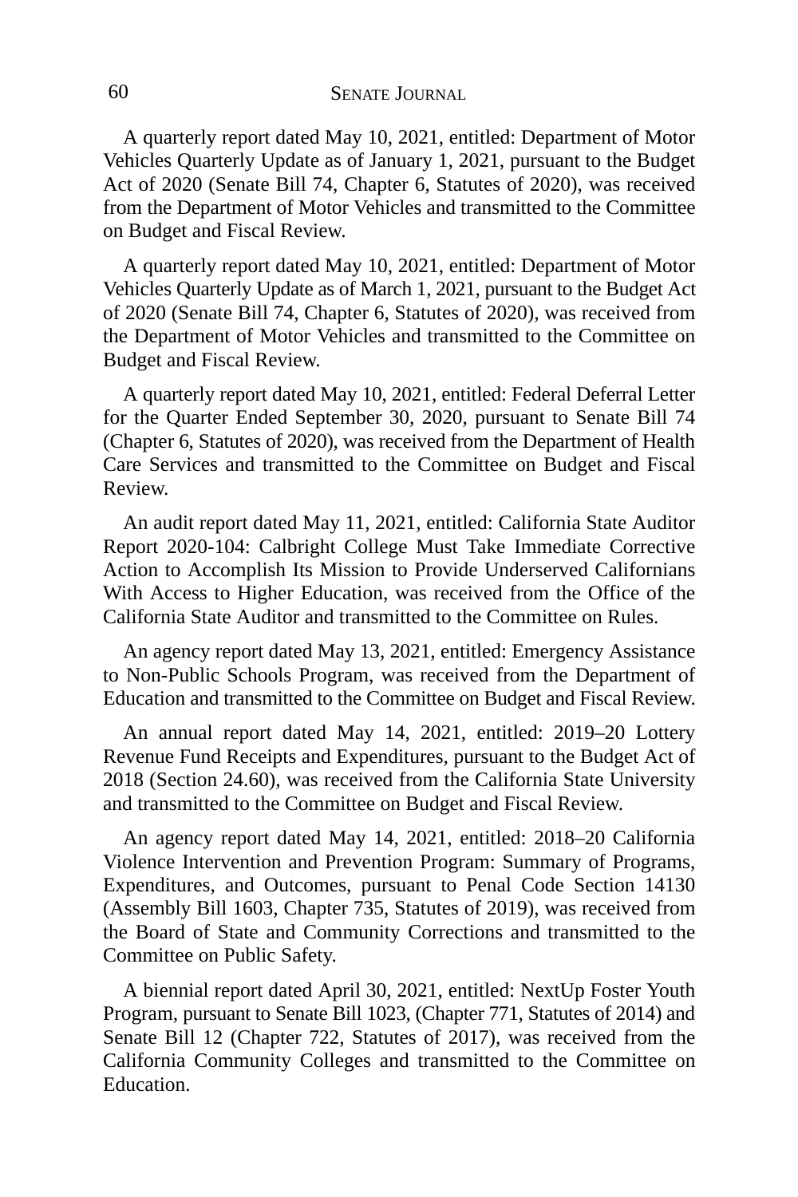A quarterly report dated May 10, 2021, entitled: Department of Motor Vehicles Quarterly Update as of January 1, 2021, pursuant to the Budget Act of 2020 (Senate Bill 74, Chapter 6, Statutes of 2020), was received from the Department of Motor Vehicles and transmitted to the Committee on Budget and Fiscal Review.

A quarterly report dated May 10, 2021, entitled: Department of Motor Vehicles Quarterly Update as of March 1, 2021, pursuant to the Budget Act of 2020 (Senate Bill 74, Chapter 6, Statutes of 2020), was received from the Department of Motor Vehicles and transmitted to the Committee on Budget and Fiscal Review.

A quarterly report dated May 10, 2021, entitled: Federal Deferral Letter for the Quarter Ended September 30, 2020, pursuant to Senate Bill 74 (Chapter 6, Statutes of 2020), was received from the Department of Health Care Services and transmitted to the Committee on Budget and Fiscal Review.

An audit report dated May 11, 2021, entitled: California State Auditor Report 2020-104: Calbright College Must Take Immediate Corrective Action to Accomplish Its Mission to Provide Underserved Californians With Access to Higher Education, was received from the Office of the California State Auditor and transmitted to the Committee on Rules.

An agency report dated May 13, 2021, entitled: Emergency Assistance to Non-Public Schools Program, was received from the Department of Education and transmitted to the Committee on Budget and Fiscal Review.

An annual report dated May 14, 2021, entitled: 2019–20 Lottery Revenue Fund Receipts and Expenditures, pursuant to the Budget Act of 2018 (Section 24.60), was received from the California State University and transmitted to the Committee on Budget and Fiscal Review.

An agency report dated May 14, 2021, entitled: 2018–20 California Violence Intervention and Prevention Program: Summary of Programs, Expenditures, and Outcomes, pursuant to Penal Code Section 14130 (Assembly Bill 1603, Chapter 735, Statutes of 2019), was received from the Board of State and Community Corrections and transmitted to the Committee on Public Safety.

A biennial report dated April 30, 2021, entitled: NextUp Foster Youth Program, pursuant to Senate Bill 1023, (Chapter 771, Statutes of 2014) and Senate Bill 12 (Chapter 722, Statutes of 2017), was received from the California Community Colleges and transmitted to the Committee on Education.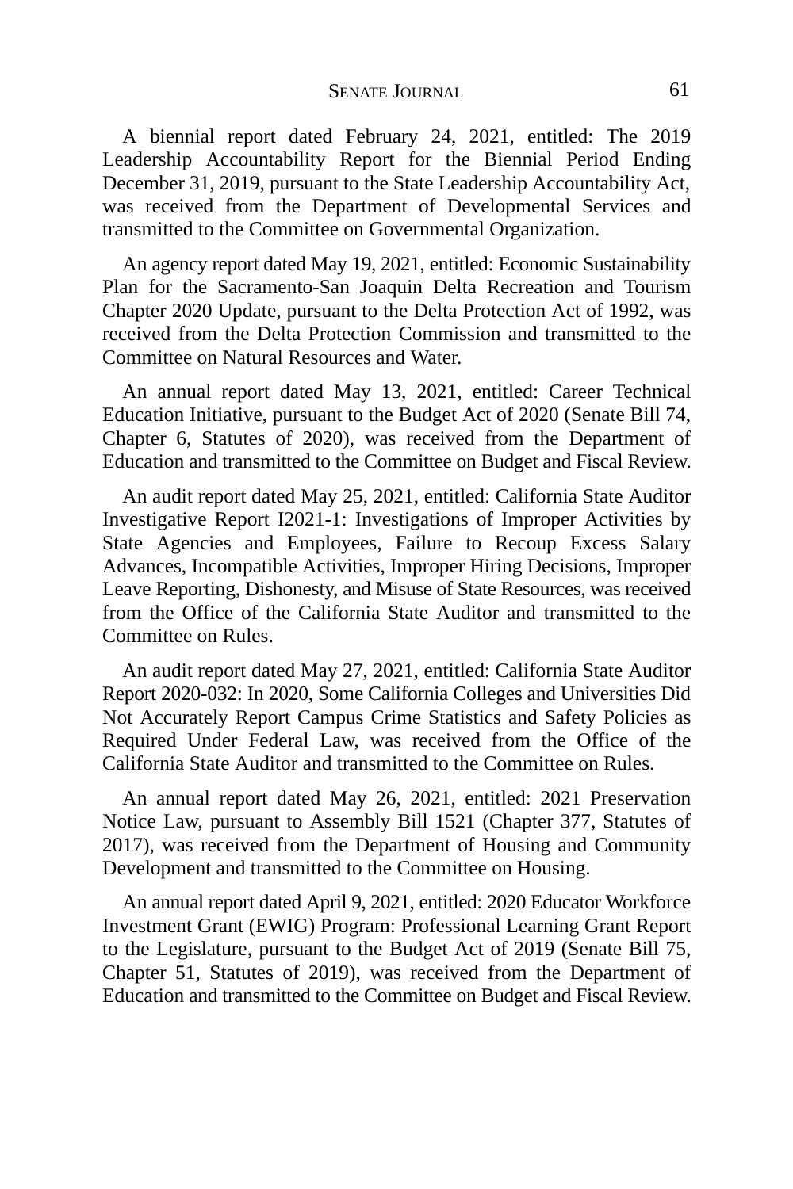A biennial report dated February 24, 2021, entitled: The 2019 Leadership Accountability Report for the Biennial Period Ending December 31, 2019, pursuant to the State Leadership Accountability Act, was received from the Department of Developmental Services and transmitted to the Committee on Governmental Organization.

An agency report dated May 19, 2021, entitled: Economic Sustainability Plan for the Sacramento-San Joaquin Delta Recreation and Tourism Chapter 2020 Update, pursuant to the Delta Protection Act of 1992, was received from the Delta Protection Commission and transmitted to the Committee on Natural Resources and Water.

An annual report dated May 13, 2021, entitled: Career Technical Education Initiative, pursuant to the Budget Act of 2020 (Senate Bill 74, Chapter 6, Statutes of 2020), was received from the Department of Education and transmitted to the Committee on Budget and Fiscal Review.

An audit report dated May 25, 2021, entitled: California State Auditor Investigative Report I2021-1: Investigations of Improper Activities by State Agencies and Employees, Failure to Recoup Excess Salary Advances, Incompatible Activities, Improper Hiring Decisions, Improper Leave Reporting, Dishonesty, and Misuse of State Resources, was received from the Office of the California State Auditor and transmitted to the Committee on Rules.

An audit report dated May 27, 2021, entitled: California State Auditor Report 2020-032: In 2020, Some California Colleges and Universities Did Not Accurately Report Campus Crime Statistics and Safety Policies as Required Under Federal Law, was received from the Office of the California State Auditor and transmitted to the Committee on Rules.

An annual report dated May 26, 2021, entitled: 2021 Preservation Notice Law, pursuant to Assembly Bill 1521 (Chapter 377, Statutes of 2017), was received from the Department of Housing and Community Development and transmitted to the Committee on Housing.

An annual report dated April 9, 2021, entitled: 2020 Educator Workforce Investment Grant (EWIG) Program: Professional Learning Grant Report to the Legislature, pursuant to the Budget Act of 2019 (Senate Bill 75, Chapter 51, Statutes of 2019), was received from the Department of Education and transmitted to the Committee on Budget and Fiscal Review.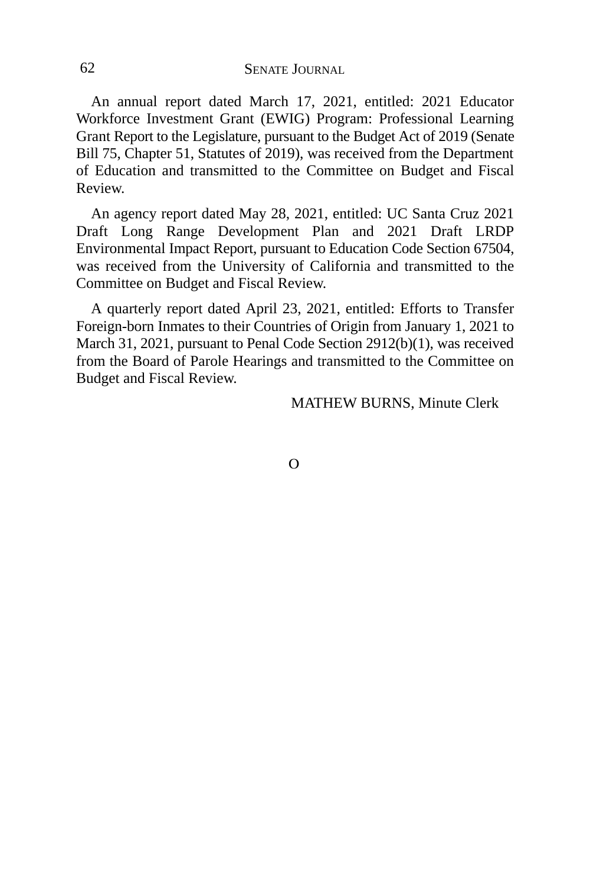An annual report dated March 17, 2021, entitled: 2021 Educator Workforce Investment Grant (EWIG) Program: Professional Learning Grant Report to the Legislature, pursuant to the Budget Act of 2019 (Senate Bill 75, Chapter 51, Statutes of 2019), was received from the Department of Education and transmitted to the Committee on Budget and Fiscal Review.

An agency report dated May 28, 2021, entitled: UC Santa Cruz 2021 Draft Long Range Development Plan and 2021 Draft LRDP Environmental Impact Report, pursuant to Education Code Section 67504, was received from the University of California and transmitted to the Committee on Budget and Fiscal Review.

A quarterly report dated April 23, 2021, entitled: Efforts to Transfer Foreign-born Inmates to their Countries of Origin from January 1, 2021 to March 31, 2021, pursuant to Penal Code Section 2912(b)(1), was received from the Board of Parole Hearings and transmitted to the Committee on Budget and Fiscal Review.

MATHEW BURNS, Minute Clerk

O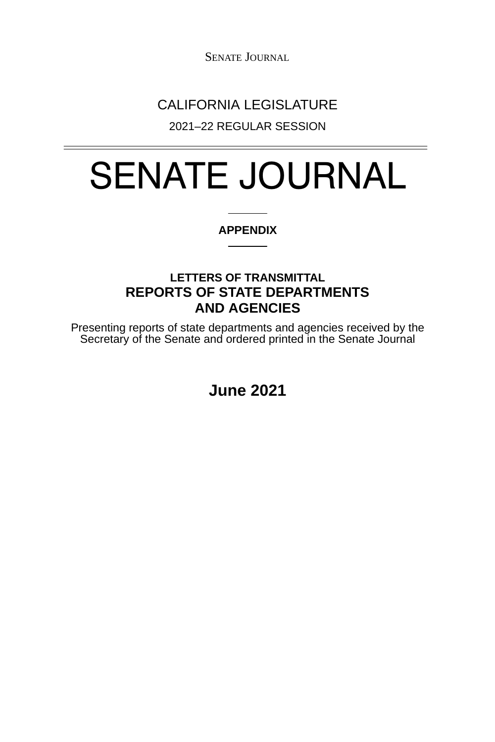CALIFORNIA LEGISLATURE

2021–22 REGULAR SESSION

# SENATE JOURNAL

**APPENDIX**

**LETTERS OF TRANSMITTAL**

## REPORTS OF STATE DEPARTMENTS AND AGENCIES

Presenting reports of state departments and agencies received by the Secretary of the Senate and ordered printed in the Senate Journal

**June 2021**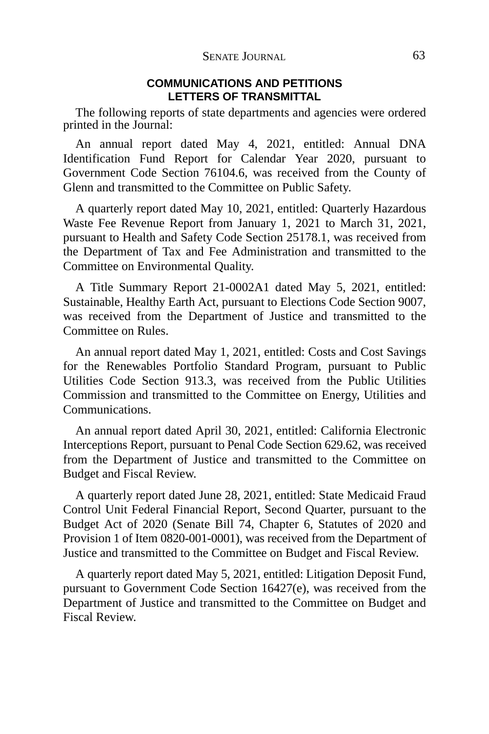## COMMUNICATIONS AND PETITIONS
## LETTERS OF TRANSMITTAL

The following reports of state departments and agencies were ordered printed in the Journal:

An annual report dated May 4, 2021, entitled: Annual DNA Identification Fund Report for Calendar Year 2020, pursuant to Government Code Section 76104.6, was received from the County of Glenn and transmitted to the Committee on Public Safety.

A quarterly report dated May 10, 2021, entitled: Quarterly Hazardous Waste Fee Revenue Report from January 1, 2021 to March 31, 2021, pursuant to Health and Safety Code Section 25178.1, was received from the Department of Tax and Fee Administration and transmitted to the Committee on Environmental Quality.

A Title Summary Report 21-0002A1 dated May 5, 2021, entitled: Sustainable, Healthy Earth Act, pursuant to Elections Code Section 9007, was received from the Department of Justice and transmitted to the Committee on Rules.

An annual report dated May 1, 2021, entitled: Costs and Cost Savings for the Renewables Portfolio Standard Program, pursuant to Public Utilities Code Section 913.3, was received from the Public Utilities Commission and transmitted to the Committee on Energy, Utilities and Communications.

An annual report dated April 30, 2021, entitled: California Electronic Interceptions Report, pursuant to Penal Code Section 629.62, was received from the Department of Justice and transmitted to the Committee on Budget and Fiscal Review.

A quarterly report dated June 28, 2021, entitled: State Medicaid Fraud Control Unit Federal Financial Report, Second Quarter, pursuant to the Budget Act of 2020 (Senate Bill 74, Chapter 6, Statutes of 2020 and Provision 1 of Item 0820-001-0001), was received from the Department of Justice and transmitted to the Committee on Budget and Fiscal Review.

A quarterly report dated May 5, 2021, entitled: Litigation Deposit Fund, pursuant to Government Code Section 16427(e), was received from the Department of Justice and transmitted to the Committee on Budget and Fiscal Review.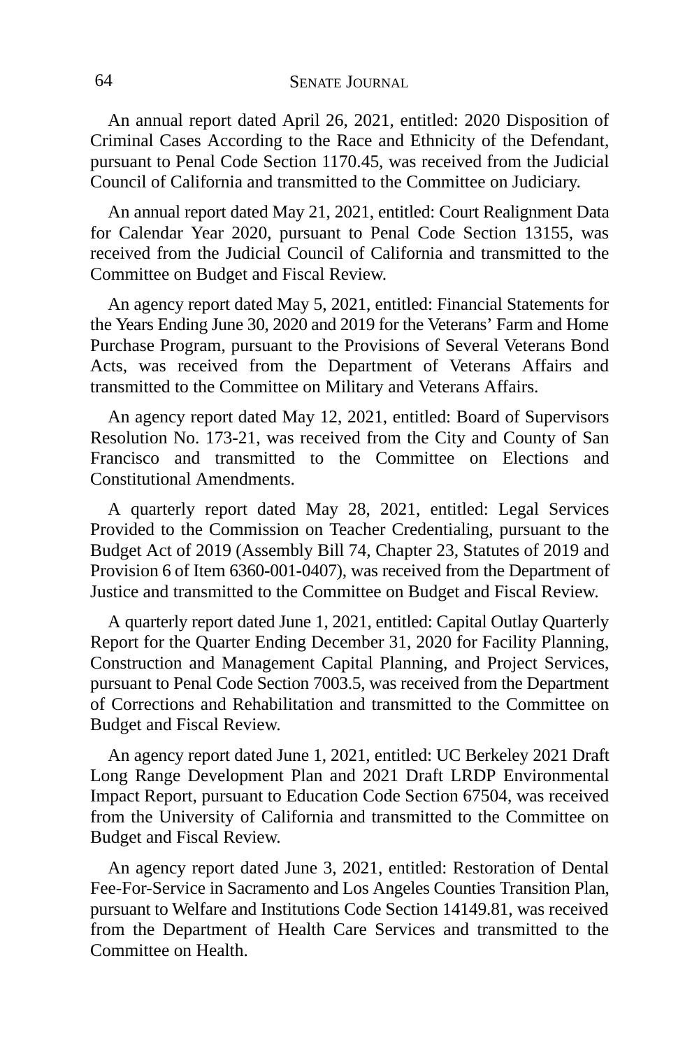An annual report dated April 26, 2021, entitled: 2020 Disposition of Criminal Cases According to the Race and Ethnicity of the Defendant, pursuant to Penal Code Section 1170.45, was received from the Judicial Council of California and transmitted to the Committee on Judiciary.

An annual report dated May 21, 2021, entitled: Court Realignment Data for Calendar Year 2020, pursuant to Penal Code Section 13155, was received from the Judicial Council of California and transmitted to the Committee on Budget and Fiscal Review.

An agency report dated May 5, 2021, entitled: Financial Statements for the Years Ending June 30, 2020 and 2019 for the Veterans' Farm and Home Purchase Program, pursuant to the Provisions of Several Veterans Bond Acts, was received from the Department of Veterans Affairs and transmitted to the Committee on Military and Veterans Affairs.

An agency report dated May 12, 2021, entitled: Board of Supervisors Resolution No. 173-21, was received from the City and County of San Francisco and transmitted to the Committee on Elections and Constitutional Amendments.

A quarterly report dated May 28, 2021, entitled: Legal Services Provided to the Commission on Teacher Credentialing, pursuant to the Budget Act of 2019 (Assembly Bill 74, Chapter 23, Statutes of 2019 and Provision 6 of Item 6360-001-0407), was received from the Department of Justice and transmitted to the Committee on Budget and Fiscal Review.

A quarterly report dated June 1, 2021, entitled: Capital Outlay Quarterly Report for the Quarter Ending December 31, 2020 for Facility Planning, Construction and Management Capital Planning, and Project Services, pursuant to Penal Code Section 7003.5, was received from the Department of Corrections and Rehabilitation and transmitted to the Committee on Budget and Fiscal Review.

An agency report dated June 1, 2021, entitled: UC Berkeley 2021 Draft Long Range Development Plan and 2021 Draft LRDP Environmental Impact Report, pursuant to Education Code Section 67504, was received from the University of California and transmitted to the Committee on Budget and Fiscal Review.

An agency report dated June 3, 2021, entitled: Restoration of Dental Fee-For-Service in Sacramento and Los Angeles Counties Transition Plan, pursuant to Welfare and Institutions Code Section 14149.81, was received from the Department of Health Care Services and transmitted to the Committee on Health.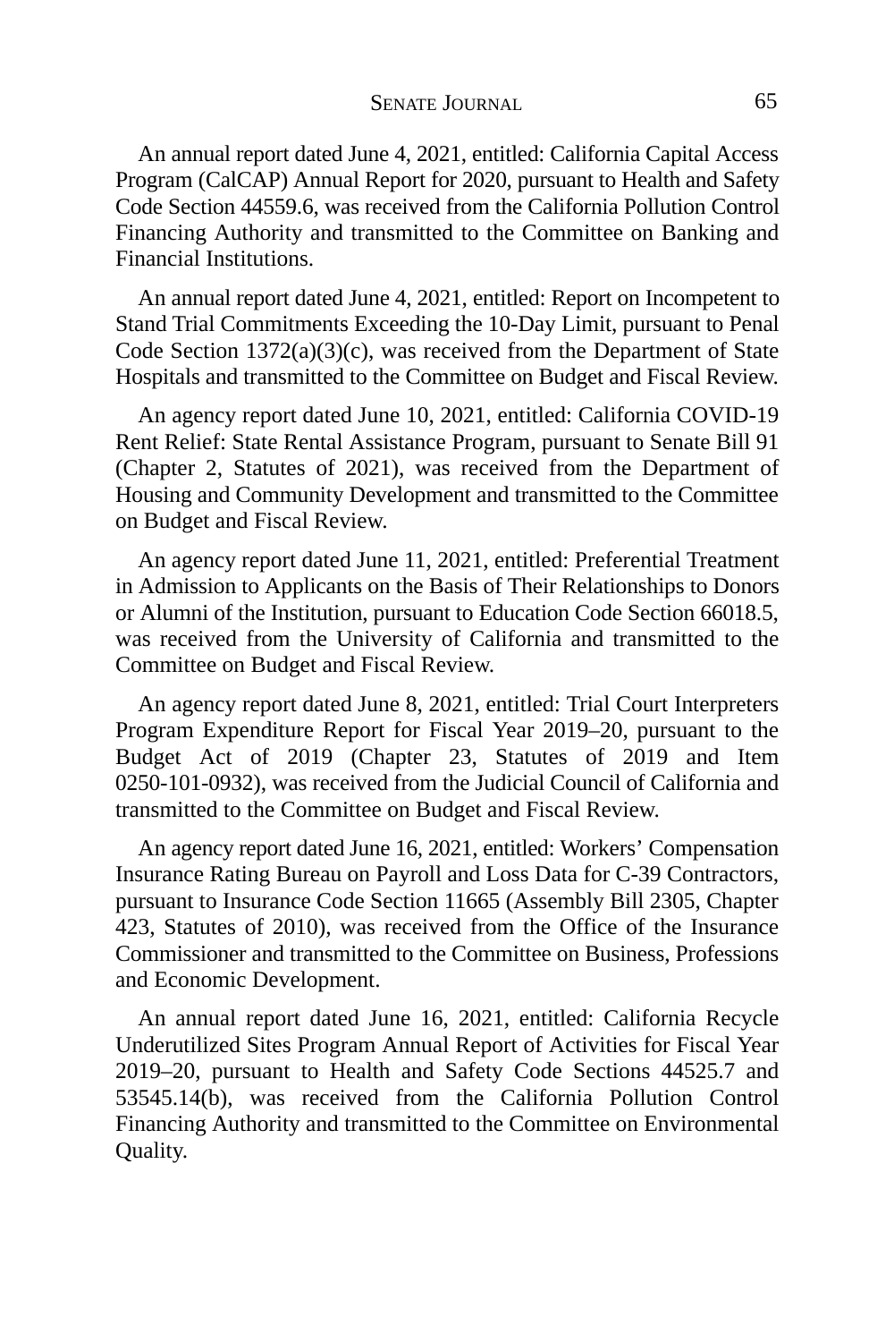An annual report dated June 4, 2021, entitled: California Capital Access Program (CalCAP) Annual Report for 2020, pursuant to Health and Safety Code Section 44559.6, was received from the California Pollution Control Financing Authority and transmitted to the Committee on Banking and Financial Institutions.

An annual report dated June 4, 2021, entitled: Report on Incompetent to Stand Trial Commitments Exceeding the 10-Day Limit, pursuant to Penal Code Section 1372(a)(3)(c), was received from the Department of State Hospitals and transmitted to the Committee on Budget and Fiscal Review.

An agency report dated June 10, 2021, entitled: California COVID-19 Rent Relief: State Rental Assistance Program, pursuant to Senate Bill 91 (Chapter 2, Statutes of 2021), was received from the Department of Housing and Community Development and transmitted to the Committee on Budget and Fiscal Review.

An agency report dated June 11, 2021, entitled: Preferential Treatment in Admission to Applicants on the Basis of Their Relationships to Donors or Alumni of the Institution, pursuant to Education Code Section 66018.5, was received from the University of California and transmitted to the Committee on Budget and Fiscal Review.

An agency report dated June 8, 2021, entitled: Trial Court Interpreters Program Expenditure Report for Fiscal Year 2019–20, pursuant to the Budget Act of 2019 (Chapter 23, Statutes of 2019 and Item 0250-101-0932), was received from the Judicial Council of California and transmitted to the Committee on Budget and Fiscal Review.

An agency report dated June 16, 2021, entitled: Workers' Compensation Insurance Rating Bureau on Payroll and Loss Data for C-39 Contractors, pursuant to Insurance Code Section 11665 (Assembly Bill 2305, Chapter 423, Statutes of 2010), was received from the Office of the Insurance Commissioner and transmitted to the Committee on Business, Professions and Economic Development.

An annual report dated June 16, 2021, entitled: California Recycle Underutilized Sites Program Annual Report of Activities for Fiscal Year 2019–20, pursuant to Health and Safety Code Sections 44525.7 and 53545.14(b), was received from the California Pollution Control Financing Authority and transmitted to the Committee on Environmental Quality.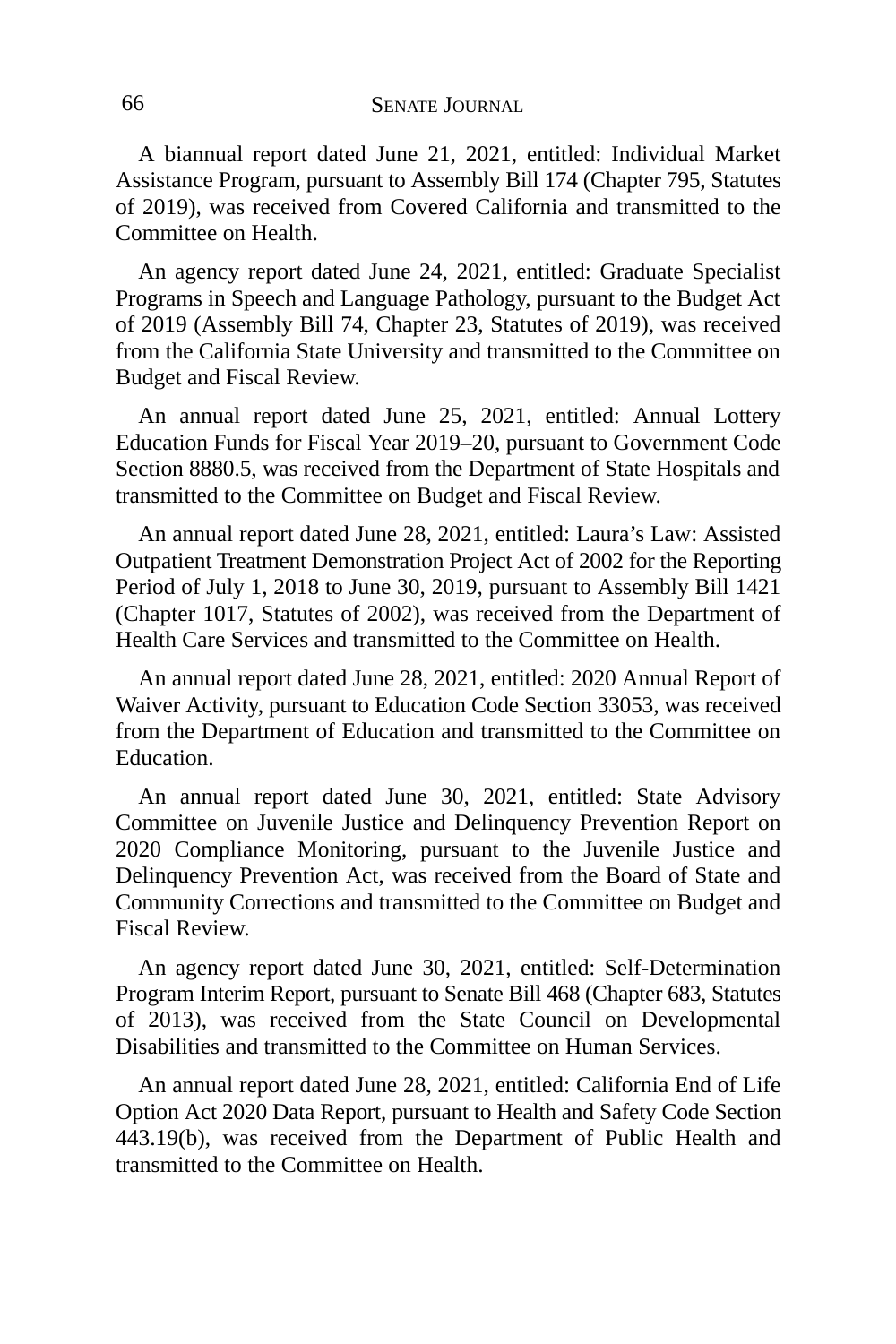A biannual report dated June 21, 2021, entitled: Individual Market Assistance Program, pursuant to Assembly Bill 174 (Chapter 795, Statutes of 2019), was received from Covered California and transmitted to the Committee on Health.

An agency report dated June 24, 2021, entitled: Graduate Specialist Programs in Speech and Language Pathology, pursuant to the Budget Act of 2019 (Assembly Bill 74, Chapter 23, Statutes of 2019), was received from the California State University and transmitted to the Committee on Budget and Fiscal Review.

An annual report dated June 25, 2021, entitled: Annual Lottery Education Funds for Fiscal Year 2019–20, pursuant to Government Code Section 8880.5, was received from the Department of State Hospitals and transmitted to the Committee on Budget and Fiscal Review.

An annual report dated June 28, 2021, entitled: Laura's Law: Assisted Outpatient Treatment Demonstration Project Act of 2002 for the Reporting Period of July 1, 2018 to June 30, 2019, pursuant to Assembly Bill 1421 (Chapter 1017, Statutes of 2002), was received from the Department of Health Care Services and transmitted to the Committee on Health.

An annual report dated June 28, 2021, entitled: 2020 Annual Report of Waiver Activity, pursuant to Education Code Section 33053, was received from the Department of Education and transmitted to the Committee on Education.

An annual report dated June 30, 2021, entitled: State Advisory Committee on Juvenile Justice and Delinquency Prevention Report on 2020 Compliance Monitoring, pursuant to the Juvenile Justice and Delinquency Prevention Act, was received from the Board of State and Community Corrections and transmitted to the Committee on Budget and Fiscal Review.

An agency report dated June 30, 2021, entitled: Self-Determination Program Interim Report, pursuant to Senate Bill 468 (Chapter 683, Statutes of 2013), was received from the State Council on Developmental Disabilities and transmitted to the Committee on Human Services.

An annual report dated June 28, 2021, entitled: California End of Life Option Act 2020 Data Report, pursuant to Health and Safety Code Section 443.19(b), was received from the Department of Public Health and transmitted to the Committee on Health.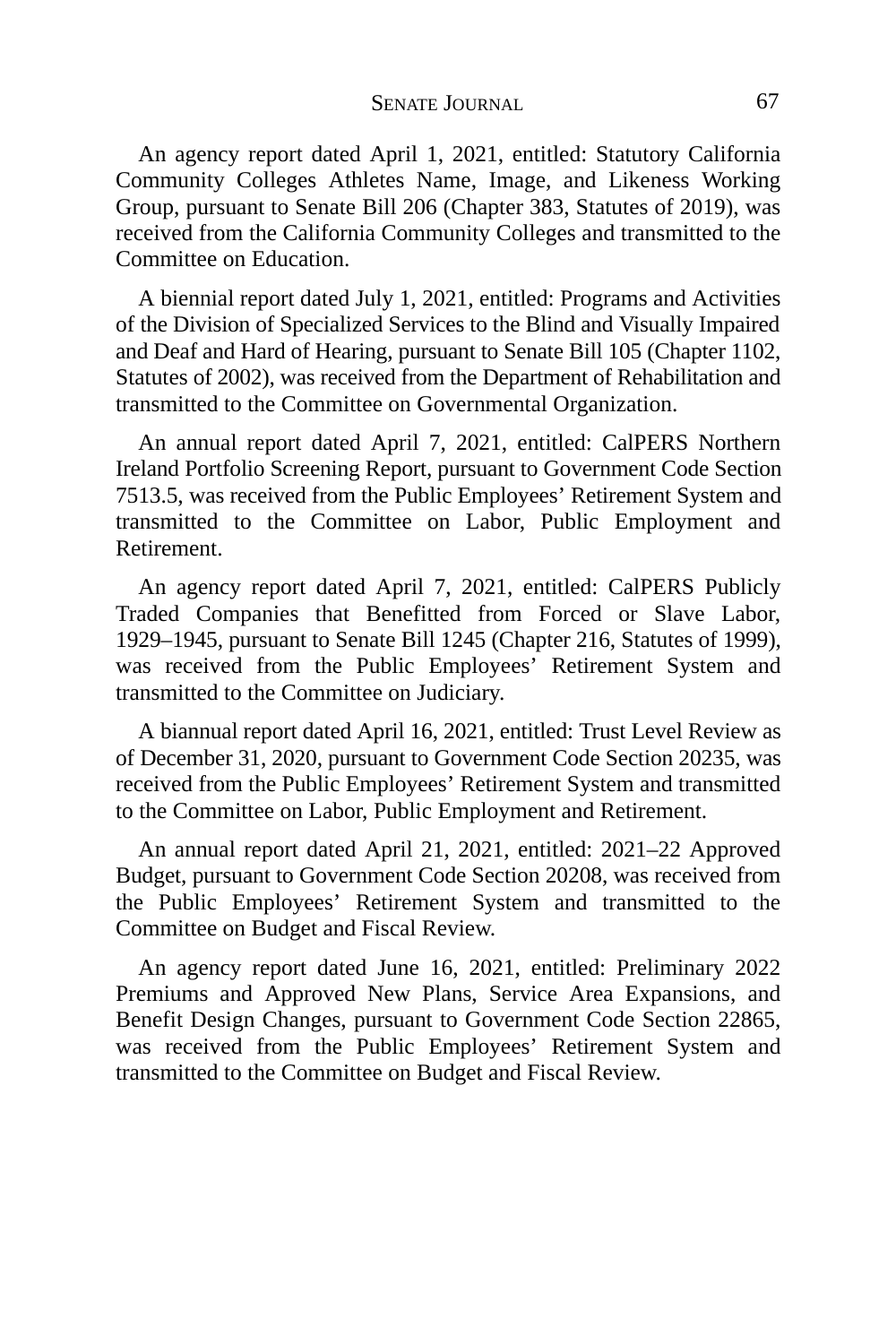An agency report dated April 1, 2021, entitled: Statutory California Community Colleges Athletes Name, Image, and Likeness Working Group, pursuant to Senate Bill 206 (Chapter 383, Statutes of 2019), was received from the California Community Colleges and transmitted to the Committee on Education.

A biennial report dated July 1, 2021, entitled: Programs and Activities of the Division of Specialized Services to the Blind and Visually Impaired and Deaf and Hard of Hearing, pursuant to Senate Bill 105 (Chapter 1102, Statutes of 2002), was received from the Department of Rehabilitation and transmitted to the Committee on Governmental Organization.

An annual report dated April 7, 2021, entitled: CalPERS Northern Ireland Portfolio Screening Report, pursuant to Government Code Section 7513.5, was received from the Public Employees' Retirement System and transmitted to the Committee on Labor, Public Employment and Retirement.

An agency report dated April 7, 2021, entitled: CalPERS Publicly Traded Companies that Benefitted from Forced or Slave Labor, 1929–1945, pursuant to Senate Bill 1245 (Chapter 216, Statutes of 1999), was received from the Public Employees' Retirement System and transmitted to the Committee on Judiciary.

A biannual report dated April 16, 2021, entitled: Trust Level Review as of December 31, 2020, pursuant to Government Code Section 20235, was received from the Public Employees' Retirement System and transmitted to the Committee on Labor, Public Employment and Retirement.

An annual report dated April 21, 2021, entitled: 2021–22 Approved Budget, pursuant to Government Code Section 20208, was received from the Public Employees' Retirement System and transmitted to the Committee on Budget and Fiscal Review.

An agency report dated June 16, 2021, entitled: Preliminary 2022 Premiums and Approved New Plans, Service Area Expansions, and Benefit Design Changes, pursuant to Government Code Section 22865, was received from the Public Employees' Retirement System and transmitted to the Committee on Budget and Fiscal Review.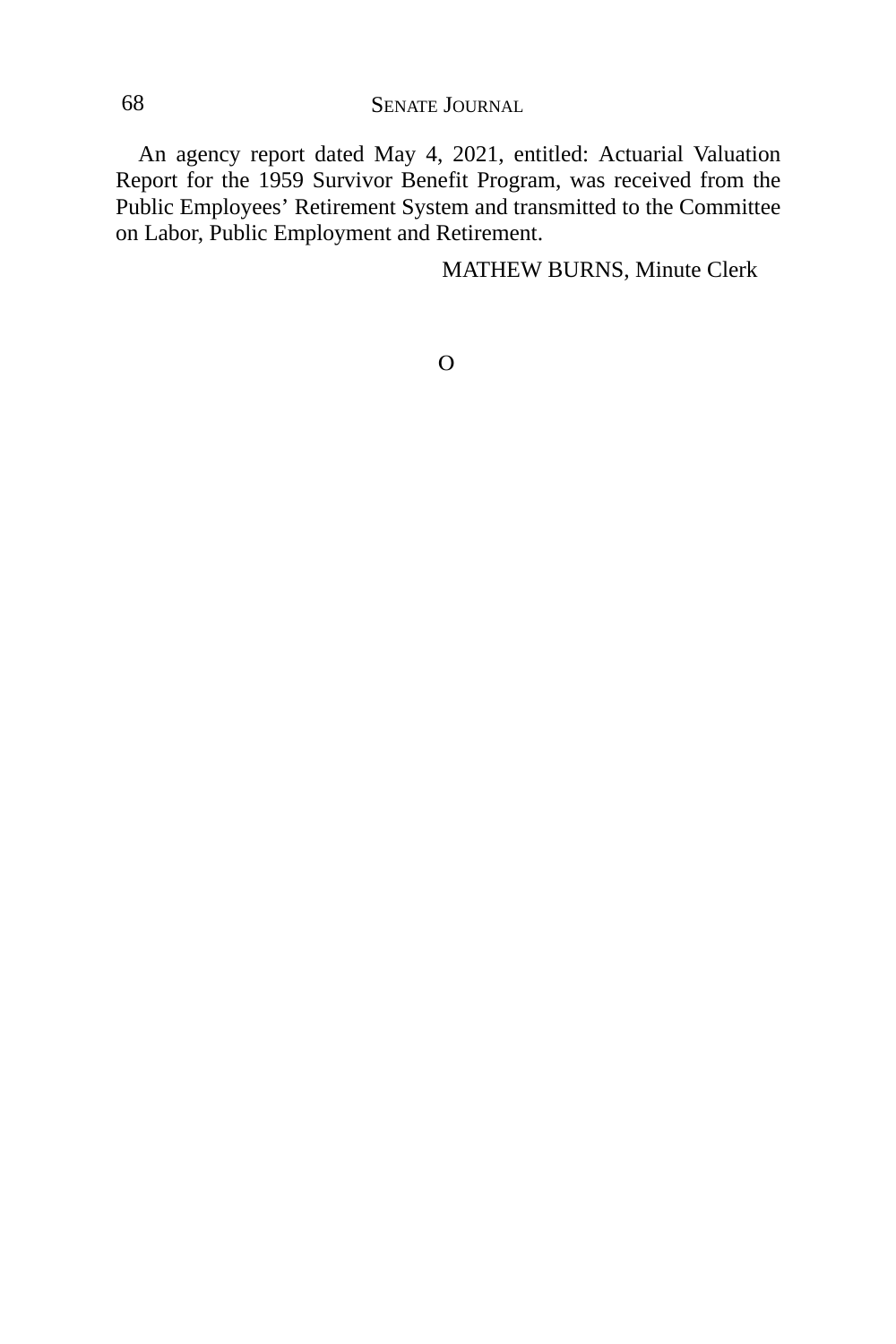An agency report dated May 4, 2021, entitled: Actuarial Valuation Report for the 1959 Survivor Benefit Program, was received from the Public Employees' Retirement System and transmitted to the Committee on Labor, Public Employment and Retirement.

MATHEW BURNS, Minute Clerk

O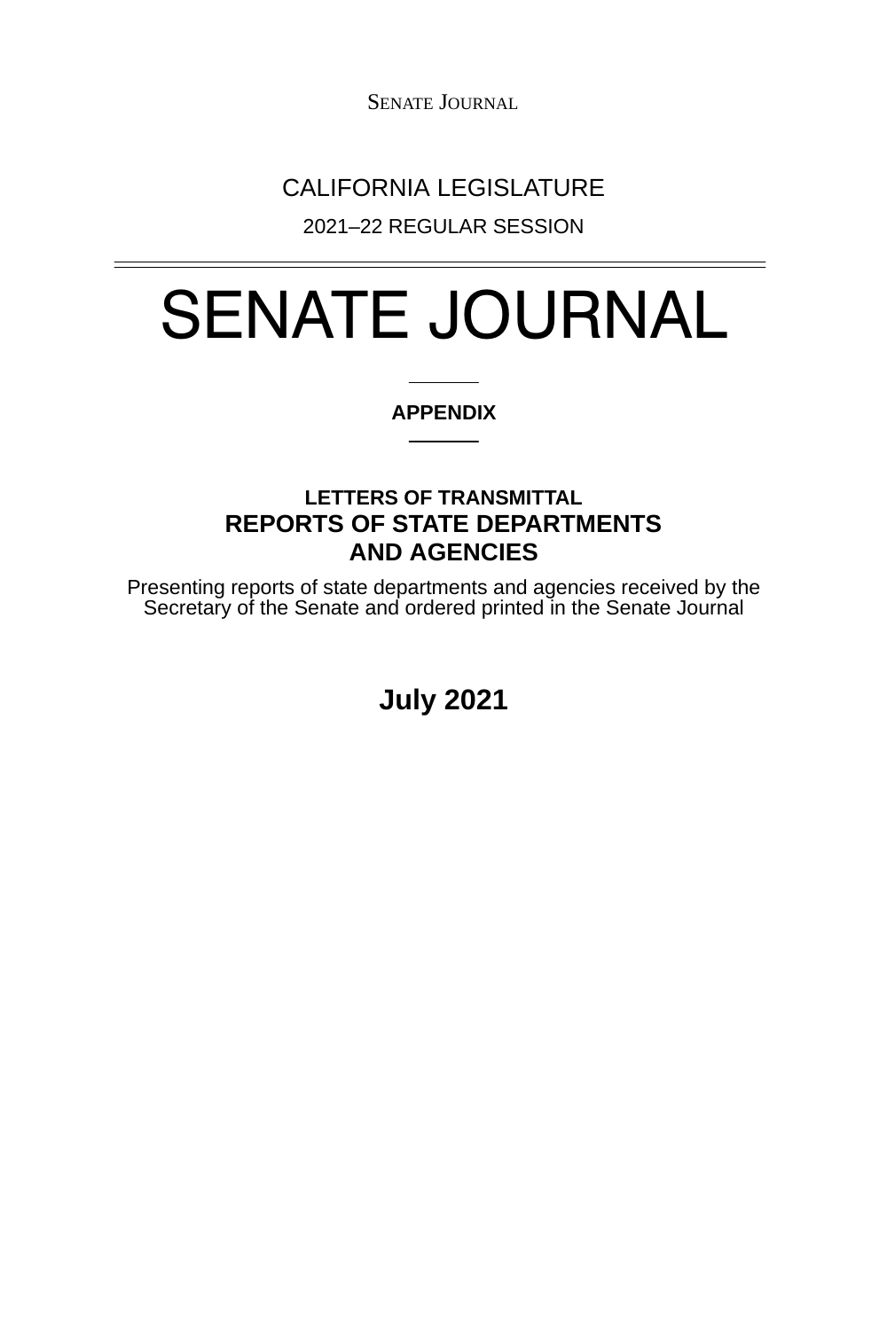CALIFORNIA LEGISLATURE

2021–22 REGULAR SESSION

# SENATE JOURNAL

**APPENDIX**

## LETTERS OF TRANSMITTAL

## REPORTS OF STATE DEPARTMENTS AND AGENCIES

Presenting reports of state departments and agencies received by the Secretary of the Senate and ordered printed in the Senate Journal

**July 2021**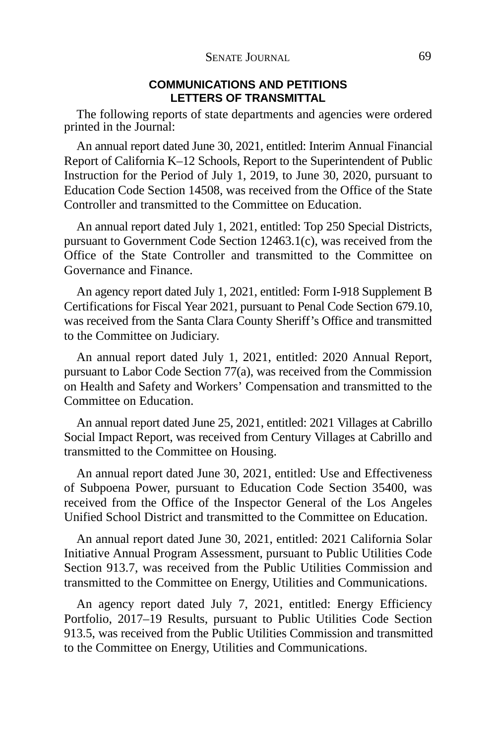## COMMUNICATIONS AND PETITIONS
## LETTERS OF TRANSMITTAL

The following reports of state departments and agencies were ordered printed in the Journal:

An annual report dated June 30, 2021, entitled: Interim Annual Financial Report of California K–12 Schools, Report to the Superintendent of Public Instruction for the Period of July 1, 2019, to June 30, 2020, pursuant to Education Code Section 14508, was received from the Office of the State Controller and transmitted to the Committee on Education.

An annual report dated July 1, 2021, entitled: Top 250 Special Districts, pursuant to Government Code Section 12463.1(c), was received from the Office of the State Controller and transmitted to the Committee on Governance and Finance.

An agency report dated July 1, 2021, entitled: Form I-918 Supplement B Certifications for Fiscal Year 2021, pursuant to Penal Code Section 679.10, was received from the Santa Clara County Sheriff's Office and transmitted to the Committee on Judiciary.

An annual report dated July 1, 2021, entitled: 2020 Annual Report, pursuant to Labor Code Section 77(a), was received from the Commission on Health and Safety and Workers' Compensation and transmitted to the Committee on Education.

An annual report dated June 25, 2021, entitled: 2021 Villages at Cabrillo Social Impact Report, was received from Century Villages at Cabrillo and transmitted to the Committee on Housing.

An annual report dated June 30, 2021, entitled: Use and Effectiveness of Subpoena Power, pursuant to Education Code Section 35400, was received from the Office of the Inspector General of the Los Angeles Unified School District and transmitted to the Committee on Education.

An annual report dated June 30, 2021, entitled: 2021 California Solar Initiative Annual Program Assessment, pursuant to Public Utilities Code Section 913.7, was received from the Public Utilities Commission and transmitted to the Committee on Energy, Utilities and Communications.

An agency report dated July 7, 2021, entitled: Energy Efficiency Portfolio, 2017–19 Results, pursuant to Public Utilities Code Section 913.5, was received from the Public Utilities Commission and transmitted to the Committee on Energy, Utilities and Communications.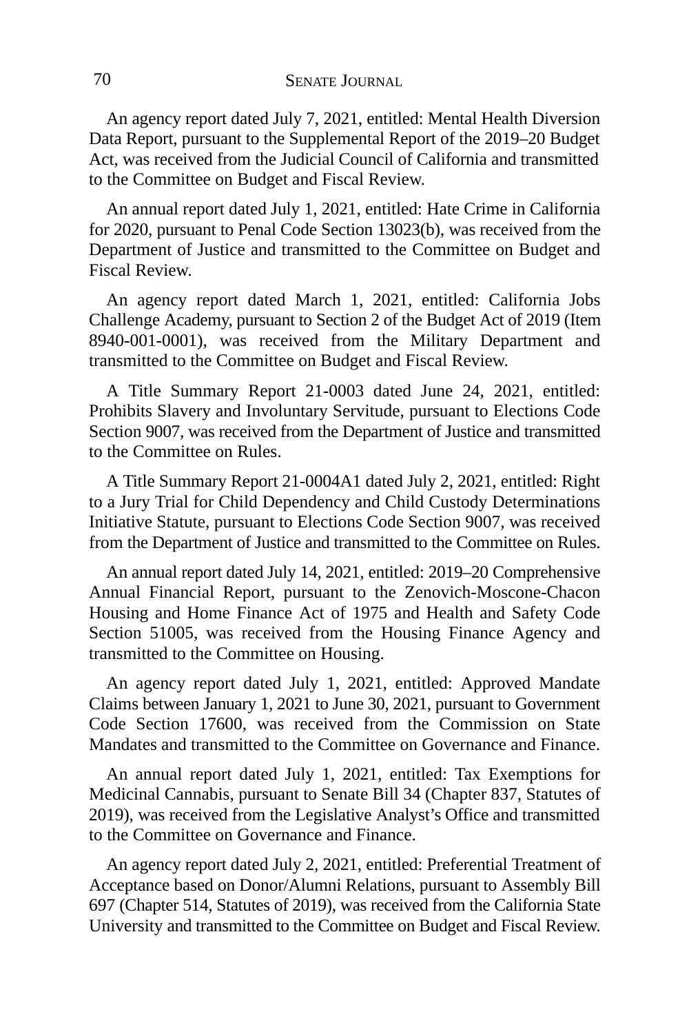An agency report dated July 7, 2021, entitled: Mental Health Diversion Data Report, pursuant to the Supplemental Report of the 2019–20 Budget Act, was received from the Judicial Council of California and transmitted to the Committee on Budget and Fiscal Review.

An annual report dated July 1, 2021, entitled: Hate Crime in California for 2020, pursuant to Penal Code Section 13023(b), was received from the Department of Justice and transmitted to the Committee on Budget and Fiscal Review.

An agency report dated March 1, 2021, entitled: California Jobs Challenge Academy, pursuant to Section 2 of the Budget Act of 2019 (Item 8940-001-0001), was received from the Military Department and transmitted to the Committee on Budget and Fiscal Review.

A Title Summary Report 21-0003 dated June 24, 2021, entitled: Prohibits Slavery and Involuntary Servitude, pursuant to Elections Code Section 9007, was received from the Department of Justice and transmitted to the Committee on Rules.

A Title Summary Report 21-0004A1 dated July 2, 2021, entitled: Right to a Jury Trial for Child Dependency and Child Custody Determinations Initiative Statute, pursuant to Elections Code Section 9007, was received from the Department of Justice and transmitted to the Committee on Rules.

An annual report dated July 14, 2021, entitled: 2019–20 Comprehensive Annual Financial Report, pursuant to the Zenovich-Moscone-Chacon Housing and Home Finance Act of 1975 and Health and Safety Code Section 51005, was received from the Housing Finance Agency and transmitted to the Committee on Housing.

An agency report dated July 1, 2021, entitled: Approved Mandate Claims between January 1, 2021 to June 30, 2021, pursuant to Government Code Section 17600, was received from the Commission on State Mandates and transmitted to the Committee on Governance and Finance.

An annual report dated July 1, 2021, entitled: Tax Exemptions for Medicinal Cannabis, pursuant to Senate Bill 34 (Chapter 837, Statutes of 2019), was received from the Legislative Analyst's Office and transmitted to the Committee on Governance and Finance.

An agency report dated July 2, 2021, entitled: Preferential Treatment of Acceptance based on Donor/Alumni Relations, pursuant to Assembly Bill 697 (Chapter 514, Statutes of 2019), was received from the California State University and transmitted to the Committee on Budget and Fiscal Review.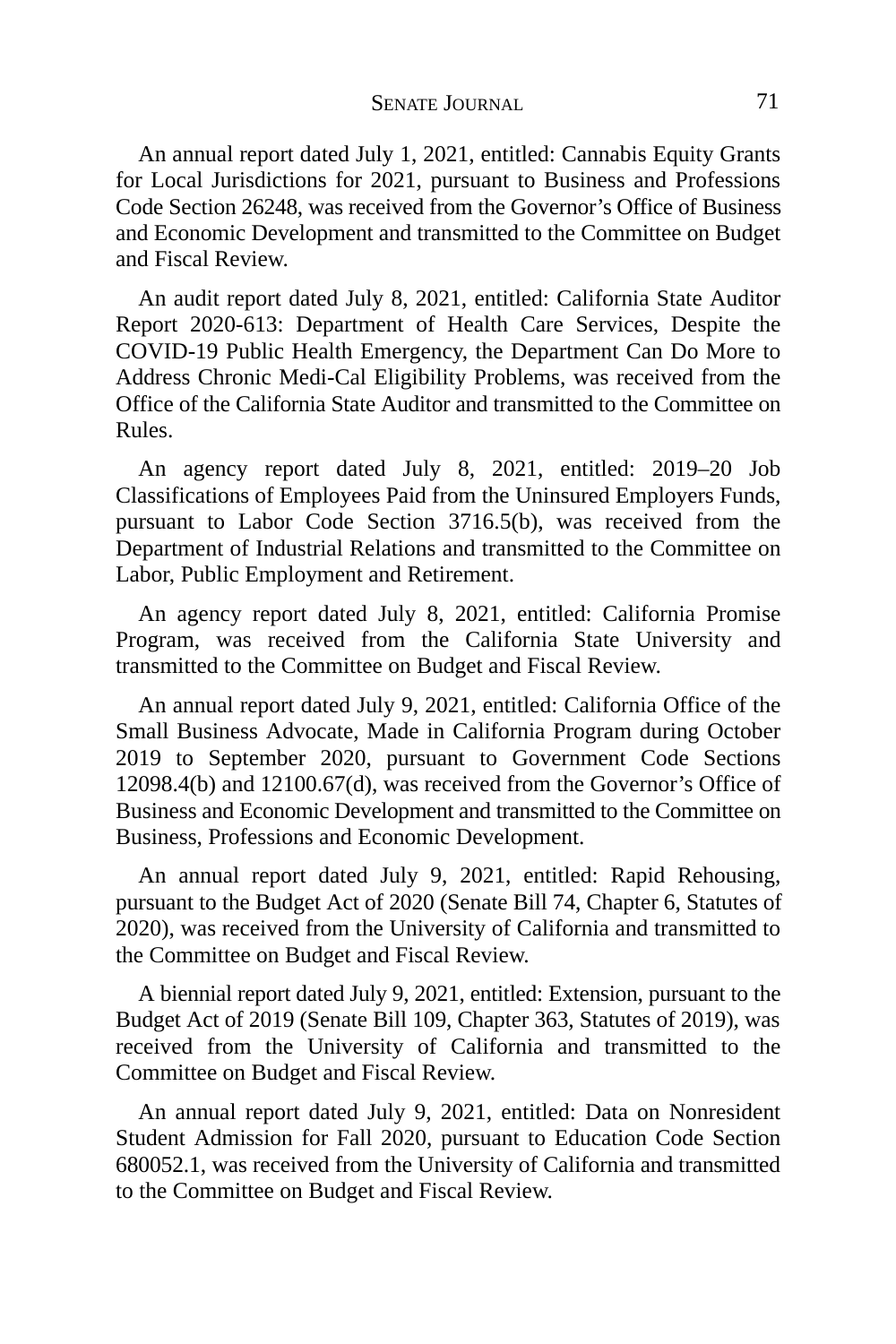An annual report dated July 1, 2021, entitled: Cannabis Equity Grants for Local Jurisdictions for 2021, pursuant to Business and Professions Code Section 26248, was received from the Governor's Office of Business and Economic Development and transmitted to the Committee on Budget and Fiscal Review.

An audit report dated July 8, 2021, entitled: California State Auditor Report 2020-613: Department of Health Care Services, Despite the COVID-19 Public Health Emergency, the Department Can Do More to Address Chronic Medi-Cal Eligibility Problems, was received from the Office of the California State Auditor and transmitted to the Committee on Rules.

An agency report dated July 8, 2021, entitled: 2019–20 Job Classifications of Employees Paid from the Uninsured Employers Funds, pursuant to Labor Code Section 3716.5(b), was received from the Department of Industrial Relations and transmitted to the Committee on Labor, Public Employment and Retirement.

An agency report dated July 8, 2021, entitled: California Promise Program, was received from the California State University and transmitted to the Committee on Budget and Fiscal Review.

An annual report dated July 9, 2021, entitled: California Office of the Small Business Advocate, Made in California Program during October 2019 to September 2020, pursuant to Government Code Sections 12098.4(b) and 12100.67(d), was received from the Governor's Office of Business and Economic Development and transmitted to the Committee on Business, Professions and Economic Development.

An annual report dated July 9, 2021, entitled: Rapid Rehousing, pursuant to the Budget Act of 2020 (Senate Bill 74, Chapter 6, Statutes of 2020), was received from the University of California and transmitted to the Committee on Budget and Fiscal Review.

A biennial report dated July 9, 2021, entitled: Extension, pursuant to the Budget Act of 2019 (Senate Bill 109, Chapter 363, Statutes of 2019), was received from the University of California and transmitted to the Committee on Budget and Fiscal Review.

An annual report dated July 9, 2021, entitled: Data on Nonresident Student Admission for Fall 2020, pursuant to Education Code Section 680052.1, was received from the University of California and transmitted to the Committee on Budget and Fiscal Review.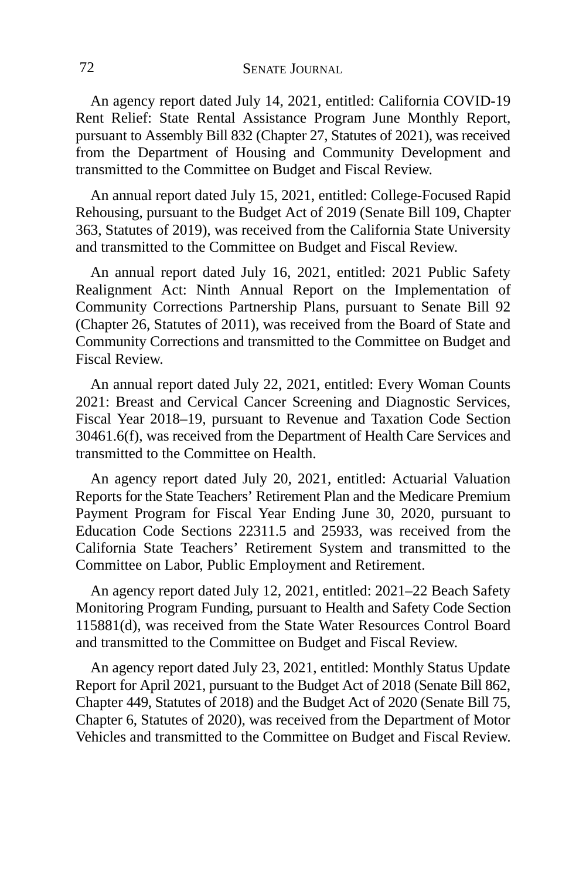An agency report dated July 14, 2021, entitled: California COVID-19 Rent Relief: State Rental Assistance Program June Monthly Report, pursuant to Assembly Bill 832 (Chapter 27, Statutes of 2021), was received from the Department of Housing and Community Development and transmitted to the Committee on Budget and Fiscal Review.

An annual report dated July 15, 2021, entitled: College-Focused Rapid Rehousing, pursuant to the Budget Act of 2019 (Senate Bill 109, Chapter 363, Statutes of 2019), was received from the California State University and transmitted to the Committee on Budget and Fiscal Review.

An annual report dated July 16, 2021, entitled: 2021 Public Safety Realignment Act: Ninth Annual Report on the Implementation of Community Corrections Partnership Plans, pursuant to Senate Bill 92 (Chapter 26, Statutes of 2011), was received from the Board of State and Community Corrections and transmitted to the Committee on Budget and Fiscal Review.

An annual report dated July 22, 2021, entitled: Every Woman Counts 2021: Breast and Cervical Cancer Screening and Diagnostic Services, Fiscal Year 2018–19, pursuant to Revenue and Taxation Code Section 30461.6(f), was received from the Department of Health Care Services and transmitted to the Committee on Health.

An agency report dated July 20, 2021, entitled: Actuarial Valuation Reports for the State Teachers' Retirement Plan and the Medicare Premium Payment Program for Fiscal Year Ending June 30, 2020, pursuant to Education Code Sections 22311.5 and 25933, was received from the California State Teachers' Retirement System and transmitted to the Committee on Labor, Public Employment and Retirement.

An agency report dated July 12, 2021, entitled: 2021–22 Beach Safety Monitoring Program Funding, pursuant to Health and Safety Code Section 115881(d), was received from the State Water Resources Control Board and transmitted to the Committee on Budget and Fiscal Review.

An agency report dated July 23, 2021, entitled: Monthly Status Update Report for April 2021, pursuant to the Budget Act of 2018 (Senate Bill 862, Chapter 449, Statutes of 2018) and the Budget Act of 2020 (Senate Bill 75, Chapter 6, Statutes of 2020), was received from the Department of Motor Vehicles and transmitted to the Committee on Budget and Fiscal Review.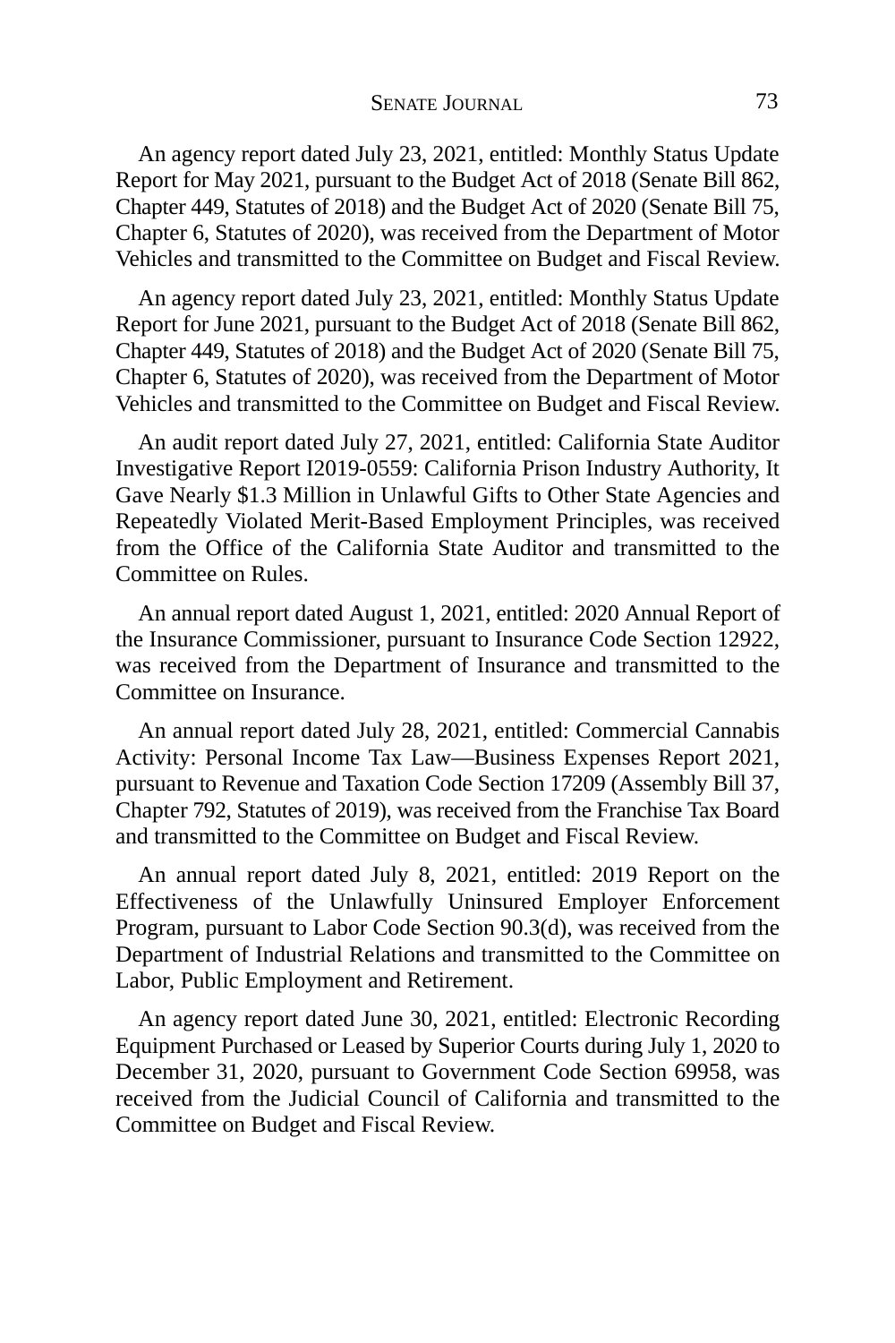An agency report dated July 23, 2021, entitled: Monthly Status Update Report for May 2021, pursuant to the Budget Act of 2018 (Senate Bill 862, Chapter 449, Statutes of 2018) and the Budget Act of 2020 (Senate Bill 75, Chapter 6, Statutes of 2020), was received from the Department of Motor Vehicles and transmitted to the Committee on Budget and Fiscal Review.

An agency report dated July 23, 2021, entitled: Monthly Status Update Report for June 2021, pursuant to the Budget Act of 2018 (Senate Bill 862, Chapter 449, Statutes of 2018) and the Budget Act of 2020 (Senate Bill 75, Chapter 6, Statutes of 2020), was received from the Department of Motor Vehicles and transmitted to the Committee on Budget and Fiscal Review.

An audit report dated July 27, 2021, entitled: California State Auditor Investigative Report I2019-0559: California Prison Industry Authority, It Gave Nearly $1.3 Million in Unlawful Gifts to Other State Agencies and Repeatedly Violated Merit-Based Employment Principles, was received from the Office of the California State Auditor and transmitted to the Committee on Rules.

An annual report dated August 1, 2021, entitled: 2020 Annual Report of the Insurance Commissioner, pursuant to Insurance Code Section 12922, was received from the Department of Insurance and transmitted to the Committee on Insurance.

An annual report dated July 28, 2021, entitled: Commercial Cannabis Activity: Personal Income Tax Law—Business Expenses Report 2021, pursuant to Revenue and Taxation Code Section 17209 (Assembly Bill 37, Chapter 792, Statutes of 2019), was received from the Franchise Tax Board and transmitted to the Committee on Budget and Fiscal Review.

An annual report dated July 8, 2021, entitled: 2019 Report on the Effectiveness of the Unlawfully Uninsured Employer Enforcement Program, pursuant to Labor Code Section 90.3(d), was received from the Department of Industrial Relations and transmitted to the Committee on Labor, Public Employment and Retirement.

An agency report dated June 30, 2021, entitled: Electronic Recording Equipment Purchased or Leased by Superior Courts during July 1, 2020 to December 31, 2020, pursuant to Government Code Section 69958, was received from the Judicial Council of California and transmitted to the Committee on Budget and Fiscal Review.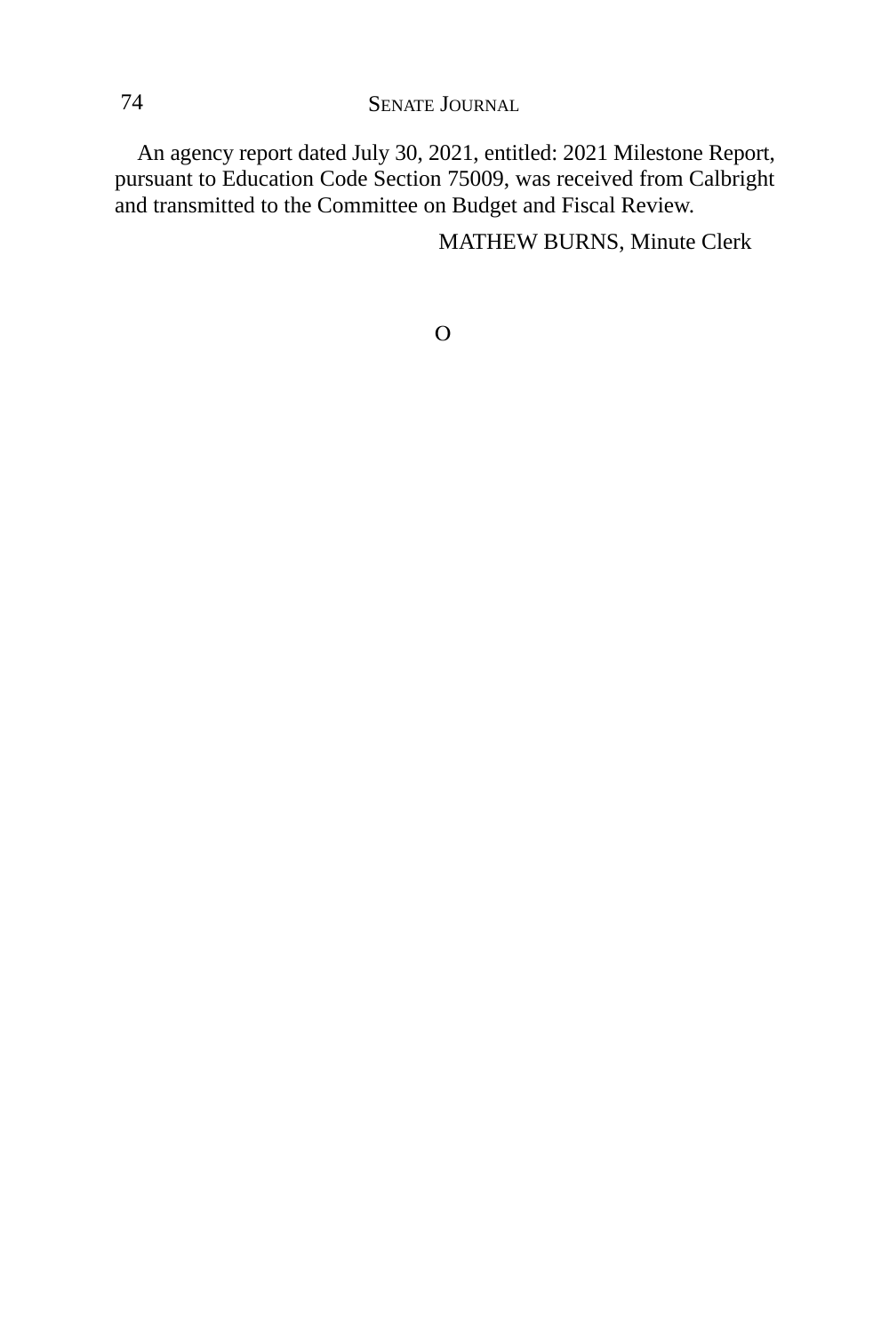An agency report dated July 30, 2021, entitled: 2021 Milestone Report, pursuant to Education Code Section 75009, was received from Calbright and transmitted to the Committee on Budget and Fiscal Review.

MATHEW BURNS, Minute Clerk

O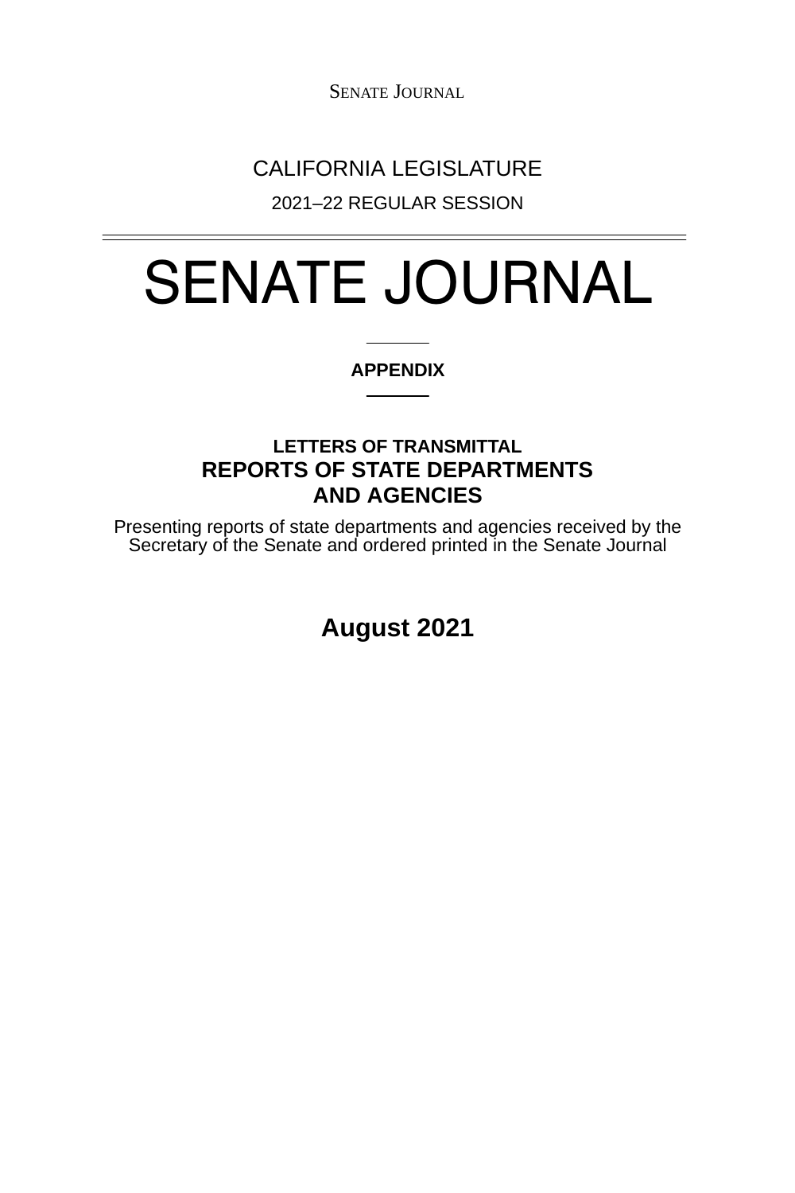CALIFORNIA LEGISLATURE

2021–22 REGULAR SESSION

# SENATE JOURNAL

**APPENDIX**

**LETTERS OF TRANSMITTAL**

## REPORTS OF STATE DEPARTMENTS AND AGENCIES

Presenting reports of state departments and agencies received by the Secretary of the Senate and ordered printed in the Senate Journal

**August 2021**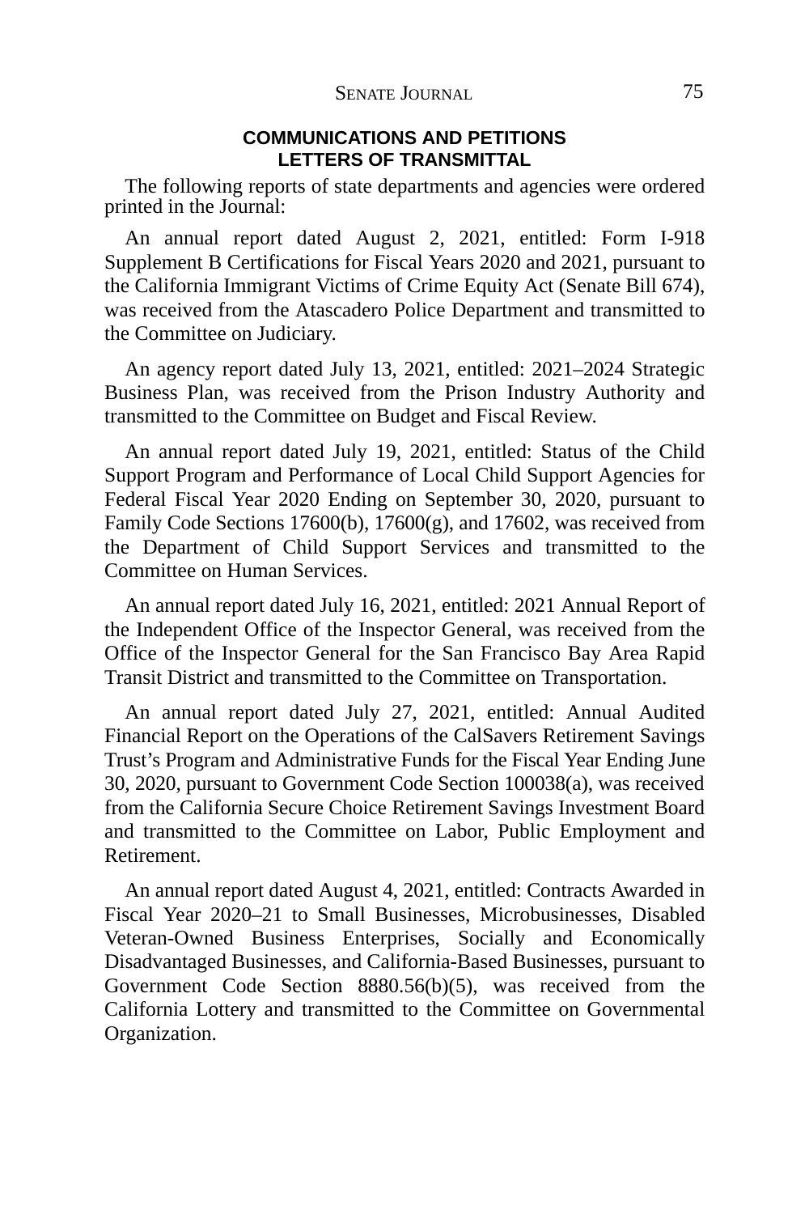## COMMUNICATIONS AND PETITIONS
## LETTERS OF TRANSMITTAL

The following reports of state departments and agencies were ordered printed in the Journal:

An annual report dated August 2, 2021, entitled: Form I-918 Supplement B Certifications for Fiscal Years 2020 and 2021, pursuant to the California Immigrant Victims of Crime Equity Act (Senate Bill 674), was received from the Atascadero Police Department and transmitted to the Committee on Judiciary.

An agency report dated July 13, 2021, entitled: 2021–2024 Strategic Business Plan, was received from the Prison Industry Authority and transmitted to the Committee on Budget and Fiscal Review.

An annual report dated July 19, 2021, entitled: Status of the Child Support Program and Performance of Local Child Support Agencies for Federal Fiscal Year 2020 Ending on September 30, 2020, pursuant to Family Code Sections 17600(b), 17600(g), and 17602, was received from the Department of Child Support Services and transmitted to the Committee on Human Services.

An annual report dated July 16, 2021, entitled: 2021 Annual Report of the Independent Office of the Inspector General, was received from the Office of the Inspector General for the San Francisco Bay Area Rapid Transit District and transmitted to the Committee on Transportation.

An annual report dated July 27, 2021, entitled: Annual Audited Financial Report on the Operations of the CalSavers Retirement Savings Trust's Program and Administrative Funds for the Fiscal Year Ending June 30, 2020, pursuant to Government Code Section 100038(a), was received from the California Secure Choice Retirement Savings Investment Board and transmitted to the Committee on Labor, Public Employment and Retirement.

An annual report dated August 4, 2021, entitled: Contracts Awarded in Fiscal Year 2020–21 to Small Businesses, Microbusinesses, Disabled Veteran-Owned Business Enterprises, Socially and Economically Disadvantaged Businesses, and California-Based Businesses, pursuant to Government Code Section 8880.56(b)(5), was received from the California Lottery and transmitted to the Committee on Governmental Organization.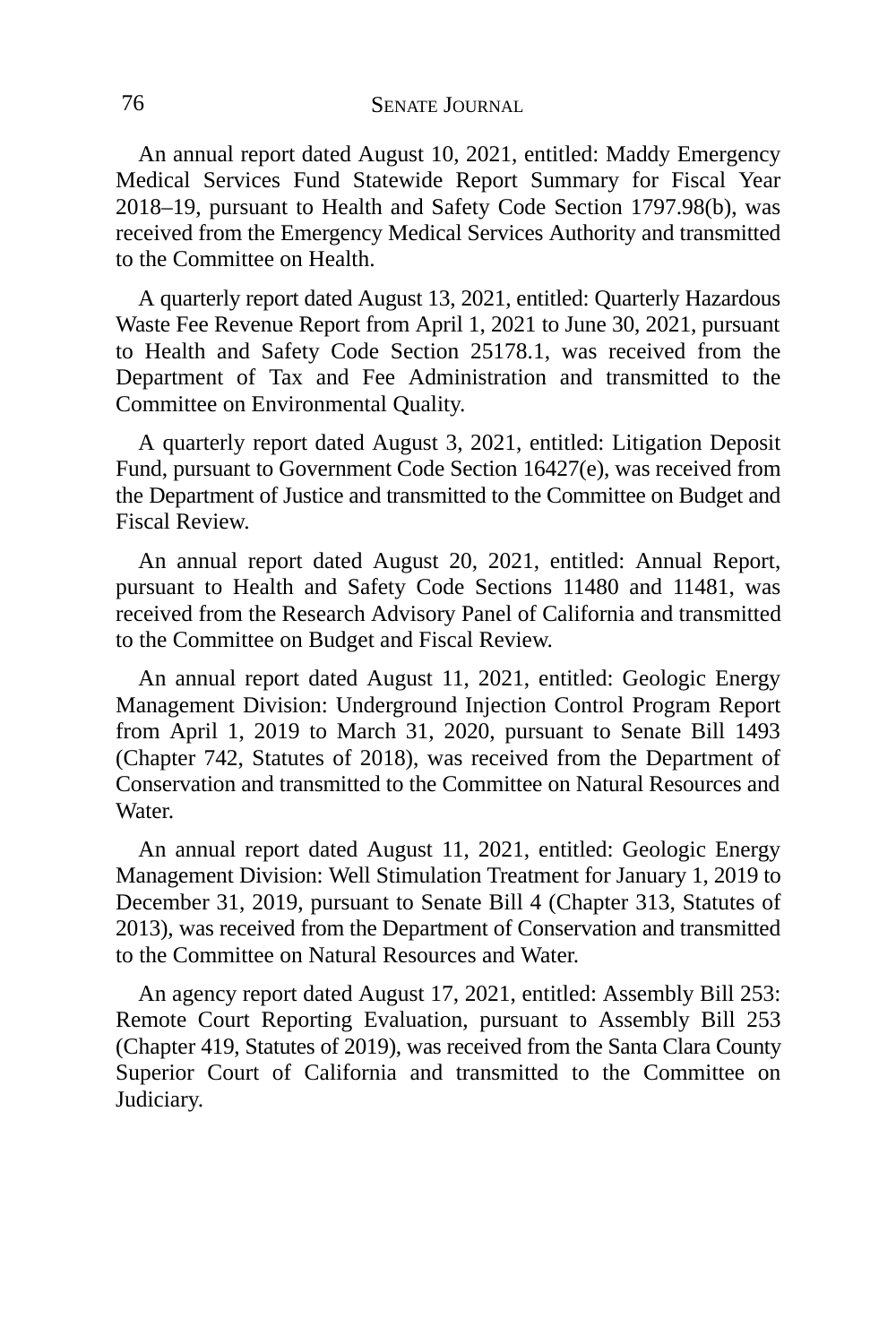An annual report dated August 10, 2021, entitled: Maddy Emergency Medical Services Fund Statewide Report Summary for Fiscal Year 2018–19, pursuant to Health and Safety Code Section 1797.98(b), was received from the Emergency Medical Services Authority and transmitted to the Committee on Health.

A quarterly report dated August 13, 2021, entitled: Quarterly Hazardous Waste Fee Revenue Report from April 1, 2021 to June 30, 2021, pursuant to Health and Safety Code Section 25178.1, was received from the Department of Tax and Fee Administration and transmitted to the Committee on Environmental Quality.

A quarterly report dated August 3, 2021, entitled: Litigation Deposit Fund, pursuant to Government Code Section 16427(e), was received from the Department of Justice and transmitted to the Committee on Budget and Fiscal Review.

An annual report dated August 20, 2021, entitled: Annual Report, pursuant to Health and Safety Code Sections 11480 and 11481, was received from the Research Advisory Panel of California and transmitted to the Committee on Budget and Fiscal Review.

An annual report dated August 11, 2021, entitled: Geologic Energy Management Division: Underground Injection Control Program Report from April 1, 2019 to March 31, 2020, pursuant to Senate Bill 1493 (Chapter 742, Statutes of 2018), was received from the Department of Conservation and transmitted to the Committee on Natural Resources and Water.

An annual report dated August 11, 2021, entitled: Geologic Energy Management Division: Well Stimulation Treatment for January 1, 2019 to December 31, 2019, pursuant to Senate Bill 4 (Chapter 313, Statutes of 2013), was received from the Department of Conservation and transmitted to the Committee on Natural Resources and Water.

An agency report dated August 17, 2021, entitled: Assembly Bill 253: Remote Court Reporting Evaluation, pursuant to Assembly Bill 253 (Chapter 419, Statutes of 2019), was received from the Santa Clara County Superior Court of California and transmitted to the Committee on Judiciary.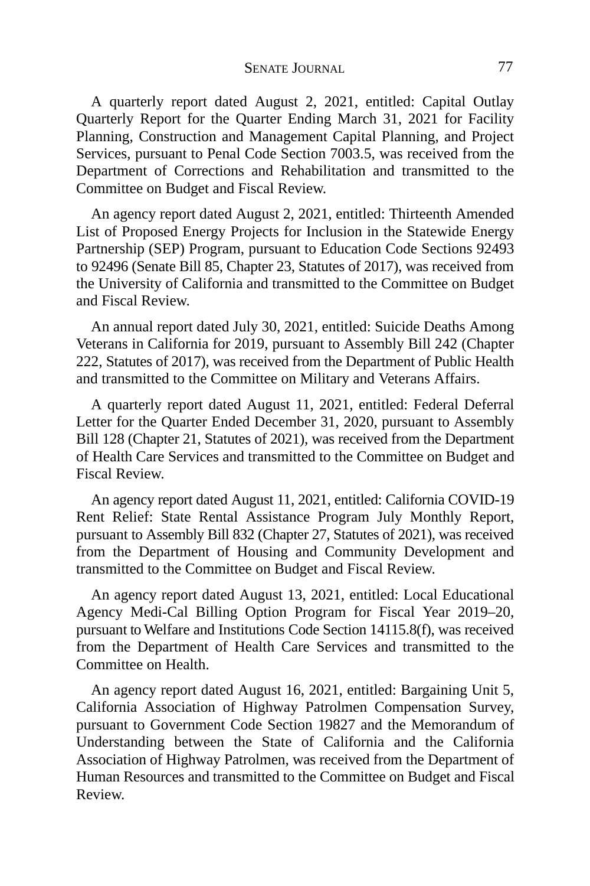A quarterly report dated August 2, 2021, entitled: Capital Outlay Quarterly Report for the Quarter Ending March 31, 2021 for Facility Planning, Construction and Management Capital Planning, and Project Services, pursuant to Penal Code Section 7003.5, was received from the Department of Corrections and Rehabilitation and transmitted to the Committee on Budget and Fiscal Review.

An agency report dated August 2, 2021, entitled: Thirteenth Amended List of Proposed Energy Projects for Inclusion in the Statewide Energy Partnership (SEP) Program, pursuant to Education Code Sections 92493 to 92496 (Senate Bill 85, Chapter 23, Statutes of 2017), was received from the University of California and transmitted to the Committee on Budget and Fiscal Review.

An annual report dated July 30, 2021, entitled: Suicide Deaths Among Veterans in California for 2019, pursuant to Assembly Bill 242 (Chapter 222, Statutes of 2017), was received from the Department of Public Health and transmitted to the Committee on Military and Veterans Affairs.

A quarterly report dated August 11, 2021, entitled: Federal Deferral Letter for the Quarter Ended December 31, 2020, pursuant to Assembly Bill 128 (Chapter 21, Statutes of 2021), was received from the Department of Health Care Services and transmitted to the Committee on Budget and Fiscal Review.

An agency report dated August 11, 2021, entitled: California COVID-19 Rent Relief: State Rental Assistance Program July Monthly Report, pursuant to Assembly Bill 832 (Chapter 27, Statutes of 2021), was received from the Department of Housing and Community Development and transmitted to the Committee on Budget and Fiscal Review.

An agency report dated August 13, 2021, entitled: Local Educational Agency Medi-Cal Billing Option Program for Fiscal Year 2019–20, pursuant to Welfare and Institutions Code Section 14115.8(f), was received from the Department of Health Care Services and transmitted to the Committee on Health.

An agency report dated August 16, 2021, entitled: Bargaining Unit 5, California Association of Highway Patrolmen Compensation Survey, pursuant to Government Code Section 19827 and the Memorandum of Understanding between the State of California and the California Association of Highway Patrolmen, was received from the Department of Human Resources and transmitted to the Committee on Budget and Fiscal Review.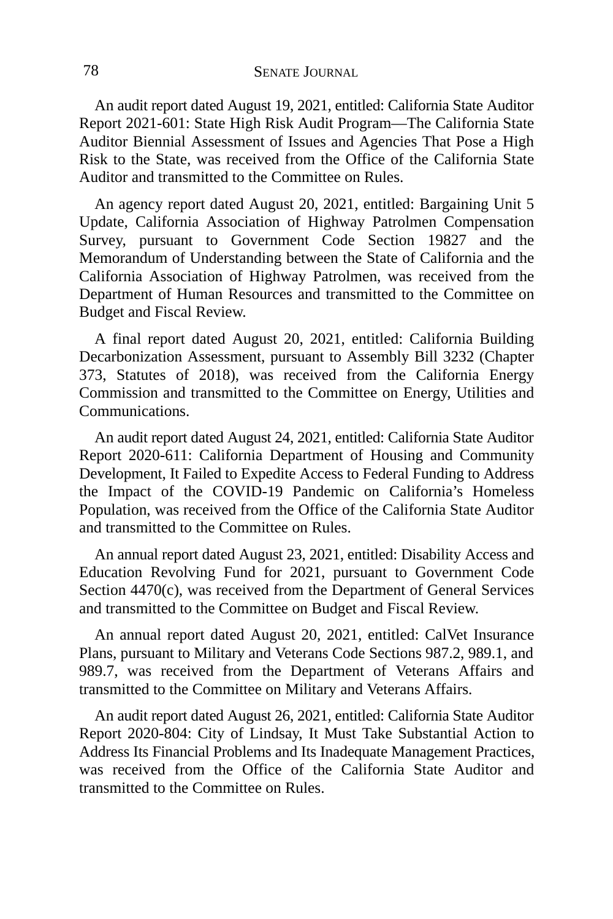An audit report dated August 19, 2021, entitled: California State Auditor Report 2021-601: State High Risk Audit Program—The California State Auditor Biennial Assessment of Issues and Agencies That Pose a High Risk to the State, was received from the Office of the California State Auditor and transmitted to the Committee on Rules.

An agency report dated August 20, 2021, entitled: Bargaining Unit 5 Update, California Association of Highway Patrolmen Compensation Survey, pursuant to Government Code Section 19827 and the Memorandum of Understanding between the State of California and the California Association of Highway Patrolmen, was received from the Department of Human Resources and transmitted to the Committee on Budget and Fiscal Review.

A final report dated August 20, 2021, entitled: California Building Decarbonization Assessment, pursuant to Assembly Bill 3232 (Chapter 373, Statutes of 2018), was received from the California Energy Commission and transmitted to the Committee on Energy, Utilities and Communications.

An audit report dated August 24, 2021, entitled: California State Auditor Report 2020-611: California Department of Housing and Community Development, It Failed to Expedite Access to Federal Funding to Address the Impact of the COVID-19 Pandemic on California's Homeless Population, was received from the Office of the California State Auditor and transmitted to the Committee on Rules.

An annual report dated August 23, 2021, entitled: Disability Access and Education Revolving Fund for 2021, pursuant to Government Code Section 4470(c), was received from the Department of General Services and transmitted to the Committee on Budget and Fiscal Review.

An annual report dated August 20, 2021, entitled: CalVet Insurance Plans, pursuant to Military and Veterans Code Sections 987.2, 989.1, and 989.7, was received from the Department of Veterans Affairs and transmitted to the Committee on Military and Veterans Affairs.

An audit report dated August 26, 2021, entitled: California State Auditor Report 2020-804: City of Lindsay, It Must Take Substantial Action to Address Its Financial Problems and Its Inadequate Management Practices, was received from the Office of the California State Auditor and transmitted to the Committee on Rules.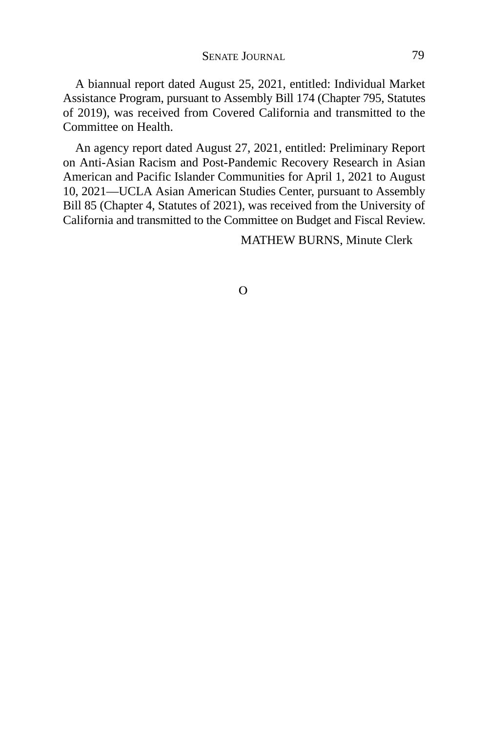A biannual report dated August 25, 2021, entitled: Individual Market Assistance Program, pursuant to Assembly Bill 174 (Chapter 795, Statutes of 2019), was received from Covered California and transmitted to the Committee on Health.

An agency report dated August 27, 2021, entitled: Preliminary Report on Anti-Asian Racism and Post-Pandemic Recovery Research in Asian American and Pacific Islander Communities for April 1, 2021 to August 10, 2021—UCLA Asian American Studies Center, pursuant to Assembly Bill 85 (Chapter 4, Statutes of 2021), was received from the University of California and transmitted to the Committee on Budget and Fiscal Review.

MATHEW BURNS, Minute Clerk

O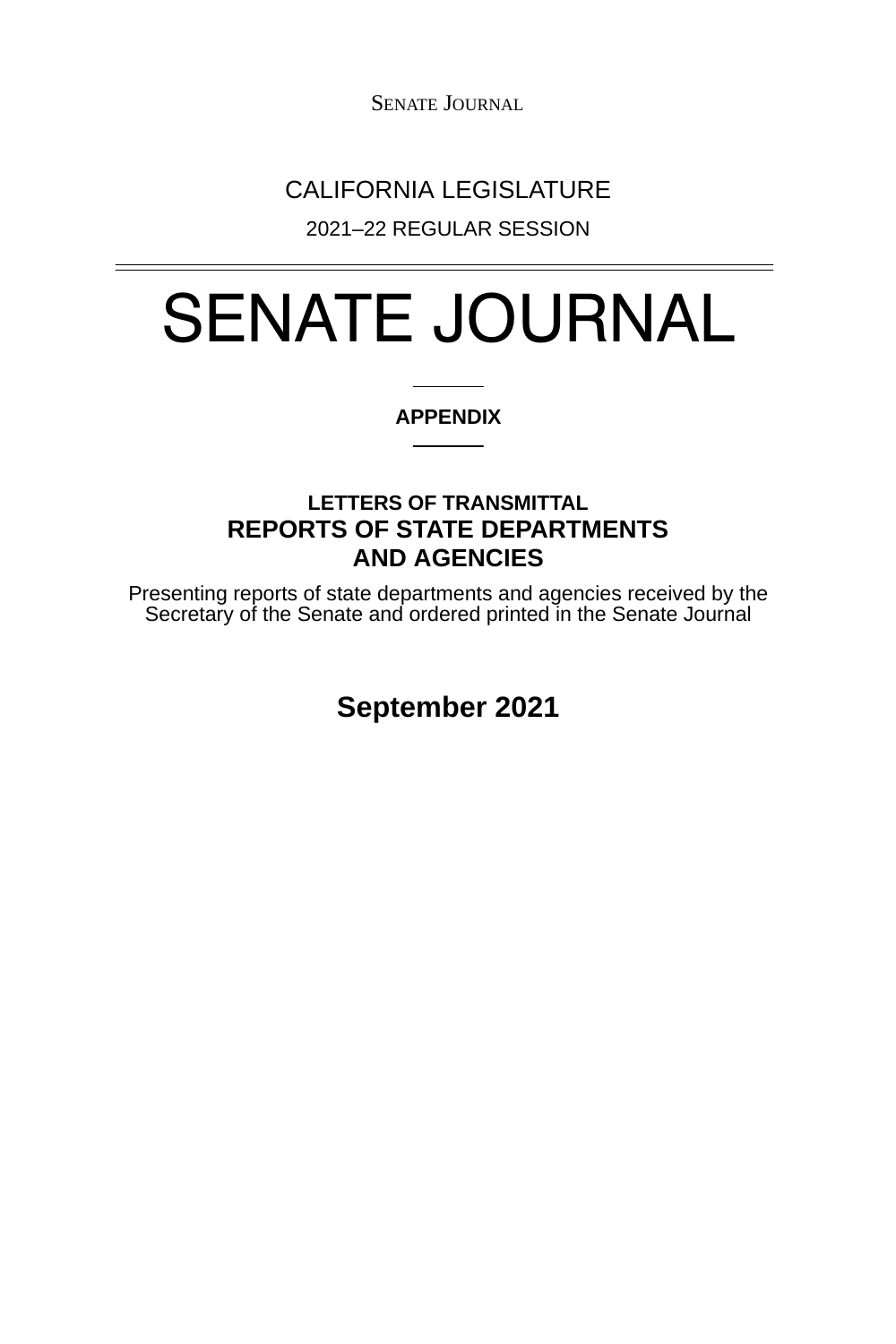CALIFORNIA LEGISLATURE

2021–22 REGULAR SESSION

# SENATE JOURNAL

**APPENDIX**

**LETTERS OF TRANSMITTAL**

## REPORTS OF STATE DEPARTMENTS AND AGENCIES

Presenting reports of state departments and agencies received by the Secretary of the Senate and ordered printed in the Senate Journal

**September 2021**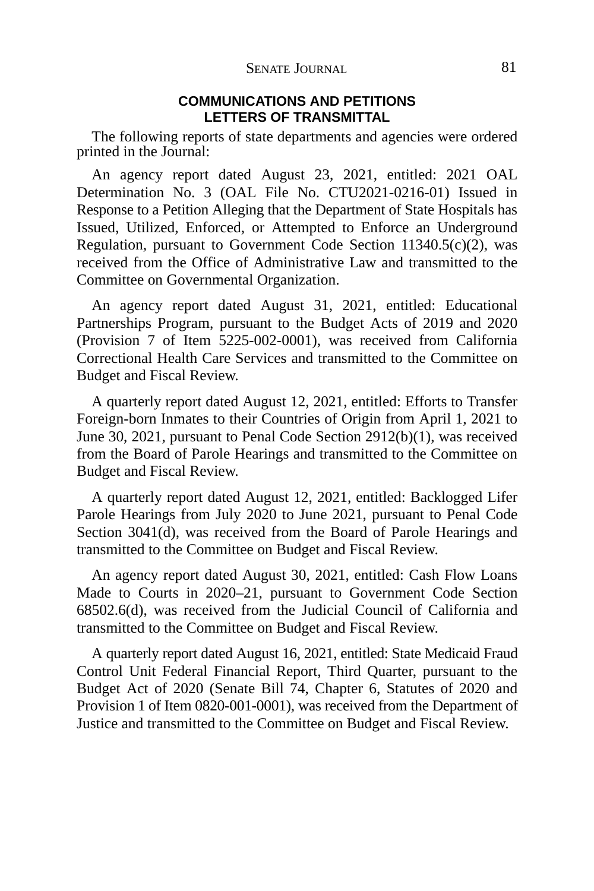## COMMUNICATIONS AND PETITIONS
## LETTERS OF TRANSMITTAL

The following reports of state departments and agencies were ordered printed in the Journal:

An agency report dated August 23, 2021, entitled: 2021 OAL Determination No. 3 (OAL File No. CTU2021-0216-01) Issued in Response to a Petition Alleging that the Department of State Hospitals has Issued, Utilized, Enforced, or Attempted to Enforce an Underground Regulation, pursuant to Government Code Section 11340.5(c)(2), was received from the Office of Administrative Law and transmitted to the Committee on Governmental Organization.

An agency report dated August 31, 2021, entitled: Educational Partnerships Program, pursuant to the Budget Acts of 2019 and 2020 (Provision 7 of Item 5225-002-0001), was received from California Correctional Health Care Services and transmitted to the Committee on Budget and Fiscal Review.

A quarterly report dated August 12, 2021, entitled: Efforts to Transfer Foreign-born Inmates to their Countries of Origin from April 1, 2021 to June 30, 2021, pursuant to Penal Code Section 2912(b)(1), was received from the Board of Parole Hearings and transmitted to the Committee on Budget and Fiscal Review.

A quarterly report dated August 12, 2021, entitled: Backlogged Lifer Parole Hearings from July 2020 to June 2021, pursuant to Penal Code Section 3041(d), was received from the Board of Parole Hearings and transmitted to the Committee on Budget and Fiscal Review.

An agency report dated August 30, 2021, entitled: Cash Flow Loans Made to Courts in 2020–21, pursuant to Government Code Section 68502.6(d), was received from the Judicial Council of California and transmitted to the Committee on Budget and Fiscal Review.

A quarterly report dated August 16, 2021, entitled: State Medicaid Fraud Control Unit Federal Financial Report, Third Quarter, pursuant to the Budget Act of 2020 (Senate Bill 74, Chapter 6, Statutes of 2020 and Provision 1 of Item 0820-001-0001), was received from the Department of Justice and transmitted to the Committee on Budget and Fiscal Review.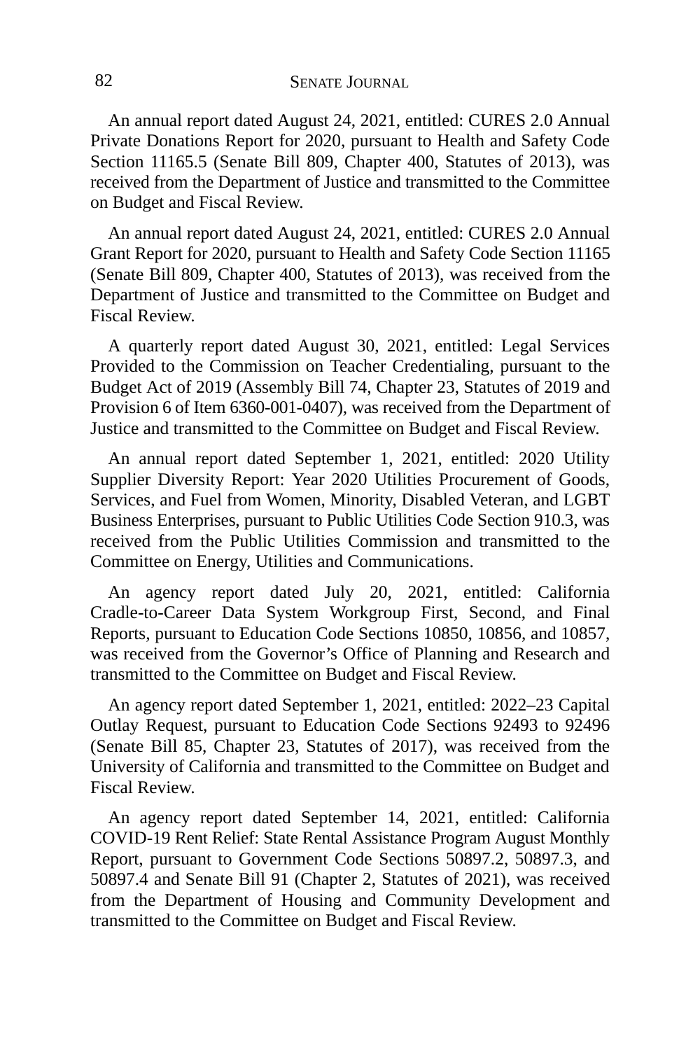An annual report dated August 24, 2021, entitled: CURES 2.0 Annual Private Donations Report for 2020, pursuant to Health and Safety Code Section 11165.5 (Senate Bill 809, Chapter 400, Statutes of 2013), was received from the Department of Justice and transmitted to the Committee on Budget and Fiscal Review.

An annual report dated August 24, 2021, entitled: CURES 2.0 Annual Grant Report for 2020, pursuant to Health and Safety Code Section 11165 (Senate Bill 809, Chapter 400, Statutes of 2013), was received from the Department of Justice and transmitted to the Committee on Budget and Fiscal Review.

A quarterly report dated August 30, 2021, entitled: Legal Services Provided to the Commission on Teacher Credentialing, pursuant to the Budget Act of 2019 (Assembly Bill 74, Chapter 23, Statutes of 2019 and Provision 6 of Item 6360-001-0407), was received from the Department of Justice and transmitted to the Committee on Budget and Fiscal Review.

An annual report dated September 1, 2021, entitled: 2020 Utility Supplier Diversity Report: Year 2020 Utilities Procurement of Goods, Services, and Fuel from Women, Minority, Disabled Veteran, and LGBT Business Enterprises, pursuant to Public Utilities Code Section 910.3, was received from the Public Utilities Commission and transmitted to the Committee on Energy, Utilities and Communications.

An agency report dated July 20, 2021, entitled: California Cradle-to-Career Data System Workgroup First, Second, and Final Reports, pursuant to Education Code Sections 10850, 10856, and 10857, was received from the Governor's Office of Planning and Research and transmitted to the Committee on Budget and Fiscal Review.

An agency report dated September 1, 2021, entitled: 2022–23 Capital Outlay Request, pursuant to Education Code Sections 92493 to 92496 (Senate Bill 85, Chapter 23, Statutes of 2017), was received from the University of California and transmitted to the Committee on Budget and Fiscal Review.

An agency report dated September 14, 2021, entitled: California COVID-19 Rent Relief: State Rental Assistance Program August Monthly Report, pursuant to Government Code Sections 50897.2, 50897.3, and 50897.4 and Senate Bill 91 (Chapter 2, Statutes of 2021), was received from the Department of Housing and Community Development and transmitted to the Committee on Budget and Fiscal Review.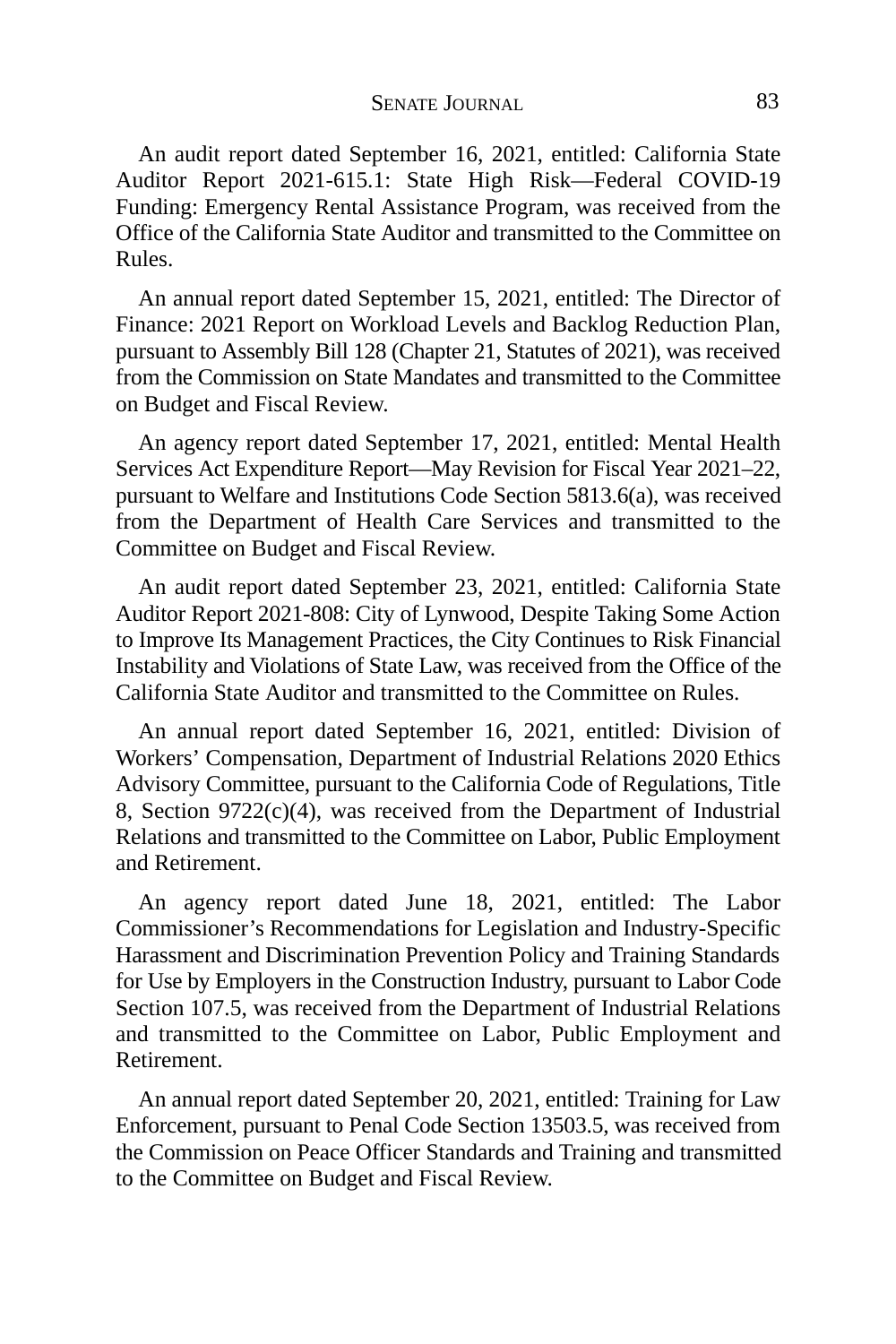An audit report dated September 16, 2021, entitled: California State Auditor Report 2021-615.1: State High Risk—Federal COVID-19 Funding: Emergency Rental Assistance Program, was received from the Office of the California State Auditor and transmitted to the Committee on Rules.

An annual report dated September 15, 2021, entitled: The Director of Finance: 2021 Report on Workload Levels and Backlog Reduction Plan, pursuant to Assembly Bill 128 (Chapter 21, Statutes of 2021), was received from the Commission on State Mandates and transmitted to the Committee on Budget and Fiscal Review.

An agency report dated September 17, 2021, entitled: Mental Health Services Act Expenditure Report—May Revision for Fiscal Year 2021–22, pursuant to Welfare and Institutions Code Section 5813.6(a), was received from the Department of Health Care Services and transmitted to the Committee on Budget and Fiscal Review.

An audit report dated September 23, 2021, entitled: California State Auditor Report 2021-808: City of Lynwood, Despite Taking Some Action to Improve Its Management Practices, the City Continues to Risk Financial Instability and Violations of State Law, was received from the Office of the California State Auditor and transmitted to the Committee on Rules.

An annual report dated September 16, 2021, entitled: Division of Workers' Compensation, Department of Industrial Relations 2020 Ethics Advisory Committee, pursuant to the California Code of Regulations, Title 8, Section 9722(c)(4), was received from the Department of Industrial Relations and transmitted to the Committee on Labor, Public Employment and Retirement.

An agency report dated June 18, 2021, entitled: The Labor Commissioner's Recommendations for Legislation and Industry-Specific Harassment and Discrimination Prevention Policy and Training Standards for Use by Employers in the Construction Industry, pursuant to Labor Code Section 107.5, was received from the Department of Industrial Relations and transmitted to the Committee on Labor, Public Employment and Retirement.

An annual report dated September 20, 2021, entitled: Training for Law Enforcement, pursuant to Penal Code Section 13503.5, was received from the Commission on Peace Officer Standards and Training and transmitted to the Committee on Budget and Fiscal Review.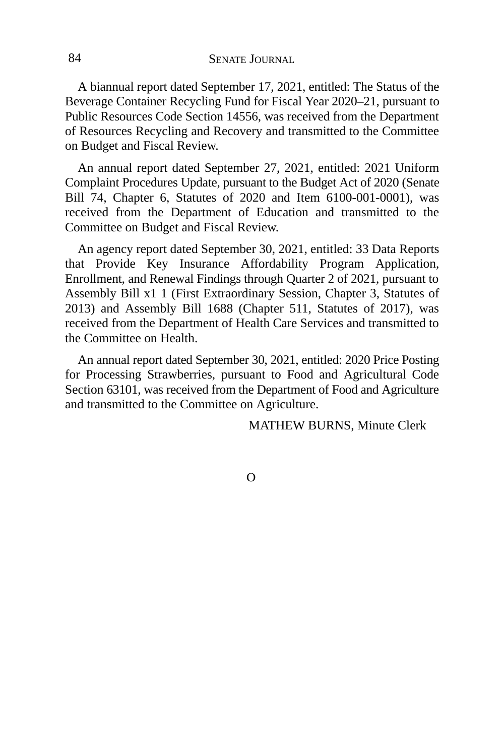A biannual report dated September 17, 2021, entitled: The Status of the Beverage Container Recycling Fund for Fiscal Year 2020–21, pursuant to Public Resources Code Section 14556, was received from the Department of Resources Recycling and Recovery and transmitted to the Committee on Budget and Fiscal Review.

An annual report dated September 27, 2021, entitled: 2021 Uniform Complaint Procedures Update, pursuant to the Budget Act of 2020 (Senate Bill 74, Chapter 6, Statutes of 2020 and Item 6100-001-0001), was received from the Department of Education and transmitted to the Committee on Budget and Fiscal Review.

An agency report dated September 30, 2021, entitled: 33 Data Reports that Provide Key Insurance Affordability Program Application, Enrollment, and Renewal Findings through Quarter 2 of 2021, pursuant to Assembly Bill x1 1 (First Extraordinary Session, Chapter 3, Statutes of 2013) and Assembly Bill 1688 (Chapter 511, Statutes of 2017), was received from the Department of Health Care Services and transmitted to the Committee on Health.

An annual report dated September 30, 2021, entitled: 2020 Price Posting for Processing Strawberries, pursuant to Food and Agricultural Code Section 63101, was received from the Department of Food and Agriculture and transmitted to the Committee on Agriculture.

MATHEW BURNS, Minute Clerk

O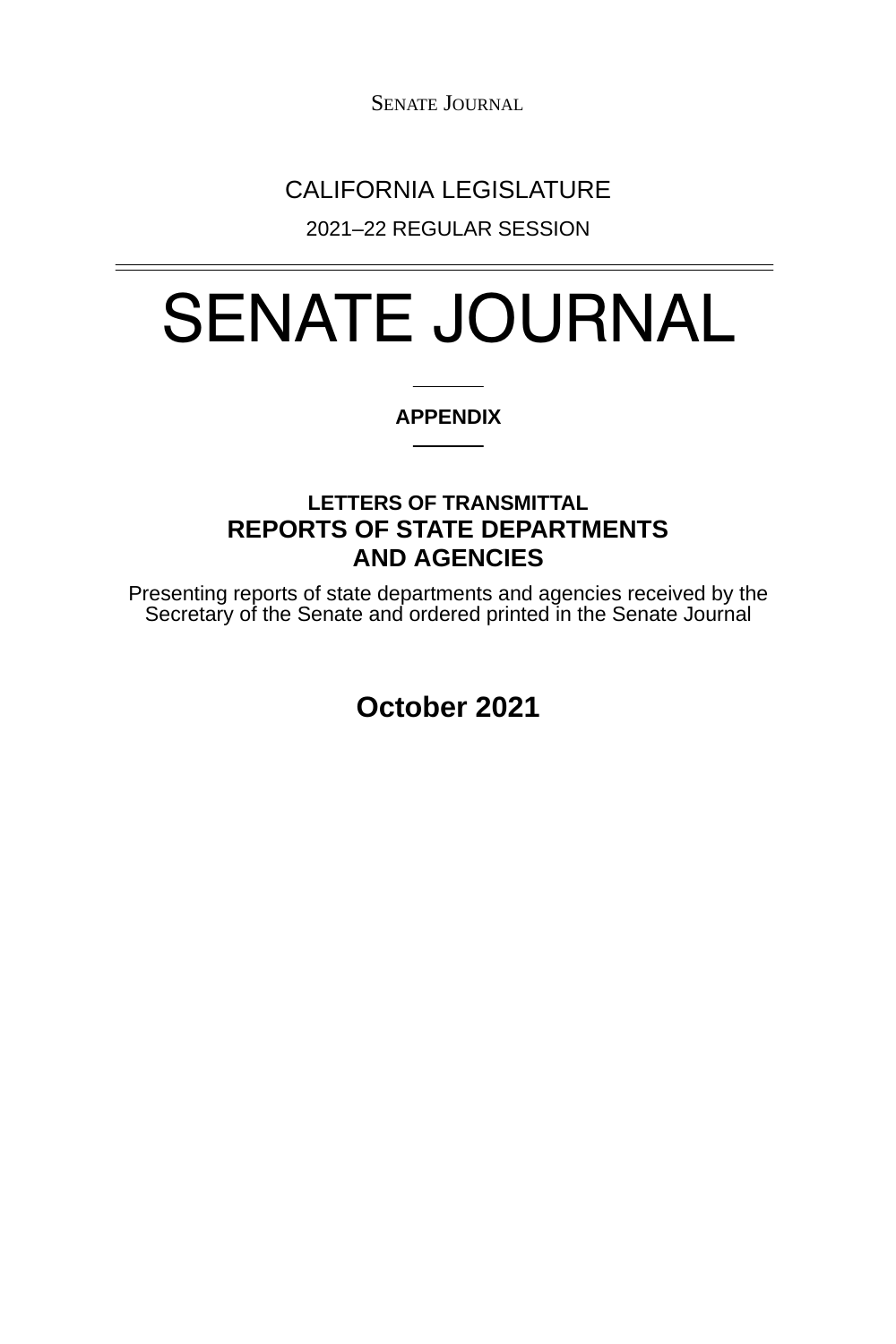CALIFORNIA LEGISLATURE

2021–22 REGULAR SESSION

# SENATE JOURNAL

**APPENDIX**

**LETTERS OF TRANSMITTAL**

## REPORTS OF STATE DEPARTMENTS AND AGENCIES

Presenting reports of state departments and agencies received by the Secretary of the Senate and ordered printed in the Senate Journal

**October 2021**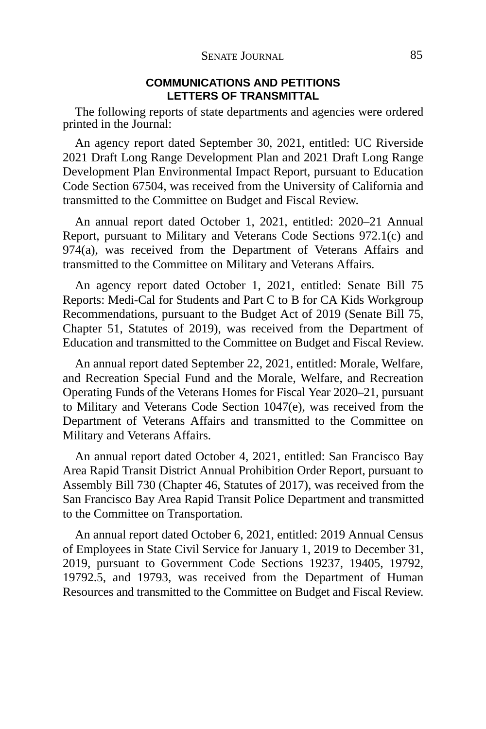## COMMUNICATIONS AND PETITIONS
## LETTERS OF TRANSMITTAL

The following reports of state departments and agencies were ordered printed in the Journal:

An agency report dated September 30, 2021, entitled: UC Riverside 2021 Draft Long Range Development Plan and 2021 Draft Long Range Development Plan Environmental Impact Report, pursuant to Education Code Section 67504, was received from the University of California and transmitted to the Committee on Budget and Fiscal Review.

An annual report dated October 1, 2021, entitled: 2020–21 Annual Report, pursuant to Military and Veterans Code Sections 972.1(c) and 974(a), was received from the Department of Veterans Affairs and transmitted to the Committee on Military and Veterans Affairs.

An agency report dated October 1, 2021, entitled: Senate Bill 75 Reports: Medi-Cal for Students and Part C to B for CA Kids Workgroup Recommendations, pursuant to the Budget Act of 2019 (Senate Bill 75, Chapter 51, Statutes of 2019), was received from the Department of Education and transmitted to the Committee on Budget and Fiscal Review.

An annual report dated September 22, 2021, entitled: Morale, Welfare, and Recreation Special Fund and the Morale, Welfare, and Recreation Operating Funds of the Veterans Homes for Fiscal Year 2020–21, pursuant to Military and Veterans Code Section 1047(e), was received from the Department of Veterans Affairs and transmitted to the Committee on Military and Veterans Affairs.

An annual report dated October 4, 2021, entitled: San Francisco Bay Area Rapid Transit District Annual Prohibition Order Report, pursuant to Assembly Bill 730 (Chapter 46, Statutes of 2017), was received from the San Francisco Bay Area Rapid Transit Police Department and transmitted to the Committee on Transportation.

An annual report dated October 6, 2021, entitled: 2019 Annual Census of Employees in State Civil Service for January 1, 2019 to December 31, 2019, pursuant to Government Code Sections 19237, 19405, 19792, 19792.5, and 19793, was received from the Department of Human Resources and transmitted to the Committee on Budget and Fiscal Review.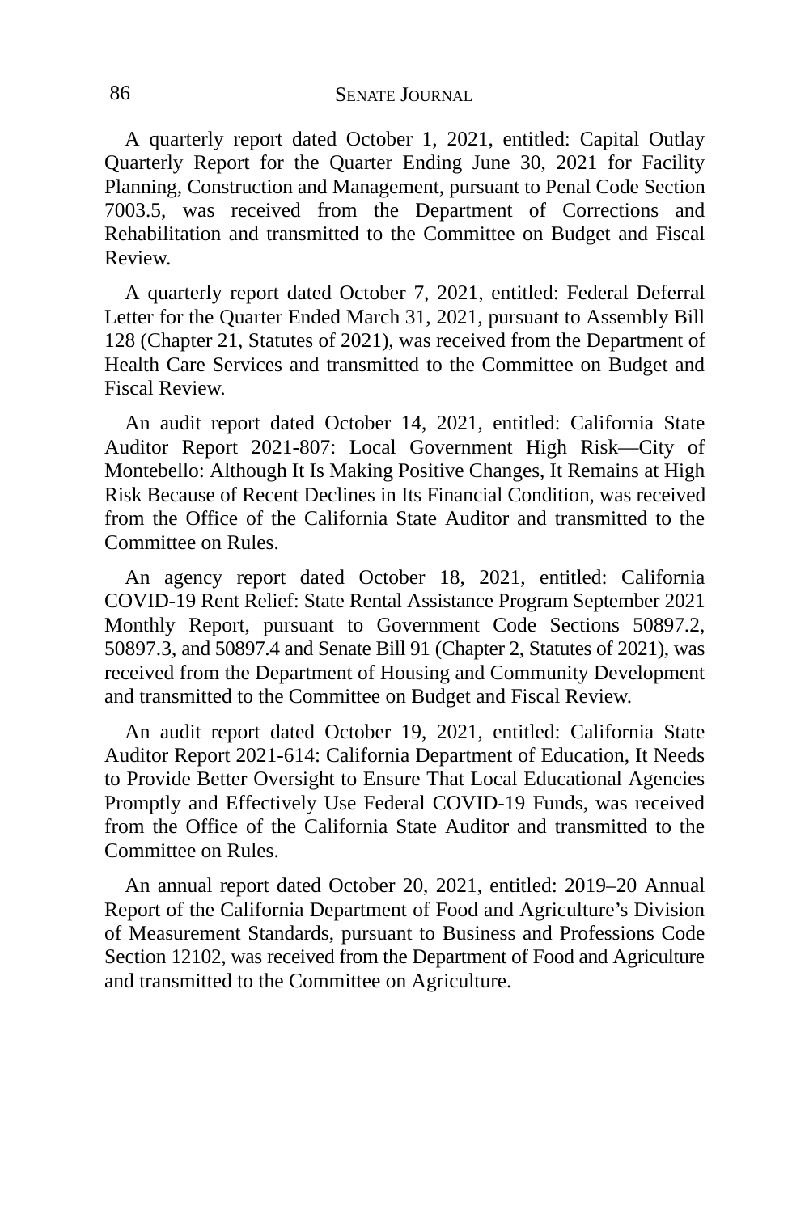A quarterly report dated October 1, 2021, entitled: Capital Outlay Quarterly Report for the Quarter Ending June 30, 2021 for Facility Planning, Construction and Management, pursuant to Penal Code Section 7003.5, was received from the Department of Corrections and Rehabilitation and transmitted to the Committee on Budget and Fiscal Review.

A quarterly report dated October 7, 2021, entitled: Federal Deferral Letter for the Quarter Ended March 31, 2021, pursuant to Assembly Bill 128 (Chapter 21, Statutes of 2021), was received from the Department of Health Care Services and transmitted to the Committee on Budget and Fiscal Review.

An audit report dated October 14, 2021, entitled: California State Auditor Report 2021-807: Local Government High Risk—City of Montebello: Although It Is Making Positive Changes, It Remains at High Risk Because of Recent Declines in Its Financial Condition, was received from the Office of the California State Auditor and transmitted to the Committee on Rules.

An agency report dated October 18, 2021, entitled: California COVID-19 Rent Relief: State Rental Assistance Program September 2021 Monthly Report, pursuant to Government Code Sections 50897.2, 50897.3, and 50897.4 and Senate Bill 91 (Chapter 2, Statutes of 2021), was received from the Department of Housing and Community Development and transmitted to the Committee on Budget and Fiscal Review.

An audit report dated October 19, 2021, entitled: California State Auditor Report 2021-614: California Department of Education, It Needs to Provide Better Oversight to Ensure That Local Educational Agencies Promptly and Effectively Use Federal COVID-19 Funds, was received from the Office of the California State Auditor and transmitted to the Committee on Rules.

An annual report dated October 20, 2021, entitled: 2019–20 Annual Report of the California Department of Food and Agriculture's Division of Measurement Standards, pursuant to Business and Professions Code Section 12102, was received from the Department of Food and Agriculture and transmitted to the Committee on Agriculture.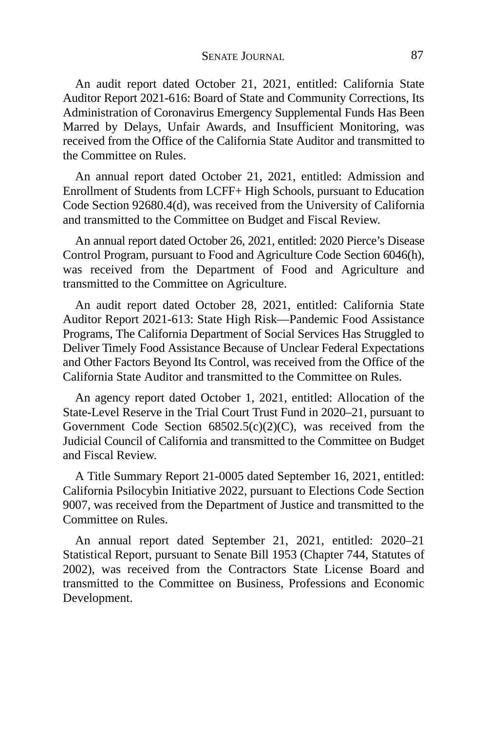An audit report dated October 21, 2021, entitled: California State Auditor Report 2021-616: Board of State and Community Corrections, Its Administration of Coronavirus Emergency Supplemental Funds Has Been Marred by Delays, Unfair Awards, and Insufficient Monitoring, was received from the Office of the California State Auditor and transmitted to the Committee on Rules.

An annual report dated October 21, 2021, entitled: Admission and Enrollment of Students from LCFF+ High Schools, pursuant to Education Code Section 92680.4(d), was received from the University of California and transmitted to the Committee on Budget and Fiscal Review.

An annual report dated October 26, 2021, entitled: 2020 Pierce's Disease Control Program, pursuant to Food and Agriculture Code Section 6046(h), was received from the Department of Food and Agriculture and transmitted to the Committee on Agriculture.

An audit report dated October 28, 2021, entitled: California State Auditor Report 2021-613: State High Risk—Pandemic Food Assistance Programs, The California Department of Social Services Has Struggled to Deliver Timely Food Assistance Because of Unclear Federal Expectations and Other Factors Beyond Its Control, was received from the Office of the California State Auditor and transmitted to the Committee on Rules.

An agency report dated October 1, 2021, entitled: Allocation of the State-Level Reserve in the Trial Court Trust Fund in 2020–21, pursuant to Government Code Section 68502.5(c)(2)(C), was received from the Judicial Council of California and transmitted to the Committee on Budget and Fiscal Review.

A Title Summary Report 21-0005 dated September 16, 2021, entitled: California Psilocybin Initiative 2022, pursuant to Elections Code Section 9007, was received from the Department of Justice and transmitted to the Committee on Rules.

An annual report dated September 21, 2021, entitled: 2020–21 Statistical Report, pursuant to Senate Bill 1953 (Chapter 744, Statutes of 2002), was received from the Contractors State License Board and transmitted to the Committee on Business, Professions and Economic Development.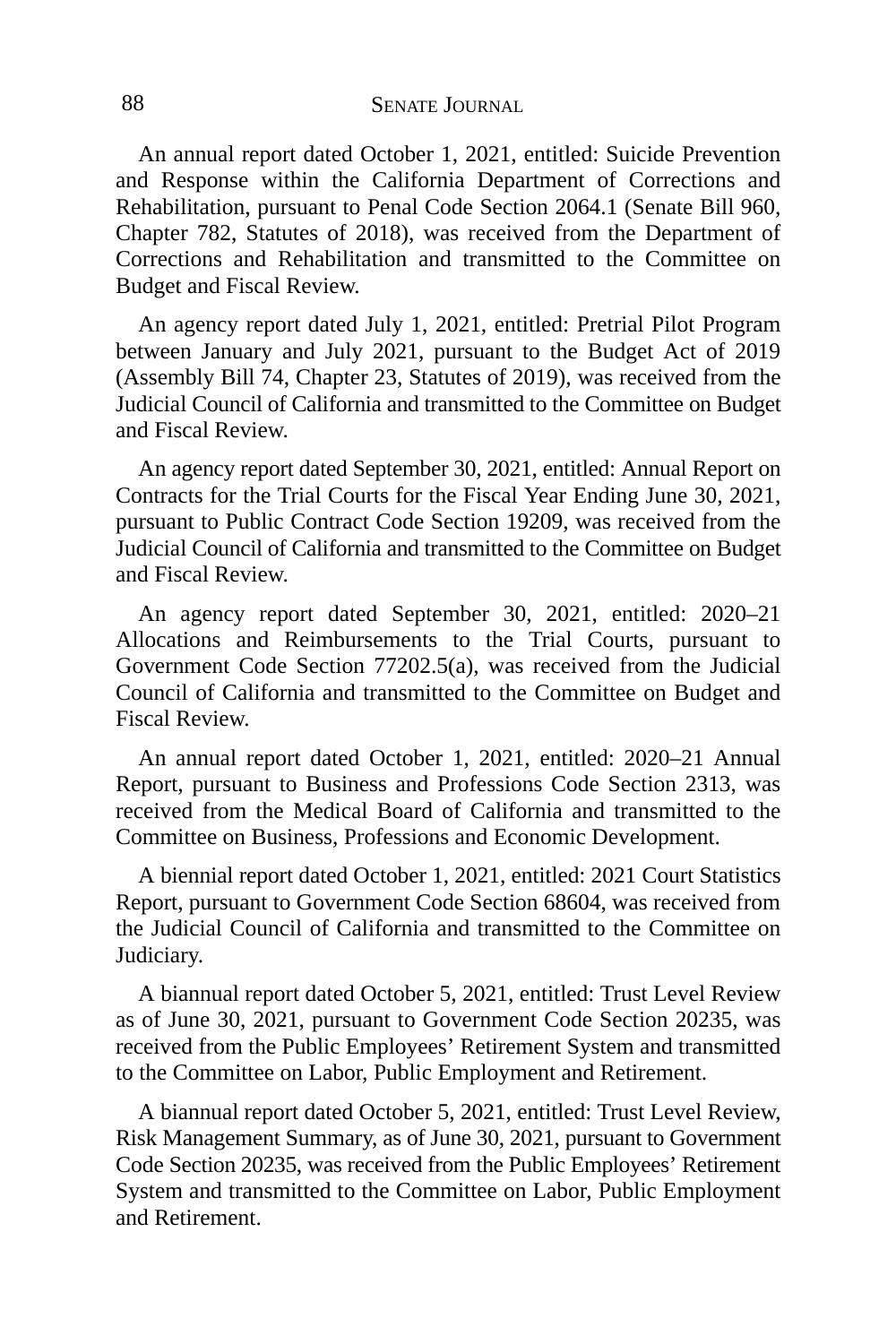An annual report dated October 1, 2021, entitled: Suicide Prevention and Response within the California Department of Corrections and Rehabilitation, pursuant to Penal Code Section 2064.1 (Senate Bill 960, Chapter 782, Statutes of 2018), was received from the Department of Corrections and Rehabilitation and transmitted to the Committee on Budget and Fiscal Review.

An agency report dated July 1, 2021, entitled: Pretrial Pilot Program between January and July 2021, pursuant to the Budget Act of 2019 (Assembly Bill 74, Chapter 23, Statutes of 2019), was received from the Judicial Council of California and transmitted to the Committee on Budget and Fiscal Review.

An agency report dated September 30, 2021, entitled: Annual Report on Contracts for the Trial Courts for the Fiscal Year Ending June 30, 2021, pursuant to Public Contract Code Section 19209, was received from the Judicial Council of California and transmitted to the Committee on Budget and Fiscal Review.

An agency report dated September 30, 2021, entitled: 2020–21 Allocations and Reimbursements to the Trial Courts, pursuant to Government Code Section 77202.5(a), was received from the Judicial Council of California and transmitted to the Committee on Budget and Fiscal Review.

An annual report dated October 1, 2021, entitled: 2020–21 Annual Report, pursuant to Business and Professions Code Section 2313, was received from the Medical Board of California and transmitted to the Committee on Business, Professions and Economic Development.

A biennial report dated October 1, 2021, entitled: 2021 Court Statistics Report, pursuant to Government Code Section 68604, was received from the Judicial Council of California and transmitted to the Committee on Judiciary.

A biannual report dated October 5, 2021, entitled: Trust Level Review as of June 30, 2021, pursuant to Government Code Section 20235, was received from the Public Employees' Retirement System and transmitted to the Committee on Labor, Public Employment and Retirement.

A biannual report dated October 5, 2021, entitled: Trust Level Review, Risk Management Summary, as of June 30, 2021, pursuant to Government Code Section 20235, was received from the Public Employees' Retirement System and transmitted to the Committee on Labor, Public Employment and Retirement.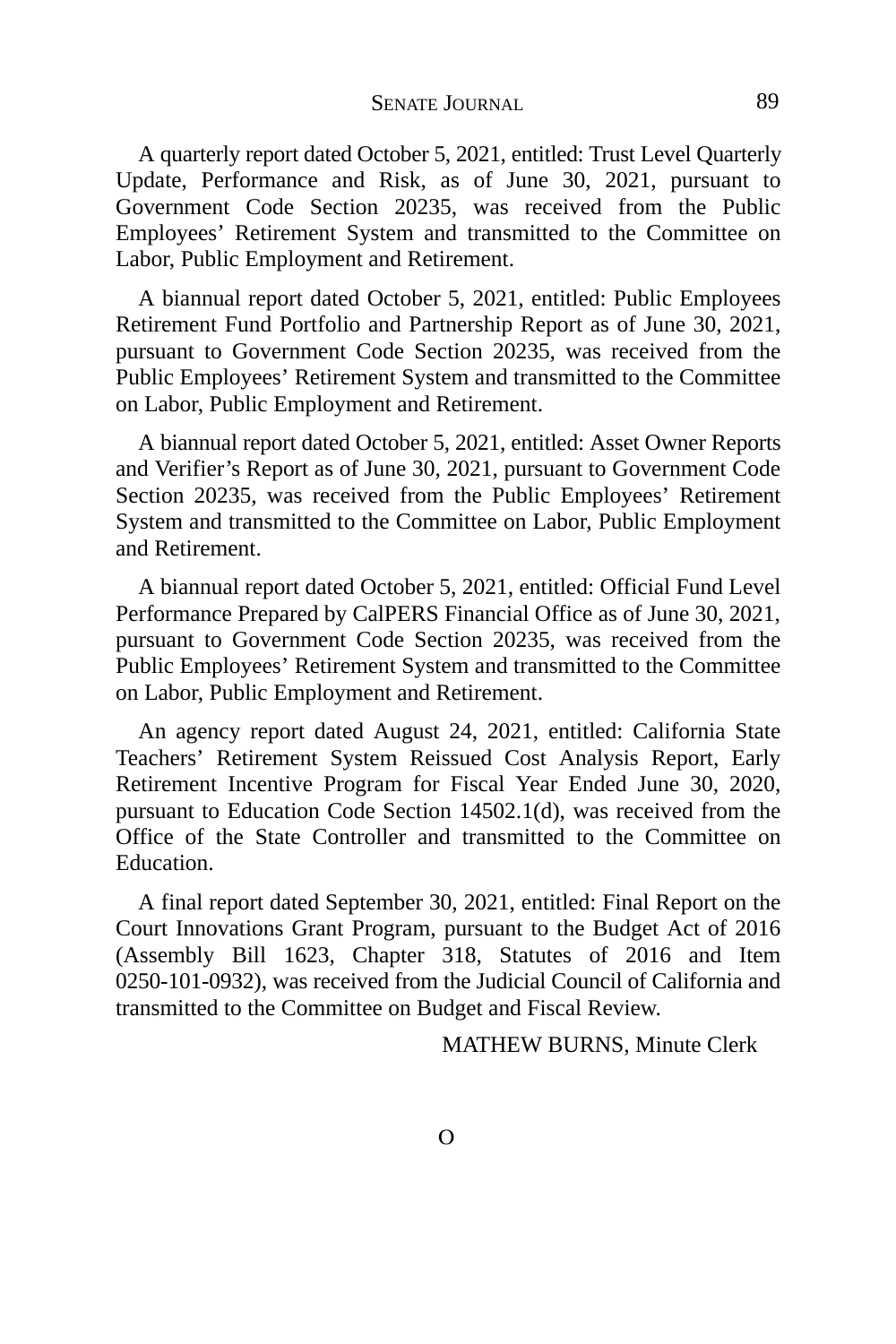A quarterly report dated October 5, 2021, entitled: Trust Level Quarterly Update, Performance and Risk, as of June 30, 2021, pursuant to Government Code Section 20235, was received from the Public Employees' Retirement System and transmitted to the Committee on Labor, Public Employment and Retirement.

A biannual report dated October 5, 2021, entitled: Public Employees Retirement Fund Portfolio and Partnership Report as of June 30, 2021, pursuant to Government Code Section 20235, was received from the Public Employees' Retirement System and transmitted to the Committee on Labor, Public Employment and Retirement.

A biannual report dated October 5, 2021, entitled: Asset Owner Reports and Verifier's Report as of June 30, 2021, pursuant to Government Code Section 20235, was received from the Public Employees' Retirement System and transmitted to the Committee on Labor, Public Employment and Retirement.

A biannual report dated October 5, 2021, entitled: Official Fund Level Performance Prepared by CalPERS Financial Office as of June 30, 2021, pursuant to Government Code Section 20235, was received from the Public Employees' Retirement System and transmitted to the Committee on Labor, Public Employment and Retirement.

An agency report dated August 24, 2021, entitled: California State Teachers' Retirement System Reissued Cost Analysis Report, Early Retirement Incentive Program for Fiscal Year Ended June 30, 2020, pursuant to Education Code Section 14502.1(d), was received from the Office of the State Controller and transmitted to the Committee on Education.

A final report dated September 30, 2021, entitled: Final Report on the Court Innovations Grant Program, pursuant to the Budget Act of 2016 (Assembly Bill 1623, Chapter 318, Statutes of 2016 and Item 0250-101-0932), was received from the Judicial Council of California and transmitted to the Committee on Budget and Fiscal Review.

MATHEW BURNS, Minute Clerk

O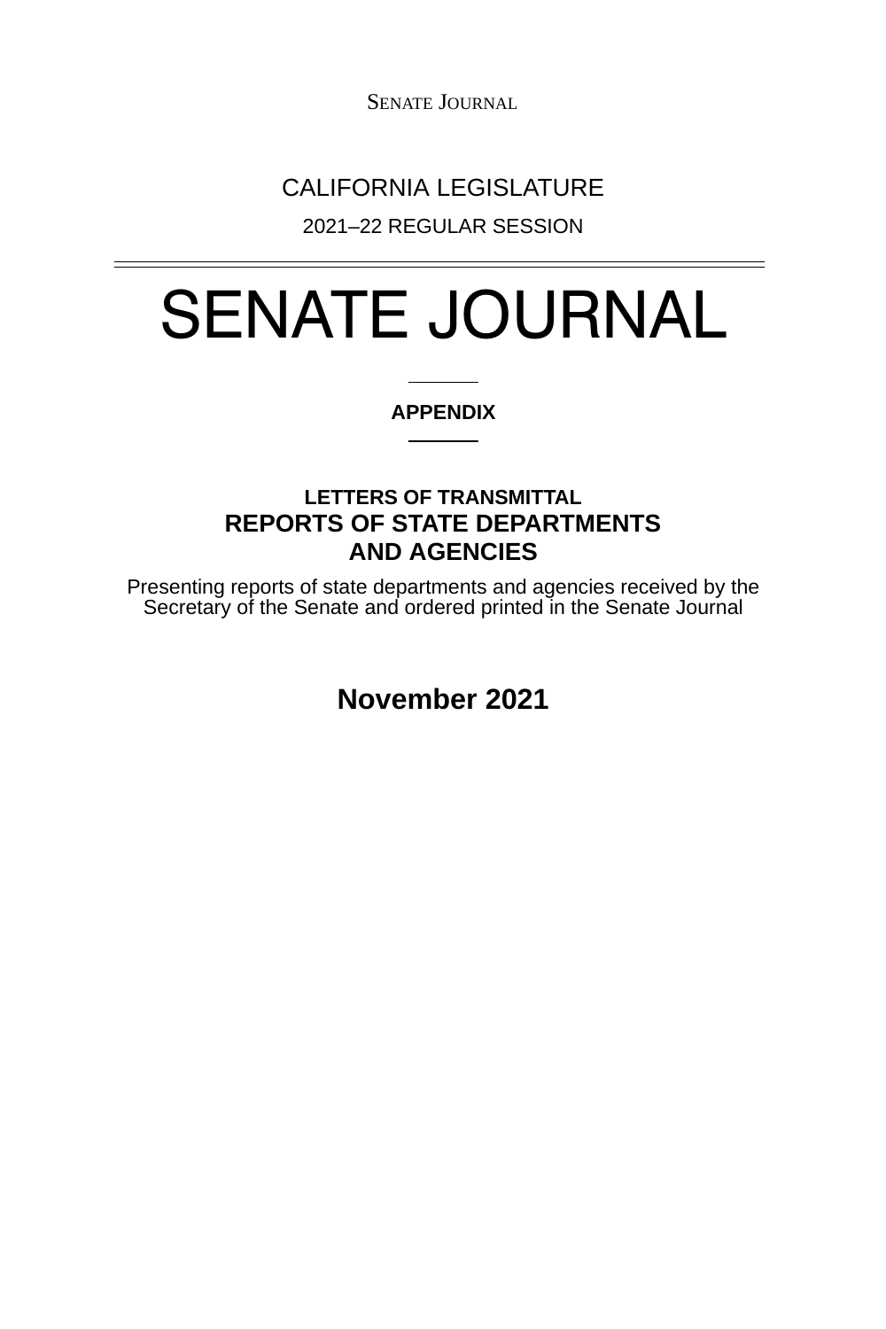CALIFORNIA LEGISLATURE

2021–22 REGULAR SESSION

# SENATE JOURNAL

**APPENDIX**

## LETTERS OF TRANSMITTAL
## REPORTS OF STATE DEPARTMENTS AND AGENCIES

Presenting reports of state departments and agencies received by the Secretary of the Senate and ordered printed in the Senate Journal

**November 2021**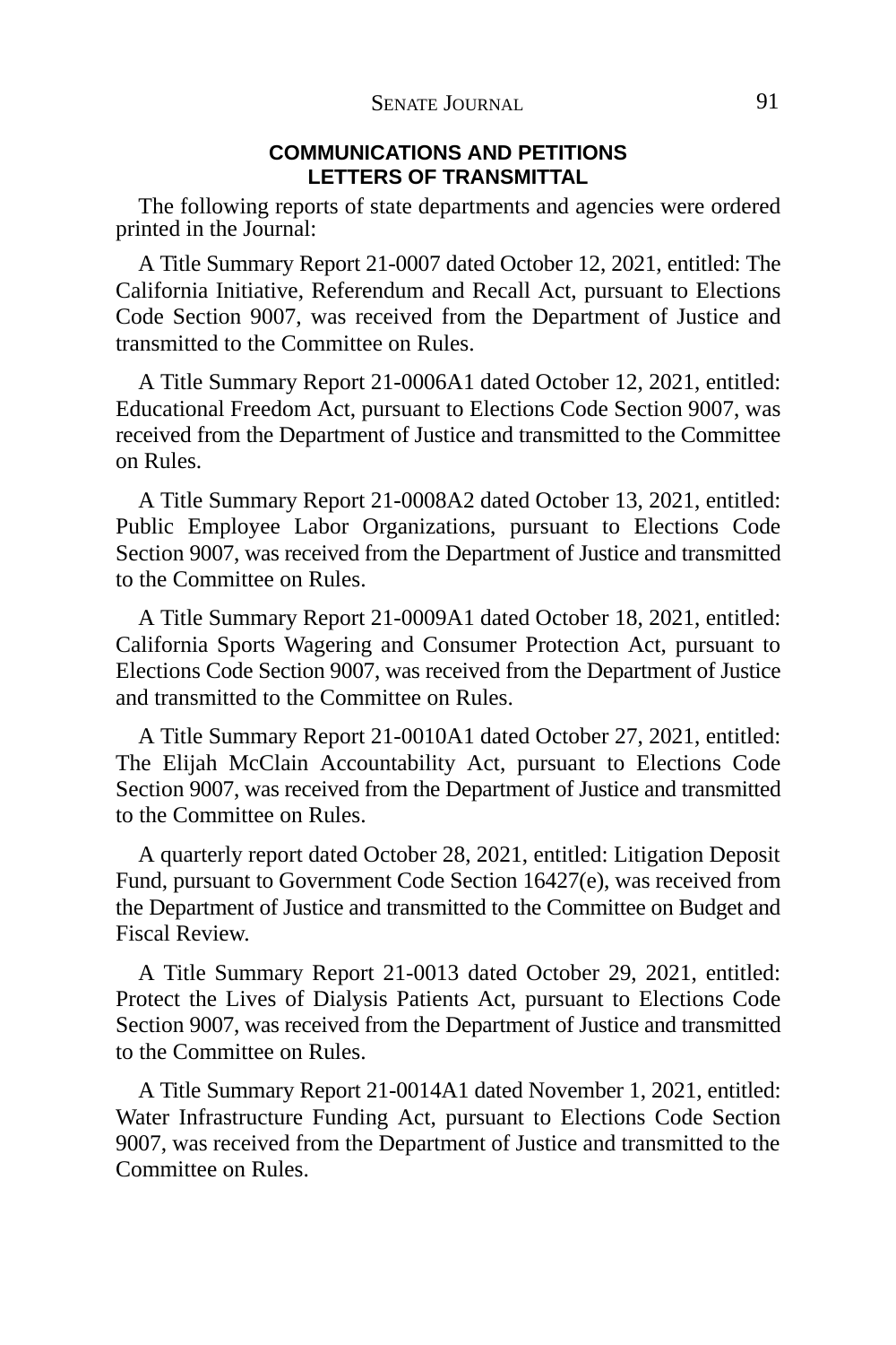## COMMUNICATIONS AND PETITIONS
## LETTERS OF TRANSMITTAL

The following reports of state departments and agencies were ordered printed in the Journal:

A Title Summary Report 21-0007 dated October 12, 2021, entitled: The California Initiative, Referendum and Recall Act, pursuant to Elections Code Section 9007, was received from the Department of Justice and transmitted to the Committee on Rules.

A Title Summary Report 21-0006A1 dated October 12, 2021, entitled: Educational Freedom Act, pursuant to Elections Code Section 9007, was received from the Department of Justice and transmitted to the Committee on Rules.

A Title Summary Report 21-0008A2 dated October 13, 2021, entitled: Public Employee Labor Organizations, pursuant to Elections Code Section 9007, was received from the Department of Justice and transmitted to the Committee on Rules.

A Title Summary Report 21-0009A1 dated October 18, 2021, entitled: California Sports Wagering and Consumer Protection Act, pursuant to Elections Code Section 9007, was received from the Department of Justice and transmitted to the Committee on Rules.

A Title Summary Report 21-0010A1 dated October 27, 2021, entitled: The Elijah McClain Accountability Act, pursuant to Elections Code Section 9007, was received from the Department of Justice and transmitted to the Committee on Rules.

A quarterly report dated October 28, 2021, entitled: Litigation Deposit Fund, pursuant to Government Code Section 16427(e), was received from the Department of Justice and transmitted to the Committee on Budget and Fiscal Review.

A Title Summary Report 21-0013 dated October 29, 2021, entitled: Protect the Lives of Dialysis Patients Act, pursuant to Elections Code Section 9007, was received from the Department of Justice and transmitted to the Committee on Rules.

A Title Summary Report 21-0014A1 dated November 1, 2021, entitled: Water Infrastructure Funding Act, pursuant to Elections Code Section 9007, was received from the Department of Justice and transmitted to the Committee on Rules.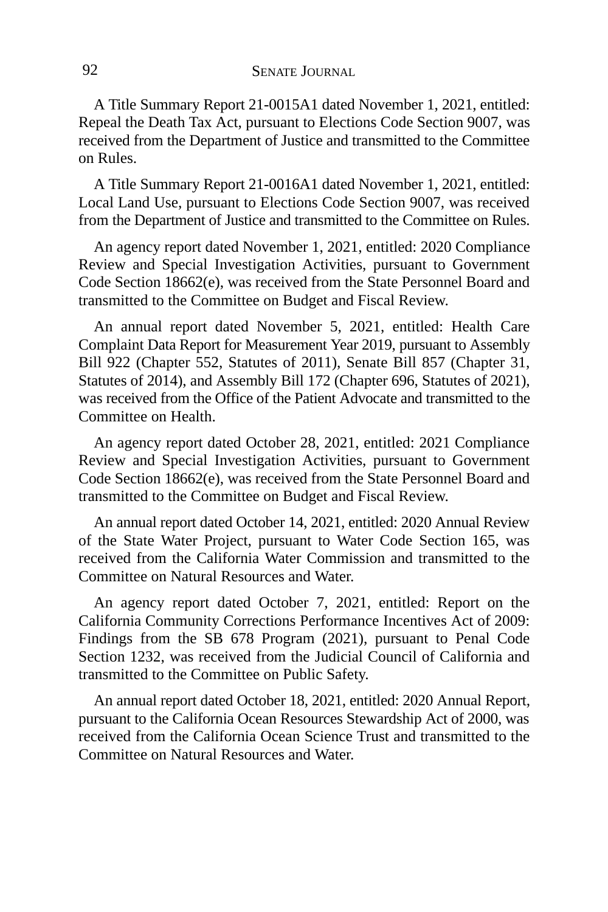A Title Summary Report 21-0015A1 dated November 1, 2021, entitled: Repeal the Death Tax Act, pursuant to Elections Code Section 9007, was received from the Department of Justice and transmitted to the Committee on Rules.

A Title Summary Report 21-0016A1 dated November 1, 2021, entitled: Local Land Use, pursuant to Elections Code Section 9007, was received from the Department of Justice and transmitted to the Committee on Rules.

An agency report dated November 1, 2021, entitled: 2020 Compliance Review and Special Investigation Activities, pursuant to Government Code Section 18662(e), was received from the State Personnel Board and transmitted to the Committee on Budget and Fiscal Review.

An annual report dated November 5, 2021, entitled: Health Care Complaint Data Report for Measurement Year 2019, pursuant to Assembly Bill 922 (Chapter 552, Statutes of 2011), Senate Bill 857 (Chapter 31, Statutes of 2014), and Assembly Bill 172 (Chapter 696, Statutes of 2021), was received from the Office of the Patient Advocate and transmitted to the Committee on Health.

An agency report dated October 28, 2021, entitled: 2021 Compliance Review and Special Investigation Activities, pursuant to Government Code Section 18662(e), was received from the State Personnel Board and transmitted to the Committee on Budget and Fiscal Review.

An annual report dated October 14, 2021, entitled: 2020 Annual Review of the State Water Project, pursuant to Water Code Section 165, was received from the California Water Commission and transmitted to the Committee on Natural Resources and Water.

An agency report dated October 7, 2021, entitled: Report on the California Community Corrections Performance Incentives Act of 2009: Findings from the SB 678 Program (2021), pursuant to Penal Code Section 1232, was received from the Judicial Council of California and transmitted to the Committee on Public Safety.

An annual report dated October 18, 2021, entitled: 2020 Annual Report, pursuant to the California Ocean Resources Stewardship Act of 2000, was received from the California Ocean Science Trust and transmitted to the Committee on Natural Resources and Water.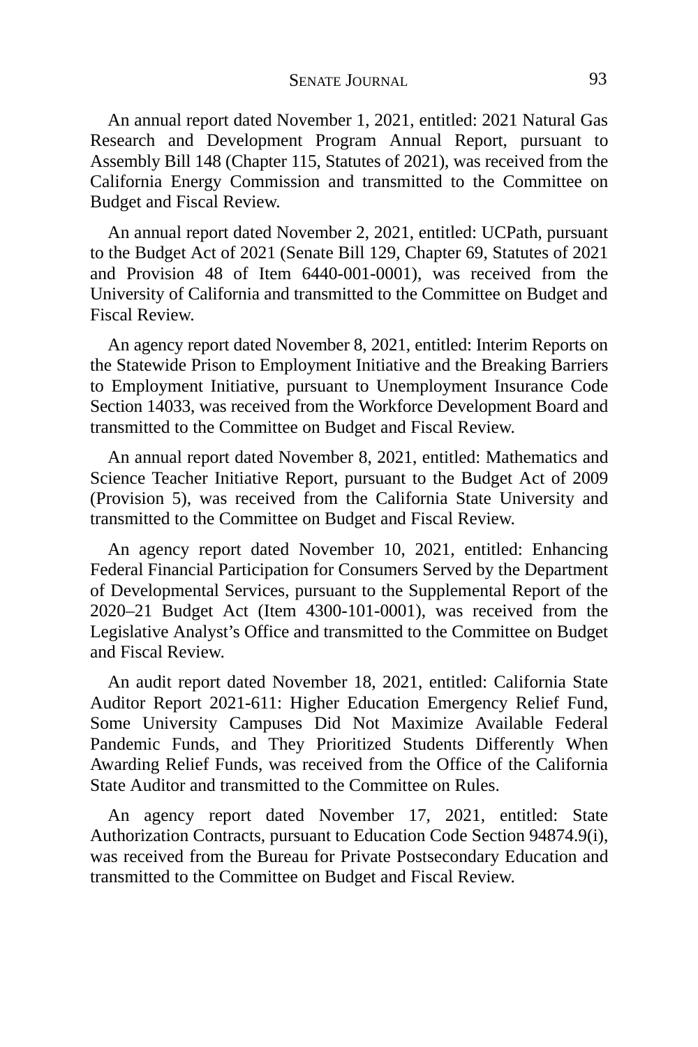An annual report dated November 1, 2021, entitled: 2021 Natural Gas Research and Development Program Annual Report, pursuant to Assembly Bill 148 (Chapter 115, Statutes of 2021), was received from the California Energy Commission and transmitted to the Committee on Budget and Fiscal Review.

An annual report dated November 2, 2021, entitled: UCPath, pursuant to the Budget Act of 2021 (Senate Bill 129, Chapter 69, Statutes of 2021 and Provision 48 of Item 6440-001-0001), was received from the University of California and transmitted to the Committee on Budget and Fiscal Review.

An agency report dated November 8, 2021, entitled: Interim Reports on the Statewide Prison to Employment Initiative and the Breaking Barriers to Employment Initiative, pursuant to Unemployment Insurance Code Section 14033, was received from the Workforce Development Board and transmitted to the Committee on Budget and Fiscal Review.

An annual report dated November 8, 2021, entitled: Mathematics and Science Teacher Initiative Report, pursuant to the Budget Act of 2009 (Provision 5), was received from the California State University and transmitted to the Committee on Budget and Fiscal Review.

An agency report dated November 10, 2021, entitled: Enhancing Federal Financial Participation for Consumers Served by the Department of Developmental Services, pursuant to the Supplemental Report of the 2020–21 Budget Act (Item 4300-101-0001), was received from the Legislative Analyst's Office and transmitted to the Committee on Budget and Fiscal Review.

An audit report dated November 18, 2021, entitled: California State Auditor Report 2021-611: Higher Education Emergency Relief Fund, Some University Campuses Did Not Maximize Available Federal Pandemic Funds, and They Prioritized Students Differently When Awarding Relief Funds, was received from the Office of the California State Auditor and transmitted to the Committee on Rules.

An agency report dated November 17, 2021, entitled: State Authorization Contracts, pursuant to Education Code Section 94874.9(i), was received from the Bureau for Private Postsecondary Education and transmitted to the Committee on Budget and Fiscal Review.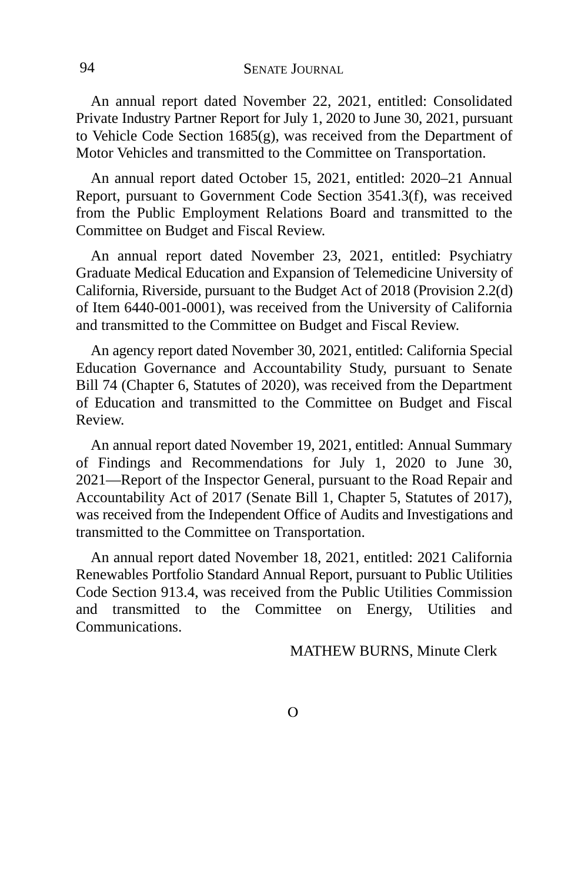An annual report dated November 22, 2021, entitled: Consolidated Private Industry Partner Report for July 1, 2020 to June 30, 2021, pursuant to Vehicle Code Section 1685(g), was received from the Department of Motor Vehicles and transmitted to the Committee on Transportation.

An annual report dated October 15, 2021, entitled: 2020–21 Annual Report, pursuant to Government Code Section 3541.3(f), was received from the Public Employment Relations Board and transmitted to the Committee on Budget and Fiscal Review.

An annual report dated November 23, 2021, entitled: Psychiatry Graduate Medical Education and Expansion of Telemedicine University of California, Riverside, pursuant to the Budget Act of 2018 (Provision 2.2(d) of Item 6440-001-0001), was received from the University of California and transmitted to the Committee on Budget and Fiscal Review.

An agency report dated November 30, 2021, entitled: California Special Education Governance and Accountability Study, pursuant to Senate Bill 74 (Chapter 6, Statutes of 2020), was received from the Department of Education and transmitted to the Committee on Budget and Fiscal Review.

An annual report dated November 19, 2021, entitled: Annual Summary of Findings and Recommendations for July 1, 2020 to June 30, 2021—Report of the Inspector General, pursuant to the Road Repair and Accountability Act of 2017 (Senate Bill 1, Chapter 5, Statutes of 2017), was received from the Independent Office of Audits and Investigations and transmitted to the Committee on Transportation.

An annual report dated November 18, 2021, entitled: 2021 California Renewables Portfolio Standard Annual Report, pursuant to Public Utilities Code Section 913.4, was received from the Public Utilities Commission and transmitted to the Committee on Energy, Utilities and Communications.

MATHEW BURNS, Minute Clerk

O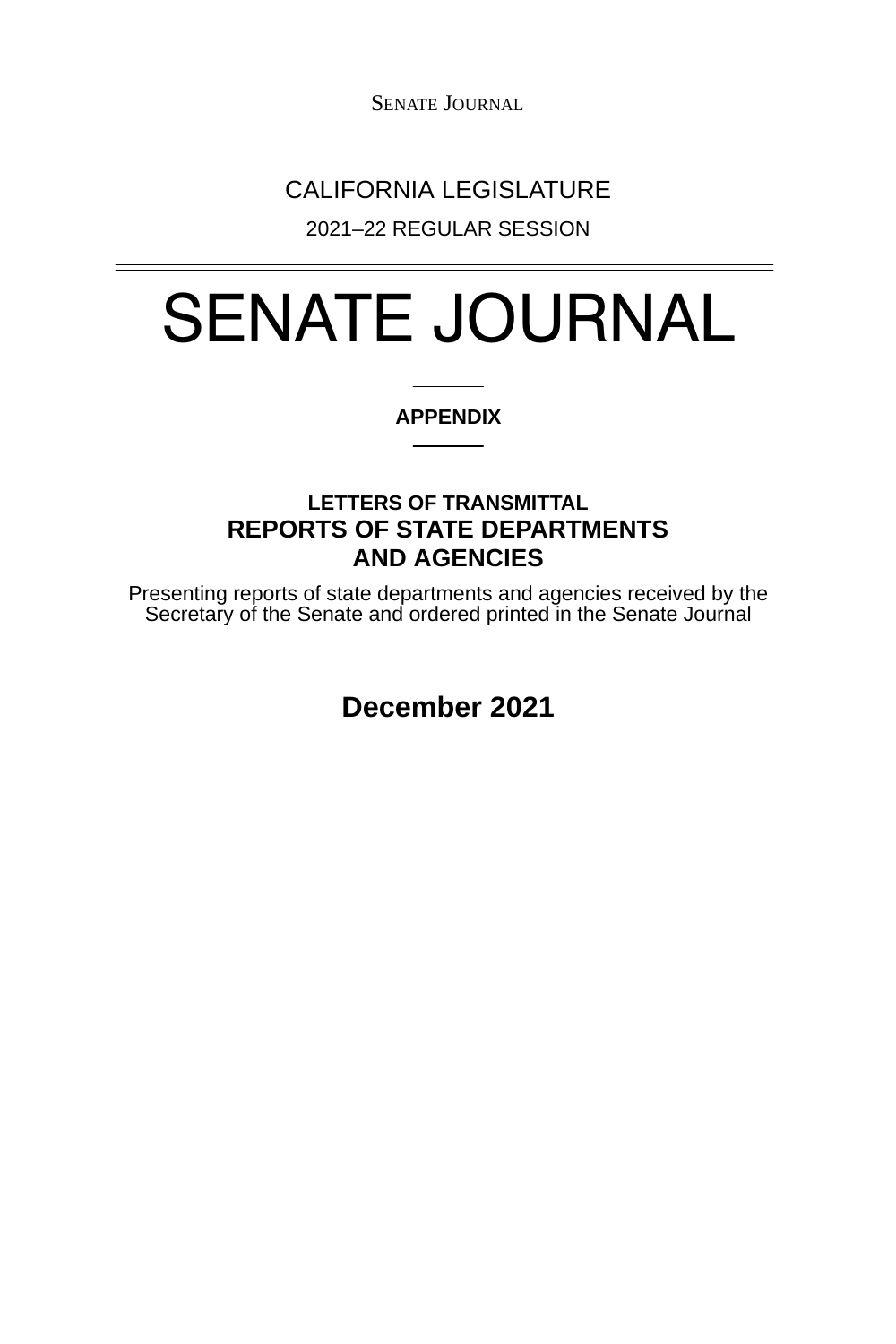CALIFORNIA LEGISLATURE

2021–22 REGULAR SESSION

# SENATE JOURNAL

**APPENDIX**

**LETTERS OF TRANSMITTAL**

## REPORTS OF STATE DEPARTMENTS AND AGENCIES

Presenting reports of state departments and agencies received by the Secretary of the Senate and ordered printed in the Senate Journal

**December 2021**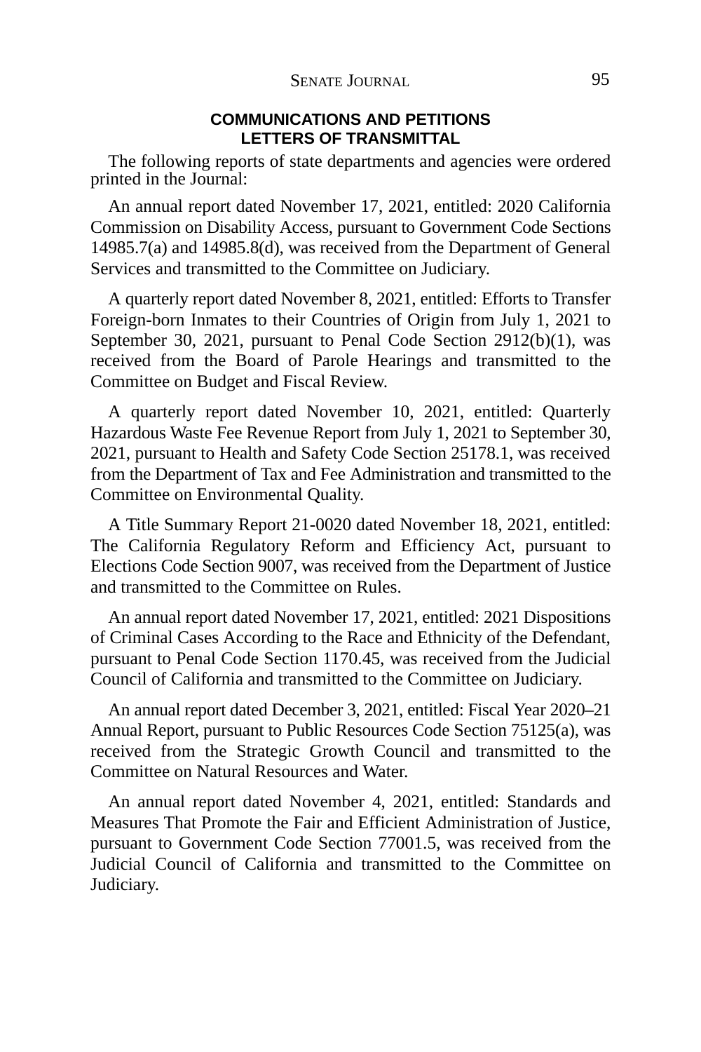## COMMUNICATIONS AND PETITIONS
## LETTERS OF TRANSMITTAL

The following reports of state departments and agencies were ordered printed in the Journal:

An annual report dated November 17, 2021, entitled: 2020 California Commission on Disability Access, pursuant to Government Code Sections 14985.7(a) and 14985.8(d), was received from the Department of General Services and transmitted to the Committee on Judiciary.

A quarterly report dated November 8, 2021, entitled: Efforts to Transfer Foreign-born Inmates to their Countries of Origin from July 1, 2021 to September 30, 2021, pursuant to Penal Code Section 2912(b)(1), was received from the Board of Parole Hearings and transmitted to the Committee on Budget and Fiscal Review.

A quarterly report dated November 10, 2021, entitled: Quarterly Hazardous Waste Fee Revenue Report from July 1, 2021 to September 30, 2021, pursuant to Health and Safety Code Section 25178.1, was received from the Department of Tax and Fee Administration and transmitted to the Committee on Environmental Quality.

A Title Summary Report 21-0020 dated November 18, 2021, entitled: The California Regulatory Reform and Efficiency Act, pursuant to Elections Code Section 9007, was received from the Department of Justice and transmitted to the Committee on Rules.

An annual report dated November 17, 2021, entitled: 2021 Dispositions of Criminal Cases According to the Race and Ethnicity of the Defendant, pursuant to Penal Code Section 1170.45, was received from the Judicial Council of California and transmitted to the Committee on Judiciary.

An annual report dated December 3, 2021, entitled: Fiscal Year 2020–21 Annual Report, pursuant to Public Resources Code Section 75125(a), was received from the Strategic Growth Council and transmitted to the Committee on Natural Resources and Water.

An annual report dated November 4, 2021, entitled: Standards and Measures That Promote the Fair and Efficient Administration of Justice, pursuant to Government Code Section 77001.5, was received from the Judicial Council of California and transmitted to the Committee on Judiciary.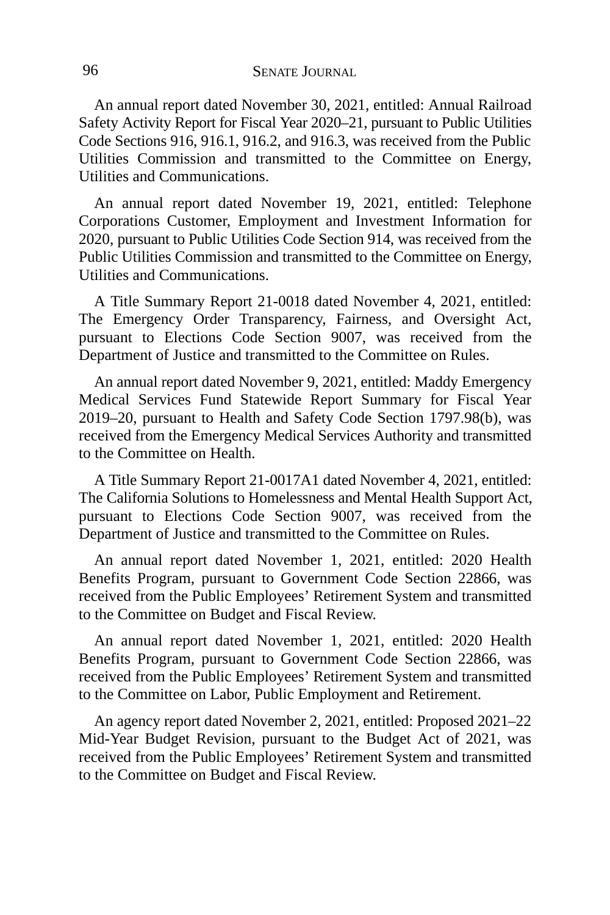An annual report dated November 30, 2021, entitled: Annual Railroad Safety Activity Report for Fiscal Year 2020–21, pursuant to Public Utilities Code Sections 916, 916.1, 916.2, and 916.3, was received from the Public Utilities Commission and transmitted to the Committee on Energy, Utilities and Communications.

An annual report dated November 19, 2021, entitled: Telephone Corporations Customer, Employment and Investment Information for 2020, pursuant to Public Utilities Code Section 914, was received from the Public Utilities Commission and transmitted to the Committee on Energy, Utilities and Communications.

A Title Summary Report 21-0018 dated November 4, 2021, entitled: The Emergency Order Transparency, Fairness, and Oversight Act, pursuant to Elections Code Section 9007, was received from the Department of Justice and transmitted to the Committee on Rules.

An annual report dated November 9, 2021, entitled: Maddy Emergency Medical Services Fund Statewide Report Summary for Fiscal Year 2019–20, pursuant to Health and Safety Code Section 1797.98(b), was received from the Emergency Medical Services Authority and transmitted to the Committee on Health.

A Title Summary Report 21-0017A1 dated November 4, 2021, entitled: The California Solutions to Homelessness and Mental Health Support Act, pursuant to Elections Code Section 9007, was received from the Department of Justice and transmitted to the Committee on Rules.

An annual report dated November 1, 2021, entitled: 2020 Health Benefits Program, pursuant to Government Code Section 22866, was received from the Public Employees' Retirement System and transmitted to the Committee on Budget and Fiscal Review.

An annual report dated November 1, 2021, entitled: 2020 Health Benefits Program, pursuant to Government Code Section 22866, was received from the Public Employees' Retirement System and transmitted to the Committee on Labor, Public Employment and Retirement.

An agency report dated November 2, 2021, entitled: Proposed 2021–22 Mid-Year Budget Revision, pursuant to the Budget Act of 2021, was received from the Public Employees' Retirement System and transmitted to the Committee on Budget and Fiscal Review.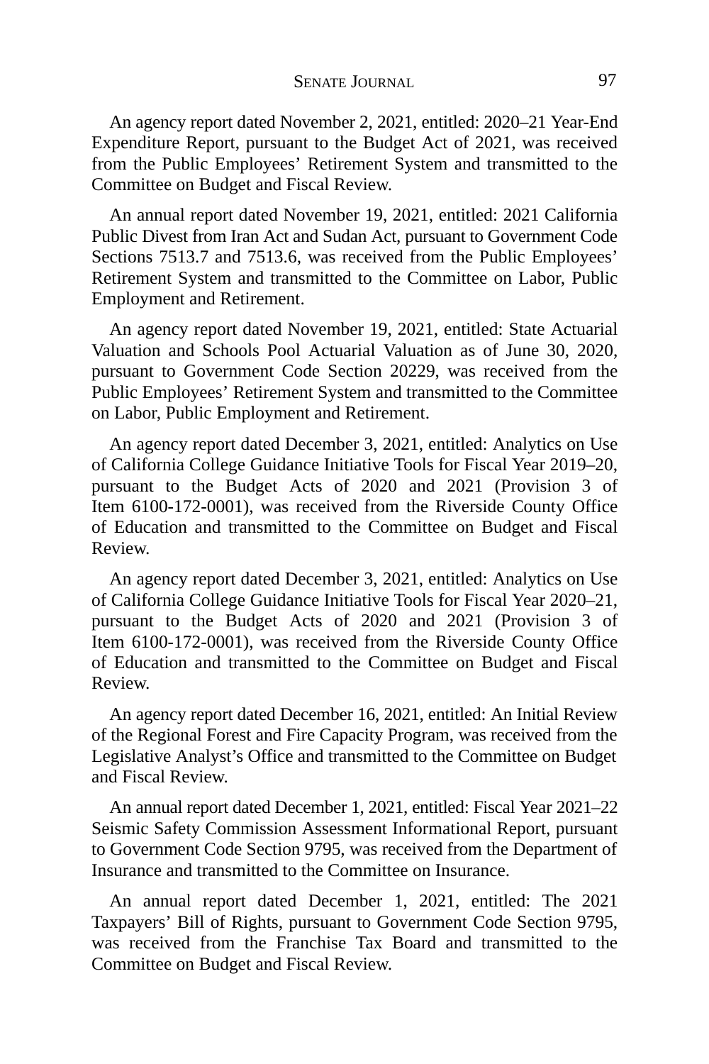An agency report dated November 2, 2021, entitled: 2020–21 Year-End Expenditure Report, pursuant to the Budget Act of 2021, was received from the Public Employees' Retirement System and transmitted to the Committee on Budget and Fiscal Review.

An annual report dated November 19, 2021, entitled: 2021 California Public Divest from Iran Act and Sudan Act, pursuant to Government Code Sections 7513.7 and 7513.6, was received from the Public Employees' Retirement System and transmitted to the Committee on Labor, Public Employment and Retirement.

An agency report dated November 19, 2021, entitled: State Actuarial Valuation and Schools Pool Actuarial Valuation as of June 30, 2020, pursuant to Government Code Section 20229, was received from the Public Employees' Retirement System and transmitted to the Committee on Labor, Public Employment and Retirement.

An agency report dated December 3, 2021, entitled: Analytics on Use of California College Guidance Initiative Tools for Fiscal Year 2019–20, pursuant to the Budget Acts of 2020 and 2021 (Provision 3 of Item 6100-172-0001), was received from the Riverside County Office of Education and transmitted to the Committee on Budget and Fiscal Review.

An agency report dated December 3, 2021, entitled: Analytics on Use of California College Guidance Initiative Tools for Fiscal Year 2020–21, pursuant to the Budget Acts of 2020 and 2021 (Provision 3 of Item 6100-172-0001), was received from the Riverside County Office of Education and transmitted to the Committee on Budget and Fiscal Review.

An agency report dated December 16, 2021, entitled: An Initial Review of the Regional Forest and Fire Capacity Program, was received from the Legislative Analyst's Office and transmitted to the Committee on Budget and Fiscal Review.

An annual report dated December 1, 2021, entitled: Fiscal Year 2021–22 Seismic Safety Commission Assessment Informational Report, pursuant to Government Code Section 9795, was received from the Department of Insurance and transmitted to the Committee on Insurance.

An annual report dated December 1, 2021, entitled: The 2021 Taxpayers' Bill of Rights, pursuant to Government Code Section 9795, was received from the Franchise Tax Board and transmitted to the Committee on Budget and Fiscal Review.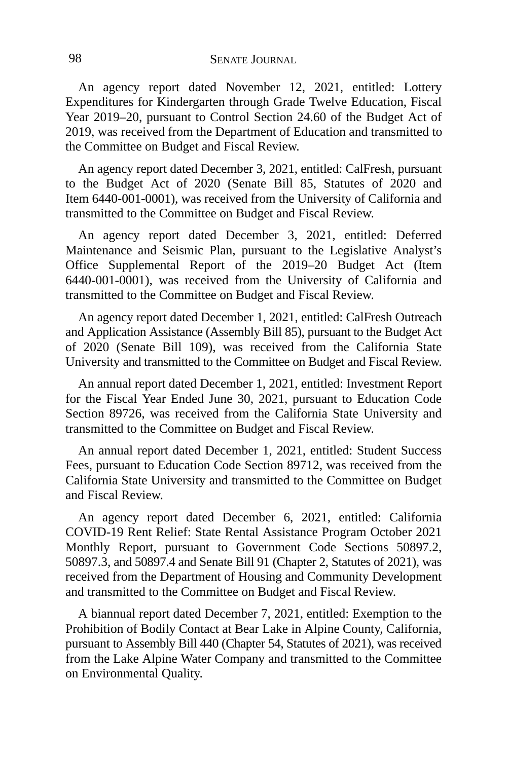An agency report dated November 12, 2021, entitled: Lottery Expenditures for Kindergarten through Grade Twelve Education, Fiscal Year 2019–20, pursuant to Control Section 24.60 of the Budget Act of 2019, was received from the Department of Education and transmitted to the Committee on Budget and Fiscal Review.

An agency report dated December 3, 2021, entitled: CalFresh, pursuant to the Budget Act of 2020 (Senate Bill 85, Statutes of 2020 and Item 6440-001-0001), was received from the University of California and transmitted to the Committee on Budget and Fiscal Review.

An agency report dated December 3, 2021, entitled: Deferred Maintenance and Seismic Plan, pursuant to the Legislative Analyst's Office Supplemental Report of the 2019–20 Budget Act (Item 6440-001-0001), was received from the University of California and transmitted to the Committee on Budget and Fiscal Review.

An agency report dated December 1, 2021, entitled: CalFresh Outreach and Application Assistance (Assembly Bill 85), pursuant to the Budget Act of 2020 (Senate Bill 109), was received from the California State University and transmitted to the Committee on Budget and Fiscal Review.

An annual report dated December 1, 2021, entitled: Investment Report for the Fiscal Year Ended June 30, 2021, pursuant to Education Code Section 89726, was received from the California State University and transmitted to the Committee on Budget and Fiscal Review.

An annual report dated December 1, 2021, entitled: Student Success Fees, pursuant to Education Code Section 89712, was received from the California State University and transmitted to the Committee on Budget and Fiscal Review.

An agency report dated December 6, 2021, entitled: California COVID-19 Rent Relief: State Rental Assistance Program October 2021 Monthly Report, pursuant to Government Code Sections 50897.2, 50897.3, and 50897.4 and Senate Bill 91 (Chapter 2, Statutes of 2021), was received from the Department of Housing and Community Development and transmitted to the Committee on Budget and Fiscal Review.

A biannual report dated December 7, 2021, entitled: Exemption to the Prohibition of Bodily Contact at Bear Lake in Alpine County, California, pursuant to Assembly Bill 440 (Chapter 54, Statutes of 2021), was received from the Lake Alpine Water Company and transmitted to the Committee on Environmental Quality.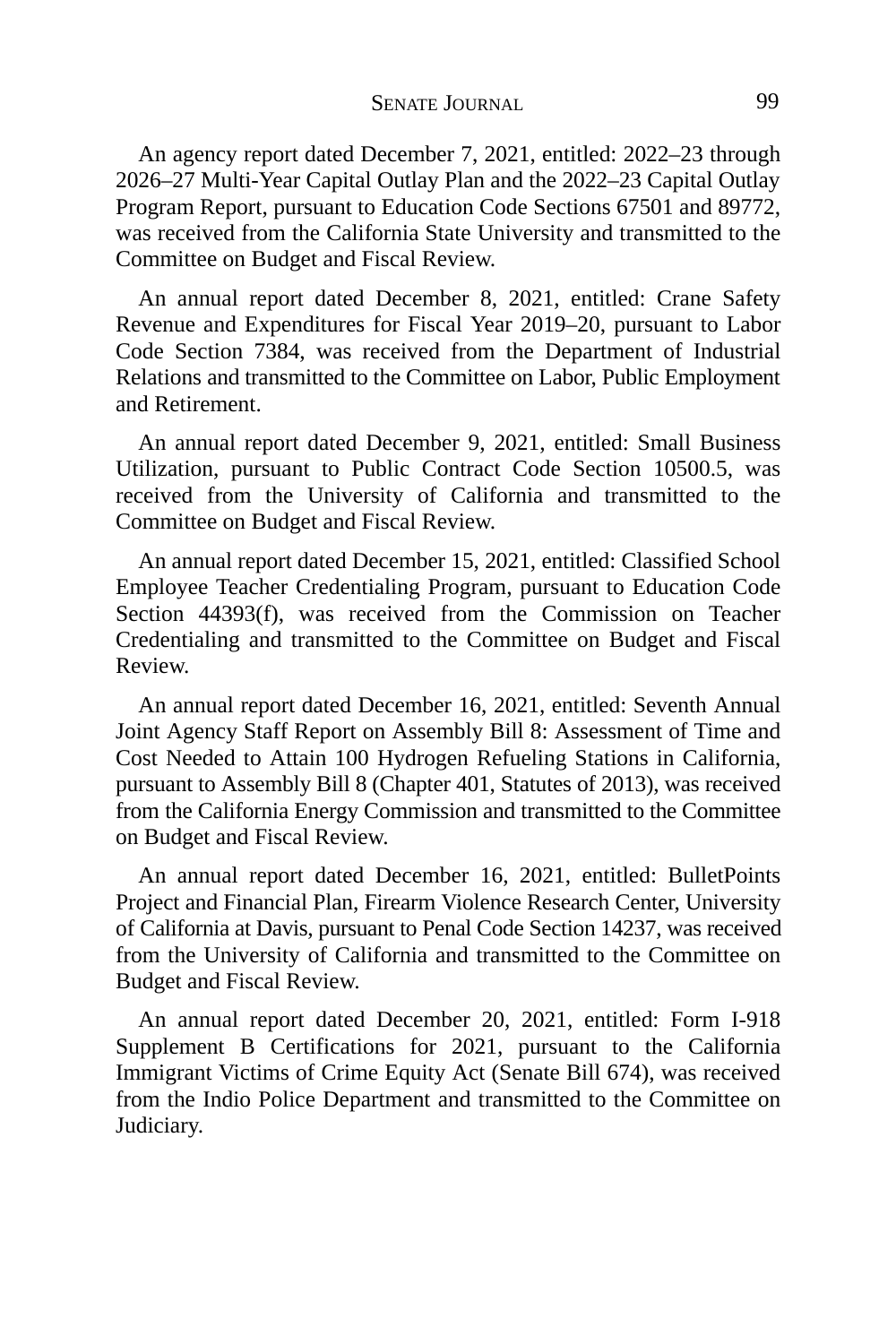An agency report dated December 7, 2021, entitled: 2022–23 through 2026–27 Multi-Year Capital Outlay Plan and the 2022–23 Capital Outlay Program Report, pursuant to Education Code Sections 67501 and 89772, was received from the California State University and transmitted to the Committee on Budget and Fiscal Review.

An annual report dated December 8, 2021, entitled: Crane Safety Revenue and Expenditures for Fiscal Year 2019–20, pursuant to Labor Code Section 7384, was received from the Department of Industrial Relations and transmitted to the Committee on Labor, Public Employment and Retirement.

An annual report dated December 9, 2021, entitled: Small Business Utilization, pursuant to Public Contract Code Section 10500.5, was received from the University of California and transmitted to the Committee on Budget and Fiscal Review.

An annual report dated December 15, 2021, entitled: Classified School Employee Teacher Credentialing Program, pursuant to Education Code Section 44393(f), was received from the Commission on Teacher Credentialing and transmitted to the Committee on Budget and Fiscal Review.

An annual report dated December 16, 2021, entitled: Seventh Annual Joint Agency Staff Report on Assembly Bill 8: Assessment of Time and Cost Needed to Attain 100 Hydrogen Refueling Stations in California, pursuant to Assembly Bill 8 (Chapter 401, Statutes of 2013), was received from the California Energy Commission and transmitted to the Committee on Budget and Fiscal Review.

An annual report dated December 16, 2021, entitled: BulletPoints Project and Financial Plan, Firearm Violence Research Center, University of California at Davis, pursuant to Penal Code Section 14237, was received from the University of California and transmitted to the Committee on Budget and Fiscal Review.

An annual report dated December 20, 2021, entitled: Form I-918 Supplement B Certifications for 2021, pursuant to the California Immigrant Victims of Crime Equity Act (Senate Bill 674), was received from the Indio Police Department and transmitted to the Committee on Judiciary.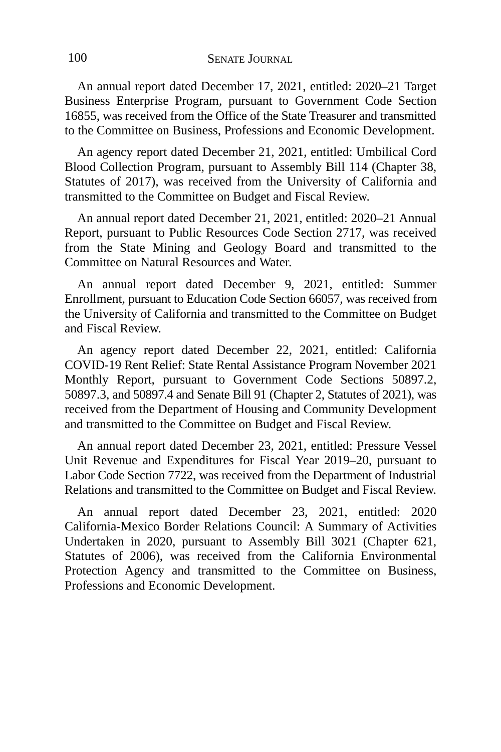An annual report dated December 17, 2021, entitled: 2020–21 Target Business Enterprise Program, pursuant to Government Code Section 16855, was received from the Office of the State Treasurer and transmitted to the Committee on Business, Professions and Economic Development.

An agency report dated December 21, 2021, entitled: Umbilical Cord Blood Collection Program, pursuant to Assembly Bill 114 (Chapter 38, Statutes of 2017), was received from the University of California and transmitted to the Committee on Budget and Fiscal Review.

An annual report dated December 21, 2021, entitled: 2020–21 Annual Report, pursuant to Public Resources Code Section 2717, was received from the State Mining and Geology Board and transmitted to the Committee on Natural Resources and Water.

An annual report dated December 9, 2021, entitled: Summer Enrollment, pursuant to Education Code Section 66057, was received from the University of California and transmitted to the Committee on Budget and Fiscal Review.

An agency report dated December 22, 2021, entitled: California COVID-19 Rent Relief: State Rental Assistance Program November 2021 Monthly Report, pursuant to Government Code Sections 50897.2, 50897.3, and 50897.4 and Senate Bill 91 (Chapter 2, Statutes of 2021), was received from the Department of Housing and Community Development and transmitted to the Committee on Budget and Fiscal Review.

An annual report dated December 23, 2021, entitled: Pressure Vessel Unit Revenue and Expenditures for Fiscal Year 2019–20, pursuant to Labor Code Section 7722, was received from the Department of Industrial Relations and transmitted to the Committee on Budget and Fiscal Review.

An annual report dated December 23, 2021, entitled: 2020 California-Mexico Border Relations Council: A Summary of Activities Undertaken in 2020, pursuant to Assembly Bill 3021 (Chapter 621, Statutes of 2006), was received from the California Environmental Protection Agency and transmitted to the Committee on Business, Professions and Economic Development.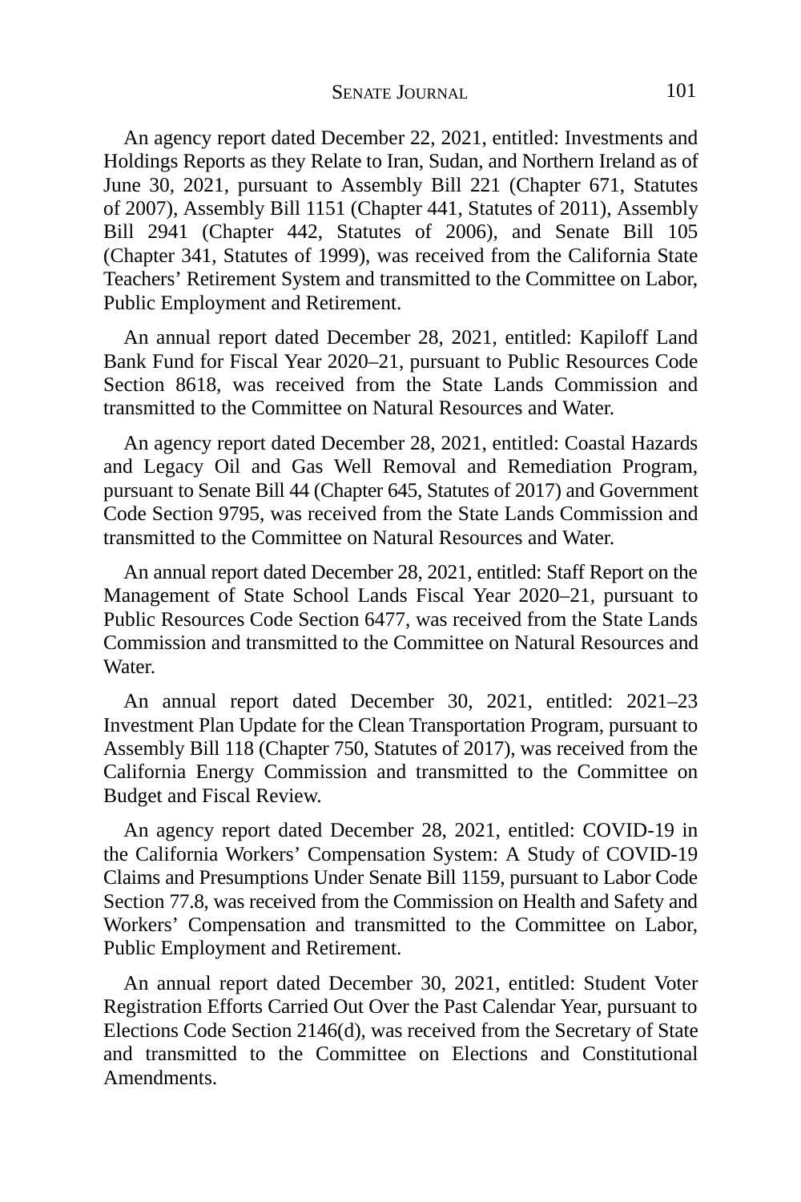An agency report dated December 22, 2021, entitled: Investments and Holdings Reports as they Relate to Iran, Sudan, and Northern Ireland as of June 30, 2021, pursuant to Assembly Bill 221 (Chapter 671, Statutes of 2007), Assembly Bill 1151 (Chapter 441, Statutes of 2011), Assembly Bill 2941 (Chapter 442, Statutes of 2006), and Senate Bill 105 (Chapter 341, Statutes of 1999), was received from the California State Teachers' Retirement System and transmitted to the Committee on Labor, Public Employment and Retirement.

An annual report dated December 28, 2021, entitled: Kapiloff Land Bank Fund for Fiscal Year 2020–21, pursuant to Public Resources Code Section 8618, was received from the State Lands Commission and transmitted to the Committee on Natural Resources and Water.

An agency report dated December 28, 2021, entitled: Coastal Hazards and Legacy Oil and Gas Well Removal and Remediation Program, pursuant to Senate Bill 44 (Chapter 645, Statutes of 2017) and Government Code Section 9795, was received from the State Lands Commission and transmitted to the Committee on Natural Resources and Water.

An annual report dated December 28, 2021, entitled: Staff Report on the Management of State School Lands Fiscal Year 2020–21, pursuant to Public Resources Code Section 6477, was received from the State Lands Commission and transmitted to the Committee on Natural Resources and Water.

An annual report dated December 30, 2021, entitled: 2021–23 Investment Plan Update for the Clean Transportation Program, pursuant to Assembly Bill 118 (Chapter 750, Statutes of 2017), was received from the California Energy Commission and transmitted to the Committee on Budget and Fiscal Review.

An agency report dated December 28, 2021, entitled: COVID-19 in the California Workers' Compensation System: A Study of COVID-19 Claims and Presumptions Under Senate Bill 1159, pursuant to Labor Code Section 77.8, was received from the Commission on Health and Safety and Workers' Compensation and transmitted to the Committee on Labor, Public Employment and Retirement.

An annual report dated December 30, 2021, entitled: Student Voter Registration Efforts Carried Out Over the Past Calendar Year, pursuant to Elections Code Section 2146(d), was received from the Secretary of State and transmitted to the Committee on Elections and Constitutional Amendments.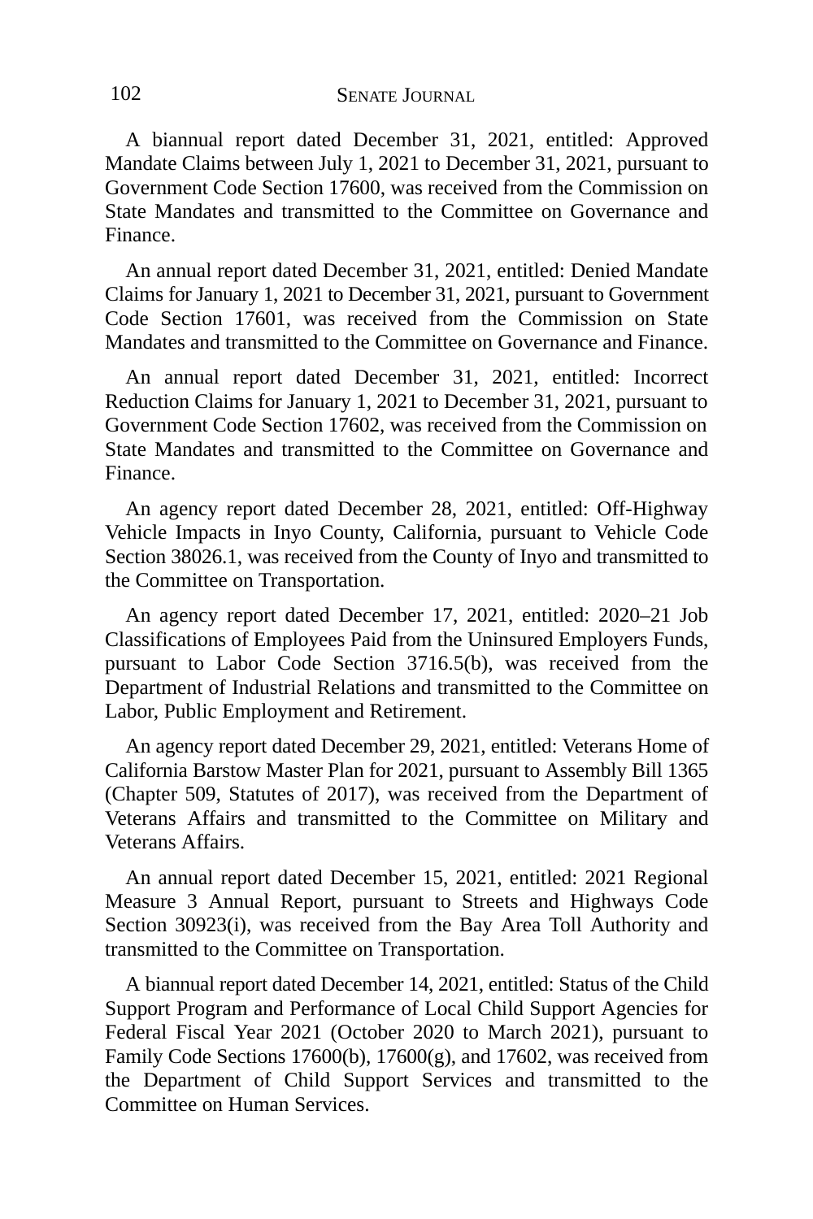A biannual report dated December 31, 2021, entitled: Approved Mandate Claims between July 1, 2021 to December 31, 2021, pursuant to Government Code Section 17600, was received from the Commission on State Mandates and transmitted to the Committee on Governance and Finance.

An annual report dated December 31, 2021, entitled: Denied Mandate Claims for January 1, 2021 to December 31, 2021, pursuant to Government Code Section 17601, was received from the Commission on State Mandates and transmitted to the Committee on Governance and Finance.

An annual report dated December 31, 2021, entitled: Incorrect Reduction Claims for January 1, 2021 to December 31, 2021, pursuant to Government Code Section 17602, was received from the Commission on State Mandates and transmitted to the Committee on Governance and Finance.

An agency report dated December 28, 2021, entitled: Off-Highway Vehicle Impacts in Inyo County, California, pursuant to Vehicle Code Section 38026.1, was received from the County of Inyo and transmitted to the Committee on Transportation.

An agency report dated December 17, 2021, entitled: 2020–21 Job Classifications of Employees Paid from the Uninsured Employers Funds, pursuant to Labor Code Section 3716.5(b), was received from the Department of Industrial Relations and transmitted to the Committee on Labor, Public Employment and Retirement.

An agency report dated December 29, 2021, entitled: Veterans Home of California Barstow Master Plan for 2021, pursuant to Assembly Bill 1365 (Chapter 509, Statutes of 2017), was received from the Department of Veterans Affairs and transmitted to the Committee on Military and Veterans Affairs.

An annual report dated December 15, 2021, entitled: 2021 Regional Measure 3 Annual Report, pursuant to Streets and Highways Code Section 30923(i), was received from the Bay Area Toll Authority and transmitted to the Committee on Transportation.

A biannual report dated December 14, 2021, entitled: Status of the Child Support Program and Performance of Local Child Support Agencies for Federal Fiscal Year 2021 (October 2020 to March 2021), pursuant to Family Code Sections 17600(b), 17600(g), and 17602, was received from the Department of Child Support Services and transmitted to the Committee on Human Services.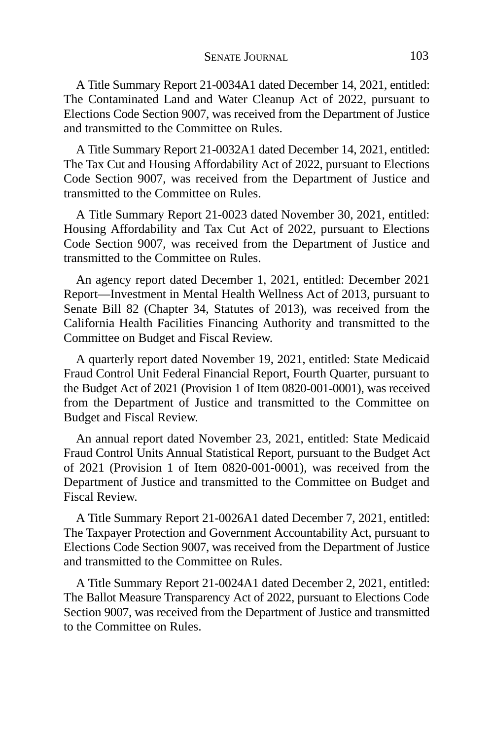A Title Summary Report 21-0034A1 dated December 14, 2021, entitled: The Contaminated Land and Water Cleanup Act of 2022, pursuant to Elections Code Section 9007, was received from the Department of Justice and transmitted to the Committee on Rules.

A Title Summary Report 21-0032A1 dated December 14, 2021, entitled: The Tax Cut and Housing Affordability Act of 2022, pursuant to Elections Code Section 9007, was received from the Department of Justice and transmitted to the Committee on Rules.

A Title Summary Report 21-0023 dated November 30, 2021, entitled: Housing Affordability and Tax Cut Act of 2022, pursuant to Elections Code Section 9007, was received from the Department of Justice and transmitted to the Committee on Rules.

An agency report dated December 1, 2021, entitled: December 2021 Report—Investment in Mental Health Wellness Act of 2013, pursuant to Senate Bill 82 (Chapter 34, Statutes of 2013), was received from the California Health Facilities Financing Authority and transmitted to the Committee on Budget and Fiscal Review.

A quarterly report dated November 19, 2021, entitled: State Medicaid Fraud Control Unit Federal Financial Report, Fourth Quarter, pursuant to the Budget Act of 2021 (Provision 1 of Item 0820-001-0001), was received from the Department of Justice and transmitted to the Committee on Budget and Fiscal Review.

An annual report dated November 23, 2021, entitled: State Medicaid Fraud Control Units Annual Statistical Report, pursuant to the Budget Act of 2021 (Provision 1 of Item 0820-001-0001), was received from the Department of Justice and transmitted to the Committee on Budget and Fiscal Review.

A Title Summary Report 21-0026A1 dated December 7, 2021, entitled: The Taxpayer Protection and Government Accountability Act, pursuant to Elections Code Section 9007, was received from the Department of Justice and transmitted to the Committee on Rules.

A Title Summary Report 21-0024A1 dated December 2, 2021, entitled: The Ballot Measure Transparency Act of 2022, pursuant to Elections Code Section 9007, was received from the Department of Justice and transmitted to the Committee on Rules.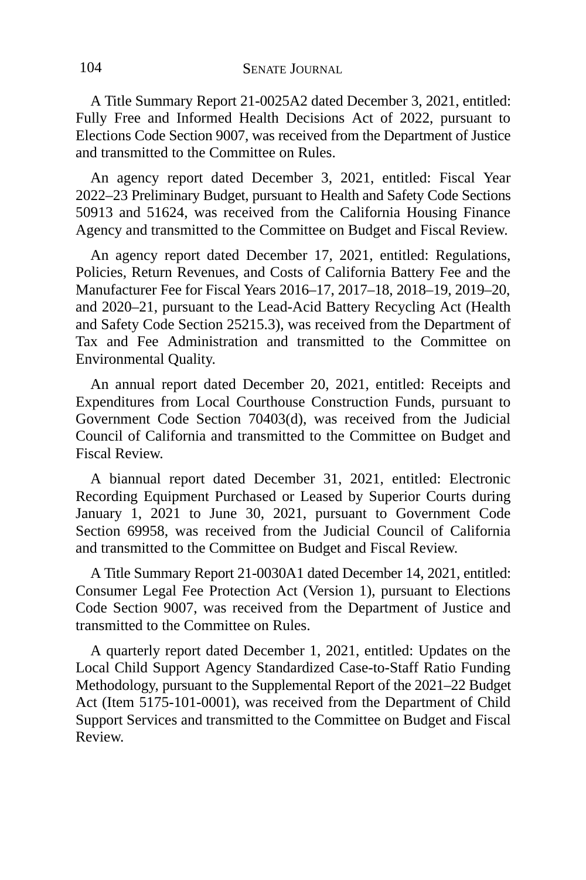A Title Summary Report 21-0025A2 dated December 3, 2021, entitled: Fully Free and Informed Health Decisions Act of 2022, pursuant to Elections Code Section 9007, was received from the Department of Justice and transmitted to the Committee on Rules.

An agency report dated December 3, 2021, entitled: Fiscal Year 2022–23 Preliminary Budget, pursuant to Health and Safety Code Sections 50913 and 51624, was received from the California Housing Finance Agency and transmitted to the Committee on Budget and Fiscal Review.

An agency report dated December 17, 2021, entitled: Regulations, Policies, Return Revenues, and Costs of California Battery Fee and the Manufacturer Fee for Fiscal Years 2016–17, 2017–18, 2018–19, 2019–20, and 2020–21, pursuant to the Lead-Acid Battery Recycling Act (Health and Safety Code Section 25215.3), was received from the Department of Tax and Fee Administration and transmitted to the Committee on Environmental Quality.

An annual report dated December 20, 2021, entitled: Receipts and Expenditures from Local Courthouse Construction Funds, pursuant to Government Code Section 70403(d), was received from the Judicial Council of California and transmitted to the Committee on Budget and Fiscal Review.

A biannual report dated December 31, 2021, entitled: Electronic Recording Equipment Purchased or Leased by Superior Courts during January 1, 2021 to June 30, 2021, pursuant to Government Code Section 69958, was received from the Judicial Council of California and transmitted to the Committee on Budget and Fiscal Review.

A Title Summary Report 21-0030A1 dated December 14, 2021, entitled: Consumer Legal Fee Protection Act (Version 1), pursuant to Elections Code Section 9007, was received from the Department of Justice and transmitted to the Committee on Rules.

A quarterly report dated December 1, 2021, entitled: Updates on the Local Child Support Agency Standardized Case-to-Staff Ratio Funding Methodology, pursuant to the Supplemental Report of the 2021–22 Budget Act (Item 5175-101-0001), was received from the Department of Child Support Services and transmitted to the Committee on Budget and Fiscal Review.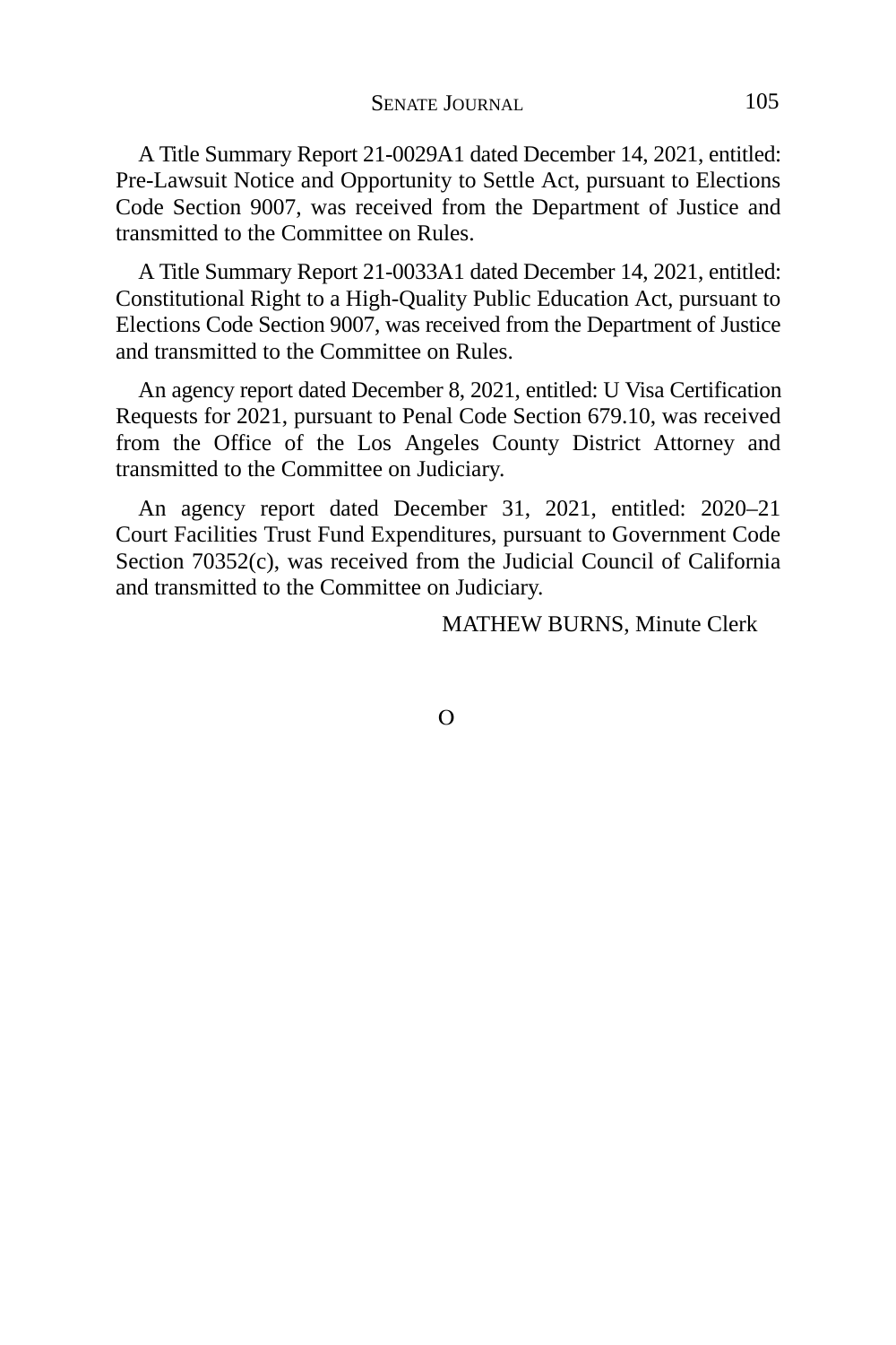A Title Summary Report 21-0029A1 dated December 14, 2021, entitled: Pre-Lawsuit Notice and Opportunity to Settle Act, pursuant to Elections Code Section 9007, was received from the Department of Justice and transmitted to the Committee on Rules.

A Title Summary Report 21-0033A1 dated December 14, 2021, entitled: Constitutional Right to a High-Quality Public Education Act, pursuant to Elections Code Section 9007, was received from the Department of Justice and transmitted to the Committee on Rules.

An agency report dated December 8, 2021, entitled: U Visa Certification Requests for 2021, pursuant to Penal Code Section 679.10, was received from the Office of the Los Angeles County District Attorney and transmitted to the Committee on Judiciary.

An agency report dated December 31, 2021, entitled: 2020–21 Court Facilities Trust Fund Expenditures, pursuant to Government Code Section 70352(c), was received from the Judicial Council of California and transmitted to the Committee on Judiciary.

MATHEW BURNS, Minute Clerk

O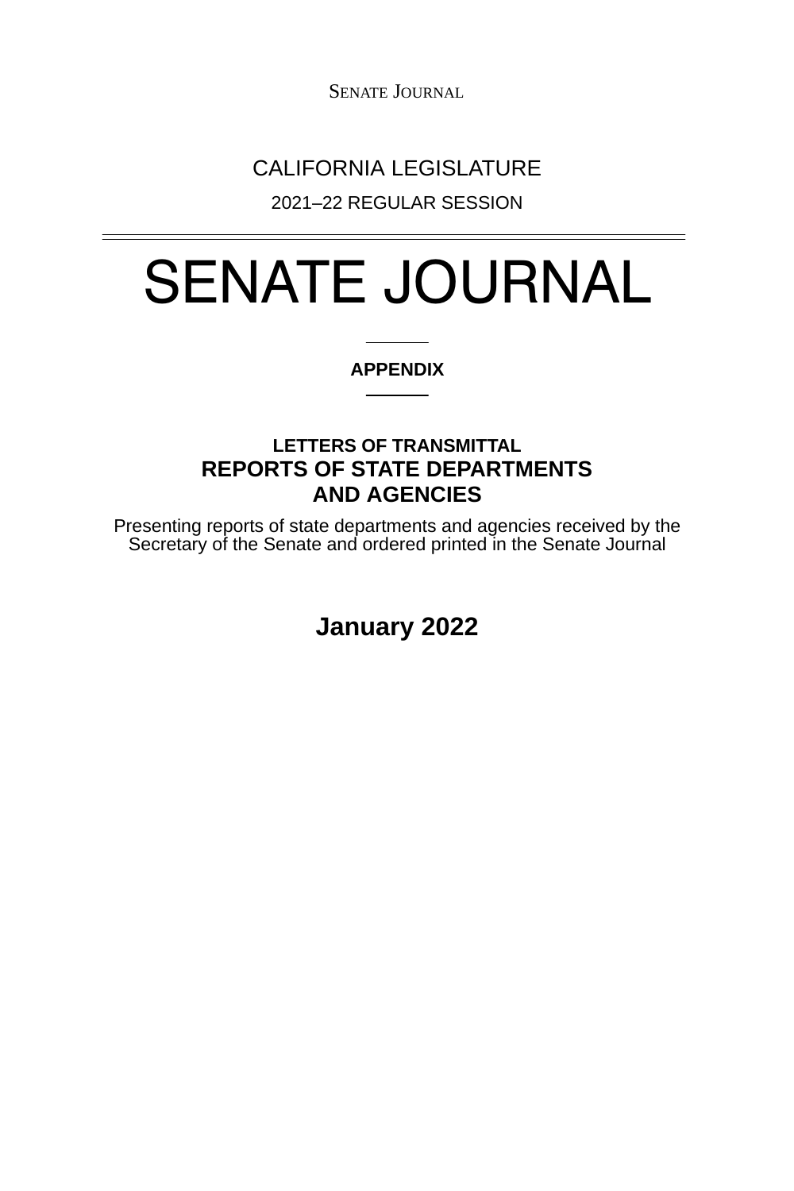CALIFORNIA LEGISLATURE

2021–22 REGULAR SESSION

# SENATE JOURNAL

**APPENDIX**

## LETTERS OF TRANSMITTAL
## REPORTS OF STATE DEPARTMENTS AND AGENCIES

Presenting reports of state departments and agencies received by the Secretary of the Senate and ordered printed in the Senate Journal

**January 2022**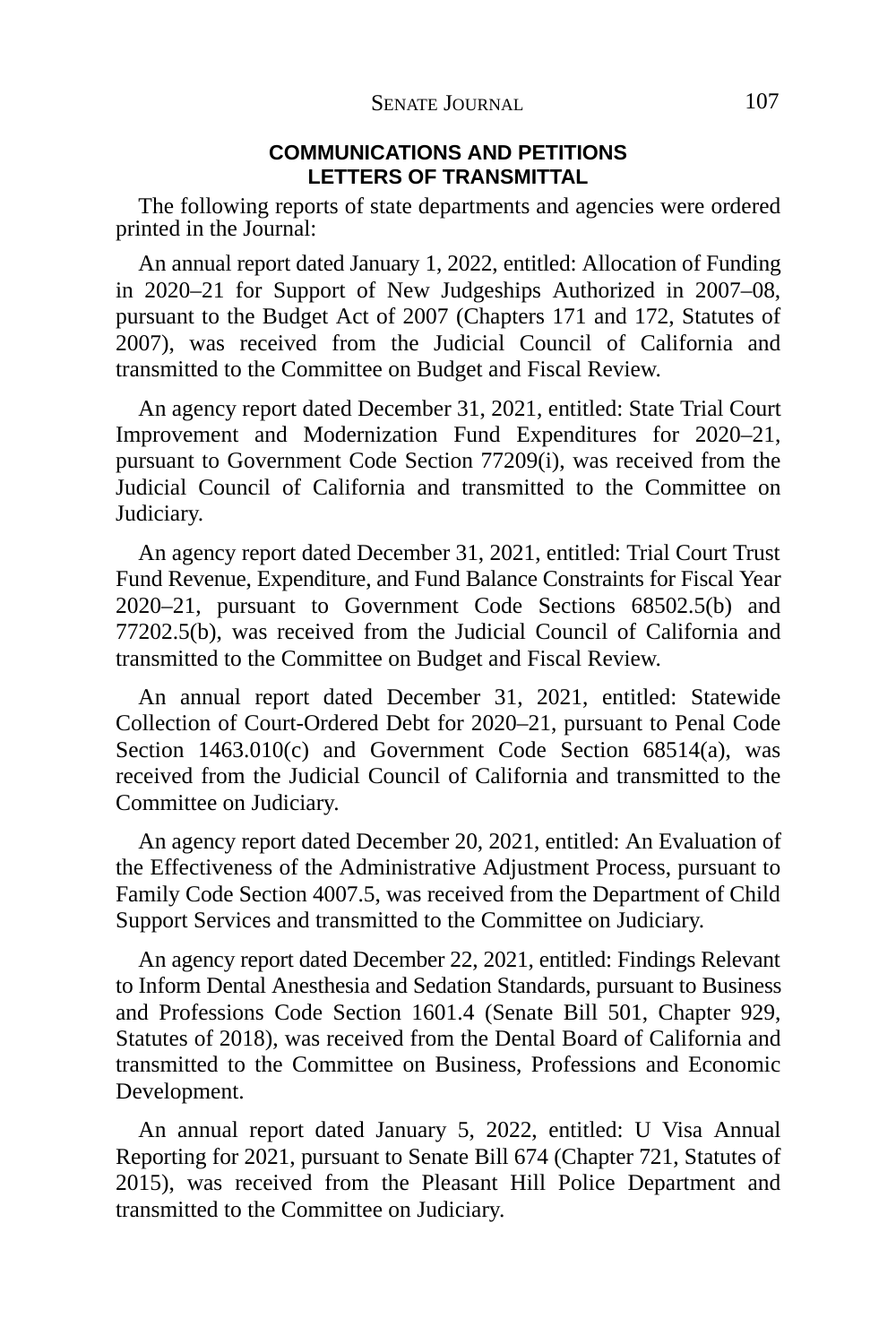## COMMUNICATIONS AND PETITIONS
## LETTERS OF TRANSMITTAL

The following reports of state departments and agencies were ordered printed in the Journal:

An annual report dated January 1, 2022, entitled: Allocation of Funding in 2020–21 for Support of New Judgeships Authorized in 2007–08, pursuant to the Budget Act of 2007 (Chapters 171 and 172, Statutes of 2007), was received from the Judicial Council of California and transmitted to the Committee on Budget and Fiscal Review.

An agency report dated December 31, 2021, entitled: State Trial Court Improvement and Modernization Fund Expenditures for 2020–21, pursuant to Government Code Section 77209(i), was received from the Judicial Council of California and transmitted to the Committee on Judiciary.

An agency report dated December 31, 2021, entitled: Trial Court Trust Fund Revenue, Expenditure, and Fund Balance Constraints for Fiscal Year 2020–21, pursuant to Government Code Sections 68502.5(b) and 77202.5(b), was received from the Judicial Council of California and transmitted to the Committee on Budget and Fiscal Review.

An annual report dated December 31, 2021, entitled: Statewide Collection of Court-Ordered Debt for 2020–21, pursuant to Penal Code Section 1463.010(c) and Government Code Section 68514(a), was received from the Judicial Council of California and transmitted to the Committee on Judiciary.

An agency report dated December 20, 2021, entitled: An Evaluation of the Effectiveness of the Administrative Adjustment Process, pursuant to Family Code Section 4007.5, was received from the Department of Child Support Services and transmitted to the Committee on Judiciary.

An agency report dated December 22, 2021, entitled: Findings Relevant to Inform Dental Anesthesia and Sedation Standards, pursuant to Business and Professions Code Section 1601.4 (Senate Bill 501, Chapter 929, Statutes of 2018), was received from the Dental Board of California and transmitted to the Committee on Business, Professions and Economic Development.

An annual report dated January 5, 2022, entitled: U Visa Annual Reporting for 2021, pursuant to Senate Bill 674 (Chapter 721, Statutes of 2015), was received from the Pleasant Hill Police Department and transmitted to the Committee on Judiciary.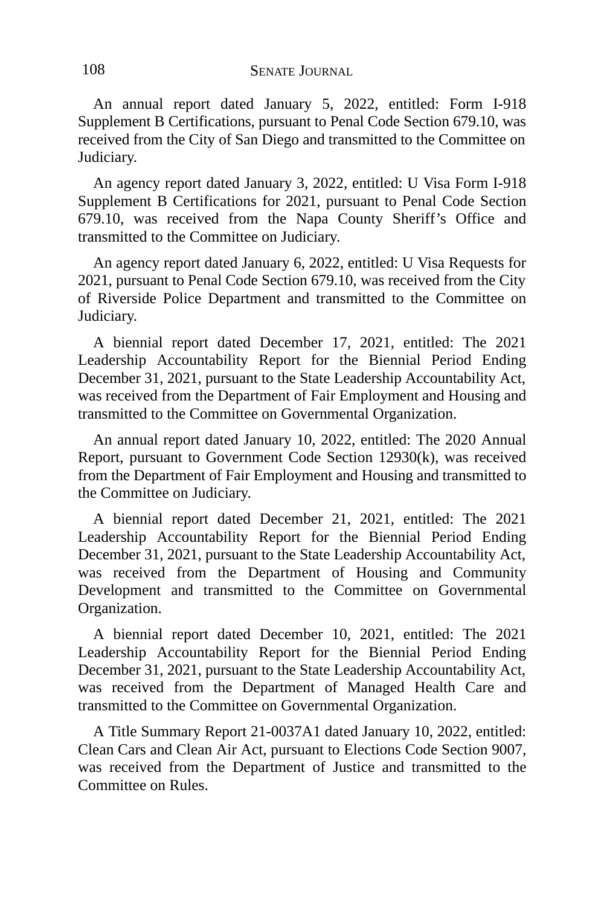An annual report dated January 5, 2022, entitled: Form I-918 Supplement B Certifications, pursuant to Penal Code Section 679.10, was received from the City of San Diego and transmitted to the Committee on Judiciary.

An agency report dated January 3, 2022, entitled: U Visa Form I-918 Supplement B Certifications for 2021, pursuant to Penal Code Section 679.10, was received from the Napa County Sheriff's Office and transmitted to the Committee on Judiciary.

An agency report dated January 6, 2022, entitled: U Visa Requests for 2021, pursuant to Penal Code Section 679.10, was received from the City of Riverside Police Department and transmitted to the Committee on Judiciary.

A biennial report dated December 17, 2021, entitled: The 2021 Leadership Accountability Report for the Biennial Period Ending December 31, 2021, pursuant to the State Leadership Accountability Act, was received from the Department of Fair Employment and Housing and transmitted to the Committee on Governmental Organization.

An annual report dated January 10, 2022, entitled: The 2020 Annual Report, pursuant to Government Code Section 12930(k), was received from the Department of Fair Employment and Housing and transmitted to the Committee on Judiciary.

A biennial report dated December 21, 2021, entitled: The 2021 Leadership Accountability Report for the Biennial Period Ending December 31, 2021, pursuant to the State Leadership Accountability Act, was received from the Department of Housing and Community Development and transmitted to the Committee on Governmental Organization.

A biennial report dated December 10, 2021, entitled: The 2021 Leadership Accountability Report for the Biennial Period Ending December 31, 2021, pursuant to the State Leadership Accountability Act, was received from the Department of Managed Health Care and transmitted to the Committee on Governmental Organization.

A Title Summary Report 21-0037A1 dated January 10, 2022, entitled: Clean Cars and Clean Air Act, pursuant to Elections Code Section 9007, was received from the Department of Justice and transmitted to the Committee on Rules.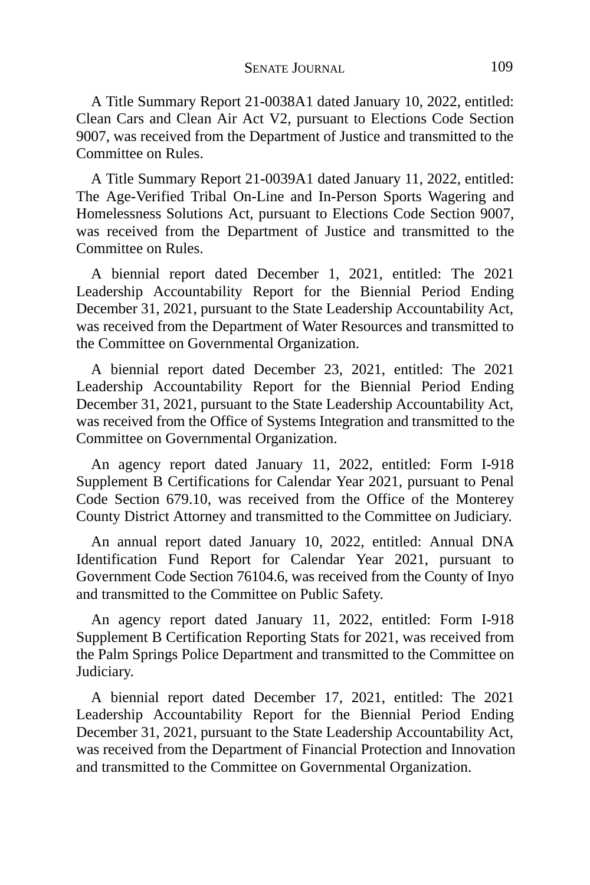A Title Summary Report 21-0038A1 dated January 10, 2022, entitled: Clean Cars and Clean Air Act V2, pursuant to Elections Code Section 9007, was received from the Department of Justice and transmitted to the Committee on Rules.

A Title Summary Report 21-0039A1 dated January 11, 2022, entitled: The Age-Verified Tribal On-Line and In-Person Sports Wagering and Homelessness Solutions Act, pursuant to Elections Code Section 9007, was received from the Department of Justice and transmitted to the Committee on Rules.

A biennial report dated December 1, 2021, entitled: The 2021 Leadership Accountability Report for the Biennial Period Ending December 31, 2021, pursuant to the State Leadership Accountability Act, was received from the Department of Water Resources and transmitted to the Committee on Governmental Organization.

A biennial report dated December 23, 2021, entitled: The 2021 Leadership Accountability Report for the Biennial Period Ending December 31, 2021, pursuant to the State Leadership Accountability Act, was received from the Office of Systems Integration and transmitted to the Committee on Governmental Organization.

An agency report dated January 11, 2022, entitled: Form I-918 Supplement B Certifications for Calendar Year 2021, pursuant to Penal Code Section 679.10, was received from the Office of the Monterey County District Attorney and transmitted to the Committee on Judiciary.

An annual report dated January 10, 2022, entitled: Annual DNA Identification Fund Report for Calendar Year 2021, pursuant to Government Code Section 76104.6, was received from the County of Inyo and transmitted to the Committee on Public Safety.

An agency report dated January 11, 2022, entitled: Form I-918 Supplement B Certification Reporting Stats for 2021, was received from the Palm Springs Police Department and transmitted to the Committee on Judiciary.

A biennial report dated December 17, 2021, entitled: The 2021 Leadership Accountability Report for the Biennial Period Ending December 31, 2021, pursuant to the State Leadership Accountability Act, was received from the Department of Financial Protection and Innovation and transmitted to the Committee on Governmental Organization.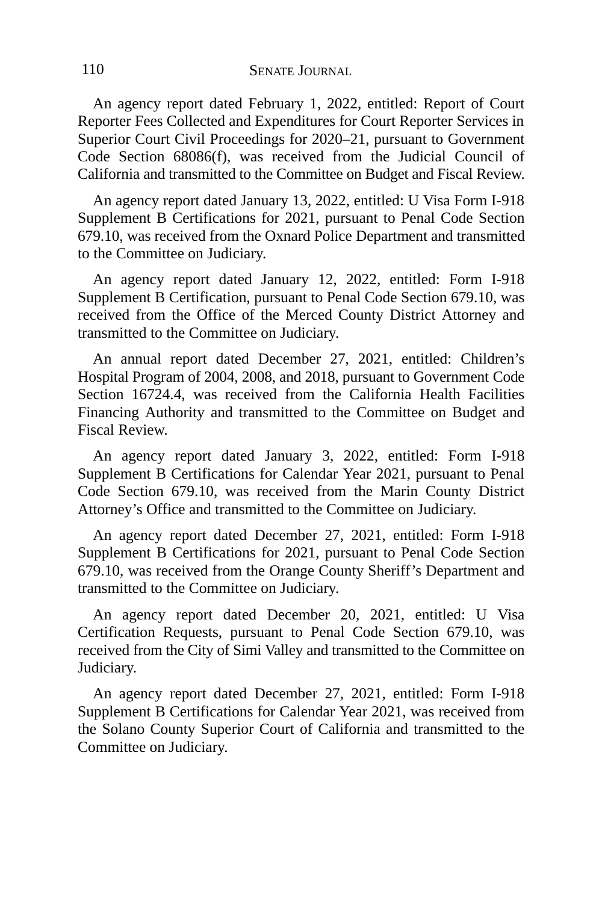An agency report dated February 1, 2022, entitled: Report of Court Reporter Fees Collected and Expenditures for Court Reporter Services in Superior Court Civil Proceedings for 2020–21, pursuant to Government Code Section 68086(f), was received from the Judicial Council of California and transmitted to the Committee on Budget and Fiscal Review.

An agency report dated January 13, 2022, entitled: U Visa Form I-918 Supplement B Certifications for 2021, pursuant to Penal Code Section 679.10, was received from the Oxnard Police Department and transmitted to the Committee on Judiciary.

An agency report dated January 12, 2022, entitled: Form I-918 Supplement B Certification, pursuant to Penal Code Section 679.10, was received from the Office of the Merced County District Attorney and transmitted to the Committee on Judiciary.

An annual report dated December 27, 2021, entitled: Children's Hospital Program of 2004, 2008, and 2018, pursuant to Government Code Section 16724.4, was received from the California Health Facilities Financing Authority and transmitted to the Committee on Budget and Fiscal Review.

An agency report dated January 3, 2022, entitled: Form I-918 Supplement B Certifications for Calendar Year 2021, pursuant to Penal Code Section 679.10, was received from the Marin County District Attorney's Office and transmitted to the Committee on Judiciary.

An agency report dated December 27, 2021, entitled: Form I-918 Supplement B Certifications for 2021, pursuant to Penal Code Section 679.10, was received from the Orange County Sheriff's Department and transmitted to the Committee on Judiciary.

An agency report dated December 20, 2021, entitled: U Visa Certification Requests, pursuant to Penal Code Section 679.10, was received from the City of Simi Valley and transmitted to the Committee on Judiciary.

An agency report dated December 27, 2021, entitled: Form I-918 Supplement B Certifications for Calendar Year 2021, was received from the Solano County Superior Court of California and transmitted to the Committee on Judiciary.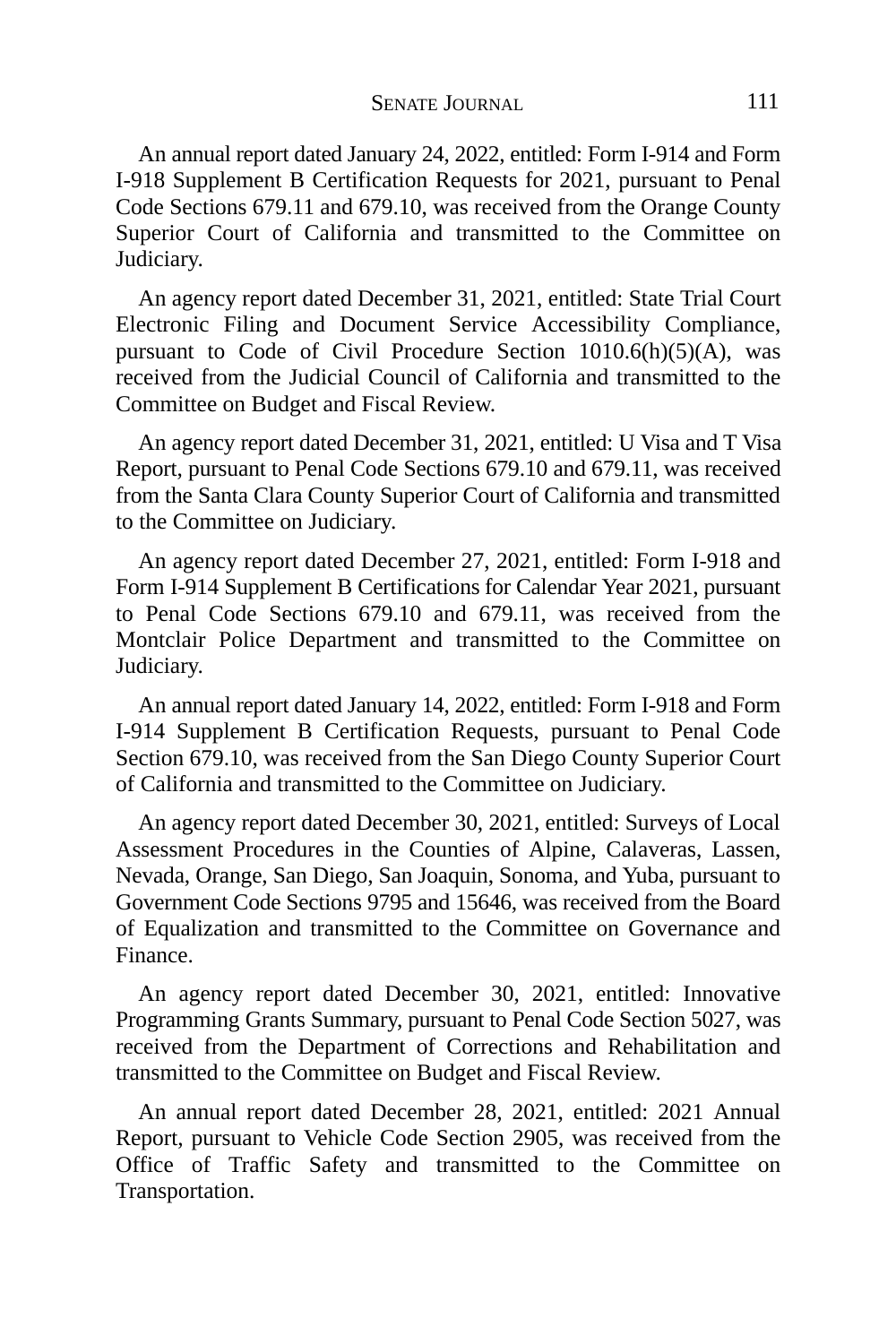An annual report dated January 24, 2022, entitled: Form I-914 and Form I-918 Supplement B Certification Requests for 2021, pursuant to Penal Code Sections 679.11 and 679.10, was received from the Orange County Superior Court of California and transmitted to the Committee on Judiciary.

An agency report dated December 31, 2021, entitled: State Trial Court Electronic Filing and Document Service Accessibility Compliance, pursuant to Code of Civil Procedure Section 1010.6(h)(5)(A), was received from the Judicial Council of California and transmitted to the Committee on Budget and Fiscal Review.

An agency report dated December 31, 2021, entitled: U Visa and T Visa Report, pursuant to Penal Code Sections 679.10 and 679.11, was received from the Santa Clara County Superior Court of California and transmitted to the Committee on Judiciary.

An agency report dated December 27, 2021, entitled: Form I-918 and Form I-914 Supplement B Certifications for Calendar Year 2021, pursuant to Penal Code Sections 679.10 and 679.11, was received from the Montclair Police Department and transmitted to the Committee on Judiciary.

An annual report dated January 14, 2022, entitled: Form I-918 and Form I-914 Supplement B Certification Requests, pursuant to Penal Code Section 679.10, was received from the San Diego County Superior Court of California and transmitted to the Committee on Judiciary.

An agency report dated December 30, 2021, entitled: Surveys of Local Assessment Procedures in the Counties of Alpine, Calaveras, Lassen, Nevada, Orange, San Diego, San Joaquin, Sonoma, and Yuba, pursuant to Government Code Sections 9795 and 15646, was received from the Board of Equalization and transmitted to the Committee on Governance and Finance.

An agency report dated December 30, 2021, entitled: Innovative Programming Grants Summary, pursuant to Penal Code Section 5027, was received from the Department of Corrections and Rehabilitation and transmitted to the Committee on Budget and Fiscal Review.

An annual report dated December 28, 2021, entitled: 2021 Annual Report, pursuant to Vehicle Code Section 2905, was received from the Office of Traffic Safety and transmitted to the Committee on Transportation.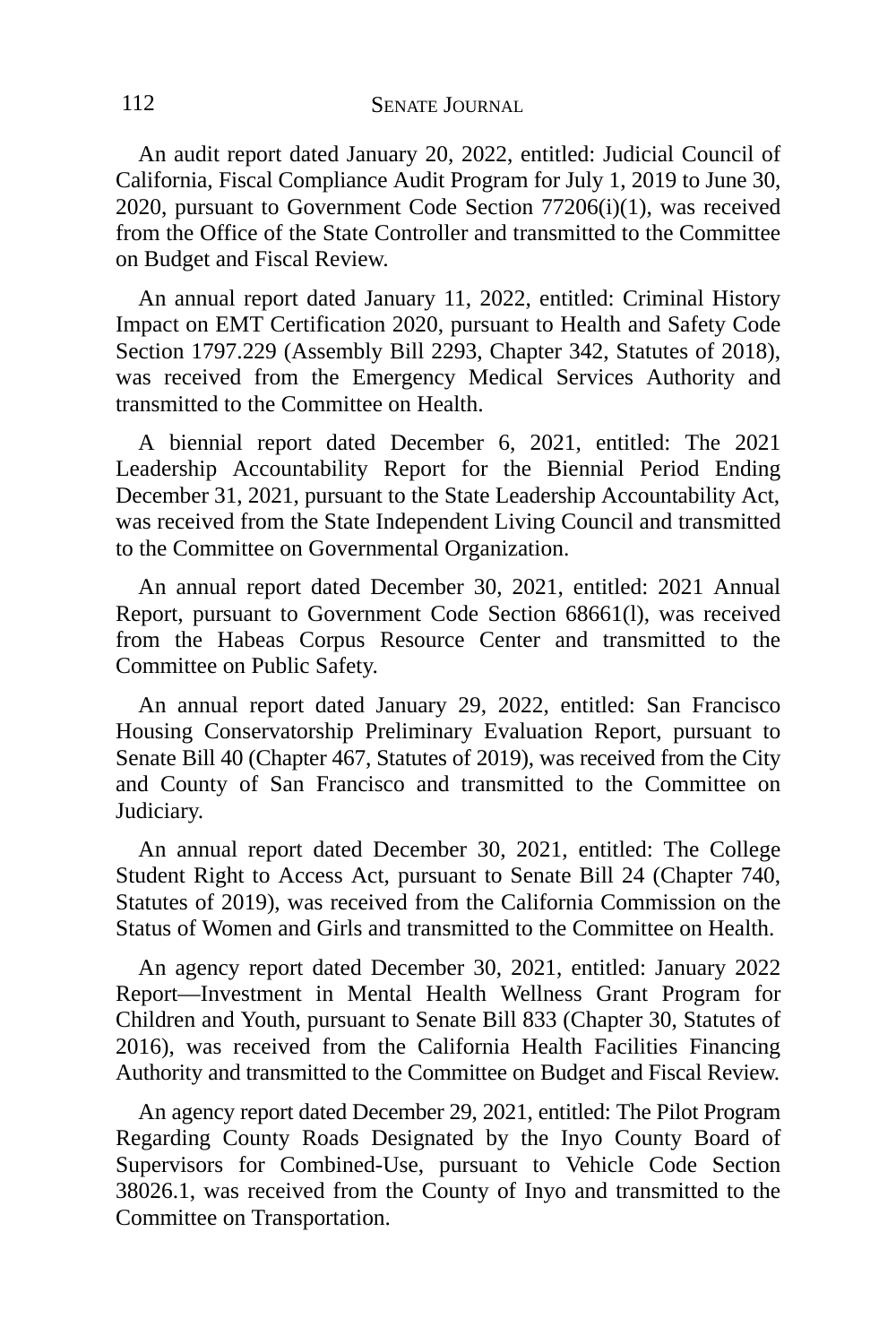An audit report dated January 20, 2022, entitled: Judicial Council of California, Fiscal Compliance Audit Program for July 1, 2019 to June 30, 2020, pursuant to Government Code Section 77206(i)(1), was received from the Office of the State Controller and transmitted to the Committee on Budget and Fiscal Review.

An annual report dated January 11, 2022, entitled: Criminal History Impact on EMT Certification 2020, pursuant to Health and Safety Code Section 1797.229 (Assembly Bill 2293, Chapter 342, Statutes of 2018), was received from the Emergency Medical Services Authority and transmitted to the Committee on Health.

A biennial report dated December 6, 2021, entitled: The 2021 Leadership Accountability Report for the Biennial Period Ending December 31, 2021, pursuant to the State Leadership Accountability Act, was received from the State Independent Living Council and transmitted to the Committee on Governmental Organization.

An annual report dated December 30, 2021, entitled: 2021 Annual Report, pursuant to Government Code Section 68661(l), was received from the Habeas Corpus Resource Center and transmitted to the Committee on Public Safety.

An annual report dated January 29, 2022, entitled: San Francisco Housing Conservatorship Preliminary Evaluation Report, pursuant to Senate Bill 40 (Chapter 467, Statutes of 2019), was received from the City and County of San Francisco and transmitted to the Committee on Judiciary.

An annual report dated December 30, 2021, entitled: The College Student Right to Access Act, pursuant to Senate Bill 24 (Chapter 740, Statutes of 2019), was received from the California Commission on the Status of Women and Girls and transmitted to the Committee on Health.

An agency report dated December 30, 2021, entitled: January 2022 Report—Investment in Mental Health Wellness Grant Program for Children and Youth, pursuant to Senate Bill 833 (Chapter 30, Statutes of 2016), was received from the California Health Facilities Financing Authority and transmitted to the Committee on Budget and Fiscal Review.

An agency report dated December 29, 2021, entitled: The Pilot Program Regarding County Roads Designated by the Inyo County Board of Supervisors for Combined-Use, pursuant to Vehicle Code Section 38026.1, was received from the County of Inyo and transmitted to the Committee on Transportation.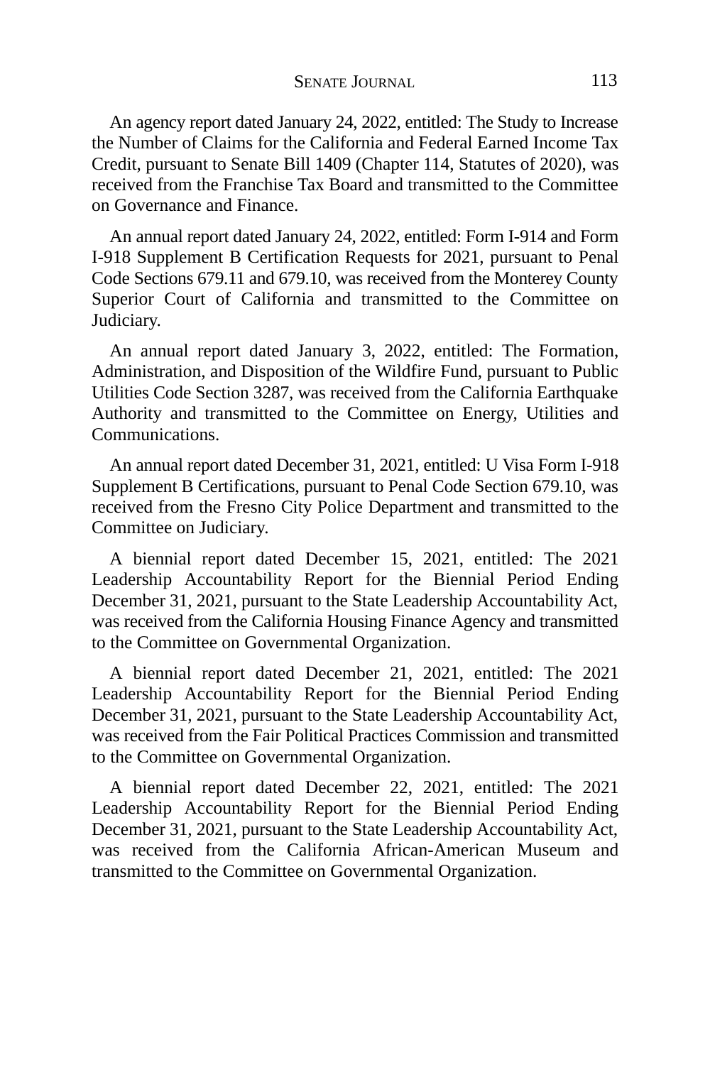An agency report dated January 24, 2022, entitled: The Study to Increase the Number of Claims for the California and Federal Earned Income Tax Credit, pursuant to Senate Bill 1409 (Chapter 114, Statutes of 2020), was received from the Franchise Tax Board and transmitted to the Committee on Governance and Finance.

An annual report dated January 24, 2022, entitled: Form I-914 and Form I-918 Supplement B Certification Requests for 2021, pursuant to Penal Code Sections 679.11 and 679.10, was received from the Monterey County Superior Court of California and transmitted to the Committee on Judiciary.

An annual report dated January 3, 2022, entitled: The Formation, Administration, and Disposition of the Wildfire Fund, pursuant to Public Utilities Code Section 3287, was received from the California Earthquake Authority and transmitted to the Committee on Energy, Utilities and Communications.

An annual report dated December 31, 2021, entitled: U Visa Form I-918 Supplement B Certifications, pursuant to Penal Code Section 679.10, was received from the Fresno City Police Department and transmitted to the Committee on Judiciary.

A biennial report dated December 15, 2021, entitled: The 2021 Leadership Accountability Report for the Biennial Period Ending December 31, 2021, pursuant to the State Leadership Accountability Act, was received from the California Housing Finance Agency and transmitted to the Committee on Governmental Organization.

A biennial report dated December 21, 2021, entitled: The 2021 Leadership Accountability Report for the Biennial Period Ending December 31, 2021, pursuant to the State Leadership Accountability Act, was received from the Fair Political Practices Commission and transmitted to the Committee on Governmental Organization.

A biennial report dated December 22, 2021, entitled: The 2021 Leadership Accountability Report for the Biennial Period Ending December 31, 2021, pursuant to the State Leadership Accountability Act, was received from the California African-American Museum and transmitted to the Committee on Governmental Organization.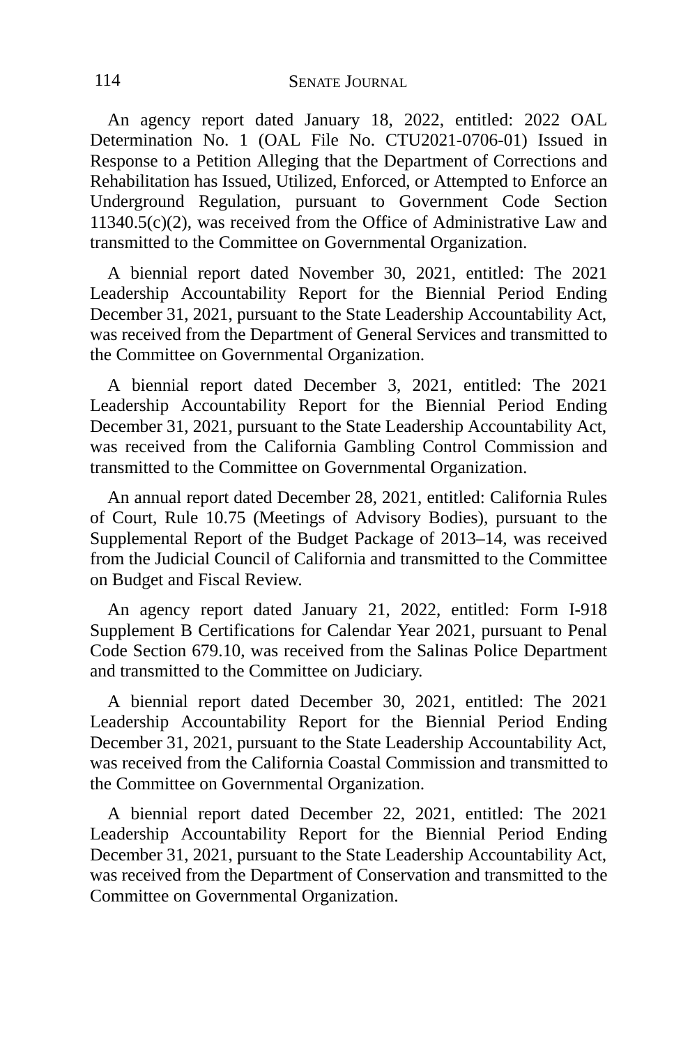An agency report dated January 18, 2022, entitled: 2022 OAL Determination No. 1 (OAL File No. CTU2021-0706-01) Issued in Response to a Petition Alleging that the Department of Corrections and Rehabilitation has Issued, Utilized, Enforced, or Attempted to Enforce an Underground Regulation, pursuant to Government Code Section 11340.5(c)(2), was received from the Office of Administrative Law and transmitted to the Committee on Governmental Organization.

A biennial report dated November 30, 2021, entitled: The 2021 Leadership Accountability Report for the Biennial Period Ending December 31, 2021, pursuant to the State Leadership Accountability Act, was received from the Department of General Services and transmitted to the Committee on Governmental Organization.

A biennial report dated December 3, 2021, entitled: The 2021 Leadership Accountability Report for the Biennial Period Ending December 31, 2021, pursuant to the State Leadership Accountability Act, was received from the California Gambling Control Commission and transmitted to the Committee on Governmental Organization.

An annual report dated December 28, 2021, entitled: California Rules of Court, Rule 10.75 (Meetings of Advisory Bodies), pursuant to the Supplemental Report of the Budget Package of 2013–14, was received from the Judicial Council of California and transmitted to the Committee on Budget and Fiscal Review.

An agency report dated January 21, 2022, entitled: Form I-918 Supplement B Certifications for Calendar Year 2021, pursuant to Penal Code Section 679.10, was received from the Salinas Police Department and transmitted to the Committee on Judiciary.

A biennial report dated December 30, 2021, entitled: The 2021 Leadership Accountability Report for the Biennial Period Ending December 31, 2021, pursuant to the State Leadership Accountability Act, was received from the California Coastal Commission and transmitted to the Committee on Governmental Organization.

A biennial report dated December 22, 2021, entitled: The 2021 Leadership Accountability Report for the Biennial Period Ending December 31, 2021, pursuant to the State Leadership Accountability Act, was received from the Department of Conservation and transmitted to the Committee on Governmental Organization.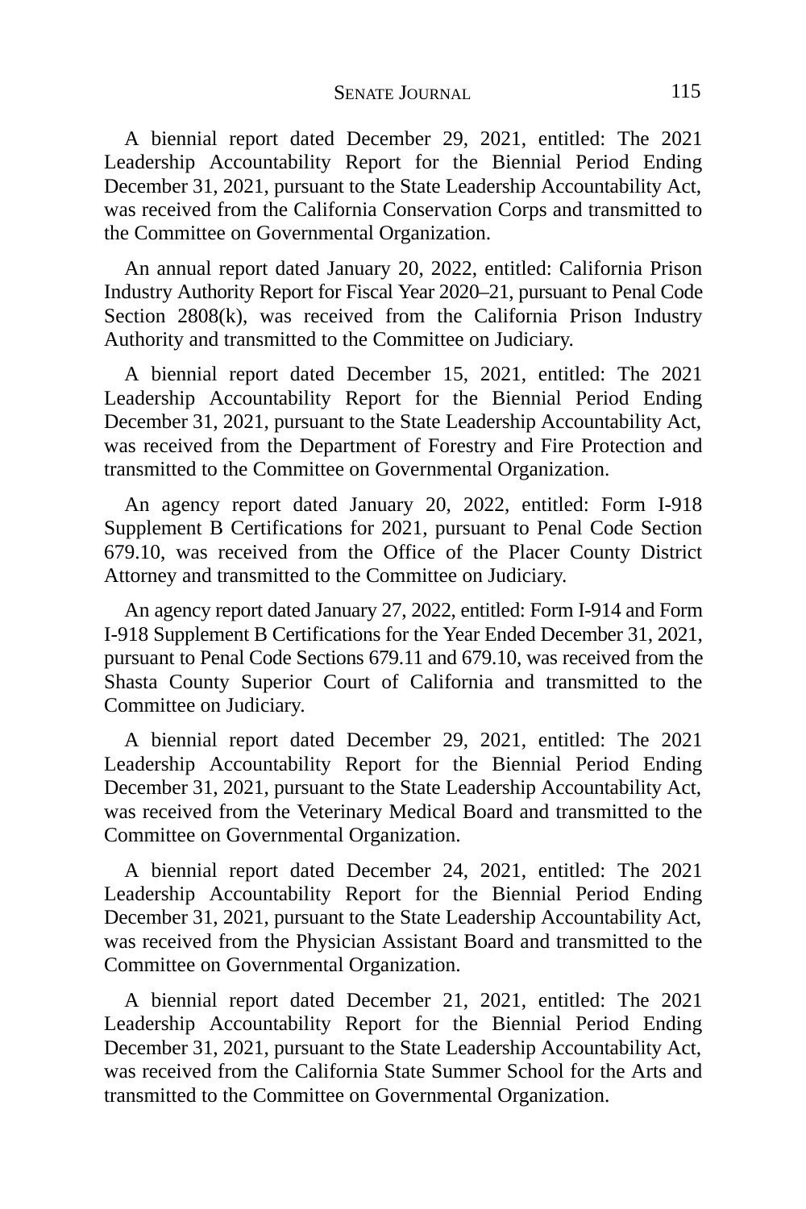A biennial report dated December 29, 2021, entitled: The 2021 Leadership Accountability Report for the Biennial Period Ending December 31, 2021, pursuant to the State Leadership Accountability Act, was received from the California Conservation Corps and transmitted to the Committee on Governmental Organization.

An annual report dated January 20, 2022, entitled: California Prison Industry Authority Report for Fiscal Year 2020–21, pursuant to Penal Code Section 2808(k), was received from the California Prison Industry Authority and transmitted to the Committee on Judiciary.

A biennial report dated December 15, 2021, entitled: The 2021 Leadership Accountability Report for the Biennial Period Ending December 31, 2021, pursuant to the State Leadership Accountability Act, was received from the Department of Forestry and Fire Protection and transmitted to the Committee on Governmental Organization.

An agency report dated January 20, 2022, entitled: Form I-918 Supplement B Certifications for 2021, pursuant to Penal Code Section 679.10, was received from the Office of the Placer County District Attorney and transmitted to the Committee on Judiciary.

An agency report dated January 27, 2022, entitled: Form I-914 and Form I-918 Supplement B Certifications for the Year Ended December 31, 2021, pursuant to Penal Code Sections 679.11 and 679.10, was received from the Shasta County Superior Court of California and transmitted to the Committee on Judiciary.

A biennial report dated December 29, 2021, entitled: The 2021 Leadership Accountability Report for the Biennial Period Ending December 31, 2021, pursuant to the State Leadership Accountability Act, was received from the Veterinary Medical Board and transmitted to the Committee on Governmental Organization.

A biennial report dated December 24, 2021, entitled: The 2021 Leadership Accountability Report for the Biennial Period Ending December 31, 2021, pursuant to the State Leadership Accountability Act, was received from the Physician Assistant Board and transmitted to the Committee on Governmental Organization.

A biennial report dated December 21, 2021, entitled: The 2021 Leadership Accountability Report for the Biennial Period Ending December 31, 2021, pursuant to the State Leadership Accountability Act, was received from the California State Summer School for the Arts and transmitted to the Committee on Governmental Organization.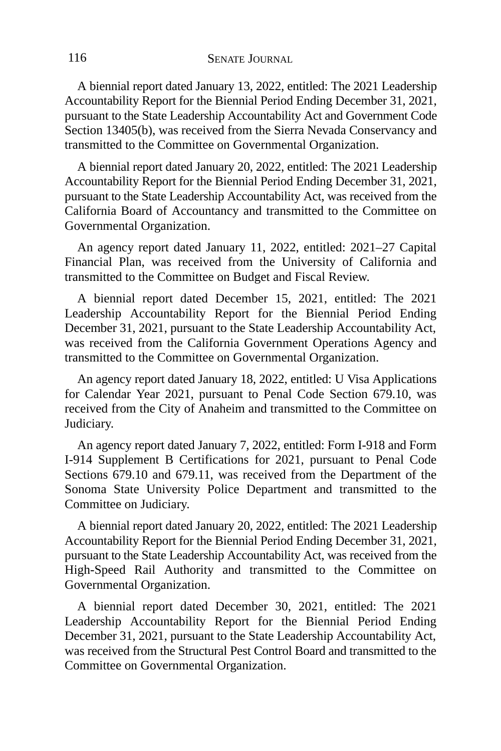A biennial report dated January 13, 2022, entitled: The 2021 Leadership Accountability Report for the Biennial Period Ending December 31, 2021, pursuant to the State Leadership Accountability Act and Government Code Section 13405(b), was received from the Sierra Nevada Conservancy and transmitted to the Committee on Governmental Organization.

A biennial report dated January 20, 2022, entitled: The 2021 Leadership Accountability Report for the Biennial Period Ending December 31, 2021, pursuant to the State Leadership Accountability Act, was received from the California Board of Accountancy and transmitted to the Committee on Governmental Organization.

An agency report dated January 11, 2022, entitled: 2021–27 Capital Financial Plan, was received from the University of California and transmitted to the Committee on Budget and Fiscal Review.

A biennial report dated December 15, 2021, entitled: The 2021 Leadership Accountability Report for the Biennial Period Ending December 31, 2021, pursuant to the State Leadership Accountability Act, was received from the California Government Operations Agency and transmitted to the Committee on Governmental Organization.

An agency report dated January 18, 2022, entitled: U Visa Applications for Calendar Year 2021, pursuant to Penal Code Section 679.10, was received from the City of Anaheim and transmitted to the Committee on Judiciary.

An agency report dated January 7, 2022, entitled: Form I-918 and Form I-914 Supplement B Certifications for 2021, pursuant to Penal Code Sections 679.10 and 679.11, was received from the Department of the Sonoma State University Police Department and transmitted to the Committee on Judiciary.

A biennial report dated January 20, 2022, entitled: The 2021 Leadership Accountability Report for the Biennial Period Ending December 31, 2021, pursuant to the State Leadership Accountability Act, was received from the High-Speed Rail Authority and transmitted to the Committee on Governmental Organization.

A biennial report dated December 30, 2021, entitled: The 2021 Leadership Accountability Report for the Biennial Period Ending December 31, 2021, pursuant to the State Leadership Accountability Act, was received from the Structural Pest Control Board and transmitted to the Committee on Governmental Organization.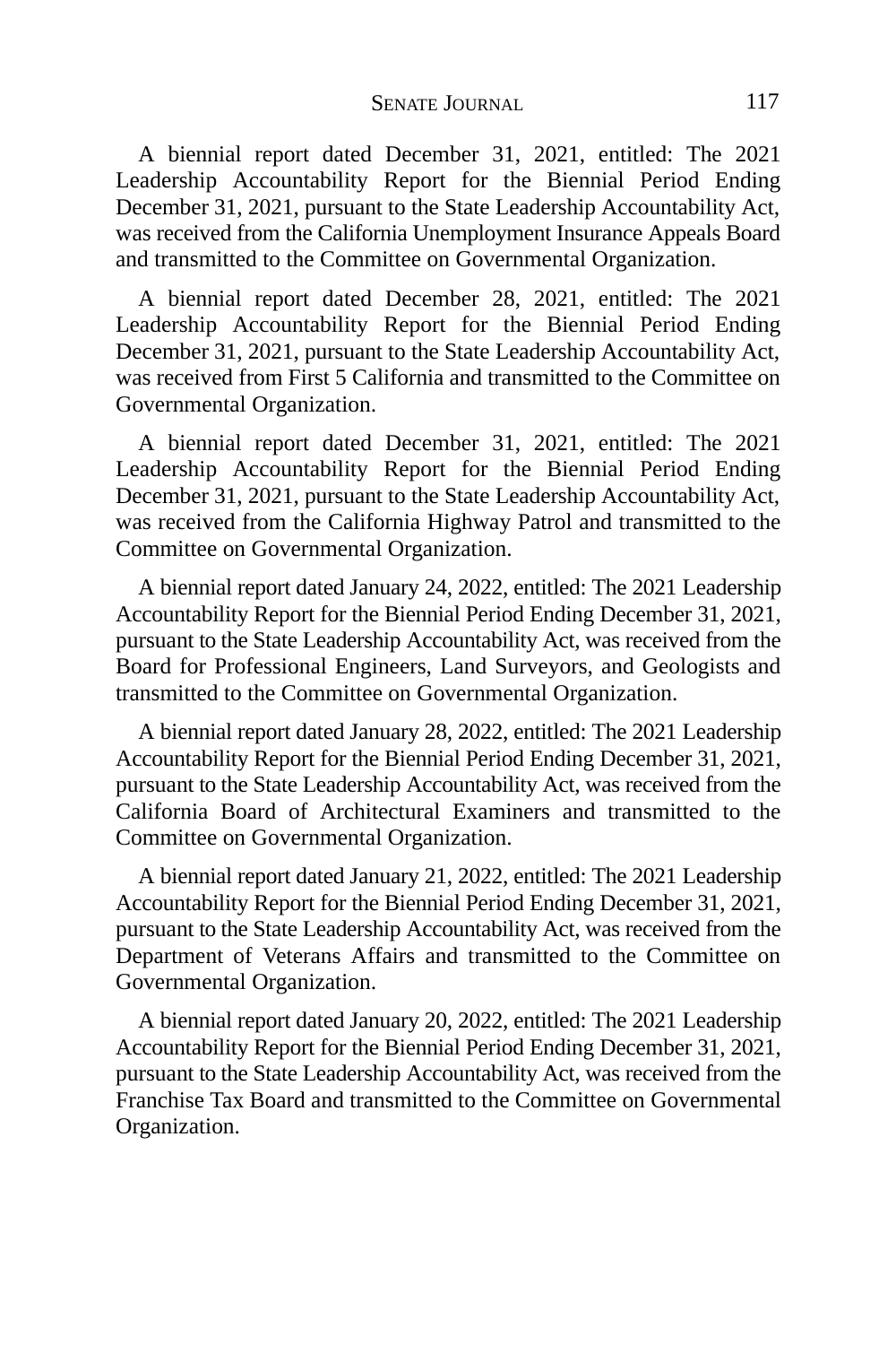A biennial report dated December 31, 2021, entitled: The 2021 Leadership Accountability Report for the Biennial Period Ending December 31, 2021, pursuant to the State Leadership Accountability Act, was received from the California Unemployment Insurance Appeals Board and transmitted to the Committee on Governmental Organization.

A biennial report dated December 28, 2021, entitled: The 2021 Leadership Accountability Report for the Biennial Period Ending December 31, 2021, pursuant to the State Leadership Accountability Act, was received from First 5 California and transmitted to the Committee on Governmental Organization.

A biennial report dated December 31, 2021, entitled: The 2021 Leadership Accountability Report for the Biennial Period Ending December 31, 2021, pursuant to the State Leadership Accountability Act, was received from the California Highway Patrol and transmitted to the Committee on Governmental Organization.

A biennial report dated January 24, 2022, entitled: The 2021 Leadership Accountability Report for the Biennial Period Ending December 31, 2021, pursuant to the State Leadership Accountability Act, was received from the Board for Professional Engineers, Land Surveyors, and Geologists and transmitted to the Committee on Governmental Organization.

A biennial report dated January 28, 2022, entitled: The 2021 Leadership Accountability Report for the Biennial Period Ending December 31, 2021, pursuant to the State Leadership Accountability Act, was received from the California Board of Architectural Examiners and transmitted to the Committee on Governmental Organization.

A biennial report dated January 21, 2022, entitled: The 2021 Leadership Accountability Report for the Biennial Period Ending December 31, 2021, pursuant to the State Leadership Accountability Act, was received from the Department of Veterans Affairs and transmitted to the Committee on Governmental Organization.

A biennial report dated January 20, 2022, entitled: The 2021 Leadership Accountability Report for the Biennial Period Ending December 31, 2021, pursuant to the State Leadership Accountability Act, was received from the Franchise Tax Board and transmitted to the Committee on Governmental Organization.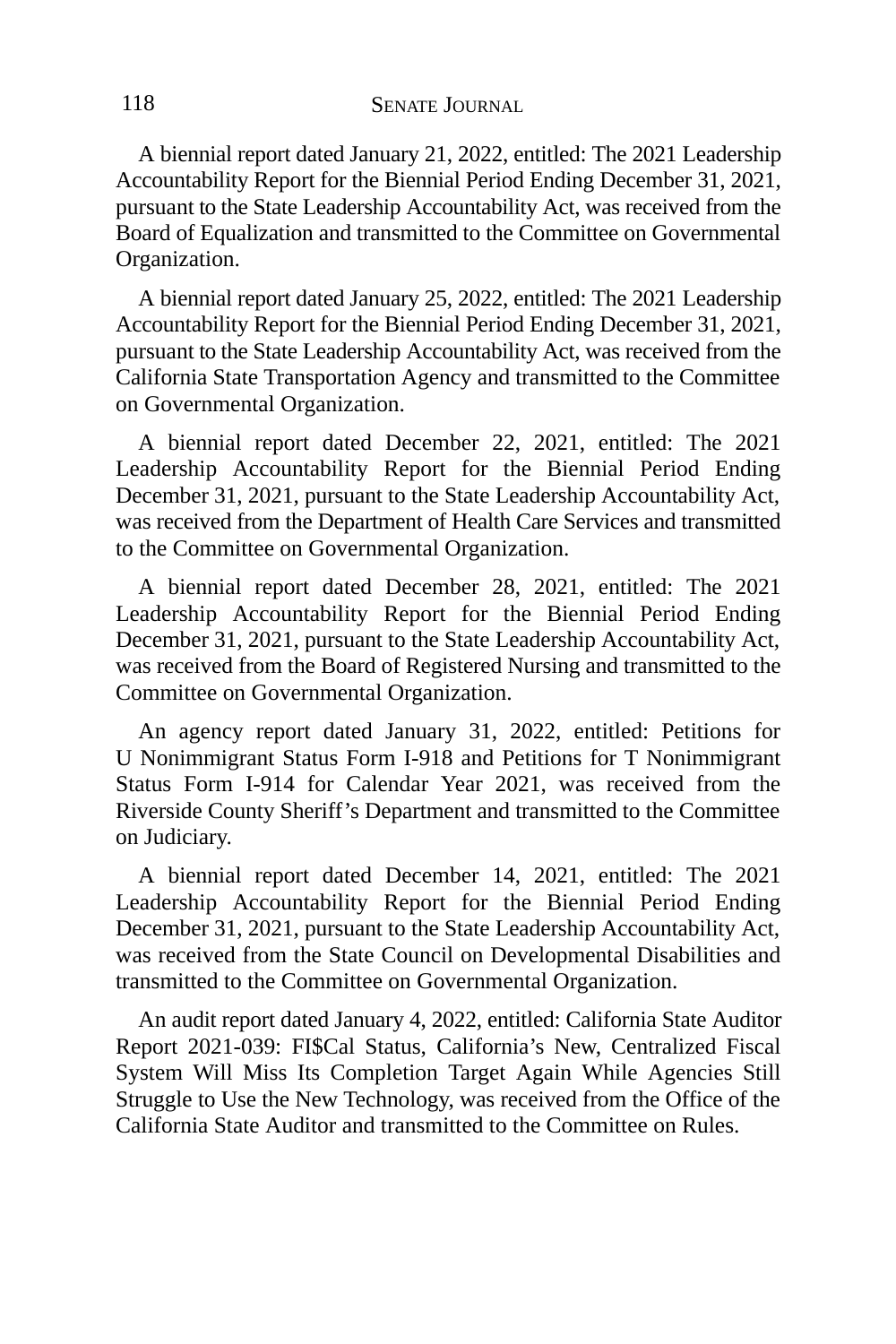A biennial report dated January 21, 2022, entitled: The 2021 Leadership Accountability Report for the Biennial Period Ending December 31, 2021, pursuant to the State Leadership Accountability Act, was received from the Board of Equalization and transmitted to the Committee on Governmental Organization.

A biennial report dated January 25, 2022, entitled: The 2021 Leadership Accountability Report for the Biennial Period Ending December 31, 2021, pursuant to the State Leadership Accountability Act, was received from the California State Transportation Agency and transmitted to the Committee on Governmental Organization.

A biennial report dated December 22, 2021, entitled: The 2021 Leadership Accountability Report for the Biennial Period Ending December 31, 2021, pursuant to the State Leadership Accountability Act, was received from the Department of Health Care Services and transmitted to the Committee on Governmental Organization.

A biennial report dated December 28, 2021, entitled: The 2021 Leadership Accountability Report for the Biennial Period Ending December 31, 2021, pursuant to the State Leadership Accountability Act, was received from the Board of Registered Nursing and transmitted to the Committee on Governmental Organization.

An agency report dated January 31, 2022, entitled: Petitions for U Nonimmigrant Status Form I-918 and Petitions for T Nonimmigrant Status Form I-914 for Calendar Year 2021, was received from the Riverside County Sheriff's Department and transmitted to the Committee on Judiciary.

A biennial report dated December 14, 2021, entitled: The 2021 Leadership Accountability Report for the Biennial Period Ending December 31, 2021, pursuant to the State Leadership Accountability Act, was received from the State Council on Developmental Disabilities and transmitted to the Committee on Governmental Organization.

An audit report dated January 4, 2022, entitled: California State Auditor Report 2021-039: FI$Cal Status, California's New, Centralized Fiscal System Will Miss Its Completion Target Again While Agencies Still Struggle to Use the New Technology, was received from the Office of the California State Auditor and transmitted to the Committee on Rules.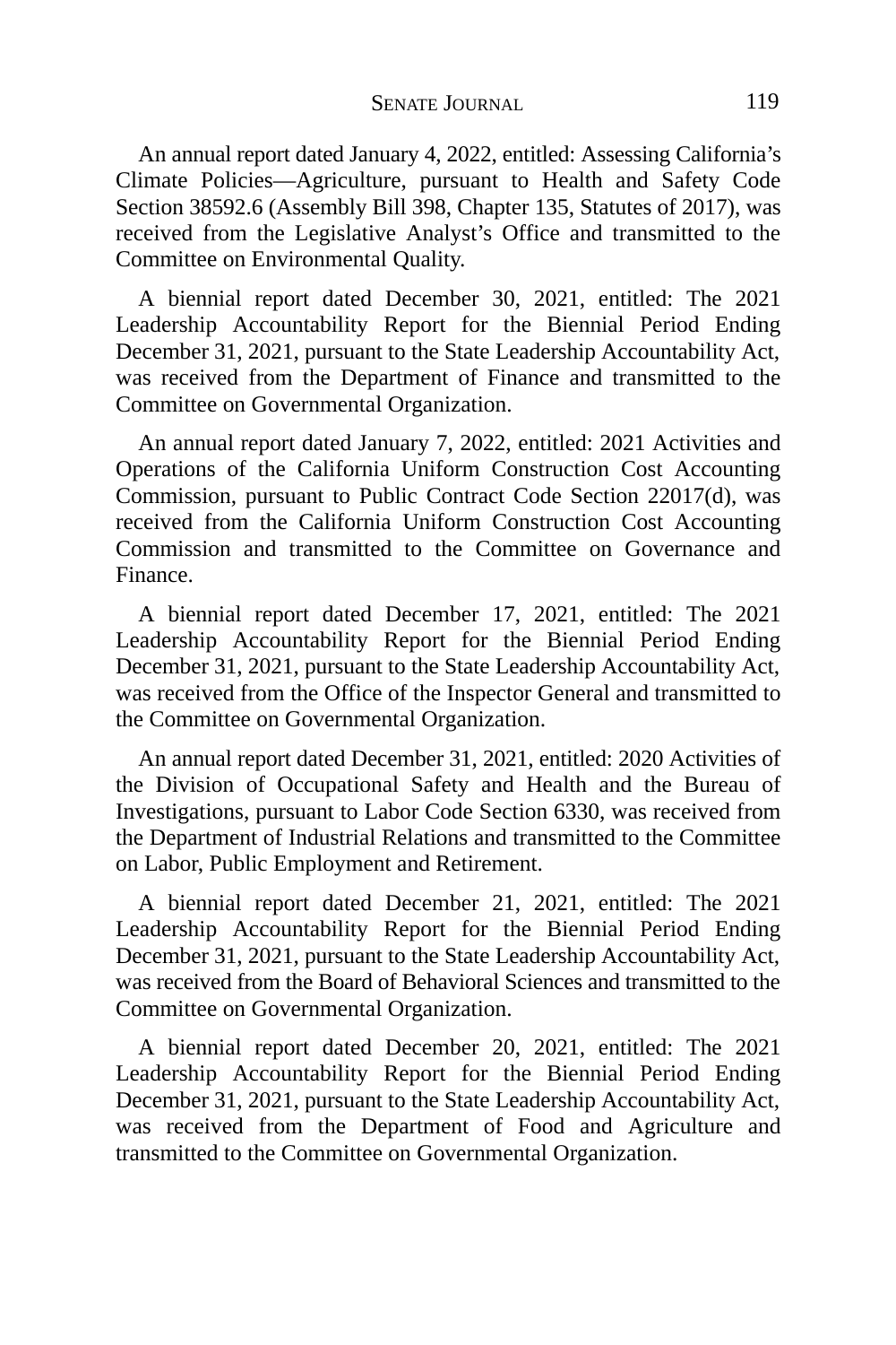An annual report dated January 4, 2022, entitled: Assessing California's Climate Policies—Agriculture, pursuant to Health and Safety Code Section 38592.6 (Assembly Bill 398, Chapter 135, Statutes of 2017), was received from the Legislative Analyst's Office and transmitted to the Committee on Environmental Quality.

A biennial report dated December 30, 2021, entitled: The 2021 Leadership Accountability Report for the Biennial Period Ending December 31, 2021, pursuant to the State Leadership Accountability Act, was received from the Department of Finance and transmitted to the Committee on Governmental Organization.

An annual report dated January 7, 2022, entitled: 2021 Activities and Operations of the California Uniform Construction Cost Accounting Commission, pursuant to Public Contract Code Section 22017(d), was received from the California Uniform Construction Cost Accounting Commission and transmitted to the Committee on Governance and Finance.

A biennial report dated December 17, 2021, entitled: The 2021 Leadership Accountability Report for the Biennial Period Ending December 31, 2021, pursuant to the State Leadership Accountability Act, was received from the Office of the Inspector General and transmitted to the Committee on Governmental Organization.

An annual report dated December 31, 2021, entitled: 2020 Activities of the Division of Occupational Safety and Health and the Bureau of Investigations, pursuant to Labor Code Section 6330, was received from the Department of Industrial Relations and transmitted to the Committee on Labor, Public Employment and Retirement.

A biennial report dated December 21, 2021, entitled: The 2021 Leadership Accountability Report for the Biennial Period Ending December 31, 2021, pursuant to the State Leadership Accountability Act, was received from the Board of Behavioral Sciences and transmitted to the Committee on Governmental Organization.

A biennial report dated December 20, 2021, entitled: The 2021 Leadership Accountability Report for the Biennial Period Ending December 31, 2021, pursuant to the State Leadership Accountability Act, was received from the Department of Food and Agriculture and transmitted to the Committee on Governmental Organization.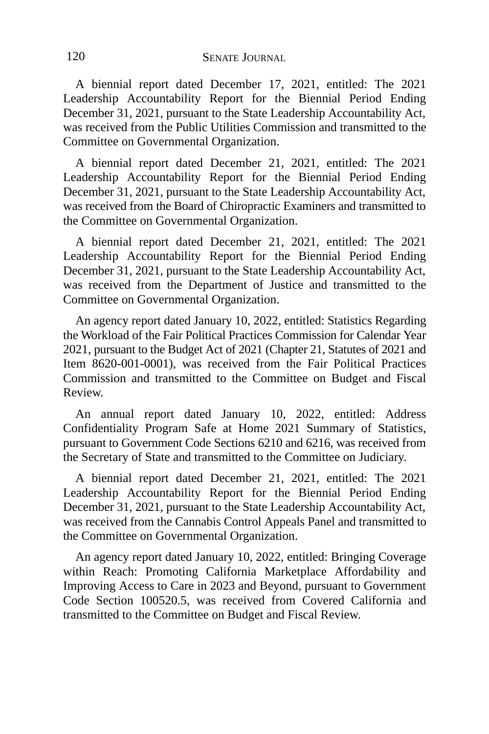A biennial report dated December 17, 2021, entitled: The 2021 Leadership Accountability Report for the Biennial Period Ending December 31, 2021, pursuant to the State Leadership Accountability Act, was received from the Public Utilities Commission and transmitted to the Committee on Governmental Organization.

A biennial report dated December 21, 2021, entitled: The 2021 Leadership Accountability Report for the Biennial Period Ending December 31, 2021, pursuant to the State Leadership Accountability Act, was received from the Board of Chiropractic Examiners and transmitted to the Committee on Governmental Organization.

A biennial report dated December 21, 2021, entitled: The 2021 Leadership Accountability Report for the Biennial Period Ending December 31, 2021, pursuant to the State Leadership Accountability Act, was received from the Department of Justice and transmitted to the Committee on Governmental Organization.

An agency report dated January 10, 2022, entitled: Statistics Regarding the Workload of the Fair Political Practices Commission for Calendar Year 2021, pursuant to the Budget Act of 2021 (Chapter 21, Statutes of 2021 and Item 8620-001-0001), was received from the Fair Political Practices Commission and transmitted to the Committee on Budget and Fiscal Review.

An annual report dated January 10, 2022, entitled: Address Confidentiality Program Safe at Home 2021 Summary of Statistics, pursuant to Government Code Sections 6210 and 6216, was received from the Secretary of State and transmitted to the Committee on Judiciary.

A biennial report dated December 21, 2021, entitled: The 2021 Leadership Accountability Report for the Biennial Period Ending December 31, 2021, pursuant to the State Leadership Accountability Act, was received from the Cannabis Control Appeals Panel and transmitted to the Committee on Governmental Organization.

An agency report dated January 10, 2022, entitled: Bringing Coverage within Reach: Promoting California Marketplace Affordability and Improving Access to Care in 2023 and Beyond, pursuant to Government Code Section 100520.5, was received from Covered California and transmitted to the Committee on Budget and Fiscal Review.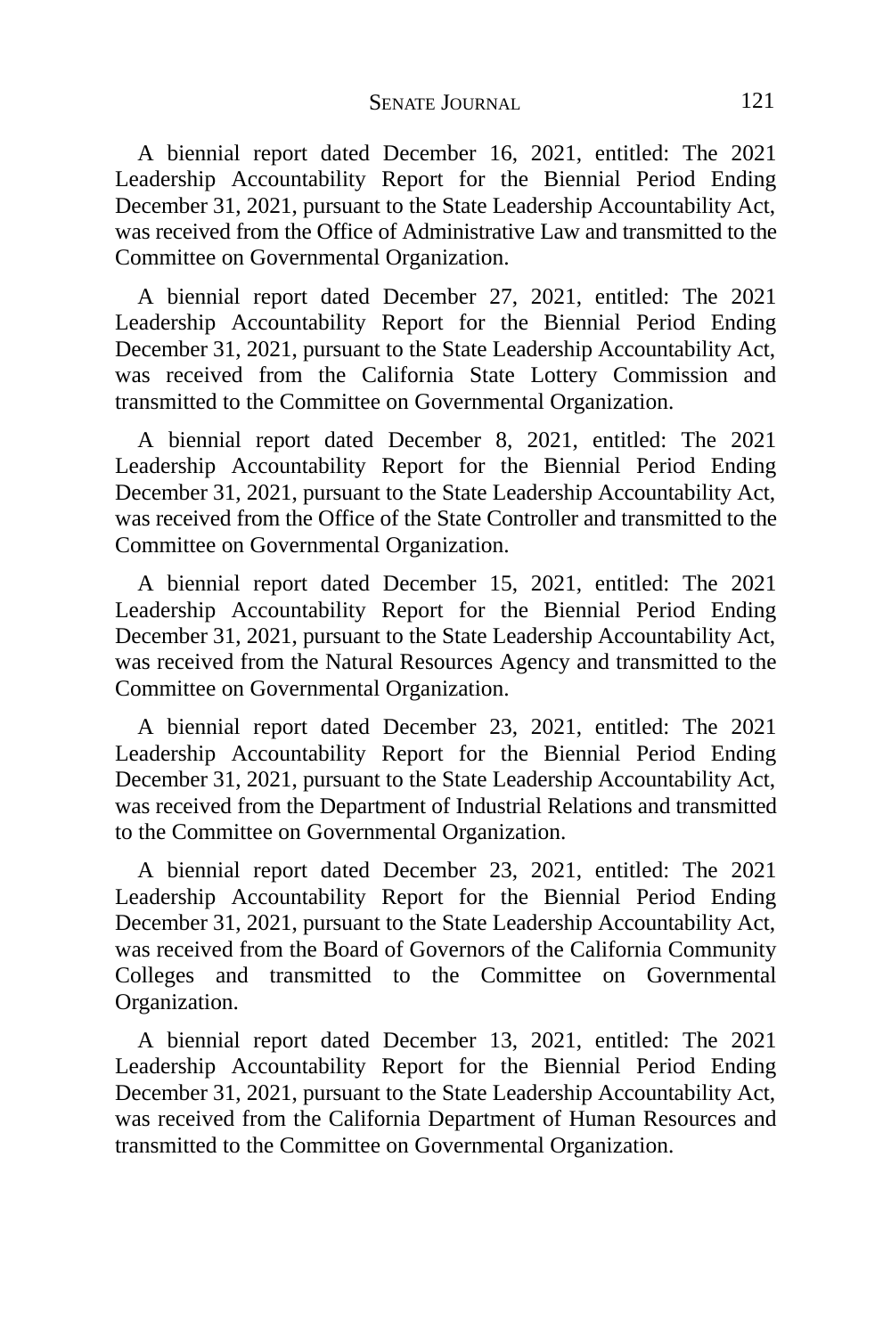A biennial report dated December 16, 2021, entitled: The 2021 Leadership Accountability Report for the Biennial Period Ending December 31, 2021, pursuant to the State Leadership Accountability Act, was received from the Office of Administrative Law and transmitted to the Committee on Governmental Organization.

A biennial report dated December 27, 2021, entitled: The 2021 Leadership Accountability Report for the Biennial Period Ending December 31, 2021, pursuant to the State Leadership Accountability Act, was received from the California State Lottery Commission and transmitted to the Committee on Governmental Organization.

A biennial report dated December 8, 2021, entitled: The 2021 Leadership Accountability Report for the Biennial Period Ending December 31, 2021, pursuant to the State Leadership Accountability Act, was received from the Office of the State Controller and transmitted to the Committee on Governmental Organization.

A biennial report dated December 15, 2021, entitled: The 2021 Leadership Accountability Report for the Biennial Period Ending December 31, 2021, pursuant to the State Leadership Accountability Act, was received from the Natural Resources Agency and transmitted to the Committee on Governmental Organization.

A biennial report dated December 23, 2021, entitled: The 2021 Leadership Accountability Report for the Biennial Period Ending December 31, 2021, pursuant to the State Leadership Accountability Act, was received from the Department of Industrial Relations and transmitted to the Committee on Governmental Organization.

A biennial report dated December 23, 2021, entitled: The 2021 Leadership Accountability Report for the Biennial Period Ending December 31, 2021, pursuant to the State Leadership Accountability Act, was received from the Board of Governors of the California Community Colleges and transmitted to the Committee on Governmental Organization.

A biennial report dated December 13, 2021, entitled: The 2021 Leadership Accountability Report for the Biennial Period Ending December 31, 2021, pursuant to the State Leadership Accountability Act, was received from the California Department of Human Resources and transmitted to the Committee on Governmental Organization.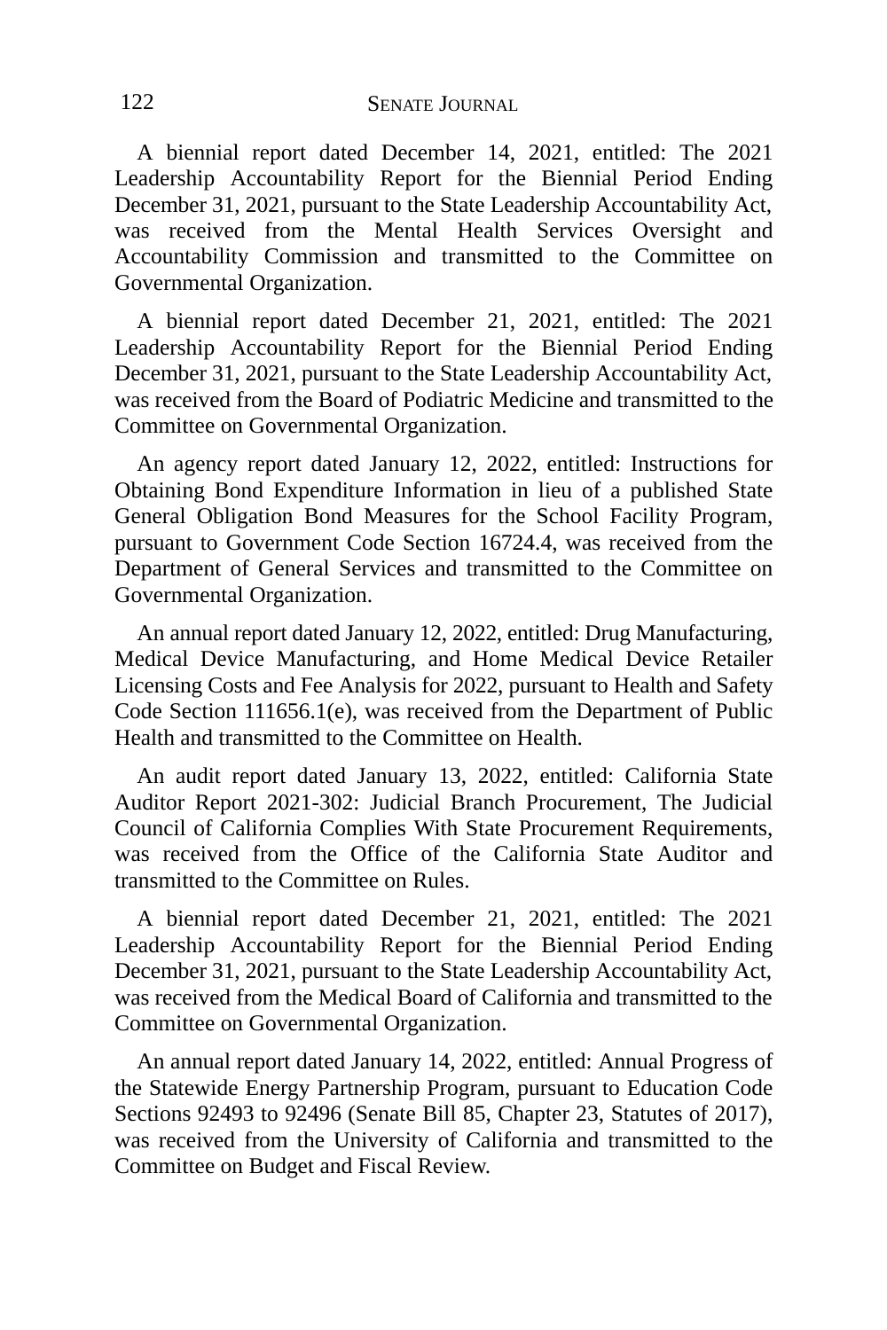A biennial report dated December 14, 2021, entitled: The 2021 Leadership Accountability Report for the Biennial Period Ending December 31, 2021, pursuant to the State Leadership Accountability Act, was received from the Mental Health Services Oversight and Accountability Commission and transmitted to the Committee on Governmental Organization.

A biennial report dated December 21, 2021, entitled: The 2021 Leadership Accountability Report for the Biennial Period Ending December 31, 2021, pursuant to the State Leadership Accountability Act, was received from the Board of Podiatric Medicine and transmitted to the Committee on Governmental Organization.

An agency report dated January 12, 2022, entitled: Instructions for Obtaining Bond Expenditure Information in lieu of a published State General Obligation Bond Measures for the School Facility Program, pursuant to Government Code Section 16724.4, was received from the Department of General Services and transmitted to the Committee on Governmental Organization.

An annual report dated January 12, 2022, entitled: Drug Manufacturing, Medical Device Manufacturing, and Home Medical Device Retailer Licensing Costs and Fee Analysis for 2022, pursuant to Health and Safety Code Section 111656.1(e), was received from the Department of Public Health and transmitted to the Committee on Health.

An audit report dated January 13, 2022, entitled: California State Auditor Report 2021-302: Judicial Branch Procurement, The Judicial Council of California Complies With State Procurement Requirements, was received from the Office of the California State Auditor and transmitted to the Committee on Rules.

A biennial report dated December 21, 2021, entitled: The 2021 Leadership Accountability Report for the Biennial Period Ending December 31, 2021, pursuant to the State Leadership Accountability Act, was received from the Medical Board of California and transmitted to the Committee on Governmental Organization.

An annual report dated January 14, 2022, entitled: Annual Progress of the Statewide Energy Partnership Program, pursuant to Education Code Sections 92493 to 92496 (Senate Bill 85, Chapter 23, Statutes of 2017), was received from the University of California and transmitted to the Committee on Budget and Fiscal Review.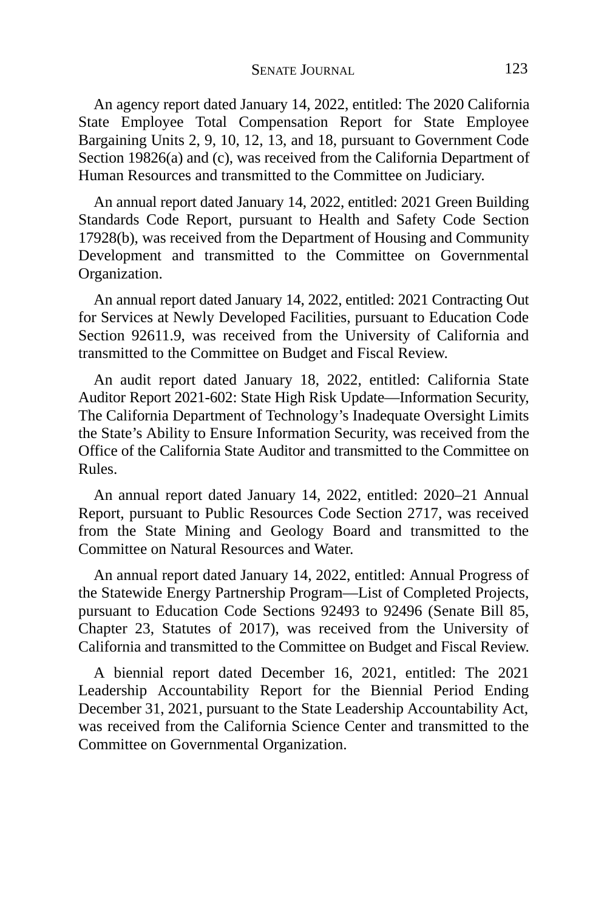An agency report dated January 14, 2022, entitled: The 2020 California State Employee Total Compensation Report for State Employee Bargaining Units 2, 9, 10, 12, 13, and 18, pursuant to Government Code Section 19826(a) and (c), was received from the California Department of Human Resources and transmitted to the Committee on Judiciary.

An annual report dated January 14, 2022, entitled: 2021 Green Building Standards Code Report, pursuant to Health and Safety Code Section 17928(b), was received from the Department of Housing and Community Development and transmitted to the Committee on Governmental Organization.

An annual report dated January 14, 2022, entitled: 2021 Contracting Out for Services at Newly Developed Facilities, pursuant to Education Code Section 92611.9, was received from the University of California and transmitted to the Committee on Budget and Fiscal Review.

An audit report dated January 18, 2022, entitled: California State Auditor Report 2021-602: State High Risk Update—Information Security, The California Department of Technology's Inadequate Oversight Limits the State's Ability to Ensure Information Security, was received from the Office of the California State Auditor and transmitted to the Committee on Rules.

An annual report dated January 14, 2022, entitled: 2020–21 Annual Report, pursuant to Public Resources Code Section 2717, was received from the State Mining and Geology Board and transmitted to the Committee on Natural Resources and Water.

An annual report dated January 14, 2022, entitled: Annual Progress of the Statewide Energy Partnership Program—List of Completed Projects, pursuant to Education Code Sections 92493 to 92496 (Senate Bill 85, Chapter 23, Statutes of 2017), was received from the University of California and transmitted to the Committee on Budget and Fiscal Review.

A biennial report dated December 16, 2021, entitled: The 2021 Leadership Accountability Report for the Biennial Period Ending December 31, 2021, pursuant to the State Leadership Accountability Act, was received from the California Science Center and transmitted to the Committee on Governmental Organization.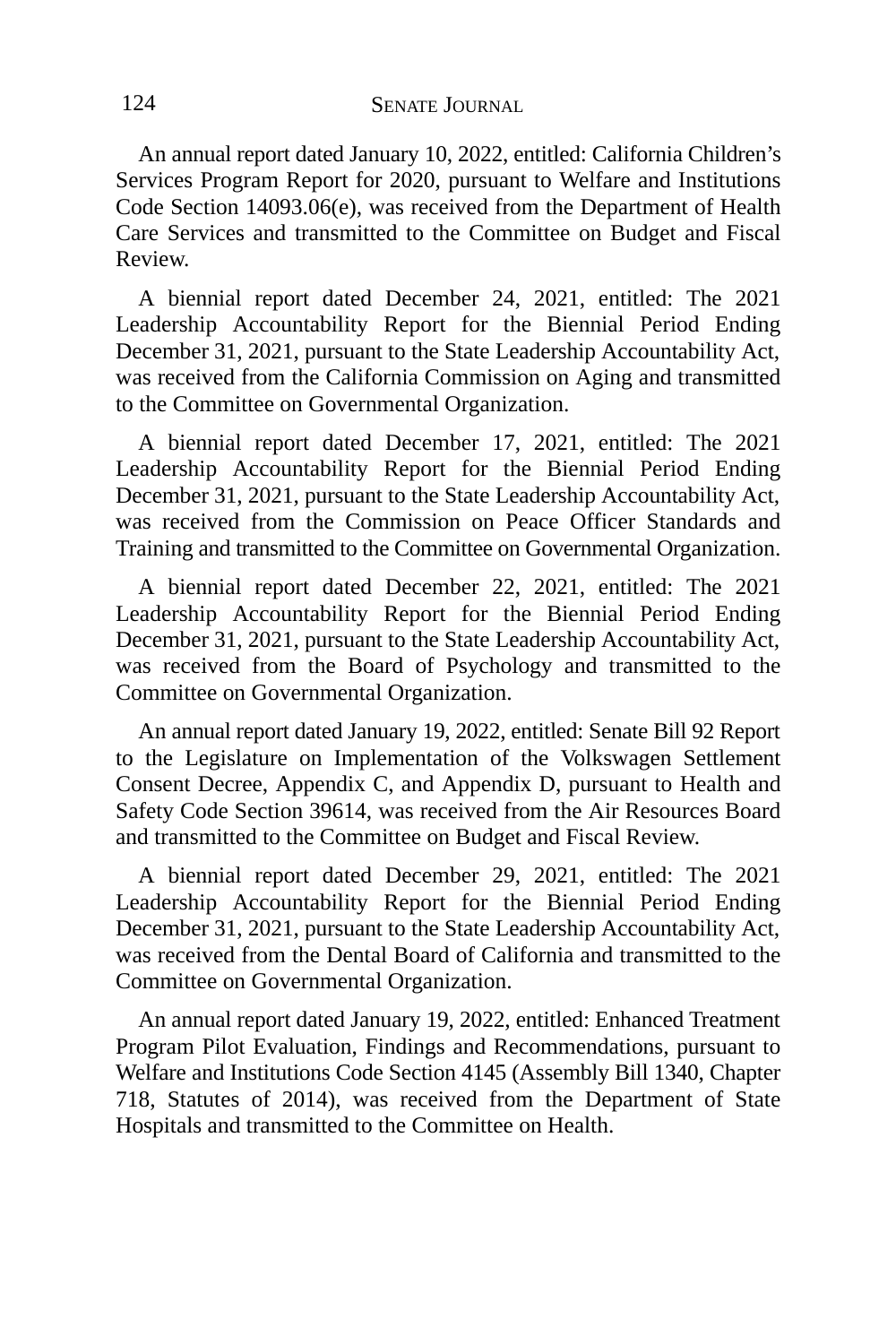An annual report dated January 10, 2022, entitled: California Children's Services Program Report for 2020, pursuant to Welfare and Institutions Code Section 14093.06(e), was received from the Department of Health Care Services and transmitted to the Committee on Budget and Fiscal Review.

A biennial report dated December 24, 2021, entitled: The 2021 Leadership Accountability Report for the Biennial Period Ending December 31, 2021, pursuant to the State Leadership Accountability Act, was received from the California Commission on Aging and transmitted to the Committee on Governmental Organization.

A biennial report dated December 17, 2021, entitled: The 2021 Leadership Accountability Report for the Biennial Period Ending December 31, 2021, pursuant to the State Leadership Accountability Act, was received from the Commission on Peace Officer Standards and Training and transmitted to the Committee on Governmental Organization.

A biennial report dated December 22, 2021, entitled: The 2021 Leadership Accountability Report for the Biennial Period Ending December 31, 2021, pursuant to the State Leadership Accountability Act, was received from the Board of Psychology and transmitted to the Committee on Governmental Organization.

An annual report dated January 19, 2022, entitled: Senate Bill 92 Report to the Legislature on Implementation of the Volkswagen Settlement Consent Decree, Appendix C, and Appendix D, pursuant to Health and Safety Code Section 39614, was received from the Air Resources Board and transmitted to the Committee on Budget and Fiscal Review.

A biennial report dated December 29, 2021, entitled: The 2021 Leadership Accountability Report for the Biennial Period Ending December 31, 2021, pursuant to the State Leadership Accountability Act, was received from the Dental Board of California and transmitted to the Committee on Governmental Organization.

An annual report dated January 19, 2022, entitled: Enhanced Treatment Program Pilot Evaluation, Findings and Recommendations, pursuant to Welfare and Institutions Code Section 4145 (Assembly Bill 1340, Chapter 718, Statutes of 2014), was received from the Department of State Hospitals and transmitted to the Committee on Health.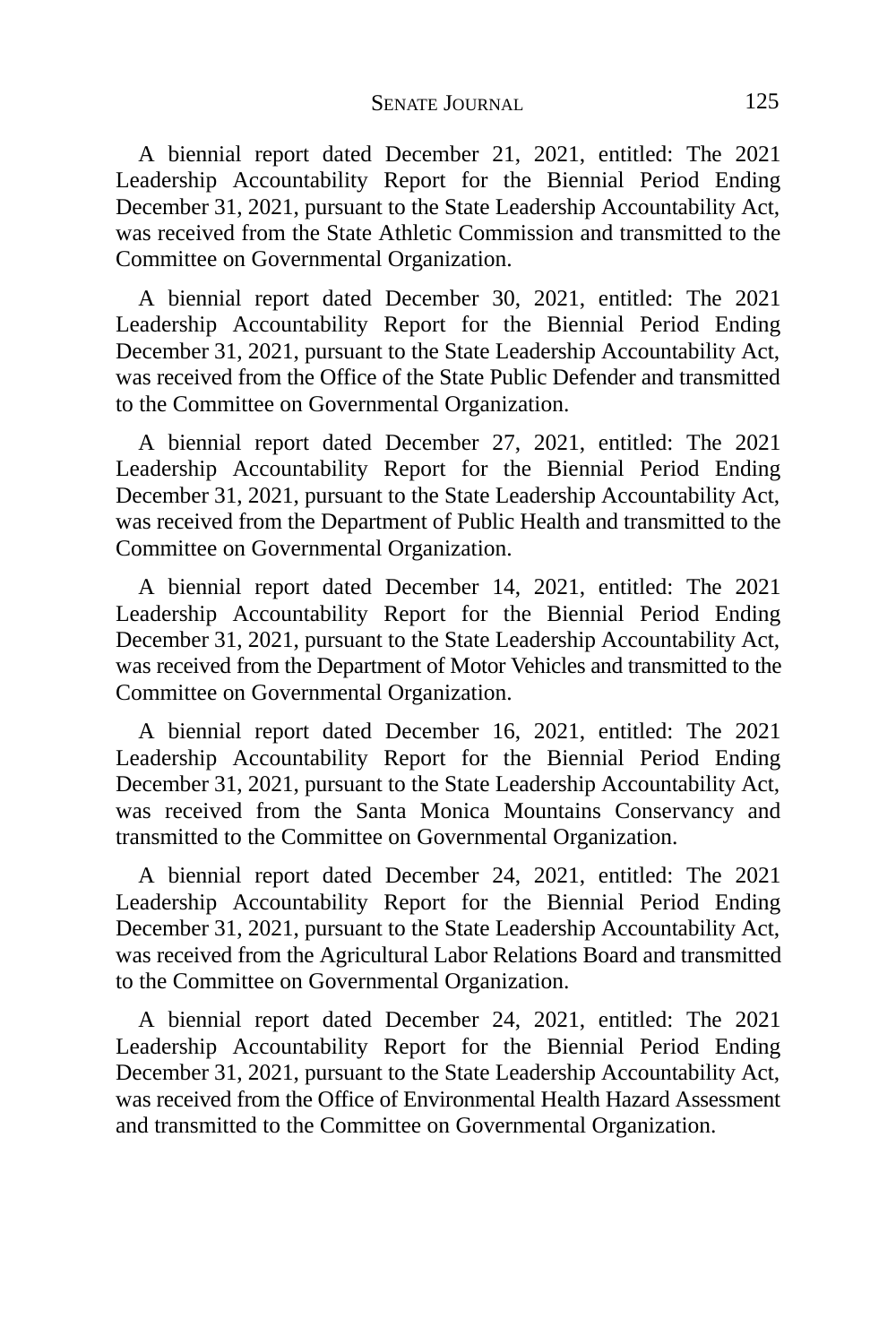A biennial report dated December 21, 2021, entitled: The 2021 Leadership Accountability Report for the Biennial Period Ending December 31, 2021, pursuant to the State Leadership Accountability Act, was received from the State Athletic Commission and transmitted to the Committee on Governmental Organization.

A biennial report dated December 30, 2021, entitled: The 2021 Leadership Accountability Report for the Biennial Period Ending December 31, 2021, pursuant to the State Leadership Accountability Act, was received from the Office of the State Public Defender and transmitted to the Committee on Governmental Organization.

A biennial report dated December 27, 2021, entitled: The 2021 Leadership Accountability Report for the Biennial Period Ending December 31, 2021, pursuant to the State Leadership Accountability Act, was received from the Department of Public Health and transmitted to the Committee on Governmental Organization.

A biennial report dated December 14, 2021, entitled: The 2021 Leadership Accountability Report for the Biennial Period Ending December 31, 2021, pursuant to the State Leadership Accountability Act, was received from the Department of Motor Vehicles and transmitted to the Committee on Governmental Organization.

A biennial report dated December 16, 2021, entitled: The 2021 Leadership Accountability Report for the Biennial Period Ending December 31, 2021, pursuant to the State Leadership Accountability Act, was received from the Santa Monica Mountains Conservancy and transmitted to the Committee on Governmental Organization.

A biennial report dated December 24, 2021, entitled: The 2021 Leadership Accountability Report for the Biennial Period Ending December 31, 2021, pursuant to the State Leadership Accountability Act, was received from the Agricultural Labor Relations Board and transmitted to the Committee on Governmental Organization.

A biennial report dated December 24, 2021, entitled: The 2021 Leadership Accountability Report for the Biennial Period Ending December 31, 2021, pursuant to the State Leadership Accountability Act, was received from the Office of Environmental Health Hazard Assessment and transmitted to the Committee on Governmental Organization.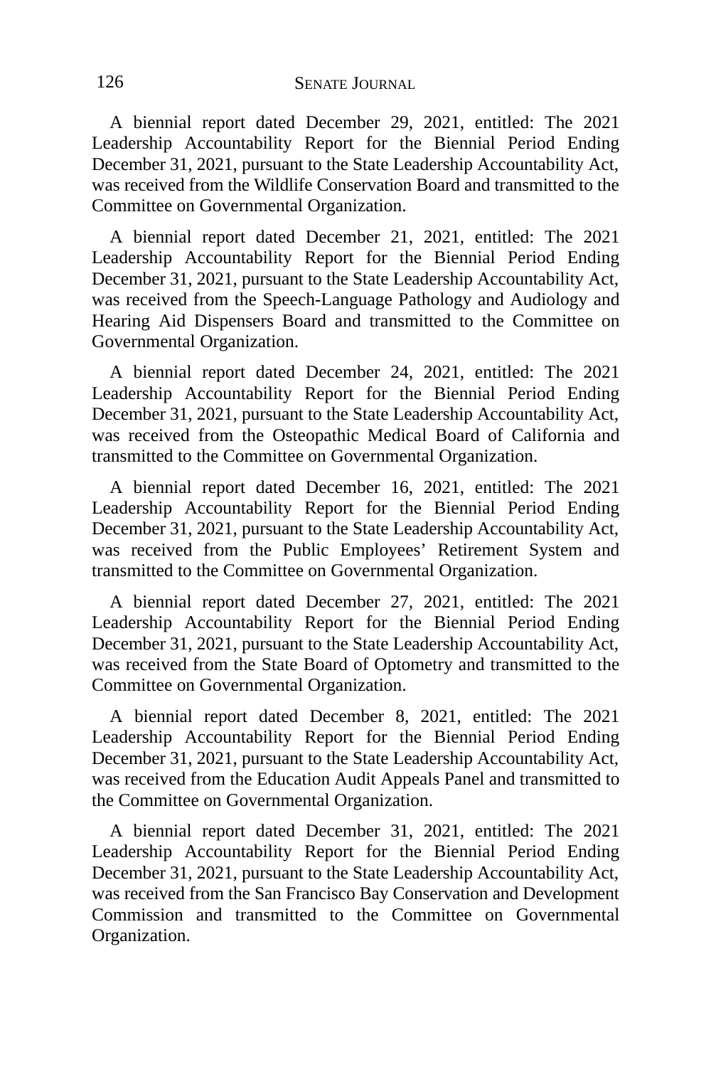A biennial report dated December 29, 2021, entitled: The 2021 Leadership Accountability Report for the Biennial Period Ending December 31, 2021, pursuant to the State Leadership Accountability Act, was received from the Wildlife Conservation Board and transmitted to the Committee on Governmental Organization.

A biennial report dated December 21, 2021, entitled: The 2021 Leadership Accountability Report for the Biennial Period Ending December 31, 2021, pursuant to the State Leadership Accountability Act, was received from the Speech-Language Pathology and Audiology and Hearing Aid Dispensers Board and transmitted to the Committee on Governmental Organization.

A biennial report dated December 24, 2021, entitled: The 2021 Leadership Accountability Report for the Biennial Period Ending December 31, 2021, pursuant to the State Leadership Accountability Act, was received from the Osteopathic Medical Board of California and transmitted to the Committee on Governmental Organization.

A biennial report dated December 16, 2021, entitled: The 2021 Leadership Accountability Report for the Biennial Period Ending December 31, 2021, pursuant to the State Leadership Accountability Act, was received from the Public Employees' Retirement System and transmitted to the Committee on Governmental Organization.

A biennial report dated December 27, 2021, entitled: The 2021 Leadership Accountability Report for the Biennial Period Ending December 31, 2021, pursuant to the State Leadership Accountability Act, was received from the State Board of Optometry and transmitted to the Committee on Governmental Organization.

A biennial report dated December 8, 2021, entitled: The 2021 Leadership Accountability Report for the Biennial Period Ending December 31, 2021, pursuant to the State Leadership Accountability Act, was received from the Education Audit Appeals Panel and transmitted to the Committee on Governmental Organization.

A biennial report dated December 31, 2021, entitled: The 2021 Leadership Accountability Report for the Biennial Period Ending December 31, 2021, pursuant to the State Leadership Accountability Act, was received from the San Francisco Bay Conservation and Development Commission and transmitted to the Committee on Governmental Organization.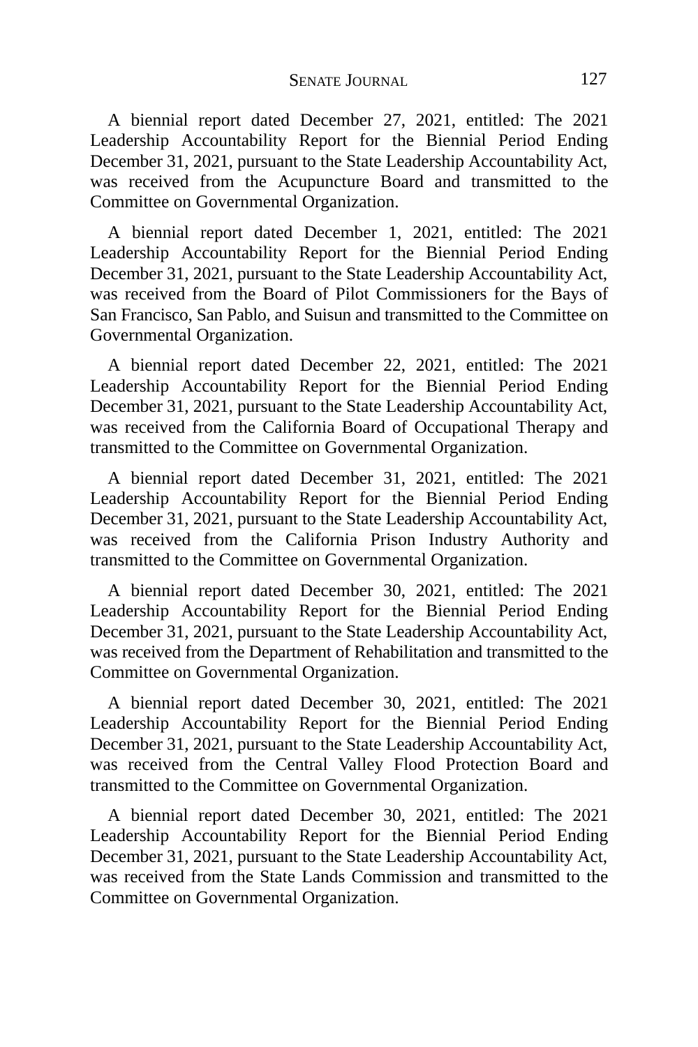A biennial report dated December 27, 2021, entitled: The 2021 Leadership Accountability Report for the Biennial Period Ending December 31, 2021, pursuant to the State Leadership Accountability Act, was received from the Acupuncture Board and transmitted to the Committee on Governmental Organization.

A biennial report dated December 1, 2021, entitled: The 2021 Leadership Accountability Report for the Biennial Period Ending December 31, 2021, pursuant to the State Leadership Accountability Act, was received from the Board of Pilot Commissioners for the Bays of San Francisco, San Pablo, and Suisun and transmitted to the Committee on Governmental Organization.

A biennial report dated December 22, 2021, entitled: The 2021 Leadership Accountability Report for the Biennial Period Ending December 31, 2021, pursuant to the State Leadership Accountability Act, was received from the California Board of Occupational Therapy and transmitted to the Committee on Governmental Organization.

A biennial report dated December 31, 2021, entitled: The 2021 Leadership Accountability Report for the Biennial Period Ending December 31, 2021, pursuant to the State Leadership Accountability Act, was received from the California Prison Industry Authority and transmitted to the Committee on Governmental Organization.

A biennial report dated December 30, 2021, entitled: The 2021 Leadership Accountability Report for the Biennial Period Ending December 31, 2021, pursuant to the State Leadership Accountability Act, was received from the Department of Rehabilitation and transmitted to the Committee on Governmental Organization.

A biennial report dated December 30, 2021, entitled: The 2021 Leadership Accountability Report for the Biennial Period Ending December 31, 2021, pursuant to the State Leadership Accountability Act, was received from the Central Valley Flood Protection Board and transmitted to the Committee on Governmental Organization.

A biennial report dated December 30, 2021, entitled: The 2021 Leadership Accountability Report for the Biennial Period Ending December 31, 2021, pursuant to the State Leadership Accountability Act, was received from the State Lands Commission and transmitted to the Committee on Governmental Organization.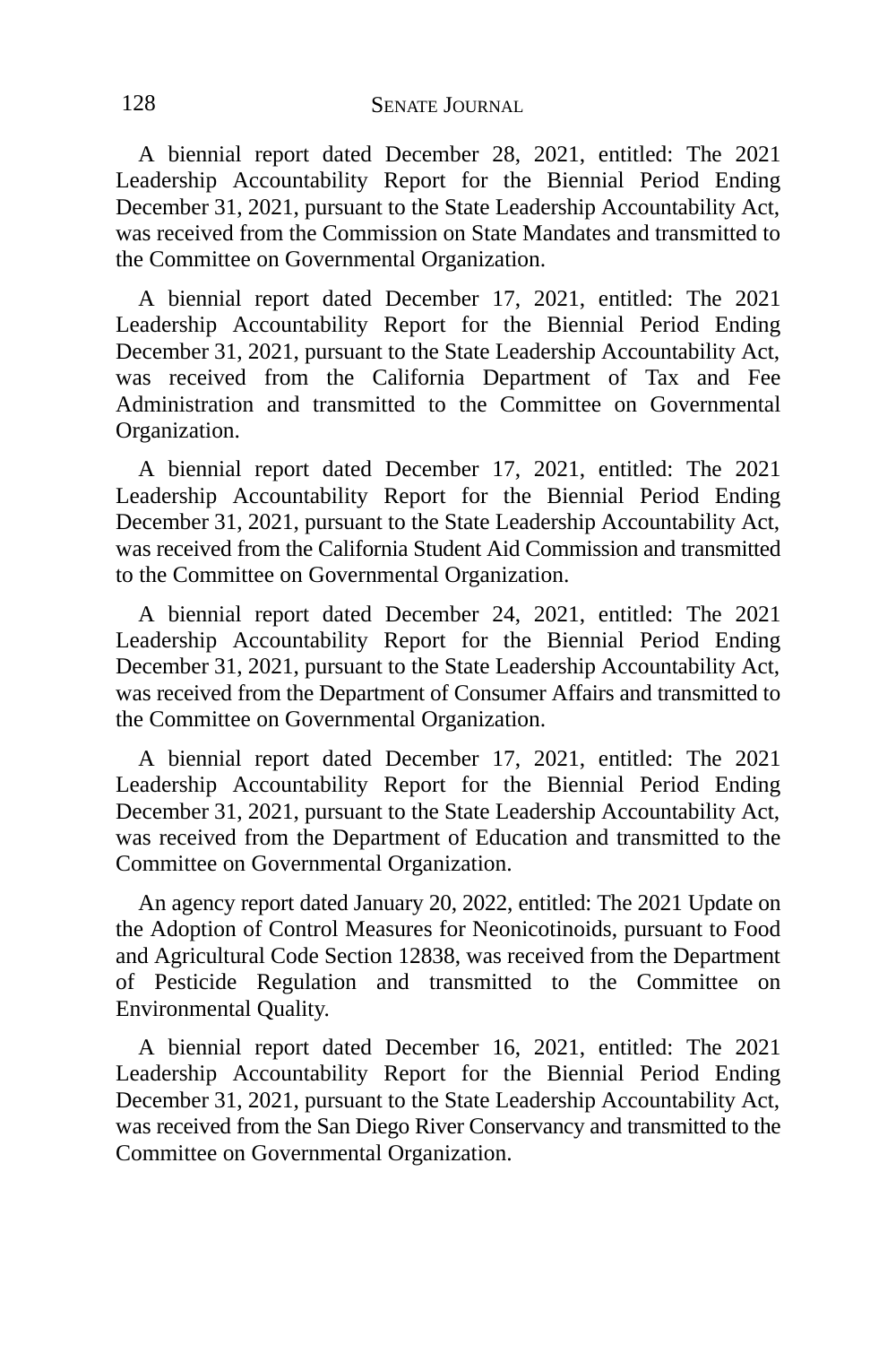A biennial report dated December 28, 2021, entitled: The 2021 Leadership Accountability Report for the Biennial Period Ending December 31, 2021, pursuant to the State Leadership Accountability Act, was received from the Commission on State Mandates and transmitted to the Committee on Governmental Organization.

A biennial report dated December 17, 2021, entitled: The 2021 Leadership Accountability Report for the Biennial Period Ending December 31, 2021, pursuant to the State Leadership Accountability Act, was received from the California Department of Tax and Fee Administration and transmitted to the Committee on Governmental Organization.

A biennial report dated December 17, 2021, entitled: The 2021 Leadership Accountability Report for the Biennial Period Ending December 31, 2021, pursuant to the State Leadership Accountability Act, was received from the California Student Aid Commission and transmitted to the Committee on Governmental Organization.

A biennial report dated December 24, 2021, entitled: The 2021 Leadership Accountability Report for the Biennial Period Ending December 31, 2021, pursuant to the State Leadership Accountability Act, was received from the Department of Consumer Affairs and transmitted to the Committee on Governmental Organization.

A biennial report dated December 17, 2021, entitled: The 2021 Leadership Accountability Report for the Biennial Period Ending December 31, 2021, pursuant to the State Leadership Accountability Act, was received from the Department of Education and transmitted to the Committee on Governmental Organization.

An agency report dated January 20, 2022, entitled: The 2021 Update on the Adoption of Control Measures for Neonicotinoids, pursuant to Food and Agricultural Code Section 12838, was received from the Department of Pesticide Regulation and transmitted to the Committee on Environmental Quality.

A biennial report dated December 16, 2021, entitled: The 2021 Leadership Accountability Report for the Biennial Period Ending December 31, 2021, pursuant to the State Leadership Accountability Act, was received from the San Diego River Conservancy and transmitted to the Committee on Governmental Organization.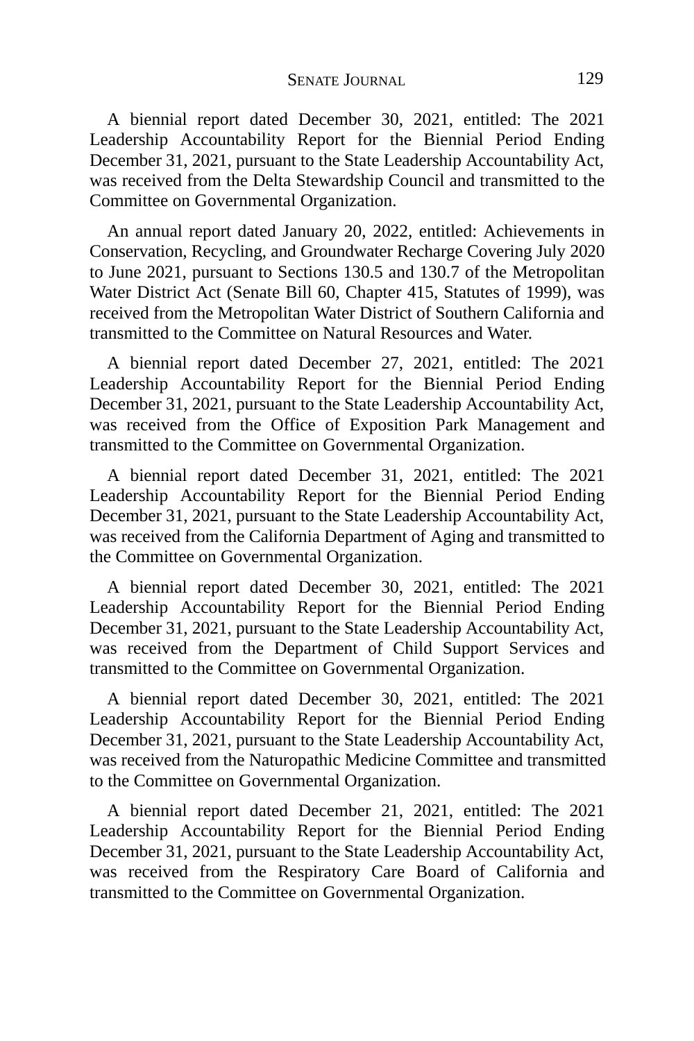A biennial report dated December 30, 2021, entitled: The 2021 Leadership Accountability Report for the Biennial Period Ending December 31, 2021, pursuant to the State Leadership Accountability Act, was received from the Delta Stewardship Council and transmitted to the Committee on Governmental Organization.

An annual report dated January 20, 2022, entitled: Achievements in Conservation, Recycling, and Groundwater Recharge Covering July 2020 to June 2021, pursuant to Sections 130.5 and 130.7 of the Metropolitan Water District Act (Senate Bill 60, Chapter 415, Statutes of 1999), was received from the Metropolitan Water District of Southern California and transmitted to the Committee on Natural Resources and Water.

A biennial report dated December 27, 2021, entitled: The 2021 Leadership Accountability Report for the Biennial Period Ending December 31, 2021, pursuant to the State Leadership Accountability Act, was received from the Office of Exposition Park Management and transmitted to the Committee on Governmental Organization.

A biennial report dated December 31, 2021, entitled: The 2021 Leadership Accountability Report for the Biennial Period Ending December 31, 2021, pursuant to the State Leadership Accountability Act, was received from the California Department of Aging and transmitted to the Committee on Governmental Organization.

A biennial report dated December 30, 2021, entitled: The 2021 Leadership Accountability Report for the Biennial Period Ending December 31, 2021, pursuant to the State Leadership Accountability Act, was received from the Department of Child Support Services and transmitted to the Committee on Governmental Organization.

A biennial report dated December 30, 2021, entitled: The 2021 Leadership Accountability Report for the Biennial Period Ending December 31, 2021, pursuant to the State Leadership Accountability Act, was received from the Naturopathic Medicine Committee and transmitted to the Committee on Governmental Organization.

A biennial report dated December 21, 2021, entitled: The 2021 Leadership Accountability Report for the Biennial Period Ending December 31, 2021, pursuant to the State Leadership Accountability Act, was received from the Respiratory Care Board of California and transmitted to the Committee on Governmental Organization.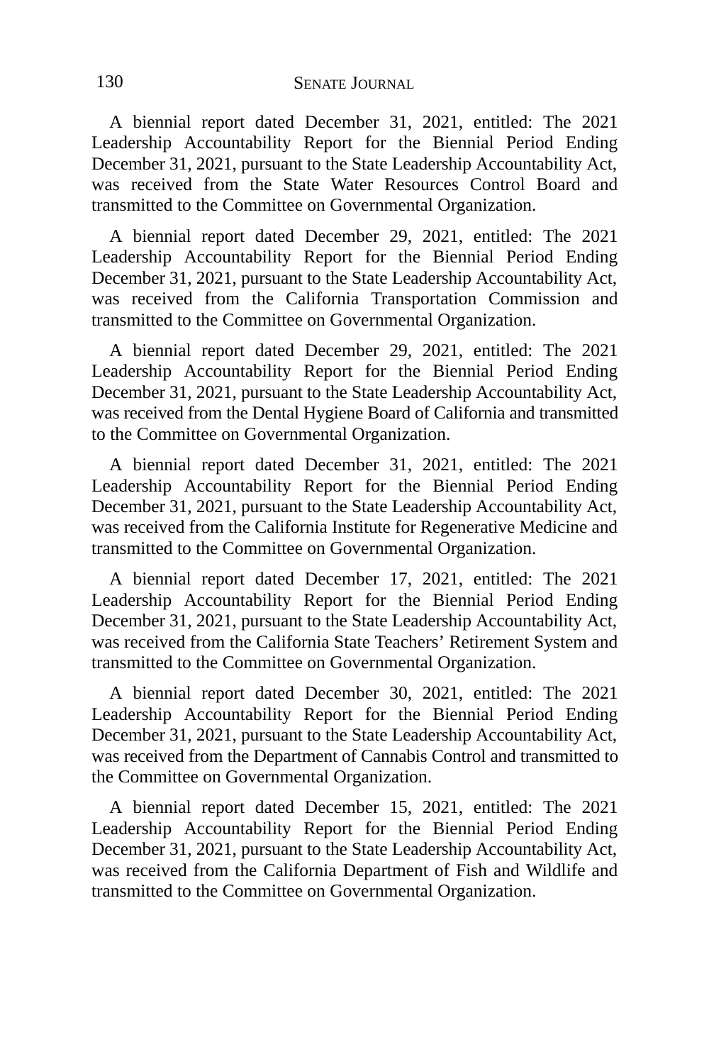A biennial report dated December 31, 2021, entitled: The 2021 Leadership Accountability Report for the Biennial Period Ending December 31, 2021, pursuant to the State Leadership Accountability Act, was received from the State Water Resources Control Board and transmitted to the Committee on Governmental Organization.

A biennial report dated December 29, 2021, entitled: The 2021 Leadership Accountability Report for the Biennial Period Ending December 31, 2021, pursuant to the State Leadership Accountability Act, was received from the California Transportation Commission and transmitted to the Committee on Governmental Organization.

A biennial report dated December 29, 2021, entitled: The 2021 Leadership Accountability Report for the Biennial Period Ending December 31, 2021, pursuant to the State Leadership Accountability Act, was received from the Dental Hygiene Board of California and transmitted to the Committee on Governmental Organization.

A biennial report dated December 31, 2021, entitled: The 2021 Leadership Accountability Report for the Biennial Period Ending December 31, 2021, pursuant to the State Leadership Accountability Act, was received from the California Institute for Regenerative Medicine and transmitted to the Committee on Governmental Organization.

A biennial report dated December 17, 2021, entitled: The 2021 Leadership Accountability Report for the Biennial Period Ending December 31, 2021, pursuant to the State Leadership Accountability Act, was received from the California State Teachers' Retirement System and transmitted to the Committee on Governmental Organization.

A biennial report dated December 30, 2021, entitled: The 2021 Leadership Accountability Report for the Biennial Period Ending December 31, 2021, pursuant to the State Leadership Accountability Act, was received from the Department of Cannabis Control and transmitted to the Committee on Governmental Organization.

A biennial report dated December 15, 2021, entitled: The 2021 Leadership Accountability Report for the Biennial Period Ending December 31, 2021, pursuant to the State Leadership Accountability Act, was received from the California Department of Fish and Wildlife and transmitted to the Committee on Governmental Organization.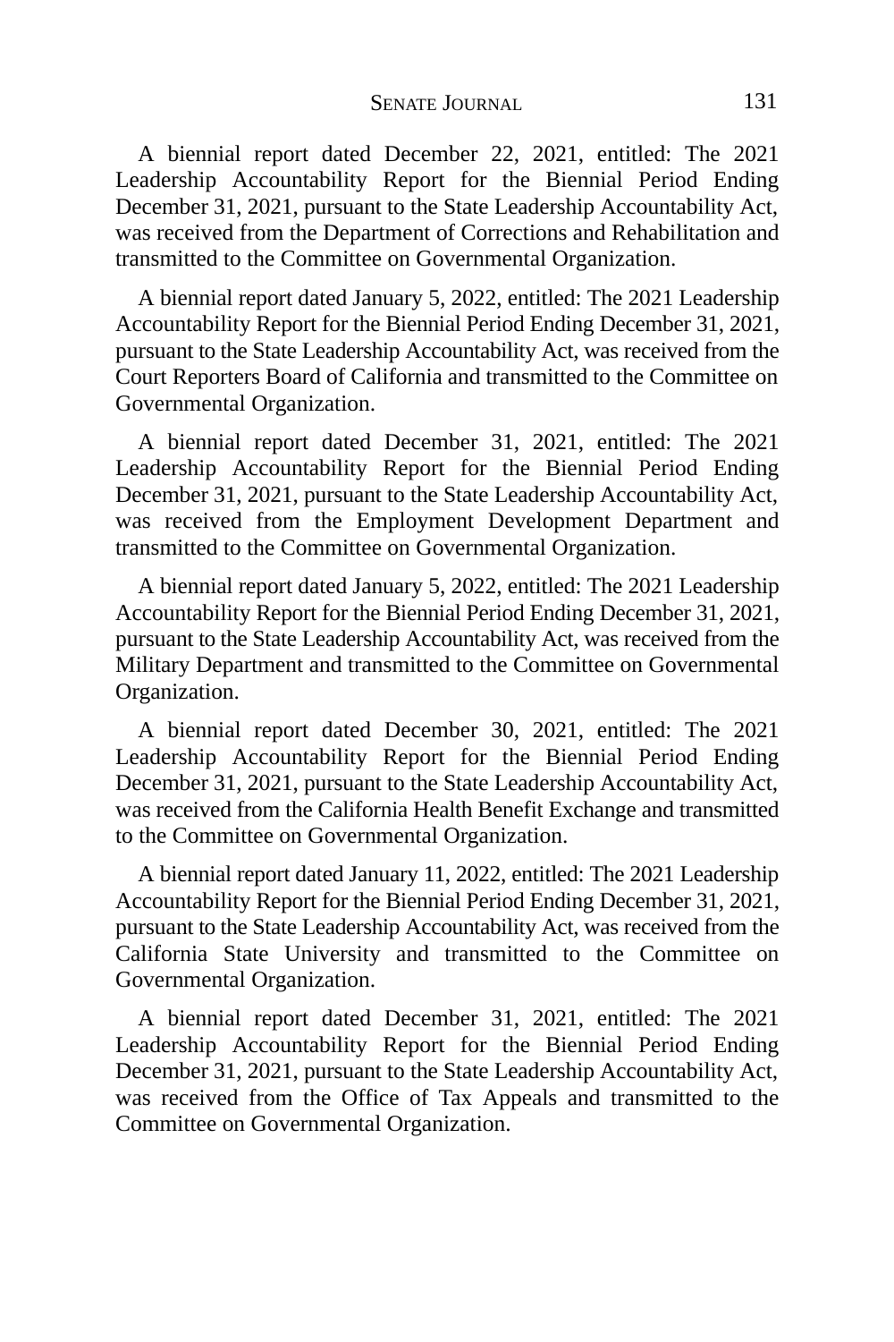A biennial report dated December 22, 2021, entitled: The 2021 Leadership Accountability Report for the Biennial Period Ending December 31, 2021, pursuant to the State Leadership Accountability Act, was received from the Department of Corrections and Rehabilitation and transmitted to the Committee on Governmental Organization.

A biennial report dated January 5, 2022, entitled: The 2021 Leadership Accountability Report for the Biennial Period Ending December 31, 2021, pursuant to the State Leadership Accountability Act, was received from the Court Reporters Board of California and transmitted to the Committee on Governmental Organization.

A biennial report dated December 31, 2021, entitled: The 2021 Leadership Accountability Report for the Biennial Period Ending December 31, 2021, pursuant to the State Leadership Accountability Act, was received from the Employment Development Department and transmitted to the Committee on Governmental Organization.

A biennial report dated January 5, 2022, entitled: The 2021 Leadership Accountability Report for the Biennial Period Ending December 31, 2021, pursuant to the State Leadership Accountability Act, was received from the Military Department and transmitted to the Committee on Governmental Organization.

A biennial report dated December 30, 2021, entitled: The 2021 Leadership Accountability Report for the Biennial Period Ending December 31, 2021, pursuant to the State Leadership Accountability Act, was received from the California Health Benefit Exchange and transmitted to the Committee on Governmental Organization.

A biennial report dated January 11, 2022, entitled: The 2021 Leadership Accountability Report for the Biennial Period Ending December 31, 2021, pursuant to the State Leadership Accountability Act, was received from the California State University and transmitted to the Committee on Governmental Organization.

A biennial report dated December 31, 2021, entitled: The 2021 Leadership Accountability Report for the Biennial Period Ending December 31, 2021, pursuant to the State Leadership Accountability Act, was received from the Office of Tax Appeals and transmitted to the Committee on Governmental Organization.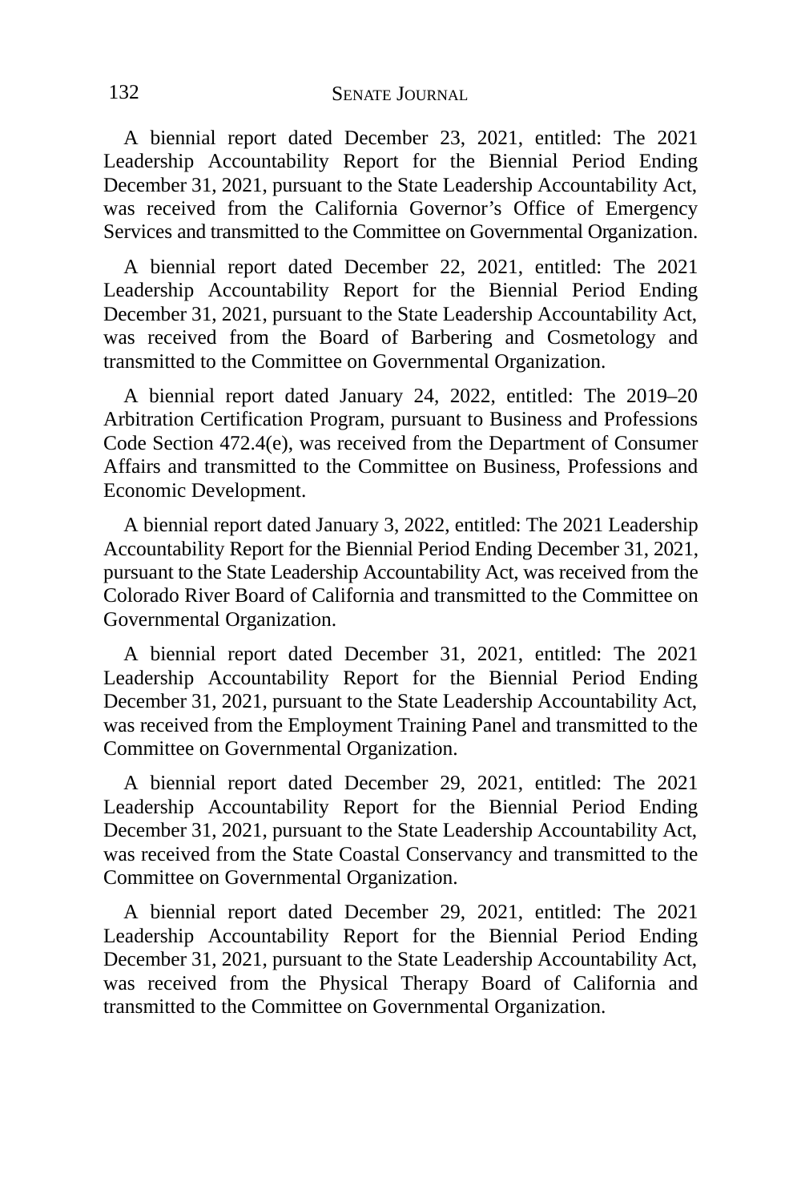A biennial report dated December 23, 2021, entitled: The 2021 Leadership Accountability Report for the Biennial Period Ending December 31, 2021, pursuant to the State Leadership Accountability Act, was received from the California Governor's Office of Emergency Services and transmitted to the Committee on Governmental Organization.

A biennial report dated December 22, 2021, entitled: The 2021 Leadership Accountability Report for the Biennial Period Ending December 31, 2021, pursuant to the State Leadership Accountability Act, was received from the Board of Barbering and Cosmetology and transmitted to the Committee on Governmental Organization.

A biennial report dated January 24, 2022, entitled: The 2019–20 Arbitration Certification Program, pursuant to Business and Professions Code Section 472.4(e), was received from the Department of Consumer Affairs and transmitted to the Committee on Business, Professions and Economic Development.

A biennial report dated January 3, 2022, entitled: The 2021 Leadership Accountability Report for the Biennial Period Ending December 31, 2021, pursuant to the State Leadership Accountability Act, was received from the Colorado River Board of California and transmitted to the Committee on Governmental Organization.

A biennial report dated December 31, 2021, entitled: The 2021 Leadership Accountability Report for the Biennial Period Ending December 31, 2021, pursuant to the State Leadership Accountability Act, was received from the Employment Training Panel and transmitted to the Committee on Governmental Organization.

A biennial report dated December 29, 2021, entitled: The 2021 Leadership Accountability Report for the Biennial Period Ending December 31, 2021, pursuant to the State Leadership Accountability Act, was received from the State Coastal Conservancy and transmitted to the Committee on Governmental Organization.

A biennial report dated December 29, 2021, entitled: The 2021 Leadership Accountability Report for the Biennial Period Ending December 31, 2021, pursuant to the State Leadership Accountability Act, was received from the Physical Therapy Board of California and transmitted to the Committee on Governmental Organization.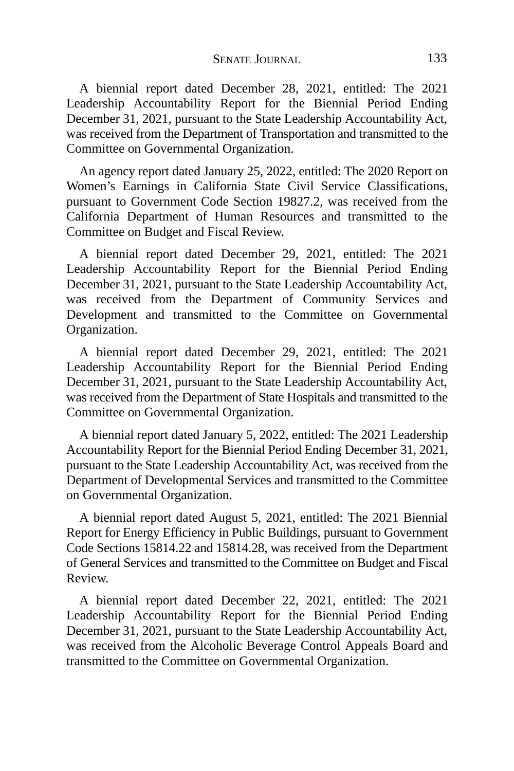A biennial report dated December 28, 2021, entitled: The 2021 Leadership Accountability Report for the Biennial Period Ending December 31, 2021, pursuant to the State Leadership Accountability Act, was received from the Department of Transportation and transmitted to the Committee on Governmental Organization.

An agency report dated January 25, 2022, entitled: The 2020 Report on Women's Earnings in California State Civil Service Classifications, pursuant to Government Code Section 19827.2, was received from the California Department of Human Resources and transmitted to the Committee on Budget and Fiscal Review.

A biennial report dated December 29, 2021, entitled: The 2021 Leadership Accountability Report for the Biennial Period Ending December 31, 2021, pursuant to the State Leadership Accountability Act, was received from the Department of Community Services and Development and transmitted to the Committee on Governmental Organization.

A biennial report dated December 29, 2021, entitled: The 2021 Leadership Accountability Report for the Biennial Period Ending December 31, 2021, pursuant to the State Leadership Accountability Act, was received from the Department of State Hospitals and transmitted to the Committee on Governmental Organization.

A biennial report dated January 5, 2022, entitled: The 2021 Leadership Accountability Report for the Biennial Period Ending December 31, 2021, pursuant to the State Leadership Accountability Act, was received from the Department of Developmental Services and transmitted to the Committee on Governmental Organization.

A biennial report dated August 5, 2021, entitled: The 2021 Biennial Report for Energy Efficiency in Public Buildings, pursuant to Government Code Sections 15814.22 and 15814.28, was received from the Department of General Services and transmitted to the Committee on Budget and Fiscal Review.

A biennial report dated December 22, 2021, entitled: The 2021 Leadership Accountability Report for the Biennial Period Ending December 31, 2021, pursuant to the State Leadership Accountability Act, was received from the Alcoholic Beverage Control Appeals Board and transmitted to the Committee on Governmental Organization.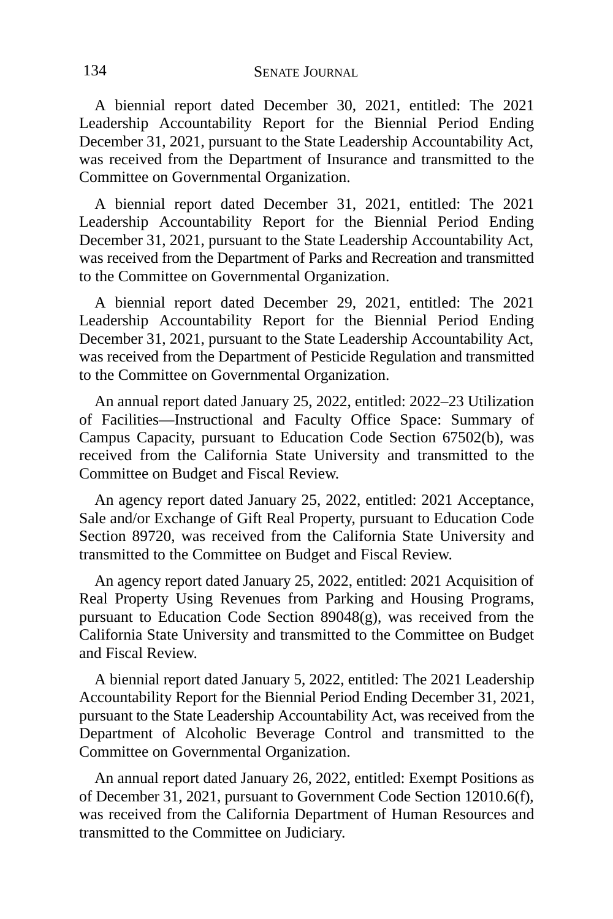A biennial report dated December 30, 2021, entitled: The 2021 Leadership Accountability Report for the Biennial Period Ending December 31, 2021, pursuant to the State Leadership Accountability Act, was received from the Department of Insurance and transmitted to the Committee on Governmental Organization.

A biennial report dated December 31, 2021, entitled: The 2021 Leadership Accountability Report for the Biennial Period Ending December 31, 2021, pursuant to the State Leadership Accountability Act, was received from the Department of Parks and Recreation and transmitted to the Committee on Governmental Organization.

A biennial report dated December 29, 2021, entitled: The 2021 Leadership Accountability Report for the Biennial Period Ending December 31, 2021, pursuant to the State Leadership Accountability Act, was received from the Department of Pesticide Regulation and transmitted to the Committee on Governmental Organization.

An annual report dated January 25, 2022, entitled: 2022–23 Utilization of Facilities—Instructional and Faculty Office Space: Summary of Campus Capacity, pursuant to Education Code Section 67502(b), was received from the California State University and transmitted to the Committee on Budget and Fiscal Review.

An agency report dated January 25, 2022, entitled: 2021 Acceptance, Sale and/or Exchange of Gift Real Property, pursuant to Education Code Section 89720, was received from the California State University and transmitted to the Committee on Budget and Fiscal Review.

An agency report dated January 25, 2022, entitled: 2021 Acquisition of Real Property Using Revenues from Parking and Housing Programs, pursuant to Education Code Section 89048(g), was received from the California State University and transmitted to the Committee on Budget and Fiscal Review.

A biennial report dated January 5, 2022, entitled: The 2021 Leadership Accountability Report for the Biennial Period Ending December 31, 2021, pursuant to the State Leadership Accountability Act, was received from the Department of Alcoholic Beverage Control and transmitted to the Committee on Governmental Organization.

An annual report dated January 26, 2022, entitled: Exempt Positions as of December 31, 2021, pursuant to Government Code Section 12010.6(f), was received from the California Department of Human Resources and transmitted to the Committee on Judiciary.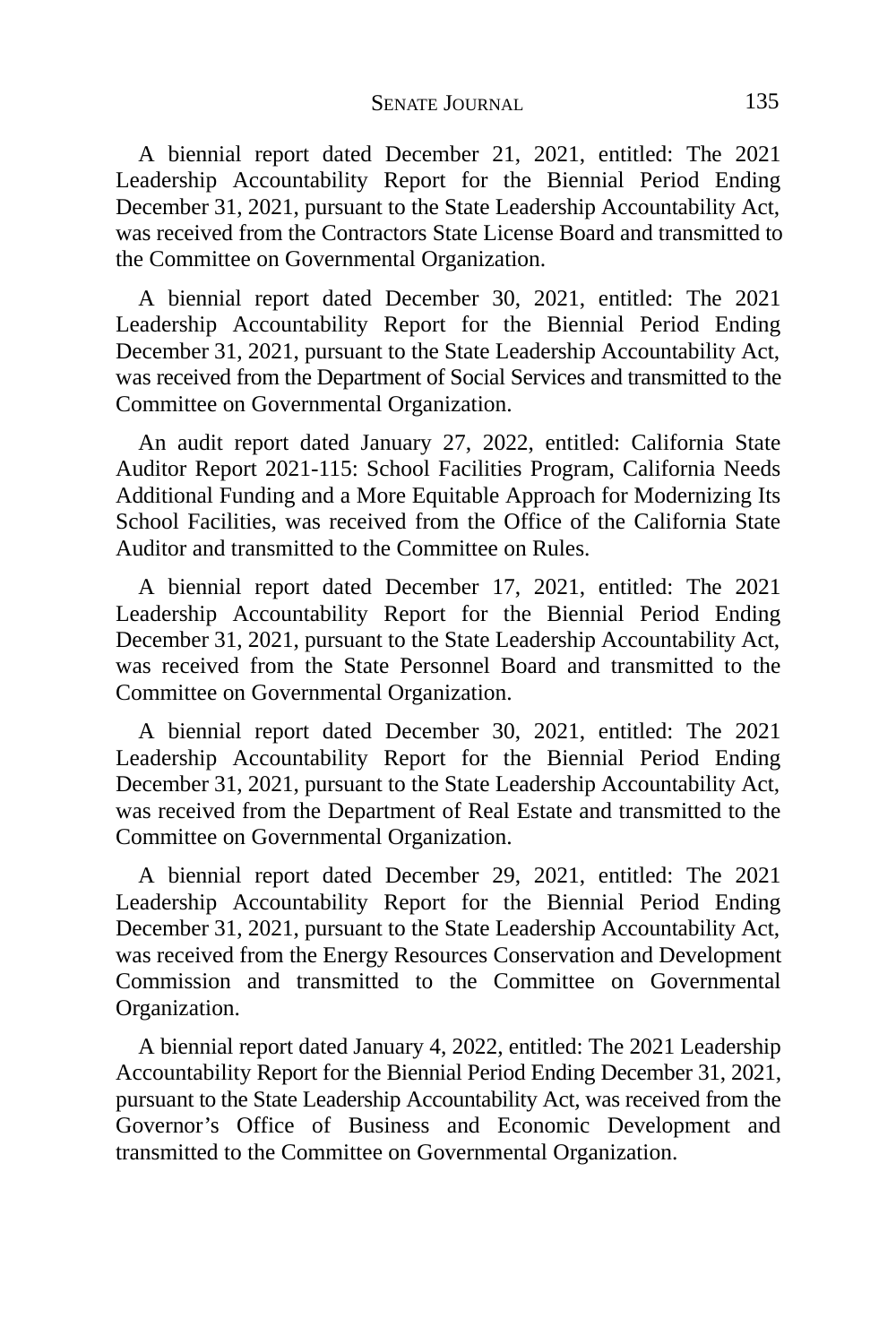A biennial report dated December 21, 2021, entitled: The 2021 Leadership Accountability Report for the Biennial Period Ending December 31, 2021, pursuant to the State Leadership Accountability Act, was received from the Contractors State License Board and transmitted to the Committee on Governmental Organization.

A biennial report dated December 30, 2021, entitled: The 2021 Leadership Accountability Report for the Biennial Period Ending December 31, 2021, pursuant to the State Leadership Accountability Act, was received from the Department of Social Services and transmitted to the Committee on Governmental Organization.

An audit report dated January 27, 2022, entitled: California State Auditor Report 2021-115: School Facilities Program, California Needs Additional Funding and a More Equitable Approach for Modernizing Its School Facilities, was received from the Office of the California State Auditor and transmitted to the Committee on Rules.

A biennial report dated December 17, 2021, entitled: The 2021 Leadership Accountability Report for the Biennial Period Ending December 31, 2021, pursuant to the State Leadership Accountability Act, was received from the State Personnel Board and transmitted to the Committee on Governmental Organization.

A biennial report dated December 30, 2021, entitled: The 2021 Leadership Accountability Report for the Biennial Period Ending December 31, 2021, pursuant to the State Leadership Accountability Act, was received from the Department of Real Estate and transmitted to the Committee on Governmental Organization.

A biennial report dated December 29, 2021, entitled: The 2021 Leadership Accountability Report for the Biennial Period Ending December 31, 2021, pursuant to the State Leadership Accountability Act, was received from the Energy Resources Conservation and Development Commission and transmitted to the Committee on Governmental Organization.

A biennial report dated January 4, 2022, entitled: The 2021 Leadership Accountability Report for the Biennial Period Ending December 31, 2021, pursuant to the State Leadership Accountability Act, was received from the Governor's Office of Business and Economic Development and transmitted to the Committee on Governmental Organization.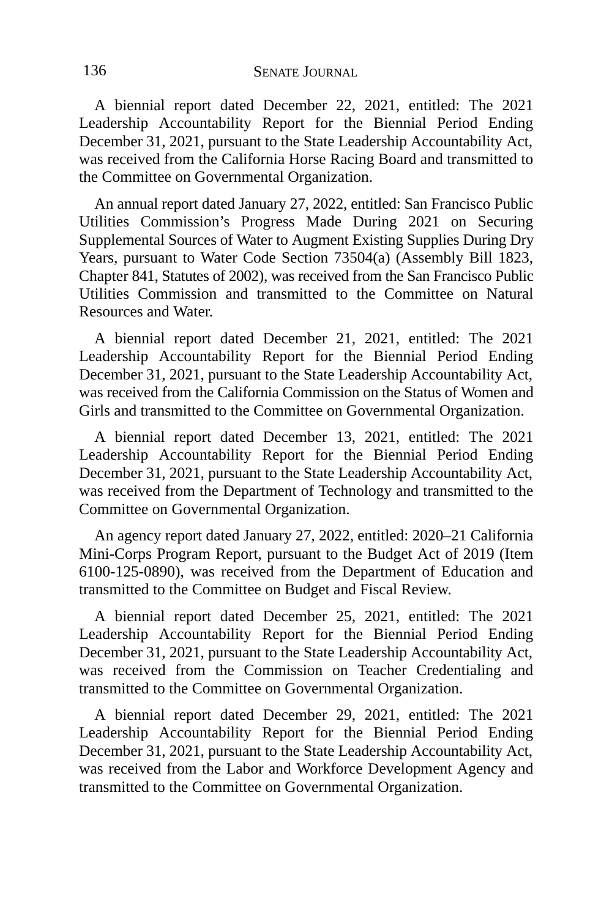A biennial report dated December 22, 2021, entitled: The 2021 Leadership Accountability Report for the Biennial Period Ending December 31, 2021, pursuant to the State Leadership Accountability Act, was received from the California Horse Racing Board and transmitted to the Committee on Governmental Organization.

An annual report dated January 27, 2022, entitled: San Francisco Public Utilities Commission's Progress Made During 2021 on Securing Supplemental Sources of Water to Augment Existing Supplies During Dry Years, pursuant to Water Code Section 73504(a) (Assembly Bill 1823, Chapter 841, Statutes of 2002), was received from the San Francisco Public Utilities Commission and transmitted to the Committee on Natural Resources and Water.

A biennial report dated December 21, 2021, entitled: The 2021 Leadership Accountability Report for the Biennial Period Ending December 31, 2021, pursuant to the State Leadership Accountability Act, was received from the California Commission on the Status of Women and Girls and transmitted to the Committee on Governmental Organization.

A biennial report dated December 13, 2021, entitled: The 2021 Leadership Accountability Report for the Biennial Period Ending December 31, 2021, pursuant to the State Leadership Accountability Act, was received from the Department of Technology and transmitted to the Committee on Governmental Organization.

An agency report dated January 27, 2022, entitled: 2020–21 California Mini-Corps Program Report, pursuant to the Budget Act of 2019 (Item 6100-125-0890), was received from the Department of Education and transmitted to the Committee on Budget and Fiscal Review.

A biennial report dated December 25, 2021, entitled: The 2021 Leadership Accountability Report for the Biennial Period Ending December 31, 2021, pursuant to the State Leadership Accountability Act, was received from the Commission on Teacher Credentialing and transmitted to the Committee on Governmental Organization.

A biennial report dated December 29, 2021, entitled: The 2021 Leadership Accountability Report for the Biennial Period Ending December 31, 2021, pursuant to the State Leadership Accountability Act, was received from the Labor and Workforce Development Agency and transmitted to the Committee on Governmental Organization.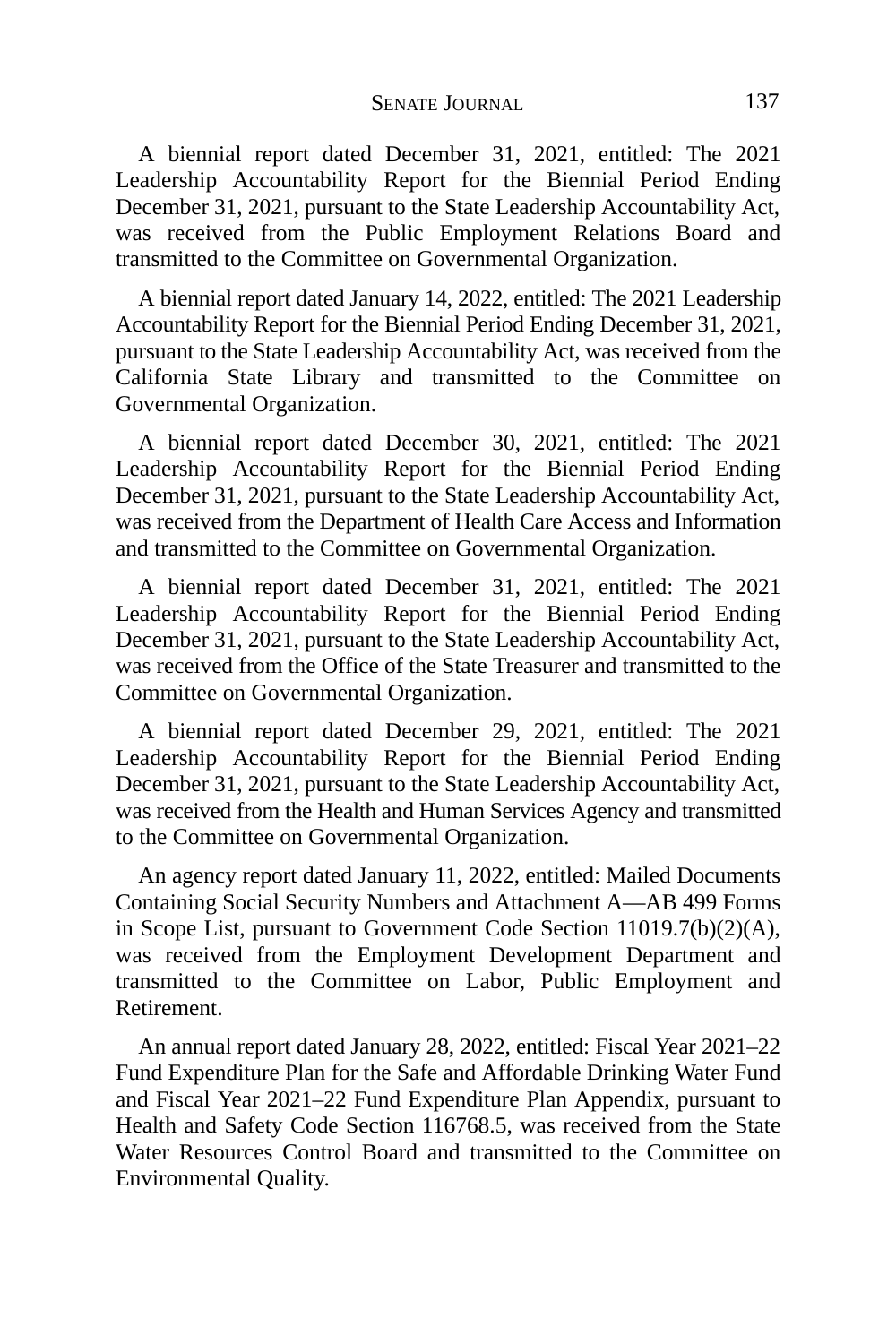A biennial report dated December 31, 2021, entitled: The 2021 Leadership Accountability Report for the Biennial Period Ending December 31, 2021, pursuant to the State Leadership Accountability Act, was received from the Public Employment Relations Board and transmitted to the Committee on Governmental Organization.

A biennial report dated January 14, 2022, entitled: The 2021 Leadership Accountability Report for the Biennial Period Ending December 31, 2021, pursuant to the State Leadership Accountability Act, was received from the California State Library and transmitted to the Committee on Governmental Organization.

A biennial report dated December 30, 2021, entitled: The 2021 Leadership Accountability Report for the Biennial Period Ending December 31, 2021, pursuant to the State Leadership Accountability Act, was received from the Department of Health Care Access and Information and transmitted to the Committee on Governmental Organization.

A biennial report dated December 31, 2021, entitled: The 2021 Leadership Accountability Report for the Biennial Period Ending December 31, 2021, pursuant to the State Leadership Accountability Act, was received from the Office of the State Treasurer and transmitted to the Committee on Governmental Organization.

A biennial report dated December 29, 2021, entitled: The 2021 Leadership Accountability Report for the Biennial Period Ending December 31, 2021, pursuant to the State Leadership Accountability Act, was received from the Health and Human Services Agency and transmitted to the Committee on Governmental Organization.

An agency report dated January 11, 2022, entitled: Mailed Documents Containing Social Security Numbers and Attachment A—AB 499 Forms in Scope List, pursuant to Government Code Section 11019.7(b)(2)(A), was received from the Employment Development Department and transmitted to the Committee on Labor, Public Employment and Retirement.

An annual report dated January 28, 2022, entitled: Fiscal Year 2021–22 Fund Expenditure Plan for the Safe and Affordable Drinking Water Fund and Fiscal Year 2021–22 Fund Expenditure Plan Appendix, pursuant to Health and Safety Code Section 116768.5, was received from the State Water Resources Control Board and transmitted to the Committee on Environmental Quality.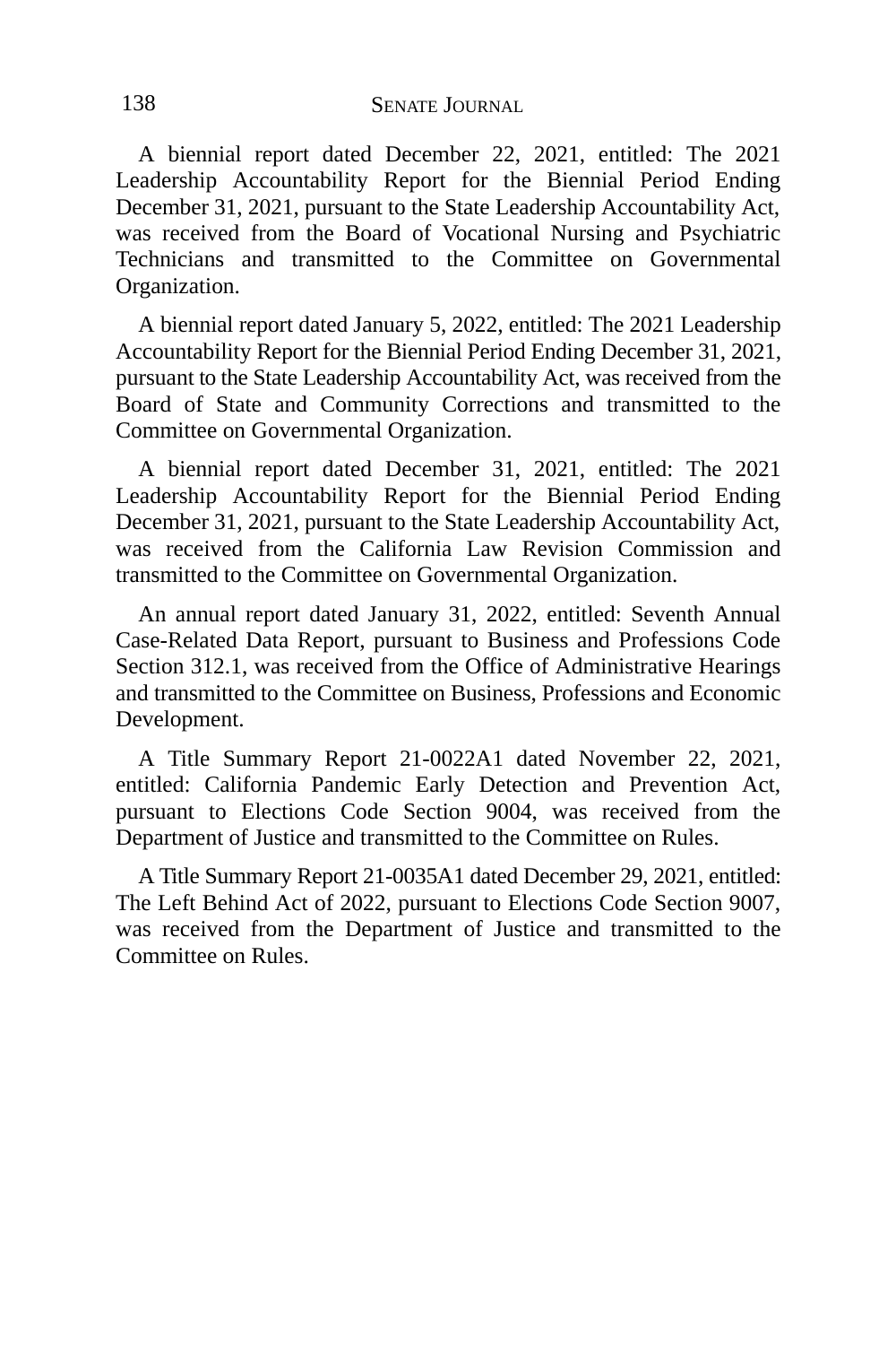A biennial report dated December 22, 2021, entitled: The 2021 Leadership Accountability Report for the Biennial Period Ending December 31, 2021, pursuant to the State Leadership Accountability Act, was received from the Board of Vocational Nursing and Psychiatric Technicians and transmitted to the Committee on Governmental Organization.

A biennial report dated January 5, 2022, entitled: The 2021 Leadership Accountability Report for the Biennial Period Ending December 31, 2021, pursuant to the State Leadership Accountability Act, was received from the Board of State and Community Corrections and transmitted to the Committee on Governmental Organization.

A biennial report dated December 31, 2021, entitled: The 2021 Leadership Accountability Report for the Biennial Period Ending December 31, 2021, pursuant to the State Leadership Accountability Act, was received from the California Law Revision Commission and transmitted to the Committee on Governmental Organization.

An annual report dated January 31, 2022, entitled: Seventh Annual Case-Related Data Report, pursuant to Business and Professions Code Section 312.1, was received from the Office of Administrative Hearings and transmitted to the Committee on Business, Professions and Economic Development.

A Title Summary Report 21-0022A1 dated November 22, 2021, entitled: California Pandemic Early Detection and Prevention Act, pursuant to Elections Code Section 9004, was received from the Department of Justice and transmitted to the Committee on Rules.

A Title Summary Report 21-0035A1 dated December 29, 2021, entitled: The Left Behind Act of 2022, pursuant to Elections Code Section 9007, was received from the Department of Justice and transmitted to the Committee on Rules.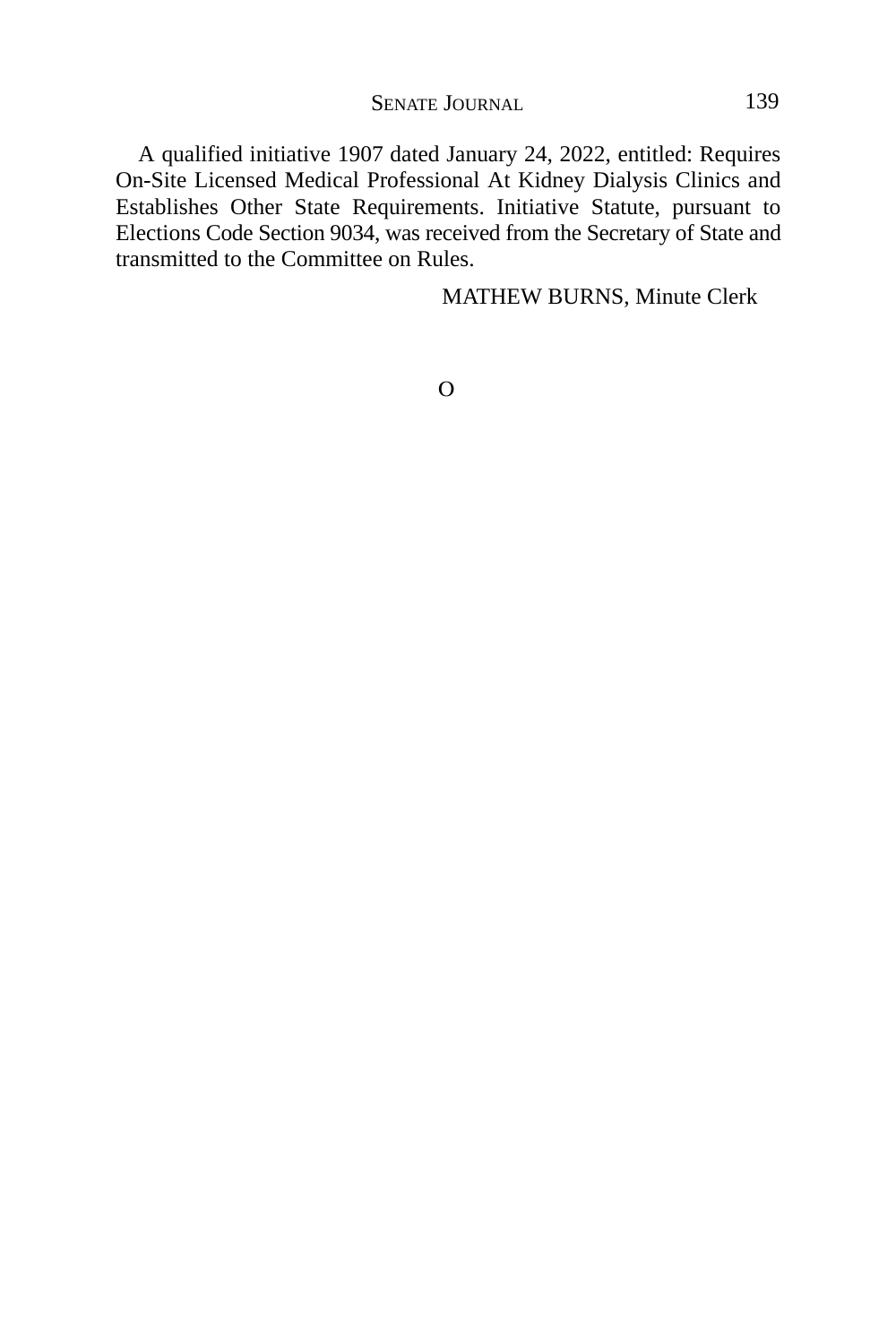A qualified initiative 1907 dated January 24, 2022, entitled: Requires On-Site Licensed Medical Professional At Kidney Dialysis Clinics and Establishes Other State Requirements. Initiative Statute, pursuant to Elections Code Section 9034, was received from the Secretary of State and transmitted to the Committee on Rules.

MATHEW BURNS, Minute Clerk

O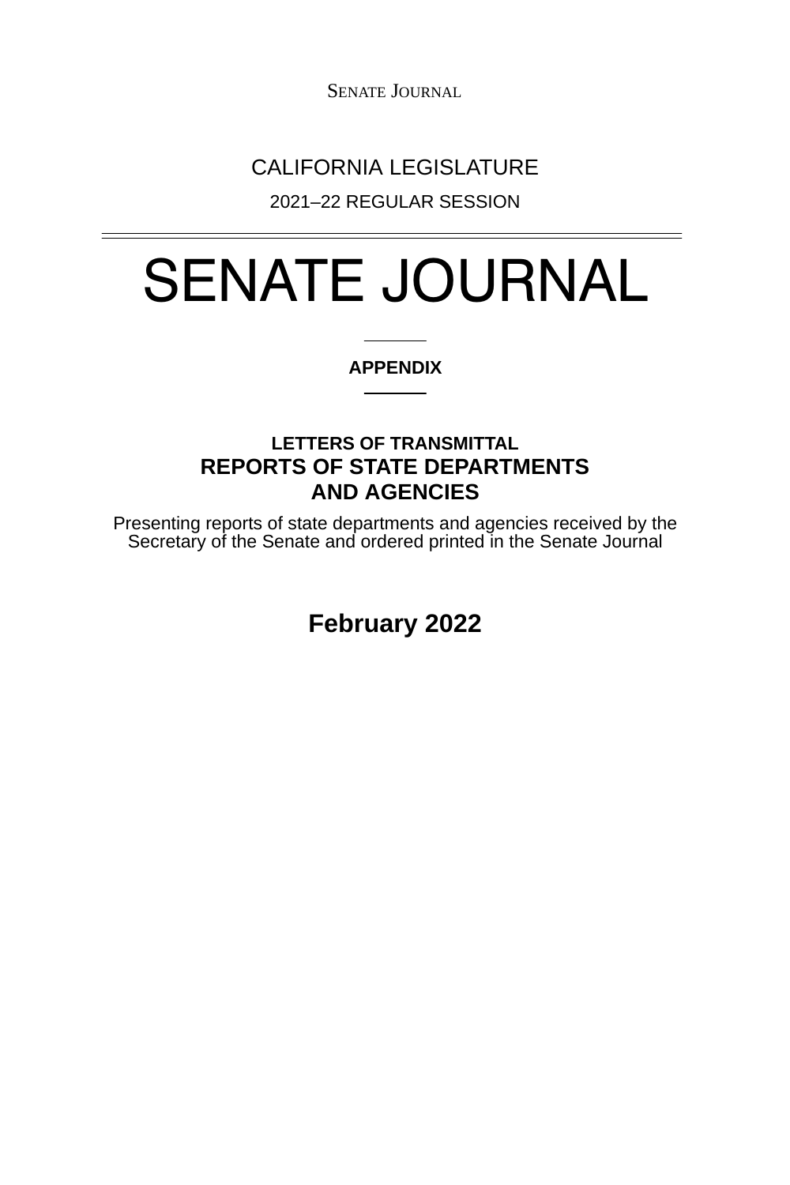CALIFORNIA LEGISLATURE

2021–22 REGULAR SESSION

# SENATE JOURNAL

**APPENDIX**

## LETTERS OF TRANSMITTAL

## REPORTS OF STATE DEPARTMENTS AND AGENCIES

Presenting reports of state departments and agencies received by the Secretary of the Senate and ordered printed in the Senate Journal

**February 2022**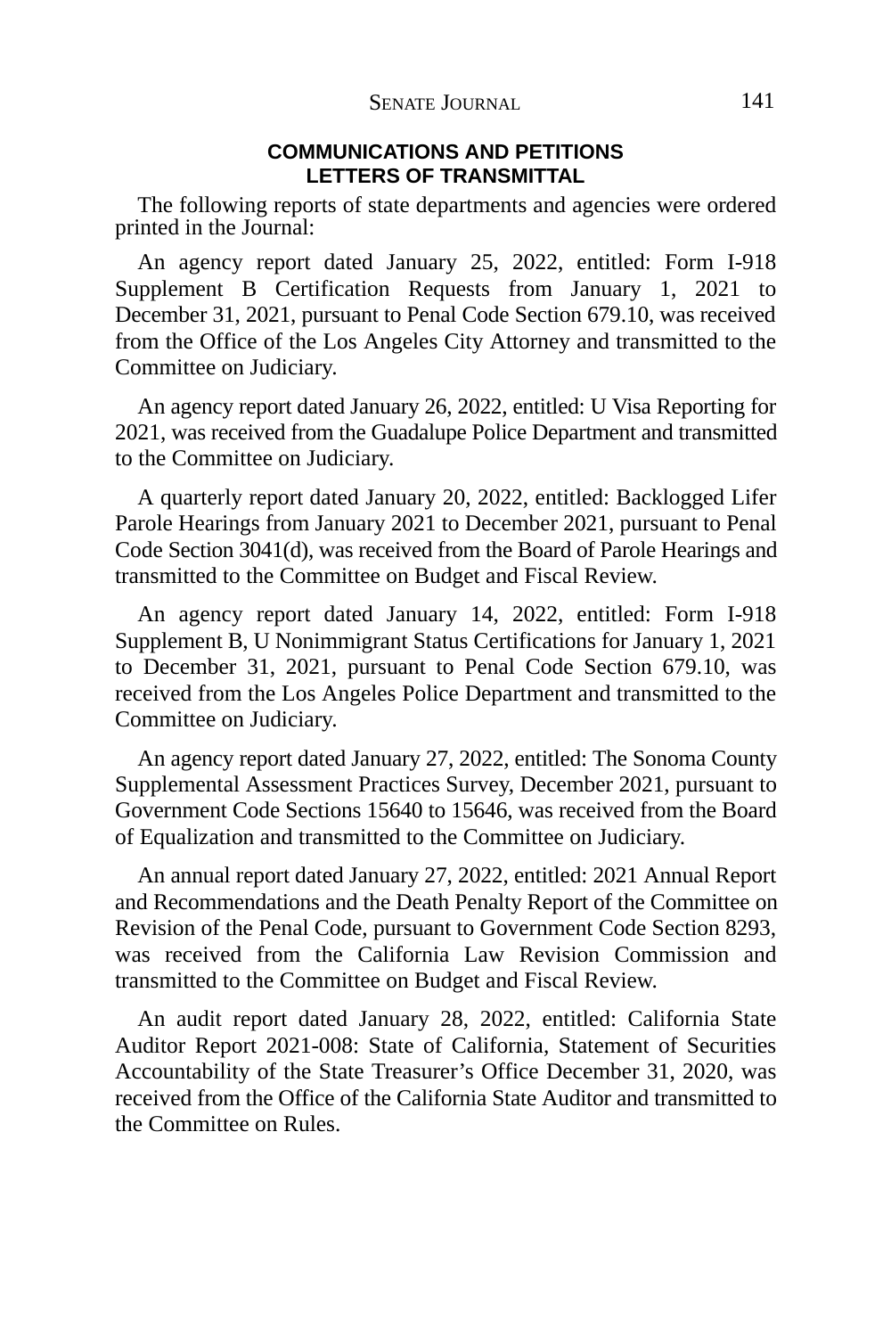## COMMUNICATIONS AND PETITIONS
## LETTERS OF TRANSMITTAL

The following reports of state departments and agencies were ordered printed in the Journal:

An agency report dated January 25, 2022, entitled: Form I-918 Supplement B Certification Requests from January 1, 2021 to December 31, 2021, pursuant to Penal Code Section 679.10, was received from the Office of the Los Angeles City Attorney and transmitted to the Committee on Judiciary.

An agency report dated January 26, 2022, entitled: U Visa Reporting for 2021, was received from the Guadalupe Police Department and transmitted to the Committee on Judiciary.

A quarterly report dated January 20, 2022, entitled: Backlogged Lifer Parole Hearings from January 2021 to December 2021, pursuant to Penal Code Section 3041(d), was received from the Board of Parole Hearings and transmitted to the Committee on Budget and Fiscal Review.

An agency report dated January 14, 2022, entitled: Form I-918 Supplement B, U Nonimmigrant Status Certifications for January 1, 2021 to December 31, 2021, pursuant to Penal Code Section 679.10, was received from the Los Angeles Police Department and transmitted to the Committee on Judiciary.

An agency report dated January 27, 2022, entitled: The Sonoma County Supplemental Assessment Practices Survey, December 2021, pursuant to Government Code Sections 15640 to 15646, was received from the Board of Equalization and transmitted to the Committee on Judiciary.

An annual report dated January 27, 2022, entitled: 2021 Annual Report and Recommendations and the Death Penalty Report of the Committee on Revision of the Penal Code, pursuant to Government Code Section 8293, was received from the California Law Revision Commission and transmitted to the Committee on Budget and Fiscal Review.

An audit report dated January 28, 2022, entitled: California State Auditor Report 2021-008: State of California, Statement of Securities Accountability of the State Treasurer's Office December 31, 2020, was received from the Office of the California State Auditor and transmitted to the Committee on Rules.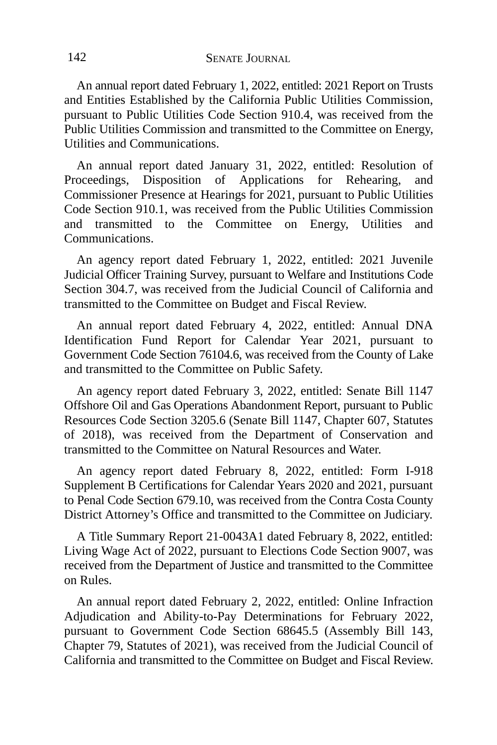An annual report dated February 1, 2022, entitled: 2021 Report on Trusts and Entities Established by the California Public Utilities Commission, pursuant to Public Utilities Code Section 910.4, was received from the Public Utilities Commission and transmitted to the Committee on Energy, Utilities and Communications.

An annual report dated January 31, 2022, entitled: Resolution of Proceedings, Disposition of Applications for Rehearing, and Commissioner Presence at Hearings for 2021, pursuant to Public Utilities Code Section 910.1, was received from the Public Utilities Commission and transmitted to the Committee on Energy, Utilities and Communications.

An agency report dated February 1, 2022, entitled: 2021 Juvenile Judicial Officer Training Survey, pursuant to Welfare and Institutions Code Section 304.7, was received from the Judicial Council of California and transmitted to the Committee on Budget and Fiscal Review.

An annual report dated February 4, 2022, entitled: Annual DNA Identification Fund Report for Calendar Year 2021, pursuant to Government Code Section 76104.6, was received from the County of Lake and transmitted to the Committee on Public Safety.

An agency report dated February 3, 2022, entitled: Senate Bill 1147 Offshore Oil and Gas Operations Abandonment Report, pursuant to Public Resources Code Section 3205.6 (Senate Bill 1147, Chapter 607, Statutes of 2018), was received from the Department of Conservation and transmitted to the Committee on Natural Resources and Water.

An agency report dated February 8, 2022, entitled: Form I-918 Supplement B Certifications for Calendar Years 2020 and 2021, pursuant to Penal Code Section 679.10, was received from the Contra Costa County District Attorney's Office and transmitted to the Committee on Judiciary.

A Title Summary Report 21-0043A1 dated February 8, 2022, entitled: Living Wage Act of 2022, pursuant to Elections Code Section 9007, was received from the Department of Justice and transmitted to the Committee on Rules.

An annual report dated February 2, 2022, entitled: Online Infraction Adjudication and Ability-to-Pay Determinations for February 2022, pursuant to Government Code Section 68645.5 (Assembly Bill 143, Chapter 79, Statutes of 2021), was received from the Judicial Council of California and transmitted to the Committee on Budget and Fiscal Review.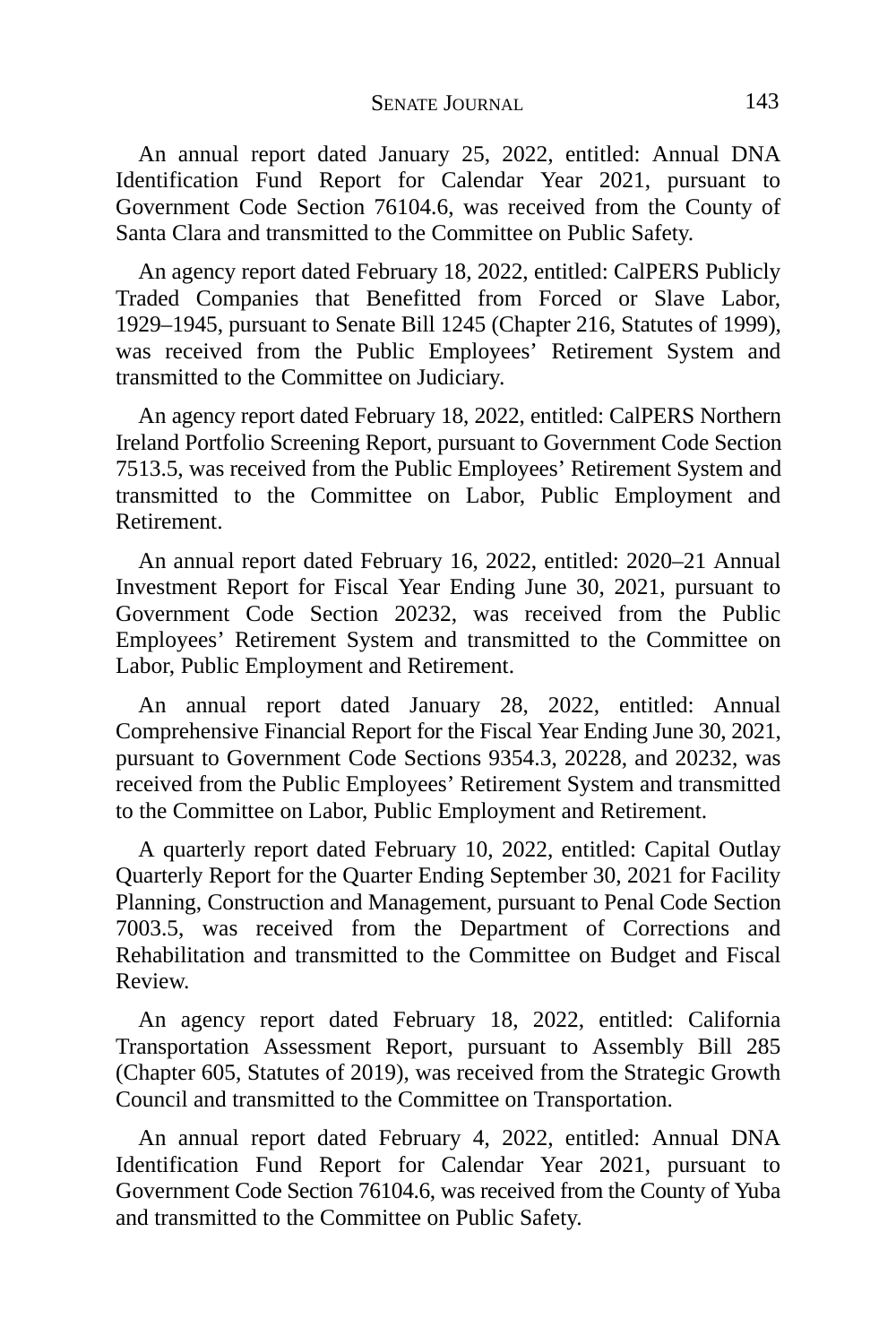An annual report dated January 25, 2022, entitled: Annual DNA Identification Fund Report for Calendar Year 2021, pursuant to Government Code Section 76104.6, was received from the County of Santa Clara and transmitted to the Committee on Public Safety.

An agency report dated February 18, 2022, entitled: CalPERS Publicly Traded Companies that Benefitted from Forced or Slave Labor, 1929–1945, pursuant to Senate Bill 1245 (Chapter 216, Statutes of 1999), was received from the Public Employees' Retirement System and transmitted to the Committee on Judiciary.

An agency report dated February 18, 2022, entitled: CalPERS Northern Ireland Portfolio Screening Report, pursuant to Government Code Section 7513.5, was received from the Public Employees' Retirement System and transmitted to the Committee on Labor, Public Employment and Retirement.

An annual report dated February 16, 2022, entitled: 2020–21 Annual Investment Report for Fiscal Year Ending June 30, 2021, pursuant to Government Code Section 20232, was received from the Public Employees' Retirement System and transmitted to the Committee on Labor, Public Employment and Retirement.

An annual report dated January 28, 2022, entitled: Annual Comprehensive Financial Report for the Fiscal Year Ending June 30, 2021, pursuant to Government Code Sections 9354.3, 20228, and 20232, was received from the Public Employees' Retirement System and transmitted to the Committee on Labor, Public Employment and Retirement.

A quarterly report dated February 10, 2022, entitled: Capital Outlay Quarterly Report for the Quarter Ending September 30, 2021 for Facility Planning, Construction and Management, pursuant to Penal Code Section 7003.5, was received from the Department of Corrections and Rehabilitation and transmitted to the Committee on Budget and Fiscal Review.

An agency report dated February 18, 2022, entitled: California Transportation Assessment Report, pursuant to Assembly Bill 285 (Chapter 605, Statutes of 2019), was received from the Strategic Growth Council and transmitted to the Committee on Transportation.

An annual report dated February 4, 2022, entitled: Annual DNA Identification Fund Report for Calendar Year 2021, pursuant to Government Code Section 76104.6, was received from the County of Yuba and transmitted to the Committee on Public Safety.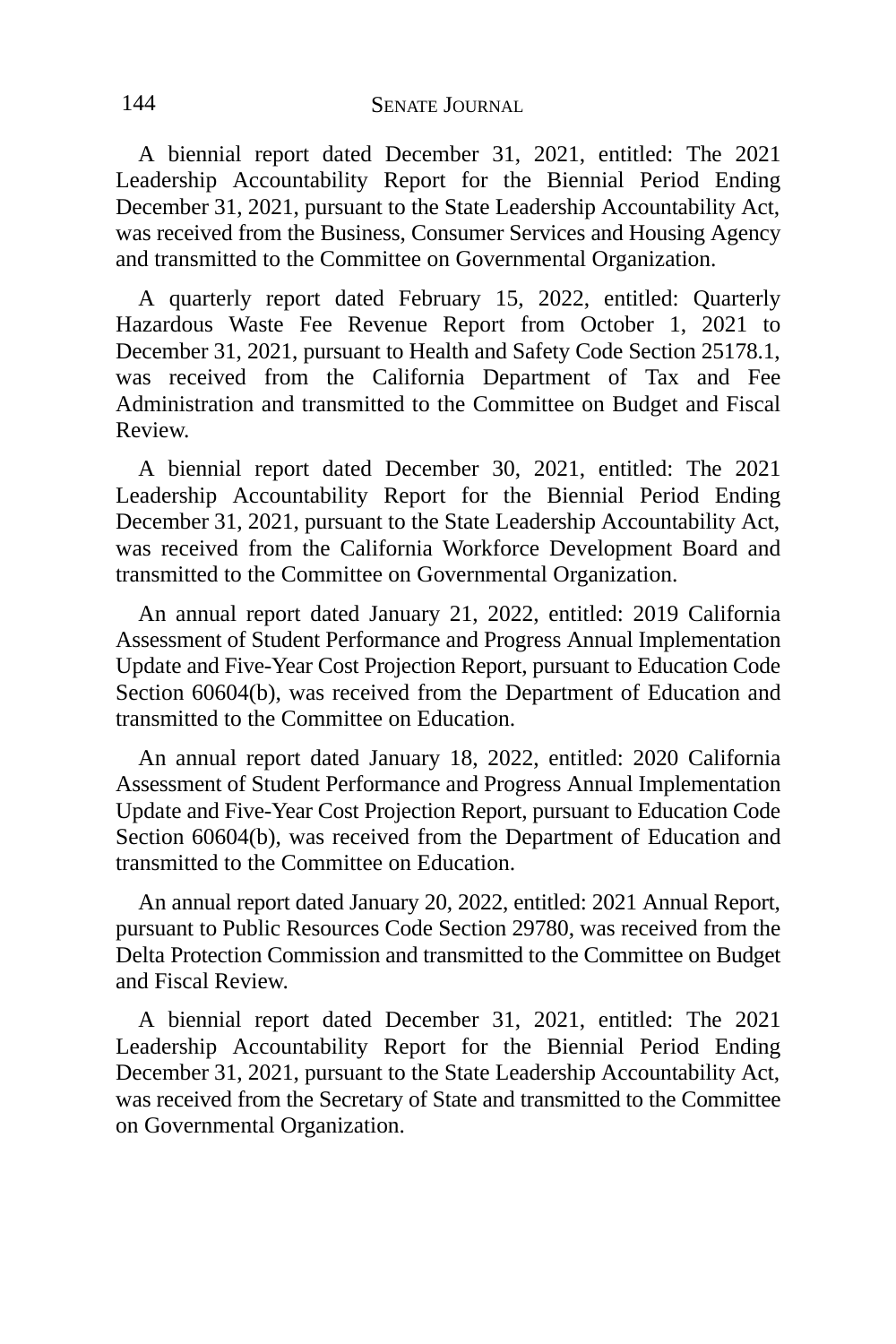A biennial report dated December 31, 2021, entitled: The 2021 Leadership Accountability Report for the Biennial Period Ending December 31, 2021, pursuant to the State Leadership Accountability Act, was received from the Business, Consumer Services and Housing Agency and transmitted to the Committee on Governmental Organization.

A quarterly report dated February 15, 2022, entitled: Quarterly Hazardous Waste Fee Revenue Report from October 1, 2021 to December 31, 2021, pursuant to Health and Safety Code Section 25178.1, was received from the California Department of Tax and Fee Administration and transmitted to the Committee on Budget and Fiscal Review.

A biennial report dated December 30, 2021, entitled: The 2021 Leadership Accountability Report for the Biennial Period Ending December 31, 2021, pursuant to the State Leadership Accountability Act, was received from the California Workforce Development Board and transmitted to the Committee on Governmental Organization.

An annual report dated January 21, 2022, entitled: 2019 California Assessment of Student Performance and Progress Annual Implementation Update and Five-Year Cost Projection Report, pursuant to Education Code Section 60604(b), was received from the Department of Education and transmitted to the Committee on Education.

An annual report dated January 18, 2022, entitled: 2020 California Assessment of Student Performance and Progress Annual Implementation Update and Five-Year Cost Projection Report, pursuant to Education Code Section 60604(b), was received from the Department of Education and transmitted to the Committee on Education.

An annual report dated January 20, 2022, entitled: 2021 Annual Report, pursuant to Public Resources Code Section 29780, was received from the Delta Protection Commission and transmitted to the Committee on Budget and Fiscal Review.

A biennial report dated December 31, 2021, entitled: The 2021 Leadership Accountability Report for the Biennial Period Ending December 31, 2021, pursuant to the State Leadership Accountability Act, was received from the Secretary of State and transmitted to the Committee on Governmental Organization.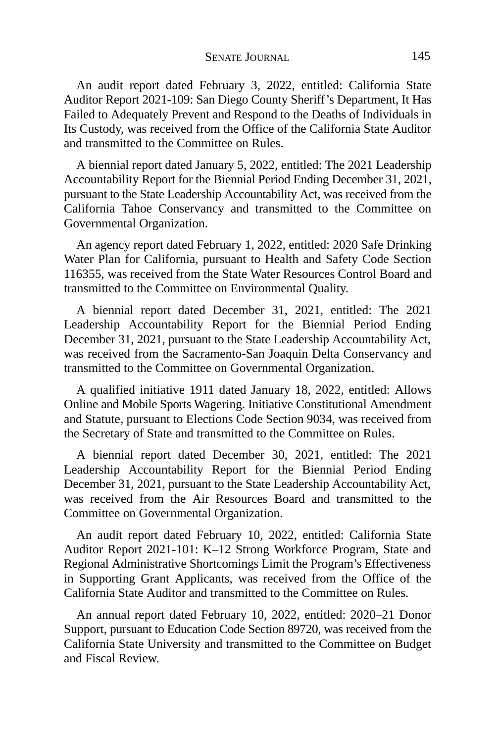An audit report dated February 3, 2022, entitled: California State Auditor Report 2021-109: San Diego County Sheriff's Department, It Has Failed to Adequately Prevent and Respond to the Deaths of Individuals in Its Custody, was received from the Office of the California State Auditor and transmitted to the Committee on Rules.

A biennial report dated January 5, 2022, entitled: The 2021 Leadership Accountability Report for the Biennial Period Ending December 31, 2021, pursuant to the State Leadership Accountability Act, was received from the California Tahoe Conservancy and transmitted to the Committee on Governmental Organization.

An agency report dated February 1, 2022, entitled: 2020 Safe Drinking Water Plan for California, pursuant to Health and Safety Code Section 116355, was received from the State Water Resources Control Board and transmitted to the Committee on Environmental Quality.

A biennial report dated December 31, 2021, entitled: The 2021 Leadership Accountability Report for the Biennial Period Ending December 31, 2021, pursuant to the State Leadership Accountability Act, was received from the Sacramento-San Joaquin Delta Conservancy and transmitted to the Committee on Governmental Organization.

A qualified initiative 1911 dated January 18, 2022, entitled: Allows Online and Mobile Sports Wagering. Initiative Constitutional Amendment and Statute, pursuant to Elections Code Section 9034, was received from the Secretary of State and transmitted to the Committee on Rules.

A biennial report dated December 30, 2021, entitled: The 2021 Leadership Accountability Report for the Biennial Period Ending December 31, 2021, pursuant to the State Leadership Accountability Act, was received from the Air Resources Board and transmitted to the Committee on Governmental Organization.

An audit report dated February 10, 2022, entitled: California State Auditor Report 2021-101: K–12 Strong Workforce Program, State and Regional Administrative Shortcomings Limit the Program's Effectiveness in Supporting Grant Applicants, was received from the Office of the California State Auditor and transmitted to the Committee on Rules.

An annual report dated February 10, 2022, entitled: 2020–21 Donor Support, pursuant to Education Code Section 89720, was received from the California State University and transmitted to the Committee on Budget and Fiscal Review.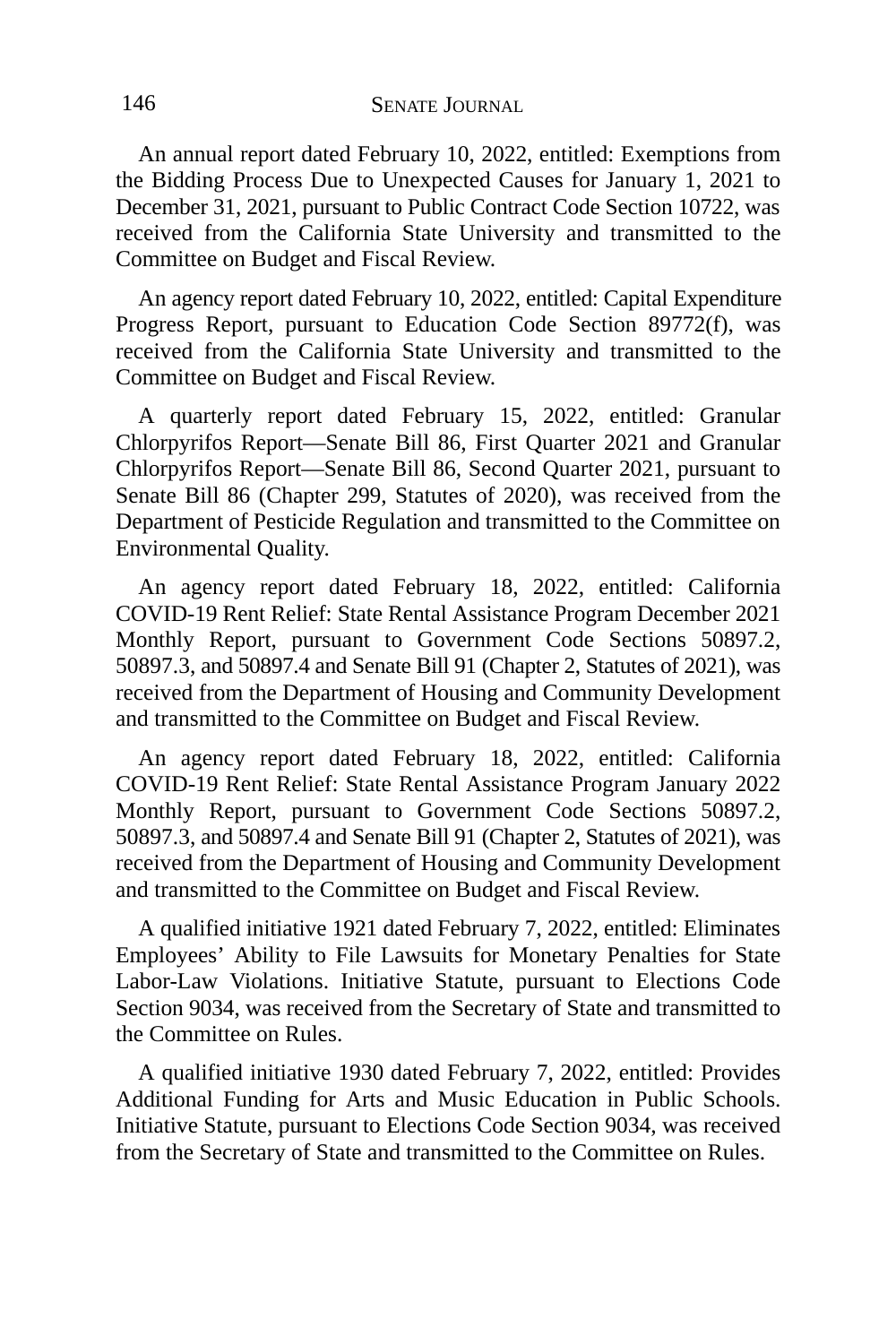An annual report dated February 10, 2022, entitled: Exemptions from the Bidding Process Due to Unexpected Causes for January 1, 2021 to December 31, 2021, pursuant to Public Contract Code Section 10722, was received from the California State University and transmitted to the Committee on Budget and Fiscal Review.

An agency report dated February 10, 2022, entitled: Capital Expenditure Progress Report, pursuant to Education Code Section 89772(f), was received from the California State University and transmitted to the Committee on Budget and Fiscal Review.

A quarterly report dated February 15, 2022, entitled: Granular Chlorpyrifos Report—Senate Bill 86, First Quarter 2021 and Granular Chlorpyrifos Report—Senate Bill 86, Second Quarter 2021, pursuant to Senate Bill 86 (Chapter 299, Statutes of 2020), was received from the Department of Pesticide Regulation and transmitted to the Committee on Environmental Quality.

An agency report dated February 18, 2022, entitled: California COVID-19 Rent Relief: State Rental Assistance Program December 2021 Monthly Report, pursuant to Government Code Sections 50897.2, 50897.3, and 50897.4 and Senate Bill 91 (Chapter 2, Statutes of 2021), was received from the Department of Housing and Community Development and transmitted to the Committee on Budget and Fiscal Review.

An agency report dated February 18, 2022, entitled: California COVID-19 Rent Relief: State Rental Assistance Program January 2022 Monthly Report, pursuant to Government Code Sections 50897.2, 50897.3, and 50897.4 and Senate Bill 91 (Chapter 2, Statutes of 2021), was received from the Department of Housing and Community Development and transmitted to the Committee on Budget and Fiscal Review.

A qualified initiative 1921 dated February 7, 2022, entitled: Eliminates Employees' Ability to File Lawsuits for Monetary Penalties for State Labor-Law Violations. Initiative Statute, pursuant to Elections Code Section 9034, was received from the Secretary of State and transmitted to the Committee on Rules.

A qualified initiative 1930 dated February 7, 2022, entitled: Provides Additional Funding for Arts and Music Education in Public Schools. Initiative Statute, pursuant to Elections Code Section 9034, was received from the Secretary of State and transmitted to the Committee on Rules.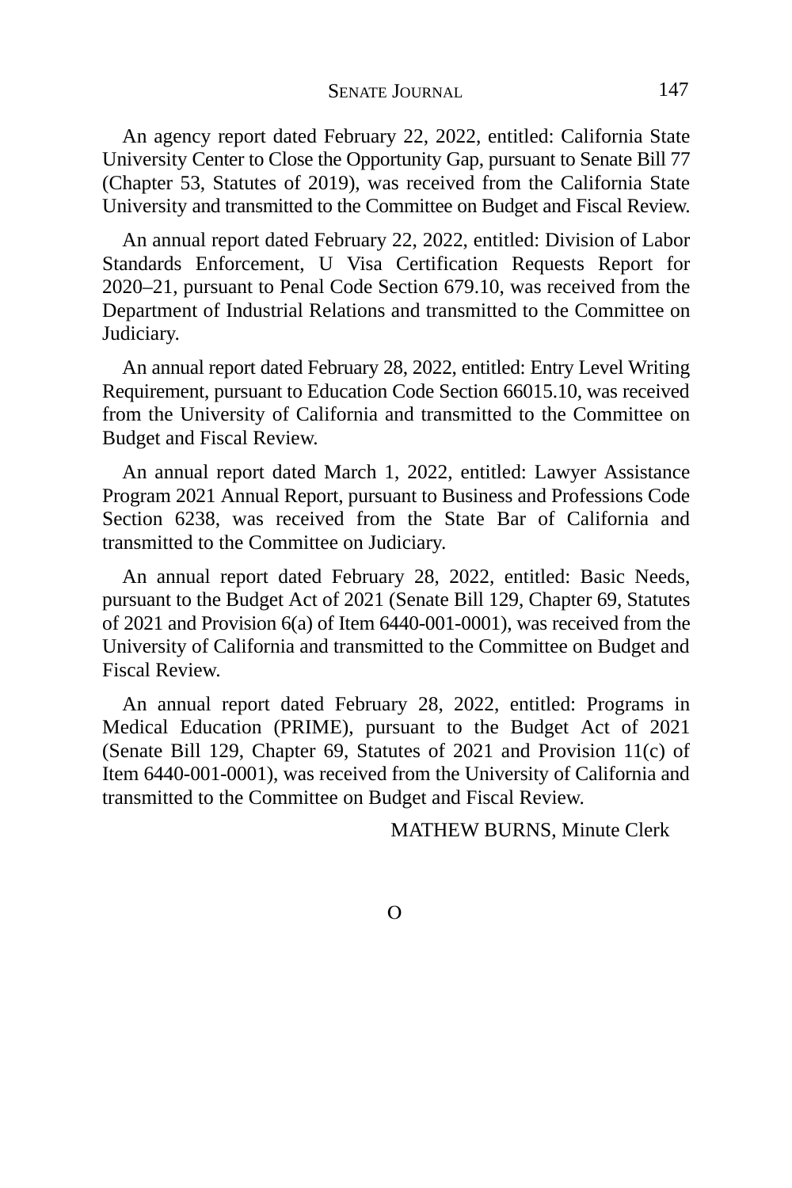An agency report dated February 22, 2022, entitled: California State University Center to Close the Opportunity Gap, pursuant to Senate Bill 77 (Chapter 53, Statutes of 2019), was received from the California State University and transmitted to the Committee on Budget and Fiscal Review.

An annual report dated February 22, 2022, entitled: Division of Labor Standards Enforcement, U Visa Certification Requests Report for 2020–21, pursuant to Penal Code Section 679.10, was received from the Department of Industrial Relations and transmitted to the Committee on Judiciary.

An annual report dated February 28, 2022, entitled: Entry Level Writing Requirement, pursuant to Education Code Section 66015.10, was received from the University of California and transmitted to the Committee on Budget and Fiscal Review.

An annual report dated March 1, 2022, entitled: Lawyer Assistance Program 2021 Annual Report, pursuant to Business and Professions Code Section 6238, was received from the State Bar of California and transmitted to the Committee on Judiciary.

An annual report dated February 28, 2022, entitled: Basic Needs, pursuant to the Budget Act of 2021 (Senate Bill 129, Chapter 69, Statutes of 2021 and Provision 6(a) of Item 6440-001-0001), was received from the University of California and transmitted to the Committee on Budget and Fiscal Review.

An annual report dated February 28, 2022, entitled: Programs in Medical Education (PRIME), pursuant to the Budget Act of 2021 (Senate Bill 129, Chapter 69, Statutes of 2021 and Provision 11(c) of Item 6440-001-0001), was received from the University of California and transmitted to the Committee on Budget and Fiscal Review.

MATHEW BURNS, Minute Clerk

O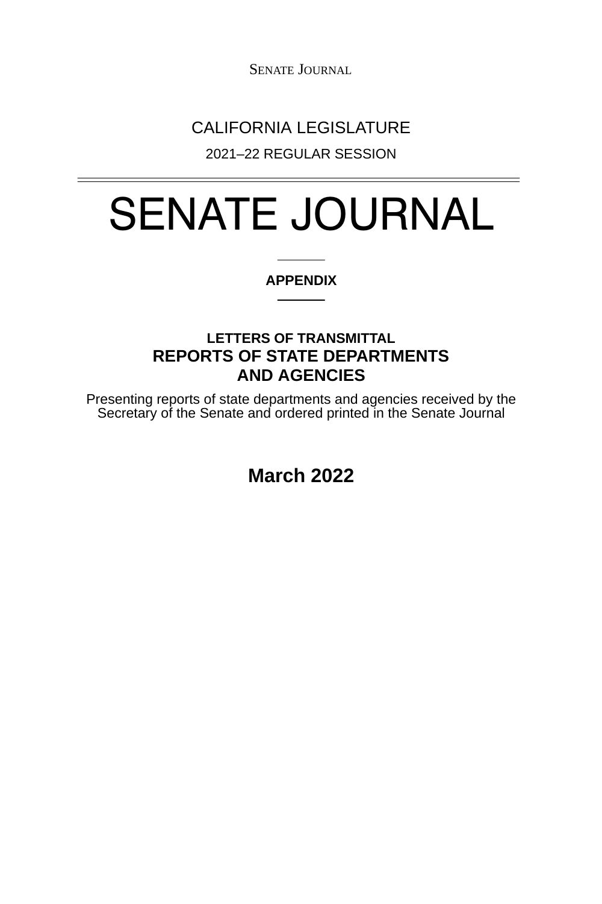CALIFORNIA LEGISLATURE

2021–22 REGULAR SESSION

# SENATE JOURNAL

**APPENDIX**

## LETTERS OF TRANSMITTAL
## REPORTS OF STATE DEPARTMENTS AND AGENCIES

Presenting reports of state departments and agencies received by the Secretary of the Senate and ordered printed in the Senate Journal

**March 2022**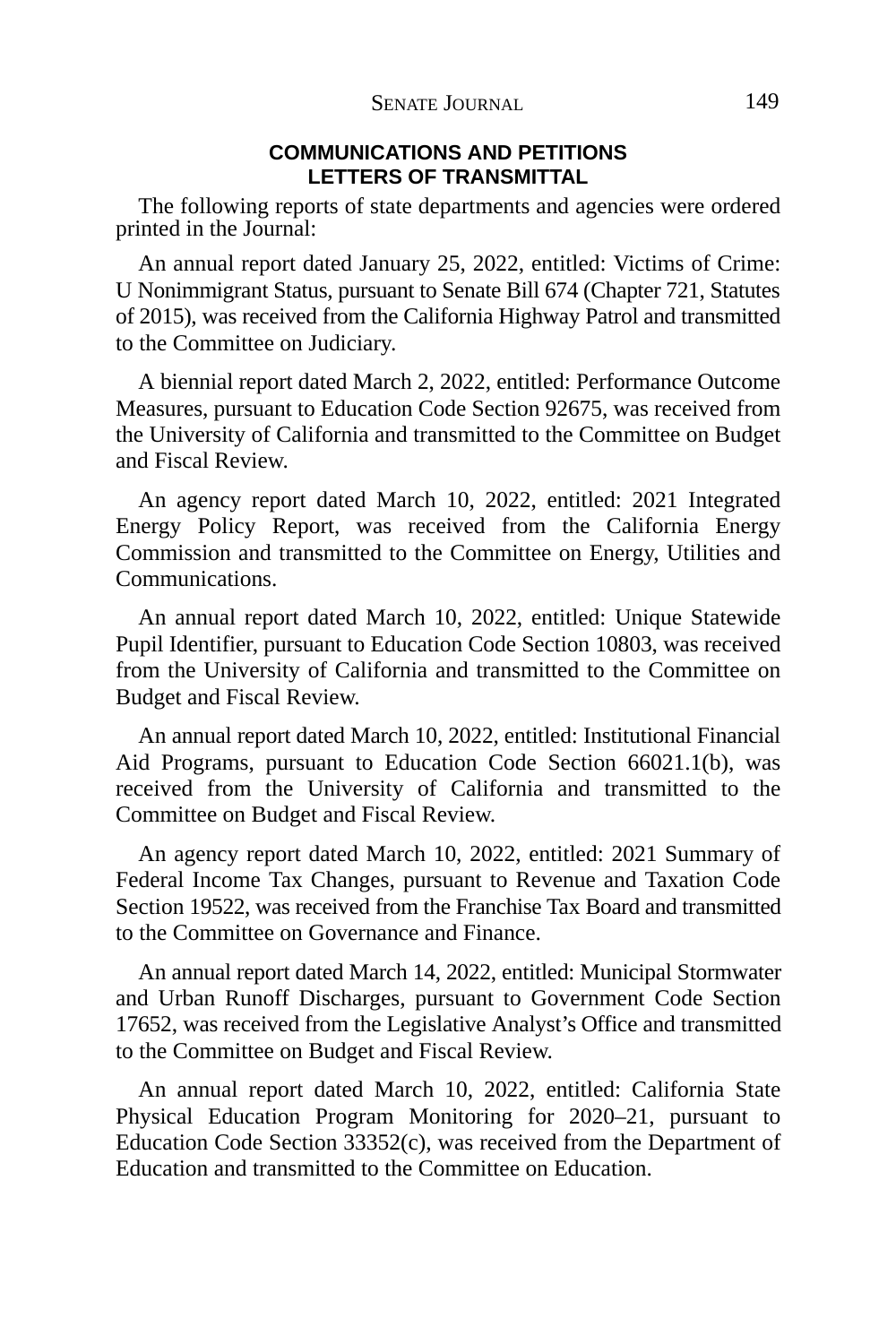## COMMUNICATIONS AND PETITIONS

## LETTERS OF TRANSMITTAL

The following reports of state departments and agencies were ordered printed in the Journal:

An annual report dated January 25, 2022, entitled: Victims of Crime: U Nonimmigrant Status, pursuant to Senate Bill 674 (Chapter 721, Statutes of 2015), was received from the California Highway Patrol and transmitted to the Committee on Judiciary.

A biennial report dated March 2, 2022, entitled: Performance Outcome Measures, pursuant to Education Code Section 92675, was received from the University of California and transmitted to the Committee on Budget and Fiscal Review.

An agency report dated March 10, 2022, entitled: 2021 Integrated Energy Policy Report, was received from the California Energy Commission and transmitted to the Committee on Energy, Utilities and Communications.

An annual report dated March 10, 2022, entitled: Unique Statewide Pupil Identifier, pursuant to Education Code Section 10803, was received from the University of California and transmitted to the Committee on Budget and Fiscal Review.

An annual report dated March 10, 2022, entitled: Institutional Financial Aid Programs, pursuant to Education Code Section 66021.1(b), was received from the University of California and transmitted to the Committee on Budget and Fiscal Review.

An agency report dated March 10, 2022, entitled: 2021 Summary of Federal Income Tax Changes, pursuant to Revenue and Taxation Code Section 19522, was received from the Franchise Tax Board and transmitted to the Committee on Governance and Finance.

An annual report dated March 14, 2022, entitled: Municipal Stormwater and Urban Runoff Discharges, pursuant to Government Code Section 17652, was received from the Legislative Analyst's Office and transmitted to the Committee on Budget and Fiscal Review.

An annual report dated March 10, 2022, entitled: California State Physical Education Program Monitoring for 2020–21, pursuant to Education Code Section 33352(c), was received from the Department of Education and transmitted to the Committee on Education.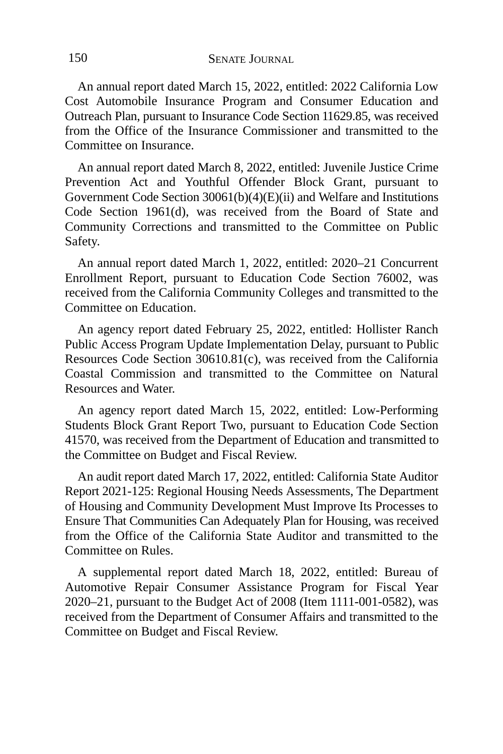An annual report dated March 15, 2022, entitled: 2022 California Low Cost Automobile Insurance Program and Consumer Education and Outreach Plan, pursuant to Insurance Code Section 11629.85, was received from the Office of the Insurance Commissioner and transmitted to the Committee on Insurance.

An annual report dated March 8, 2022, entitled: Juvenile Justice Crime Prevention Act and Youthful Offender Block Grant, pursuant to Government Code Section 30061(b)(4)(E)(ii) and Welfare and Institutions Code Section 1961(d), was received from the Board of State and Community Corrections and transmitted to the Committee on Public Safety.

An annual report dated March 1, 2022, entitled: 2020–21 Concurrent Enrollment Report, pursuant to Education Code Section 76002, was received from the California Community Colleges and transmitted to the Committee on Education.

An agency report dated February 25, 2022, entitled: Hollister Ranch Public Access Program Update Implementation Delay, pursuant to Public Resources Code Section 30610.81(c), was received from the California Coastal Commission and transmitted to the Committee on Natural Resources and Water.

An agency report dated March 15, 2022, entitled: Low-Performing Students Block Grant Report Two, pursuant to Education Code Section 41570, was received from the Department of Education and transmitted to the Committee on Budget and Fiscal Review.

An audit report dated March 17, 2022, entitled: California State Auditor Report 2021-125: Regional Housing Needs Assessments, The Department of Housing and Community Development Must Improve Its Processes to Ensure That Communities Can Adequately Plan for Housing, was received from the Office of the California State Auditor and transmitted to the Committee on Rules.

A supplemental report dated March 18, 2022, entitled: Bureau of Automotive Repair Consumer Assistance Program for Fiscal Year 2020–21, pursuant to the Budget Act of 2008 (Item 1111-001-0582), was received from the Department of Consumer Affairs and transmitted to the Committee on Budget and Fiscal Review.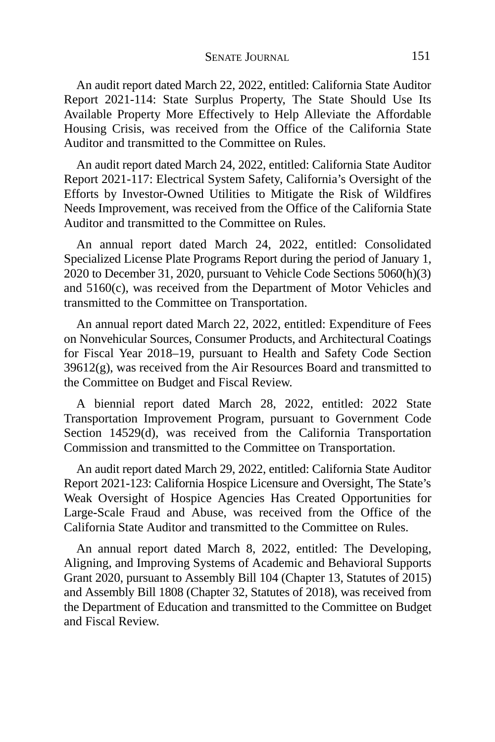An audit report dated March 22, 2022, entitled: California State Auditor Report 2021-114: State Surplus Property, The State Should Use Its Available Property More Effectively to Help Alleviate the Affordable Housing Crisis, was received from the Office of the California State Auditor and transmitted to the Committee on Rules.

An audit report dated March 24, 2022, entitled: California State Auditor Report 2021-117: Electrical System Safety, California's Oversight of the Efforts by Investor-Owned Utilities to Mitigate the Risk of Wildfires Needs Improvement, was received from the Office of the California State Auditor and transmitted to the Committee on Rules.

An annual report dated March 24, 2022, entitled: Consolidated Specialized License Plate Programs Report during the period of January 1, 2020 to December 31, 2020, pursuant to Vehicle Code Sections 5060(h)(3) and 5160(c), was received from the Department of Motor Vehicles and transmitted to the Committee on Transportation.

An annual report dated March 22, 2022, entitled: Expenditure of Fees on Nonvehicular Sources, Consumer Products, and Architectural Coatings for Fiscal Year 2018–19, pursuant to Health and Safety Code Section 39612(g), was received from the Air Resources Board and transmitted to the Committee on Budget and Fiscal Review.

A biennial report dated March 28, 2022, entitled: 2022 State Transportation Improvement Program, pursuant to Government Code Section 14529(d), was received from the California Transportation Commission and transmitted to the Committee on Transportation.

An audit report dated March 29, 2022, entitled: California State Auditor Report 2021-123: California Hospice Licensure and Oversight, The State's Weak Oversight of Hospice Agencies Has Created Opportunities for Large-Scale Fraud and Abuse, was received from the Office of the California State Auditor and transmitted to the Committee on Rules.

An annual report dated March 8, 2022, entitled: The Developing, Aligning, and Improving Systems of Academic and Behavioral Supports Grant 2020, pursuant to Assembly Bill 104 (Chapter 13, Statutes of 2015) and Assembly Bill 1808 (Chapter 32, Statutes of 2018), was received from the Department of Education and transmitted to the Committee on Budget and Fiscal Review.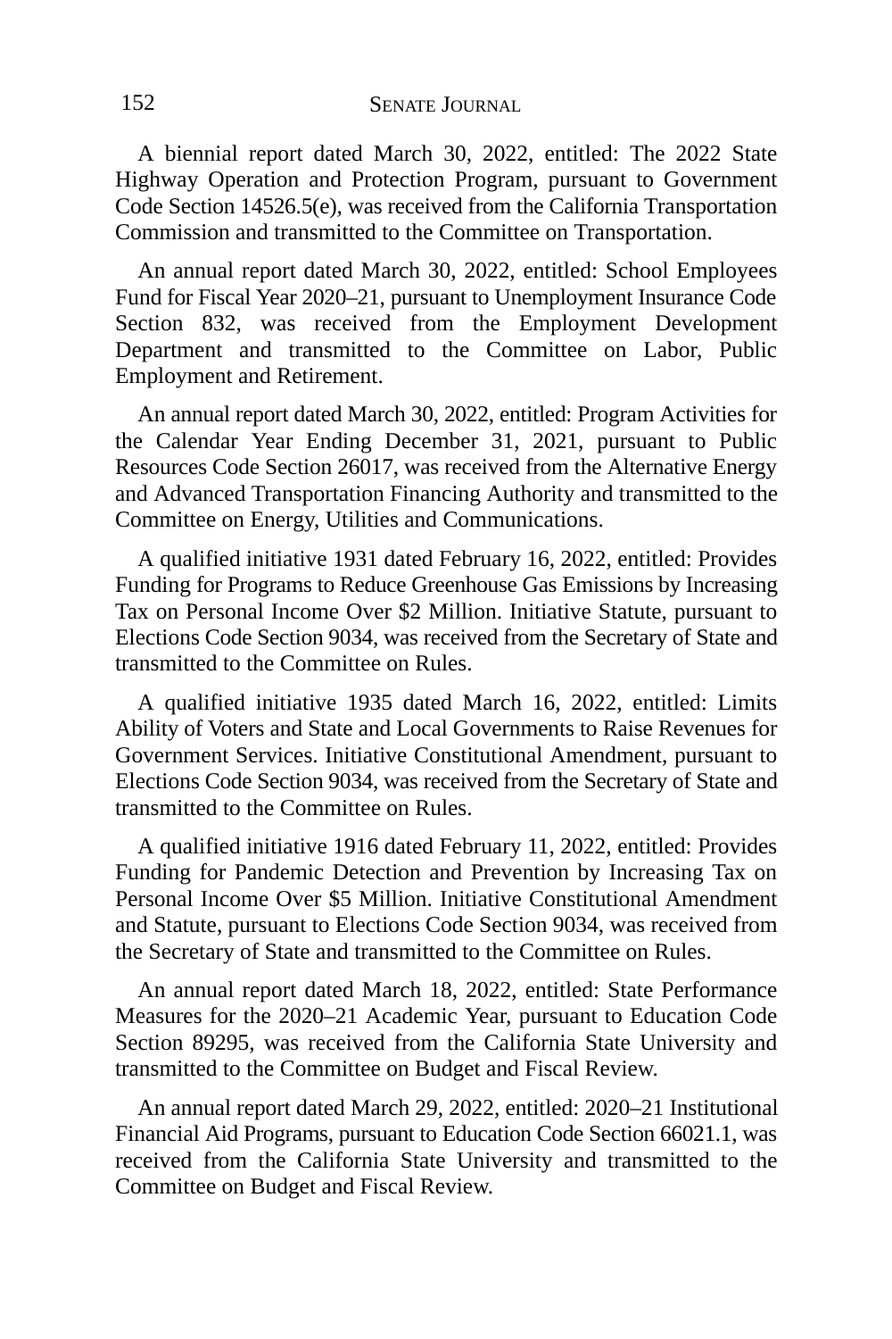A biennial report dated March 30, 2022, entitled: The 2022 State Highway Operation and Protection Program, pursuant to Government Code Section 14526.5(e), was received from the California Transportation Commission and transmitted to the Committee on Transportation.

An annual report dated March 30, 2022, entitled: School Employees Fund for Fiscal Year 2020–21, pursuant to Unemployment Insurance Code Section 832, was received from the Employment Development Department and transmitted to the Committee on Labor, Public Employment and Retirement.

An annual report dated March 30, 2022, entitled: Program Activities for the Calendar Year Ending December 31, 2021, pursuant to Public Resources Code Section 26017, was received from the Alternative Energy and Advanced Transportation Financing Authority and transmitted to the Committee on Energy, Utilities and Communications.

A qualified initiative 1931 dated February 16, 2022, entitled: Provides Funding for Programs to Reduce Greenhouse Gas Emissions by Increasing Tax on Personal Income Over $2 Million. Initiative Statute, pursuant to Elections Code Section 9034, was received from the Secretary of State and transmitted to the Committee on Rules.

A qualified initiative 1935 dated March 16, 2022, entitled: Limits Ability of Voters and State and Local Governments to Raise Revenues for Government Services. Initiative Constitutional Amendment, pursuant to Elections Code Section 9034, was received from the Secretary of State and transmitted to the Committee on Rules.

A qualified initiative 1916 dated February 11, 2022, entitled: Provides Funding for Pandemic Detection and Prevention by Increasing Tax on Personal Income Over $5 Million. Initiative Constitutional Amendment and Statute, pursuant to Elections Code Section 9034, was received from the Secretary of State and transmitted to the Committee on Rules.

An annual report dated March 18, 2022, entitled: State Performance Measures for the 2020–21 Academic Year, pursuant to Education Code Section 89295, was received from the California State University and transmitted to the Committee on Budget and Fiscal Review.

An annual report dated March 29, 2022, entitled: 2020–21 Institutional Financial Aid Programs, pursuant to Education Code Section 66021.1, was received from the California State University and transmitted to the Committee on Budget and Fiscal Review.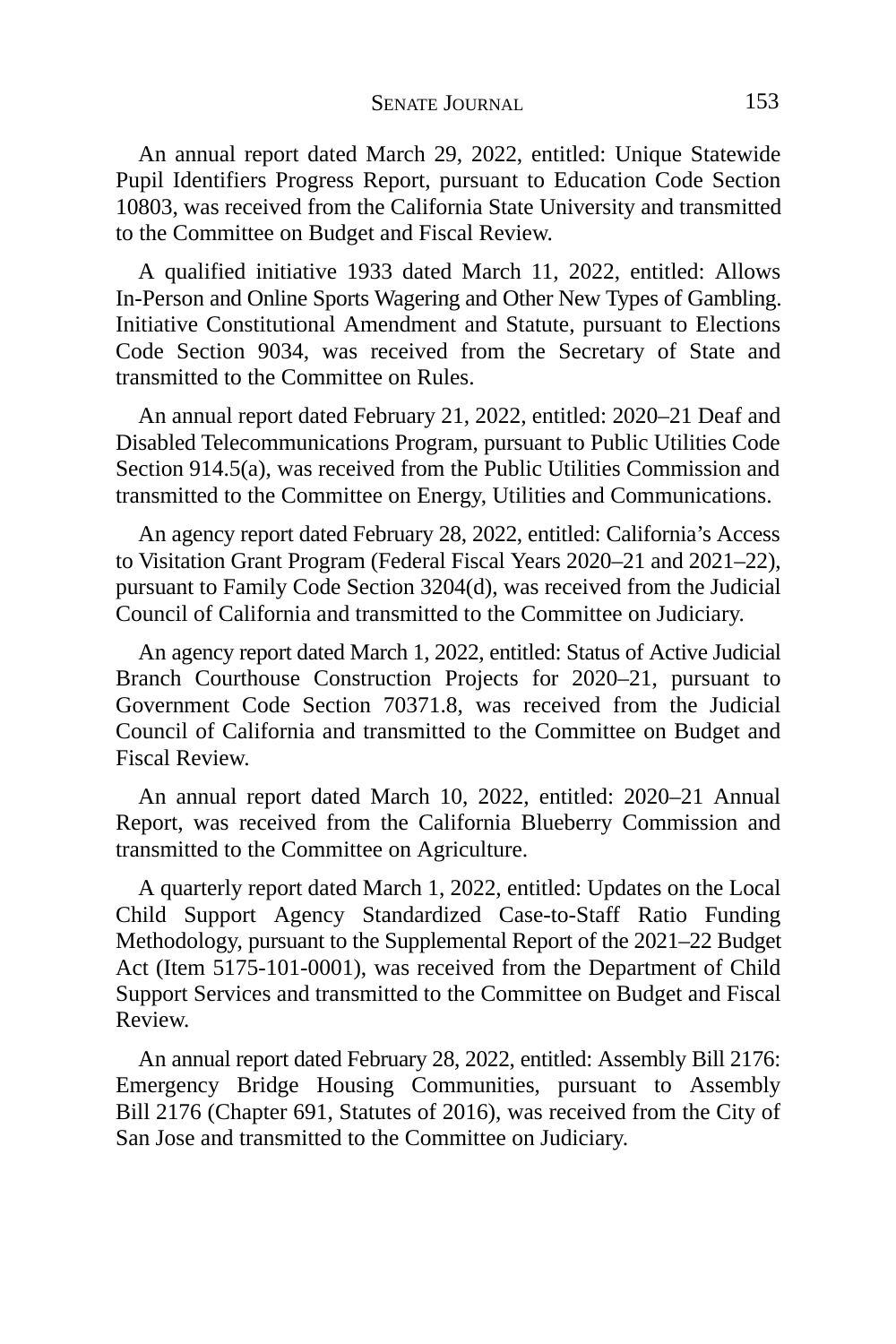An annual report dated March 29, 2022, entitled: Unique Statewide Pupil Identifiers Progress Report, pursuant to Education Code Section 10803, was received from the California State University and transmitted to the Committee on Budget and Fiscal Review.

A qualified initiative 1933 dated March 11, 2022, entitled: Allows In-Person and Online Sports Wagering and Other New Types of Gambling. Initiative Constitutional Amendment and Statute, pursuant to Elections Code Section 9034, was received from the Secretary of State and transmitted to the Committee on Rules.

An annual report dated February 21, 2022, entitled: 2020–21 Deaf and Disabled Telecommunications Program, pursuant to Public Utilities Code Section 914.5(a), was received from the Public Utilities Commission and transmitted to the Committee on Energy, Utilities and Communications.

An agency report dated February 28, 2022, entitled: California's Access to Visitation Grant Program (Federal Fiscal Years 2020–21 and 2021–22), pursuant to Family Code Section 3204(d), was received from the Judicial Council of California and transmitted to the Committee on Judiciary.

An agency report dated March 1, 2022, entitled: Status of Active Judicial Branch Courthouse Construction Projects for 2020–21, pursuant to Government Code Section 70371.8, was received from the Judicial Council of California and transmitted to the Committee on Budget and Fiscal Review.

An annual report dated March 10, 2022, entitled: 2020–21 Annual Report, was received from the California Blueberry Commission and transmitted to the Committee on Agriculture.

A quarterly report dated March 1, 2022, entitled: Updates on the Local Child Support Agency Standardized Case-to-Staff Ratio Funding Methodology, pursuant to the Supplemental Report of the 2021–22 Budget Act (Item 5175-101-0001), was received from the Department of Child Support Services and transmitted to the Committee on Budget and Fiscal Review.

An annual report dated February 28, 2022, entitled: Assembly Bill 2176: Emergency Bridge Housing Communities, pursuant to Assembly Bill 2176 (Chapter 691, Statutes of 2016), was received from the City of San Jose and transmitted to the Committee on Judiciary.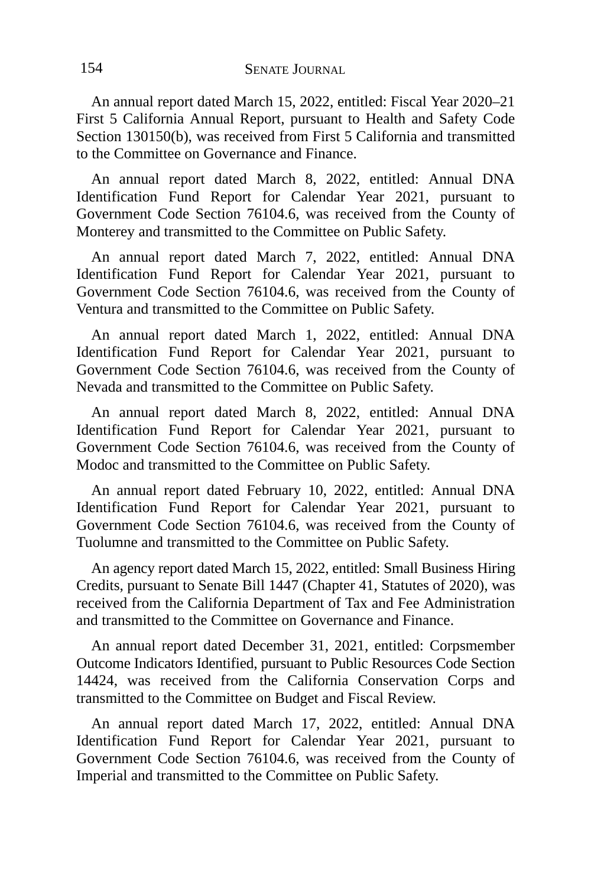An annual report dated March 15, 2022, entitled: Fiscal Year 2020–21 First 5 California Annual Report, pursuant to Health and Safety Code Section 130150(b), was received from First 5 California and transmitted to the Committee on Governance and Finance.

An annual report dated March 8, 2022, entitled: Annual DNA Identification Fund Report for Calendar Year 2021, pursuant to Government Code Section 76104.6, was received from the County of Monterey and transmitted to the Committee on Public Safety.

An annual report dated March 7, 2022, entitled: Annual DNA Identification Fund Report for Calendar Year 2021, pursuant to Government Code Section 76104.6, was received from the County of Ventura and transmitted to the Committee on Public Safety.

An annual report dated March 1, 2022, entitled: Annual DNA Identification Fund Report for Calendar Year 2021, pursuant to Government Code Section 76104.6, was received from the County of Nevada and transmitted to the Committee on Public Safety.

An annual report dated March 8, 2022, entitled: Annual DNA Identification Fund Report for Calendar Year 2021, pursuant to Government Code Section 76104.6, was received from the County of Modoc and transmitted to the Committee on Public Safety.

An annual report dated February 10, 2022, entitled: Annual DNA Identification Fund Report for Calendar Year 2021, pursuant to Government Code Section 76104.6, was received from the County of Tuolumne and transmitted to the Committee on Public Safety.

An agency report dated March 15, 2022, entitled: Small Business Hiring Credits, pursuant to Senate Bill 1447 (Chapter 41, Statutes of 2020), was received from the California Department of Tax and Fee Administration and transmitted to the Committee on Governance and Finance.

An annual report dated December 31, 2021, entitled: Corpsmember Outcome Indicators Identified, pursuant to Public Resources Code Section 14424, was received from the California Conservation Corps and transmitted to the Committee on Budget and Fiscal Review.

An annual report dated March 17, 2022, entitled: Annual DNA Identification Fund Report for Calendar Year 2021, pursuant to Government Code Section 76104.6, was received from the County of Imperial and transmitted to the Committee on Public Safety.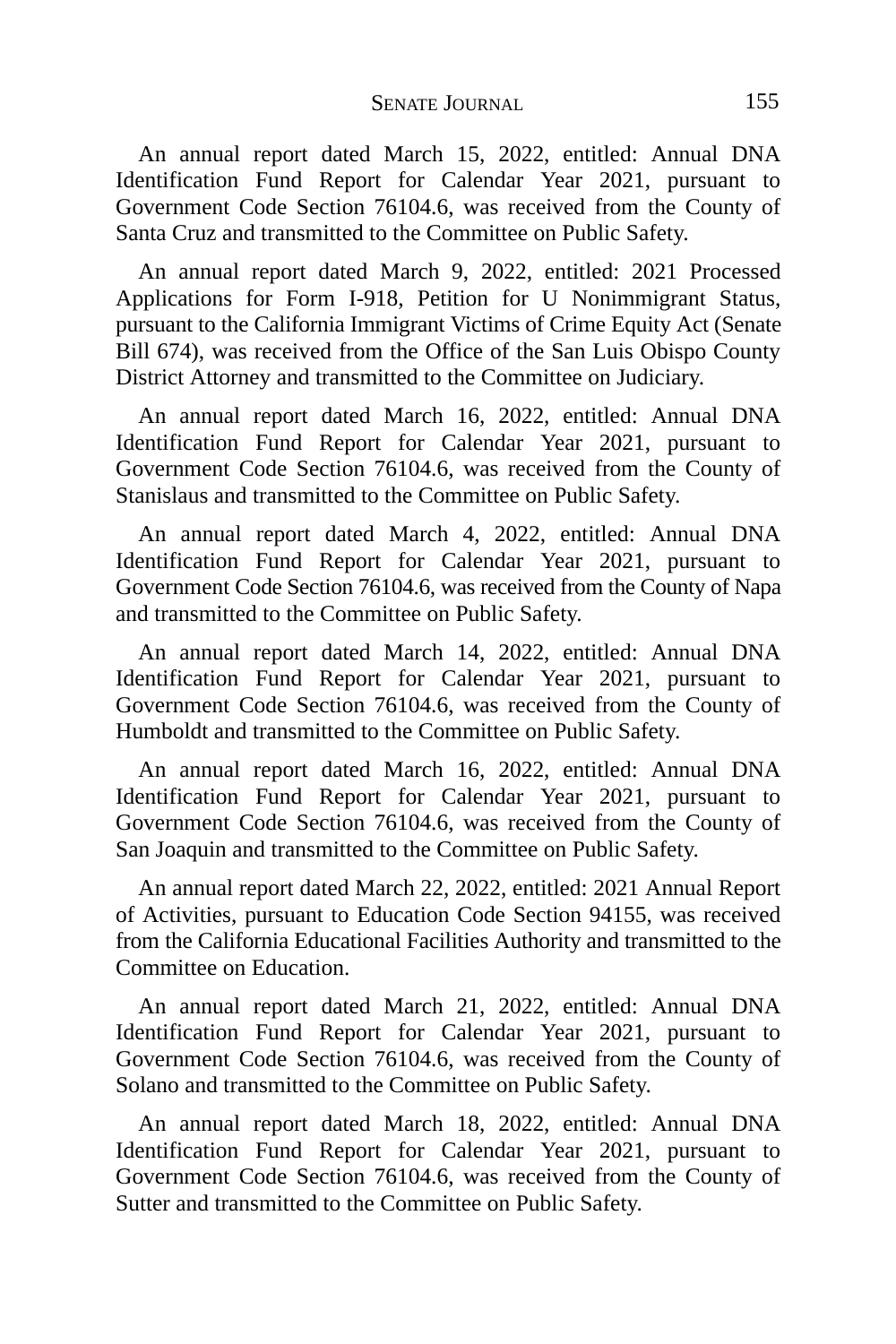An annual report dated March 15, 2022, entitled: Annual DNA Identification Fund Report for Calendar Year 2021, pursuant to Government Code Section 76104.6, was received from the County of Santa Cruz and transmitted to the Committee on Public Safety.

An annual report dated March 9, 2022, entitled: 2021 Processed Applications for Form I-918, Petition for U Nonimmigrant Status, pursuant to the California Immigrant Victims of Crime Equity Act (Senate Bill 674), was received from the Office of the San Luis Obispo County District Attorney and transmitted to the Committee on Judiciary.

An annual report dated March 16, 2022, entitled: Annual DNA Identification Fund Report for Calendar Year 2021, pursuant to Government Code Section 76104.6, was received from the County of Stanislaus and transmitted to the Committee on Public Safety.

An annual report dated March 4, 2022, entitled: Annual DNA Identification Fund Report for Calendar Year 2021, pursuant to Government Code Section 76104.6, was received from the County of Napa and transmitted to the Committee on Public Safety.

An annual report dated March 14, 2022, entitled: Annual DNA Identification Fund Report for Calendar Year 2021, pursuant to Government Code Section 76104.6, was received from the County of Humboldt and transmitted to the Committee on Public Safety.

An annual report dated March 16, 2022, entitled: Annual DNA Identification Fund Report for Calendar Year 2021, pursuant to Government Code Section 76104.6, was received from the County of San Joaquin and transmitted to the Committee on Public Safety.

An annual report dated March 22, 2022, entitled: 2021 Annual Report of Activities, pursuant to Education Code Section 94155, was received from the California Educational Facilities Authority and transmitted to the Committee on Education.

An annual report dated March 21, 2022, entitled: Annual DNA Identification Fund Report for Calendar Year 2021, pursuant to Government Code Section 76104.6, was received from the County of Solano and transmitted to the Committee on Public Safety.

An annual report dated March 18, 2022, entitled: Annual DNA Identification Fund Report for Calendar Year 2021, pursuant to Government Code Section 76104.6, was received from the County of Sutter and transmitted to the Committee on Public Safety.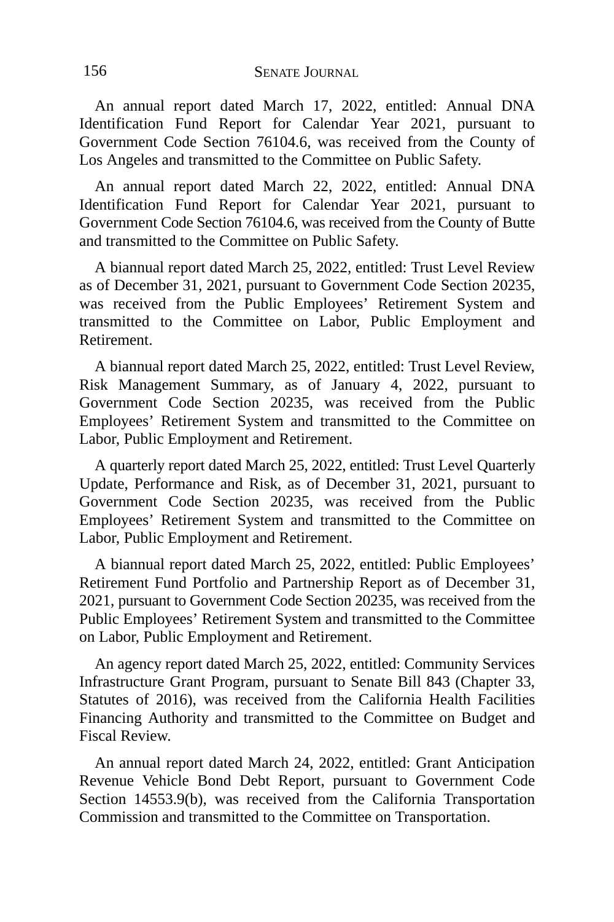An annual report dated March 17, 2022, entitled: Annual DNA Identification Fund Report for Calendar Year 2021, pursuant to Government Code Section 76104.6, was received from the County of Los Angeles and transmitted to the Committee on Public Safety.

An annual report dated March 22, 2022, entitled: Annual DNA Identification Fund Report for Calendar Year 2021, pursuant to Government Code Section 76104.6, was received from the County of Butte and transmitted to the Committee on Public Safety.

A biannual report dated March 25, 2022, entitled: Trust Level Review as of December 31, 2021, pursuant to Government Code Section 20235, was received from the Public Employees' Retirement System and transmitted to the Committee on Labor, Public Employment and Retirement.

A biannual report dated March 25, 2022, entitled: Trust Level Review, Risk Management Summary, as of January 4, 2022, pursuant to Government Code Section 20235, was received from the Public Employees' Retirement System and transmitted to the Committee on Labor, Public Employment and Retirement.

A quarterly report dated March 25, 2022, entitled: Trust Level Quarterly Update, Performance and Risk, as of December 31, 2021, pursuant to Government Code Section 20235, was received from the Public Employees' Retirement System and transmitted to the Committee on Labor, Public Employment and Retirement.

A biannual report dated March 25, 2022, entitled: Public Employees' Retirement Fund Portfolio and Partnership Report as of December 31, 2021, pursuant to Government Code Section 20235, was received from the Public Employees' Retirement System and transmitted to the Committee on Labor, Public Employment and Retirement.

An agency report dated March 25, 2022, entitled: Community Services Infrastructure Grant Program, pursuant to Senate Bill 843 (Chapter 33, Statutes of 2016), was received from the California Health Facilities Financing Authority and transmitted to the Committee on Budget and Fiscal Review.

An annual report dated March 24, 2022, entitled: Grant Anticipation Revenue Vehicle Bond Debt Report, pursuant to Government Code Section 14553.9(b), was received from the California Transportation Commission and transmitted to the Committee on Transportation.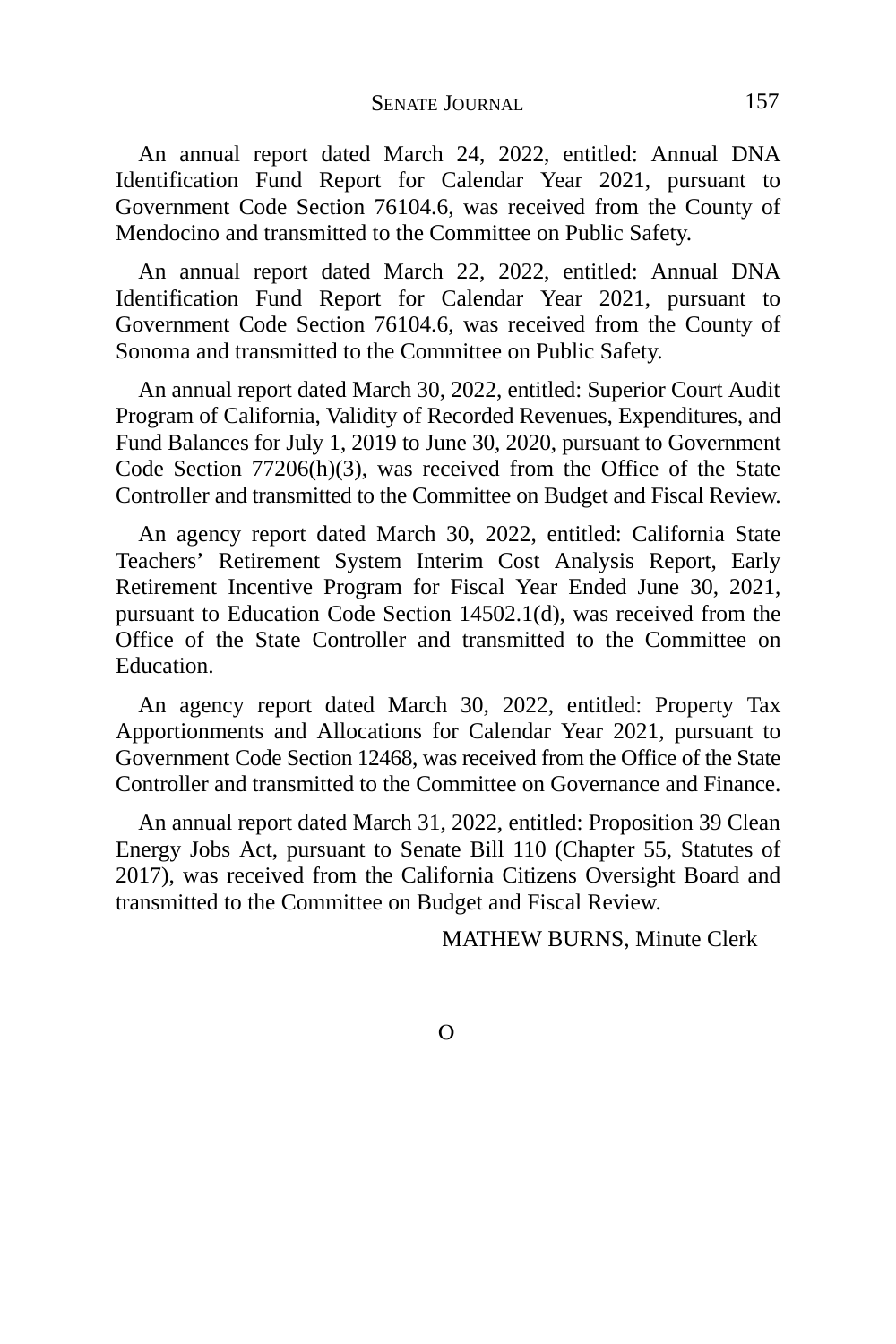An annual report dated March 24, 2022, entitled: Annual DNA Identification Fund Report for Calendar Year 2021, pursuant to Government Code Section 76104.6, was received from the County of Mendocino and transmitted to the Committee on Public Safety.

An annual report dated March 22, 2022, entitled: Annual DNA Identification Fund Report for Calendar Year 2021, pursuant to Government Code Section 76104.6, was received from the County of Sonoma and transmitted to the Committee on Public Safety.

An annual report dated March 30, 2022, entitled: Superior Court Audit Program of California, Validity of Recorded Revenues, Expenditures, and Fund Balances for July 1, 2019 to June 30, 2020, pursuant to Government Code Section 77206(h)(3), was received from the Office of the State Controller and transmitted to the Committee on Budget and Fiscal Review.

An agency report dated March 30, 2022, entitled: California State Teachers' Retirement System Interim Cost Analysis Report, Early Retirement Incentive Program for Fiscal Year Ended June 30, 2021, pursuant to Education Code Section 14502.1(d), was received from the Office of the State Controller and transmitted to the Committee on Education.

An agency report dated March 30, 2022, entitled: Property Tax Apportionments and Allocations for Calendar Year 2021, pursuant to Government Code Section 12468, was received from the Office of the State Controller and transmitted to the Committee on Governance and Finance.

An annual report dated March 31, 2022, entitled: Proposition 39 Clean Energy Jobs Act, pursuant to Senate Bill 110 (Chapter 55, Statutes of 2017), was received from the California Citizens Oversight Board and transmitted to the Committee on Budget and Fiscal Review.

MATHEW BURNS, Minute Clerk

O